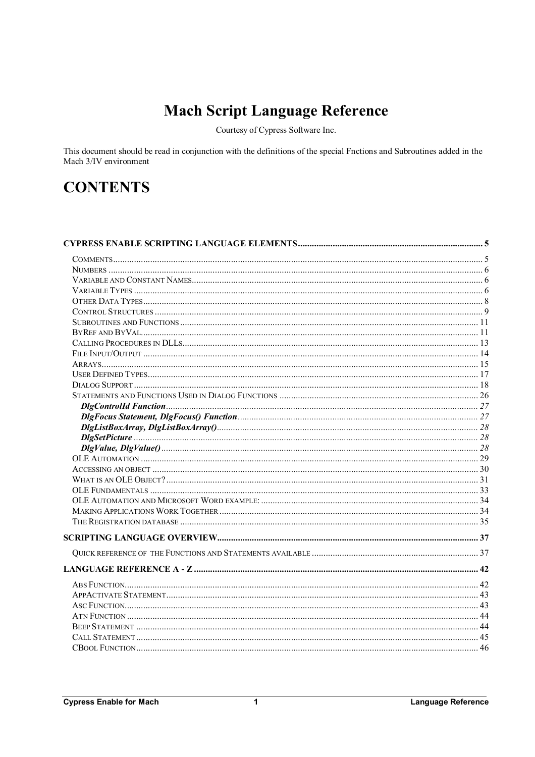# Mach Script Language Reference

Courtesy of Cypress Software Inc.

This document should be read in conjunction with the definitions of the special Fnctions and Subroutines added in the Mach 3/IV environment

# CONTENTS

**CYPRESS ENABLE SCRIPTING LANGUAGE ELEMENTS** ........ 5

- COMMENTS ........ 5
- NUMBERS ........ 6
- VARIABLE AND CONSTANT NAMES ........ 6
- VARIABLE TYPES ........ 6
- OTHER DATA TYPES ........ 8
- CONTROL STRUCTURES ........ 9
- SUBROUTINES AND FUNCTIONS ........ 11
- BYREF AND BYVAL ........ 11
- CALLING PROCEDURES IN DLLS ........ 13
- FILE INPUT/OUTPUT ........ 14
- ARRAYS ........ 15
- USER DEFINED TYPES ........ 17
- DIALOG SUPPORT ........ 18
- STATEMENTS AND FUNCTIONS USED IN DIALOG FUNCTIONS ........ 26
  - ***DlgControlId Function*** ........ 27
  - ***DlgFocus Statement, DlgFocus() Function*** ........ 27
  - ***DlgListBoxArray, DlgListBoxArray()*** ........ 28
  - ***DlgSetPicture*** ........ 28
  - ***DlgValue, DlgValue()*** ........ 28
- OLE AUTOMATION ........ 29
- ACCESSING AN OBJECT ........ 30
- WHAT IS AN OLE OBJECT? ........ 31
- OLE FUNDAMENTALS ........ 33
- OLE AUTOMATION AND MICROSOFT WORD EXAMPLE: ........ 34
- MAKING APPLICATIONS WORK TOGETHER ........ 34
- THE REGISTRATION DATABASE ........ 35

**SCRIPTING LANGUAGE OVERVIEW** ........ 37

- QUICK REFERENCE OF THE FUNCTIONS AND STATEMENTS AVAILABLE ........ 37

**LANGUAGE REFERENCE A - Z** ........ 42

- ABS FUNCTION ........ 42
- APPACTIVATE STATEMENT ........ 43
- ASC FUNCTION ........ 43
- ATN FUNCTION ........ 44
- BEEP STATEMENT ........ 44
- CALL STATEMENT ........ 45
- CBOOL FUNCTION ........ 46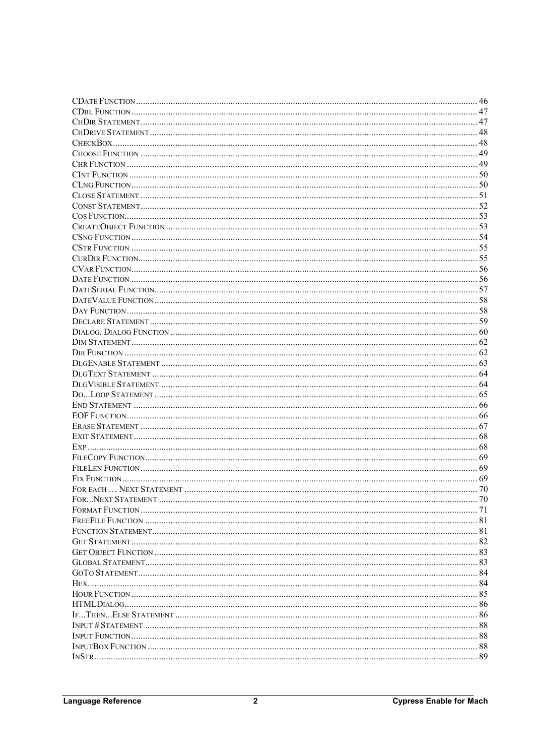CDate Function .... 46
CDbl Function .... 47
ChDir Statement .... 47
ChDrive Statement .... 48
CheckBox .... 48
Choose Function .... 49
Chr Function .... 49
CInt Function .... 50
CLng Function .... 50
Close Statement .... 51
Const Statement .... 52
Cos Function .... 53
CreateObject Function .... 53
CSng Function .... 54
CStr Function .... 55
CurDir Function .... 55
CVar Function .... 56
Date Function .... 56
DateSerial Function .... 57
DateValue Function .... 58
Day Function .... 58
Declare Statement .... 59
Dialog, Dialog Function .... 60
Dim Statement .... 62
Dir Function .... 62
DlgEnable Statement .... 63
DlgText Statement .... 64
DlgVisible Statement .... 64
Do...Loop Statement .... 65
End Statement .... 66
EOF Function .... 66
Erase Statement .... 67
Exit Statement .... 68
Exp .... 68
FileCopy Function .... 69
FileLen Function .... 69
Fix Function .... 69
For each … Next Statement .... 70
For...Next Statement .... 70
Format Function .... 71
FreeFile Function .... 81
Function Statement .... 81
Get Statement .... 82
Get Object Function .... 83
Global Statement .... 83
GoTo Statement .... 84
Hex .... 84
Hour Function .... 85
HTMLDialog .... 86
If...Then...Else Statement .... 86
Input # Statement .... 88
Input Function .... 88
InputBox Function .... 88
InStr .... 89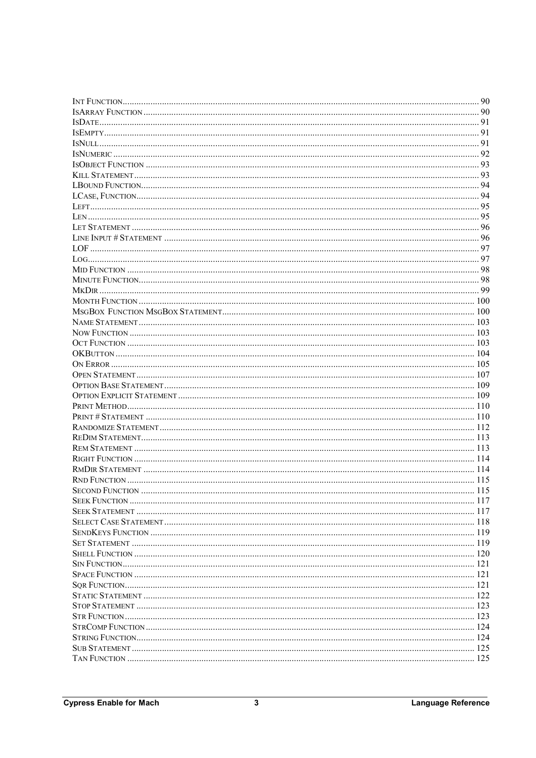Int Function........................................................................................................................................ 90
IsArray Function ................................................................................................................................ 90
IsDate.................................................................................................................................................. 91
IsEmpty................................................................................................................................................ 91
IsNull................................................................................................................................................... 91
IsNumeric ............................................................................................................................................ 92
IsObject Function ............................................................................................................................... 93
Kill Statement...................................................................................................................................... 93
LBound Function................................................................................................................................. 94
LCase, Function.................................................................................................................................. 94
Left....................................................................................................................................................... 95
Len ....................................................................................................................................................... 95
Let Statement ...................................................................................................................................... 96
Line Input # Statement ....................................................................................................................... 96
LOF ...................................................................................................................................................... 97
Log....................................................................................................................................................... 97
Mid Function ....................................................................................................................................... 98
Minute Function.................................................................................................................................. 98
MkDir ................................................................................................................................................... 99
Month Function ................................................................................................................................. 100
MsgBox Function MsgBox Statement............................................................................................ 100
Name Statement ................................................................................................................................ 103
Now Function .................................................................................................................................... 103
Oct Function ..................................................................................................................................... 103
OKButton .......................................................................................................................................... 104
On Error ............................................................................................................................................ 105
Open Statement................................................................................................................................. 107
Option Base Statement..................................................................................................................... 109
Option Explicit Statement ............................................................................................................... 109
Print Method...................................................................................................................................... 110
Print # Statement ............................................................................................................................. 110
Randomize Statement....................................................................................................................... 112
ReDim Statement.............................................................................................................................. 113
Rem Statement .................................................................................................................................. 113
Right Function .................................................................................................................................. 114
RmDir Statement .............................................................................................................................. 114
Rnd Function ..................................................................................................................................... 115
Second Function ............................................................................................................................... 115
Seek Function ................................................................................................................................... 117
Seek Statement ................................................................................................................................. 117
Select Case Statement..................................................................................................................... 118
SendKeys Function .......................................................................................................................... 119
Set Statement .................................................................................................................................... 119
Shell Function ................................................................................................................................... 120
Sin Function....................................................................................................................................... 121
Space Function ................................................................................................................................. 121
Sqr Function...................................................................................................................................... 121
Static Statement ............................................................................................................................... 122
Stop Statement ................................................................................................................................. 123
Str Function....................................................................................................................................... 123
StrComp Function ............................................................................................................................ 124
String Function.................................................................................................................................. 124
Sub Statement ................................................................................................................................... 125
Tan Function ..................................................................................................................................... 125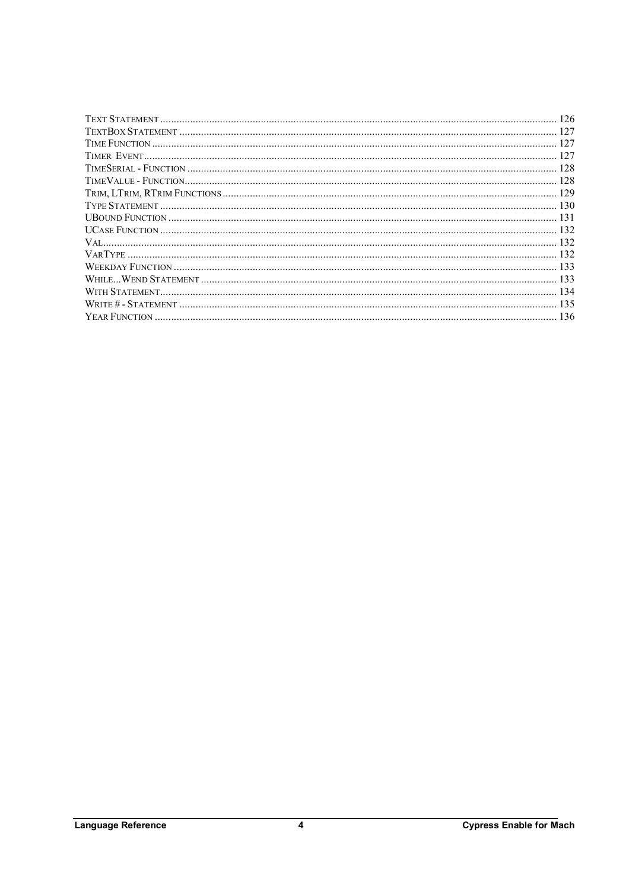Text Statement ........................................................................................................................................ 126
TextBox Statement ................................................................................................................................... 127
Time Function .......................................................................................................................................... 127
Timer Event............................................................................................................................................... 127
TimeSerial - Function ............................................................................................................................... 128
TimeValue - Function................................................................................................................................ 128
Trim, LTrim, RTrim Functions ................................................................................................................. 129
Type Statement ........................................................................................................................................ 130
UBound Function ..................................................................................................................................... 131
UCase Function ........................................................................................................................................ 132
Val............................................................................................................................................................. 132
VarType .................................................................................................................................................... 132
Weekday Function ................................................................................................................................... 133
While...Wend Statement .......................................................................................................................... 133
With Statement......................................................................................................................................... 134
Write # - Statement .................................................................................................................................. 135
Year Function ........................................................................................................................................... 136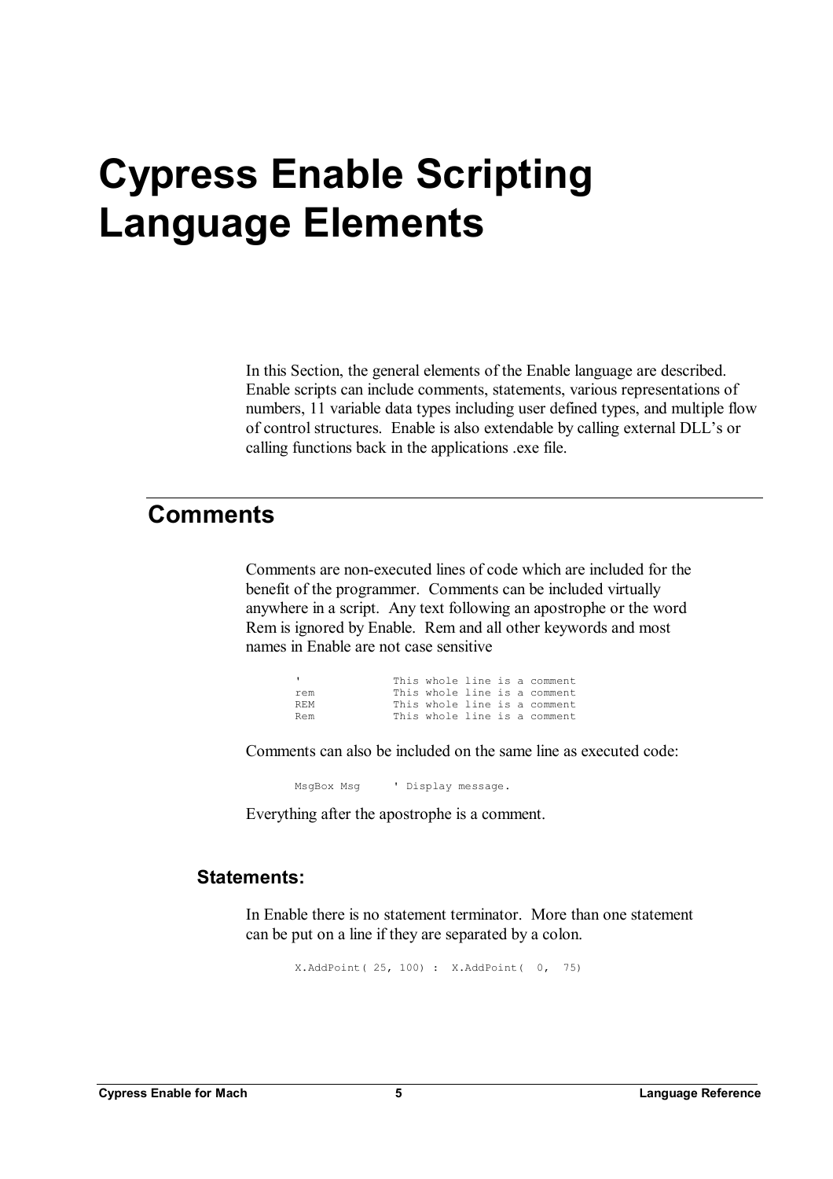# Cypress Enable Scripting Language Elements

In this Section, the general elements of the Enable language are described. Enable scripts can include comments, statements, various representations of numbers, 11 variable data types including user defined types, and multiple flow of control structures. Enable is also extendable by calling external DLL's or calling functions back in the applications .exe file.

## Comments

Comments are non-executed lines of code which are included for the benefit of the programmer. Comments can be included virtually anywhere in a script. Any text following an apostrophe or the word Rem is ignored by Enable. Rem and all other keywords and most names in Enable are not case sensitive

```
'           This whole line is a comment
rem         This whole line is a comment
REM         This whole line is a comment
Rem         This whole line is a comment
```

Comments can also be included on the same line as executed code:

```
MsgBox Msg     ' Display message.
```

Everything after the apostrophe is a comment.

### Statements:

In Enable there is no statement terminator. More than one statement can be put on a line if they are separated by a colon.

```
X.AddPoint( 25, 100) :  X.AddPoint(  0,  75)
```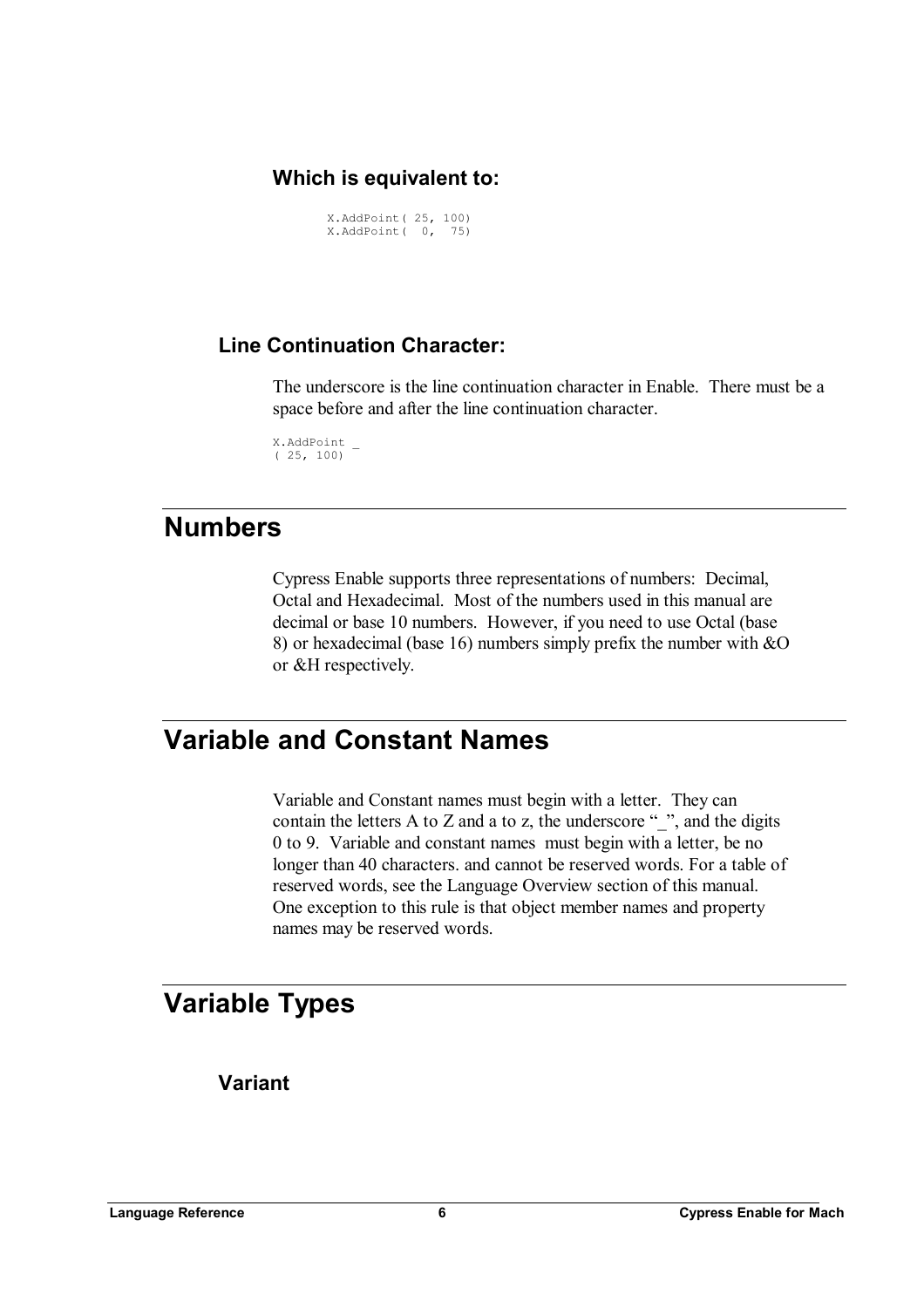**Which is equivalent to:**

```
X.AddPoint( 25, 100)
X.AddPoint(  0,  75)
```

### Line Continuation Character:

The underscore is the line continuation character in Enable. There must be a space before and after the line continuation character.

```
X.AddPoint _
( 25, 100)
```

## Numbers

Cypress Enable supports three representations of numbers: Decimal, Octal and Hexadecimal. Most of the numbers used in this manual are decimal or base 10 numbers. However, if you need to use Octal (base 8) or hexadecimal (base 16) numbers simply prefix the number with &O or &H respectively.

## Variable and Constant Names

Variable and Constant names must begin with a letter. They can contain the letters A to Z and a to z, the underscore "_", and the digits 0 to 9. Variable and constant names must begin with a letter, be no longer than 40 characters. and cannot be reserved words. For a table of reserved words, see the Language Overview section of this manual. One exception to this rule is that object member names and property names may be reserved words.

## Variable Types

### Variant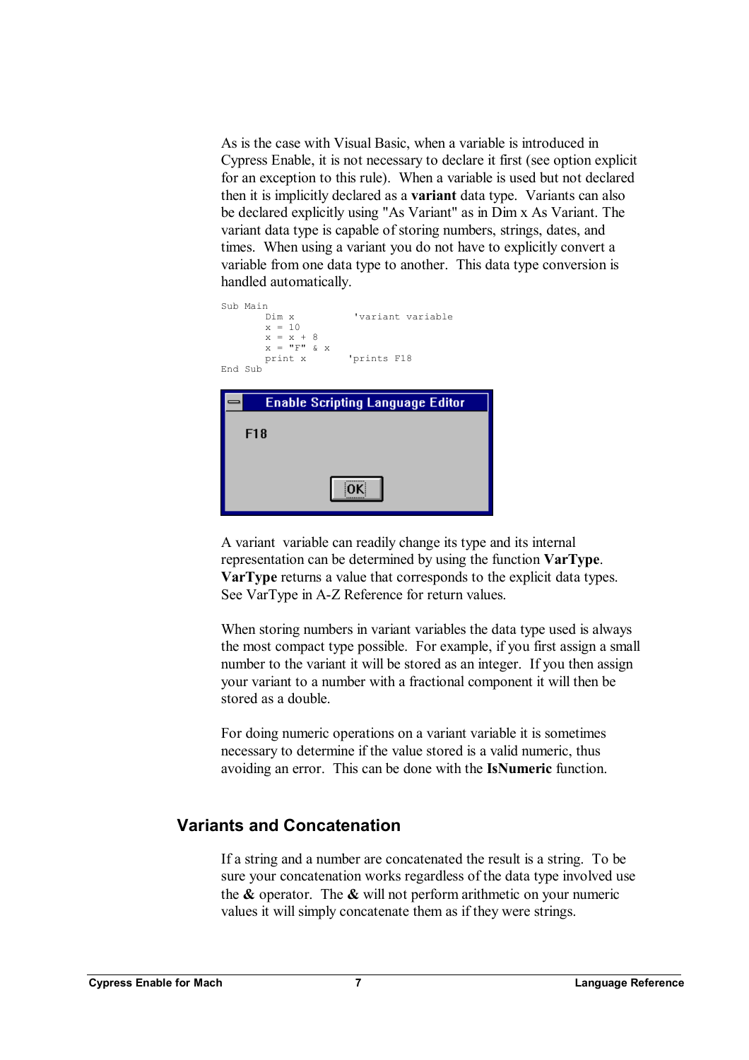As is the case with Visual Basic, when a variable is introduced in Cypress Enable, it is not necessary to declare it first (see option explicit for an exception to this rule). When a variable is used but not declared then it is implicitly declared as a **variant** data type. Variants can also be declared explicitly using "As Variant" as in Dim x As Variant. The variant data type is capable of storing numbers, strings, dates, and times. When using a variant you do not have to explicitly convert a variable from one data type to another. This data type conversion is handled automatically.

```
Sub Main
        Dim x           'variant variable
        x = 10
        x = x + 8
        x = "F" & x
        print x        'prints F18
End Sub
```

Enable Scripting Language Editor

F18

OK

A variant variable can readily change its type and its internal representation can be determined by using the function **VarType**. **VarType** returns a value that corresponds to the explicit data types. See VarType in A-Z Reference for return values.

When storing numbers in variant variables the data type used is always the most compact type possible. For example, if you first assign a small number to the variant it will be stored as an integer. If you then assign your variant to a number with a fractional component it will then be stored as a double.

For doing numeric operations on a variant variable it is sometimes necessary to determine if the value stored is a valid numeric, thus avoiding an error. This can be done with the **IsNumeric** function.

## Variants and Concatenation

If a string and a number are concatenated the result is a string. To be sure your concatenation works regardless of the data type involved use the **&** operator. The **&** will not perform arithmetic on your numeric values it will simply concatenate them as if they were strings.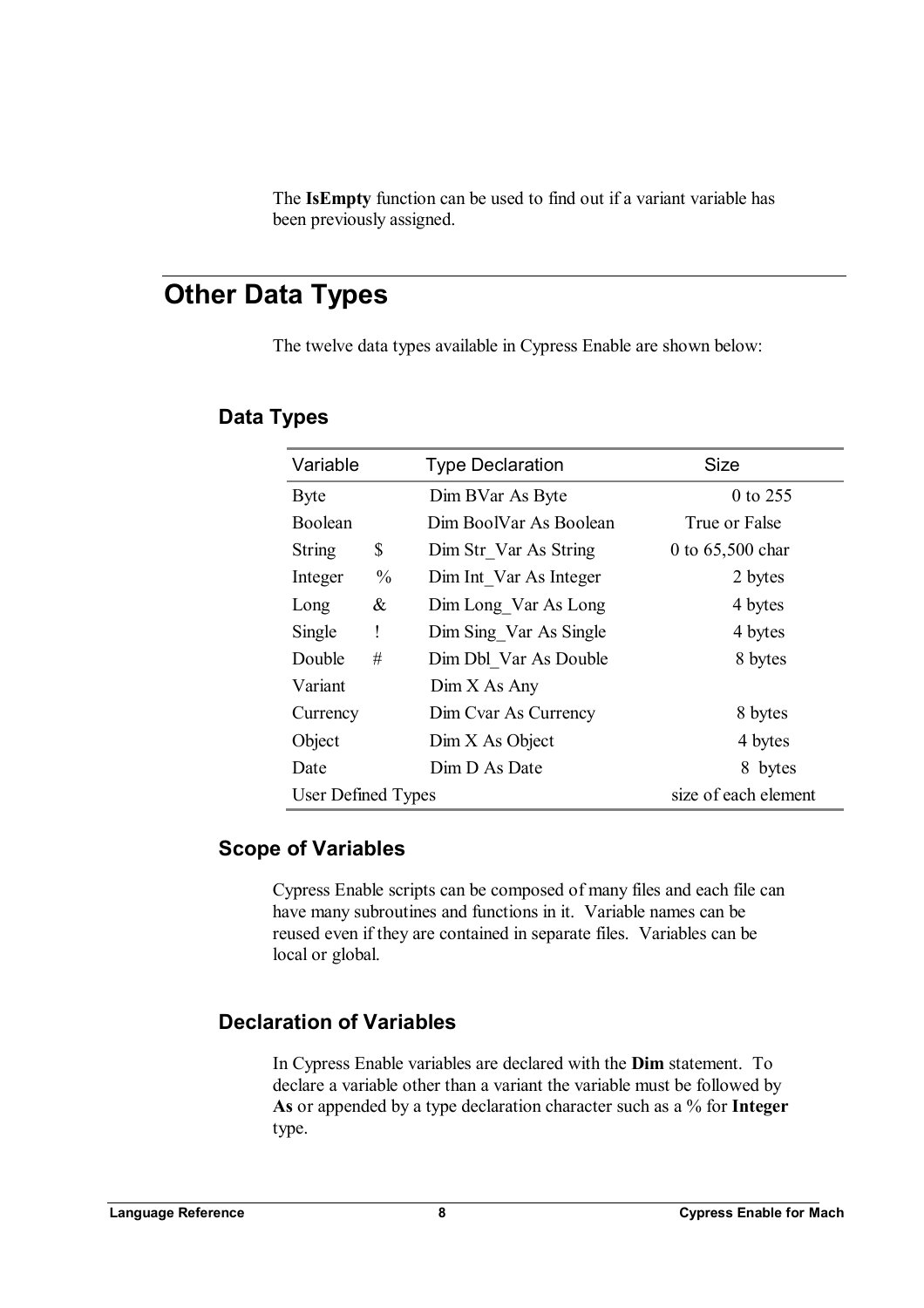The **IsEmpty** function can be used to find out if a variant variable has been previously assigned.

# Other Data Types

The twelve data types available in Cypress Enable are shown below:

## Data Types

| Variable | | Type Declaration | Size |
|---|---|---|---|
| Byte | | Dim BVar As Byte | 0 to 255 |
| Boolean | | Dim BoolVar As Boolean | True or False |
| String | $ | Dim Str_Var As String | 0 to 65,500 char |
| Integer | % | Dim Int_Var As Integer | 2 bytes |
| Long | & | Dim Long_Var As Long | 4 bytes |
| Single | ! | Dim Sing_Var As Single | 4 bytes |
| Double | # | Dim Dbl_Var As Double | 8 bytes |
| Variant | | Dim X As Any | |
| Currency | | Dim Cvar As Currency | 8 bytes |
| Object | | Dim X As Object | 4 bytes |
| Date | | Dim D As Date | 8 bytes |
| User Defined Types | | | size of each element |

## Scope of Variables

Cypress Enable scripts can be composed of many files and each file can have many subroutines and functions in it. Variable names can be reused even if they are contained in separate files. Variables can be local or global.

## Declaration of Variables

In Cypress Enable variables are declared with the **Dim** statement. To declare a variable other than a variant the variable must be followed by **As** or appended by a type declaration character such as a % for **Integer** type.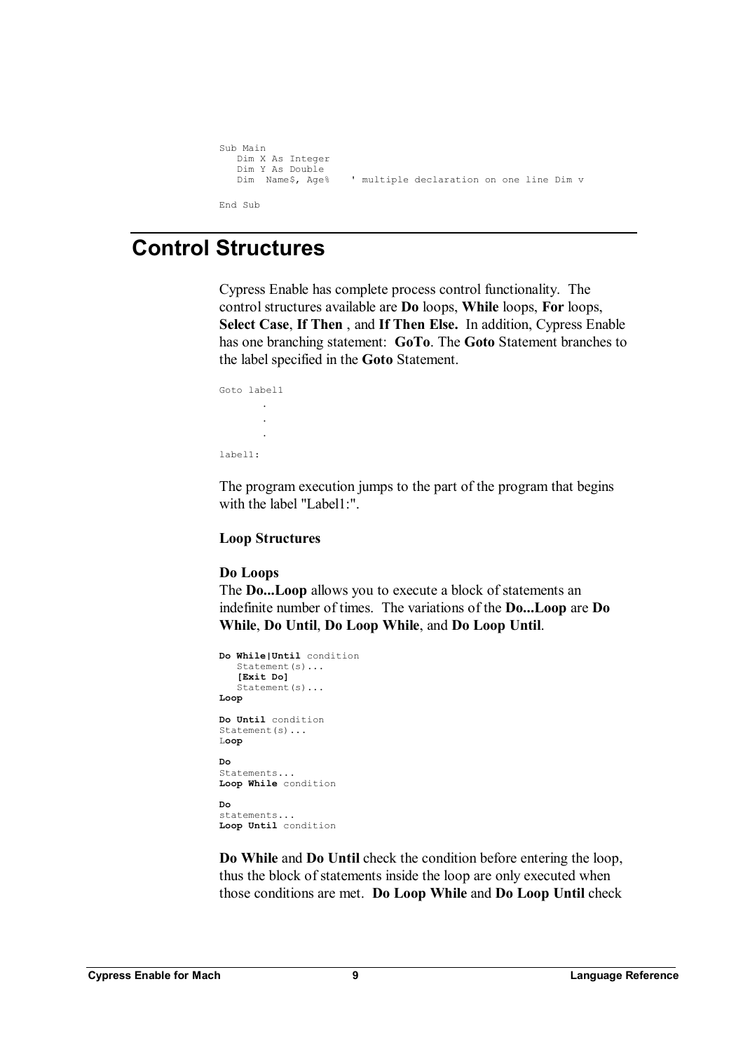```
Sub Main
   Dim X As Integer
   Dim Y As Double
   Dim  Name$, Age%    ' multiple declaration on one line Dim v

End Sub
```

# Control Structures

Cypress Enable has complete process control functionality. The control structures available are **Do** loops, **While** loops, **For** loops, **Select Case**, **If Then** , and **If Then Else.** In addition, Cypress Enable has one branching statement: **GoTo**. The **Goto** Statement branches to the label specified in the **Goto** Statement.

```
Goto label1
       .
       .
       .
label1:
```

The program execution jumps to the part of the program that begins with the label "Label1:".

**Loop Structures**

**Do Loops**

The **Do...Loop** allows you to execute a block of statements an indefinite number of times. The variations of the **Do...Loop** are **Do While**, **Do Until**, **Do Loop While**, and **Do Loop Until**.

```
Do While|Until condition
   Statement(s)...
   [Exit Do]
   Statement(s)...
Loop

Do Until condition
Statement(s)...
Loop

Do
Statements...
Loop While condition

Do
statements...
Loop Until condition
```

**Do While** and **Do Until** check the condition before entering the loop, thus the block of statements inside the loop are only executed when those conditions are met. **Do Loop While** and **Do Loop Until** check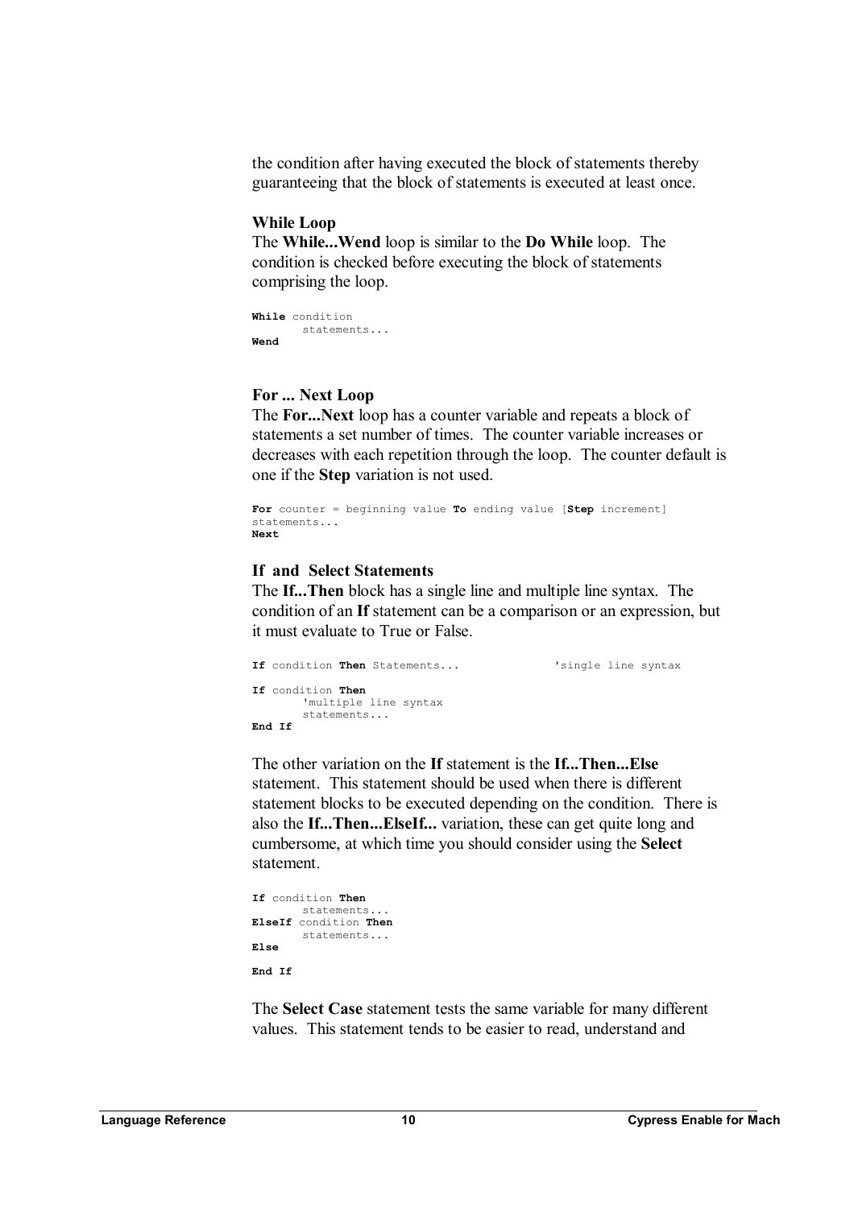the condition after having executed the block of statements thereby guaranteeing that the block of statements is executed at least once.

**While Loop**

The **While...Wend** loop is similar to the **Do While** loop. The condition is checked before executing the block of statements comprising the loop.

```
While condition
       statements...
Wend
```

**For ... Next Loop**

The **For...Next** loop has a counter variable and repeats a block of statements a set number of times. The counter variable increases or decreases with each repetition through the loop. The counter default is one if the **Step** variation is not used.

```
For counter = beginning value To ending value [Step increment]
statements...
Next
```

**If and Select Statements**

The **If...Then** block has a single line and multiple line syntax. The condition of an **If** statement can be a comparison or an expression, but it must evaluate to True or False.

```
If condition Then Statements...             'single line syntax

If condition Then
       'multiple line syntax
       statements...
End If
```

The other variation on the **If** statement is the **If...Then...Else** statement. This statement should be used when there is different statement blocks to be executed depending on the condition. There is also the **If...Then...ElseIf...** variation, these can get quite long and cumbersome, at which time you should consider using the **Select** statement.

```
If condition Then
       statements...
ElseIf condition Then
       statements...
Else

End If
```

The **Select Case** statement tests the same variable for many different values. This statement tends to be easier to read, understand and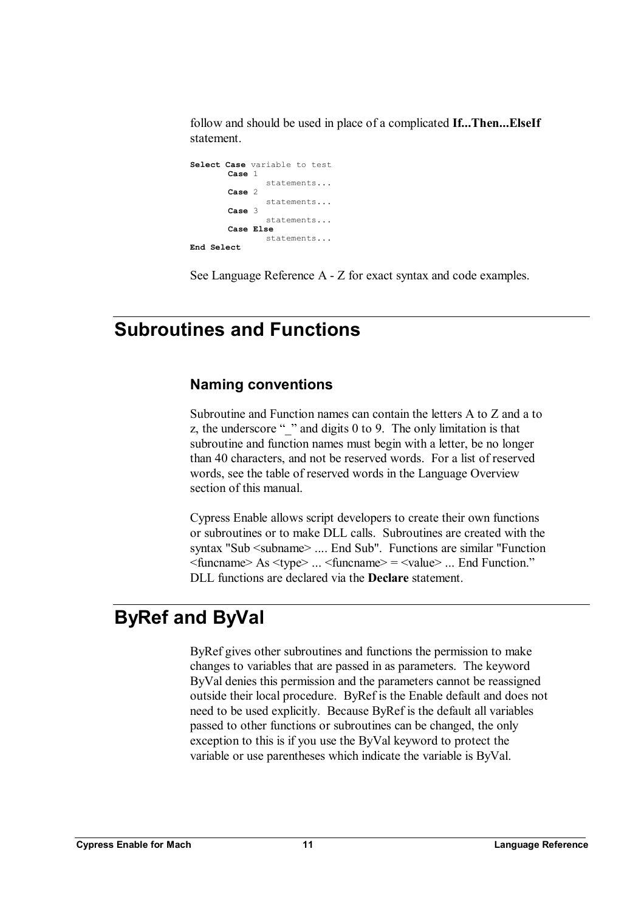follow and should be used in place of a complicated **If...Then...ElseIf** statement.

```
Select Case variable to test
       Case 1
              statements...
       Case 2
              statements...
       Case 3
              statements...
       Case Else
              statements...
End Select
```

See Language Reference A - Z for exact syntax and code examples.

# Subroutines and Functions

### Naming conventions

Subroutine and Function names can contain the letters A to Z and a to z, the underscore "_" and digits 0 to 9. The only limitation is that subroutine and function names must begin with a letter, be no longer than 40 characters, and not be reserved words. For a list of reserved words, see the table of reserved words in the Language Overview section of this manual.

Cypress Enable allows script developers to create their own functions or subroutines or to make DLL calls. Subroutines are created with the syntax "Sub <subname> .... End Sub". Functions are similar "Function <funcname> As <type> ... <funcname> = <value> ... End Function." DLL functions are declared via the **Declare** statement.

# ByRef and ByVal

ByRef gives other subroutines and functions the permission to make changes to variables that are passed in as parameters. The keyword ByVal denies this permission and the parameters cannot be reassigned outside their local procedure. ByRef is the Enable default and does not need to be used explicitly. Because ByRef is the default all variables passed to other functions or subroutines can be changed, the only exception to this is if you use the ByVal keyword to protect the variable or use parentheses which indicate the variable is ByVal.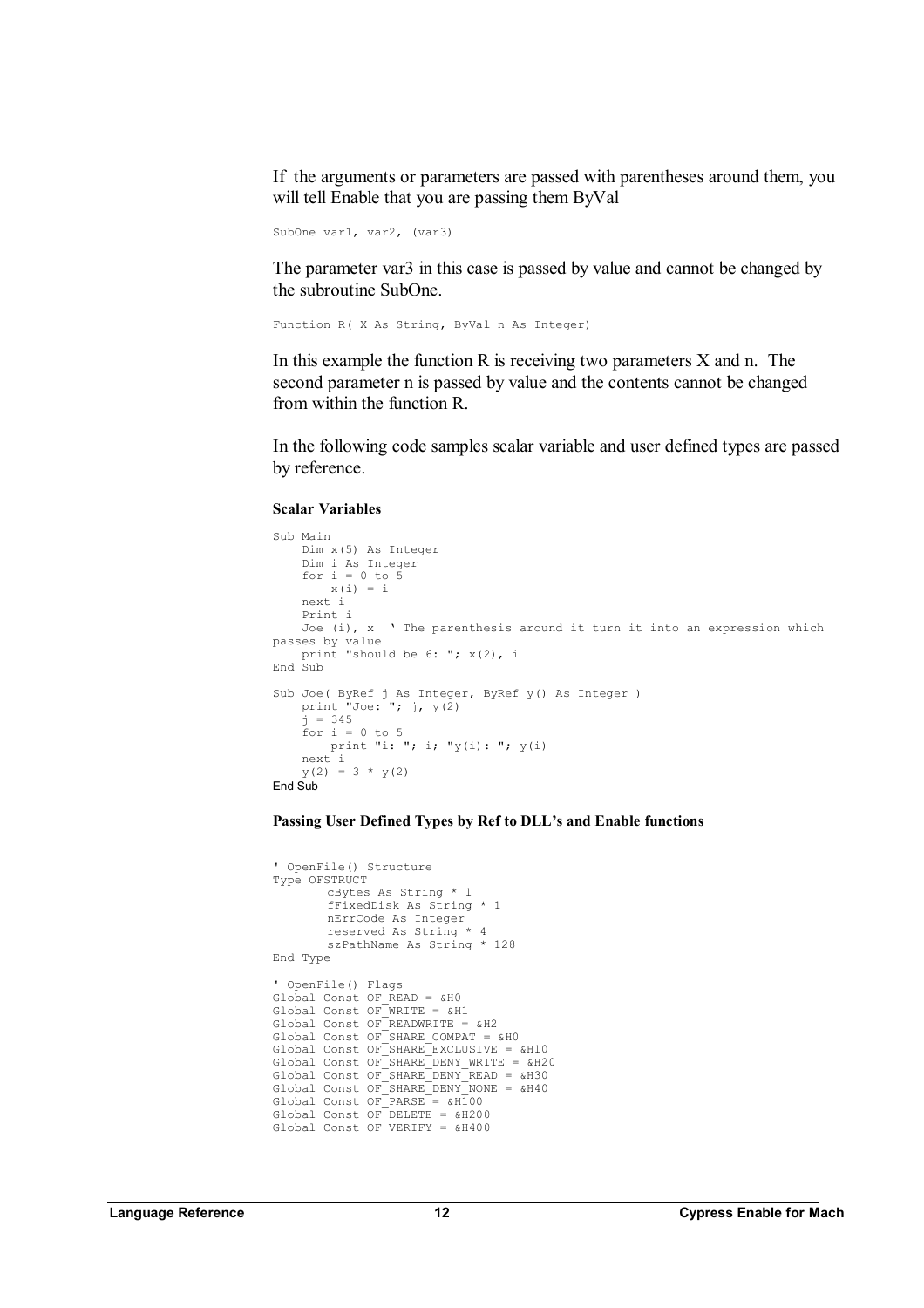If the arguments or parameters are passed with parentheses around them, you will tell Enable that you are passing them ByVal

```
SubOne var1, var2, (var3)
```

The parameter var3 in this case is passed by value and cannot be changed by the subroutine SubOne.

```
Function R( X As String, ByVal n As Integer)
```

In this example the function R is receiving two parameters X and n. The second parameter n is passed by value and the contents cannot be changed from within the function R.

In the following code samples scalar variable and user defined types are passed by reference.

#### Scalar Variables

```
Sub Main
    Dim x(5) As Integer
    Dim i As Integer
    for i = 0 to 5
        x(i) = i
    next i
    Print i
    Joe (i), x  ' The parenthesis around it turn it into an expression which
passes by value
    print "should be 6: "; x(2), i
End Sub

Sub Joe( ByRef j As Integer, ByRef y() As Integer )
    print "Joe: "; j, y(2)
    j = 345
    for i = 0 to 5
        print "i: "; i; "y(i): "; y(i)
    next i
    y(2) = 3 * y(2)
End Sub
```

#### Passing User Defined Types by Ref to DLL's and Enable functions

```
' OpenFile() Structure
Type OFSTRUCT
       cBytes As String * 1
       fFixedDisk As String * 1
       nErrCode As Integer
       reserved As String * 4
       szPathName As String * 128
End Type

' OpenFile() Flags
Global Const OF_READ = &H0
Global Const OF_WRITE = &H1
Global Const OF_READWRITE = &H2
Global Const OF_SHARE_COMPAT = &H0
Global Const OF_SHARE_EXCLUSIVE = &H10
Global Const OF_SHARE_DENY_WRITE = &H20
Global Const OF_SHARE_DENY_READ = &H30
Global Const OF_SHARE_DENY_NONE = &H40
Global Const OF_PARSE = &H100
Global Const OF_DELETE = &H200
Global Const OF_VERIFY = &H400
```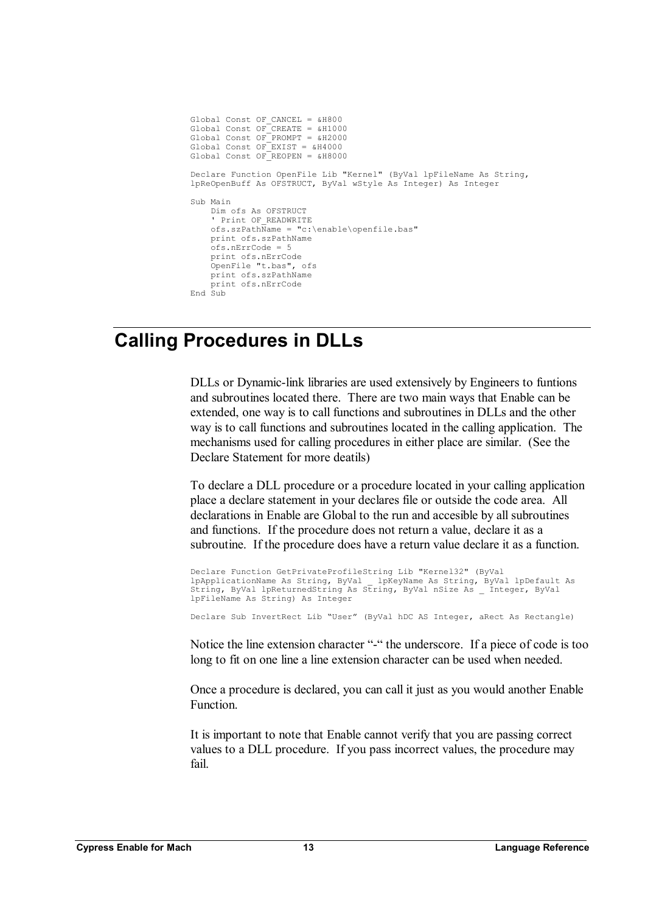```
Global Const OF_CANCEL = &H800
Global Const OF_CREATE = &H1000
Global Const OF_PROMPT = &H2000
Global Const OF_EXIST = &H4000
Global Const OF_REOPEN = &H8000

Declare Function OpenFile Lib "Kernel" (ByVal lpFileName As String,
lpReOpenBuff As OFSTRUCT, ByVal wStyle As Integer) As Integer

Sub Main
    Dim ofs As OFSTRUCT
    ' Print OF_READWRITE
    ofs.szPathName = "c:\enable\openfile.bas"
    print ofs.szPathName
    ofs.nErrCode = 5
    print ofs.nErrCode
    OpenFile "t.bas", ofs
    print ofs.szPathName
    print ofs.nErrCode
End Sub
```

# Calling Procedures in DLLs

DLLs or Dynamic-link libraries are used extensively by Engineers to funtions and subroutines located there. There are two main ways that Enable can be extended, one way is to call functions and subroutines in DLLs and the other way is to call functions and subroutines located in the calling application. The mechanisms used for calling procedures in either place are similar. (See the Declare Statement for more deatils)

To declare a DLL procedure or a procedure located in your calling application place a declare statement in your declares file or outside the code area. All declarations in Enable are Global to the run and accesible by all subroutines and functions. If the procedure does not return a value, declare it as a subroutine. If the procedure does have a return value declare it as a function.

```
Declare Function GetPrivateProfileString Lib "Kernel32" (ByVal
lpApplicationName As String, ByVal _ lpKeyName As String, ByVal lpDefault As
String, ByVal lpReturnedString As String, ByVal nSize As _ Integer, ByVal
lpFileName As String) As Integer

Declare Sub InvertRect Lib “User” (ByVal hDC AS Integer, aRect As Rectangle)
```

Notice the line extension character “-“ the underscore. If a piece of code is too long to fit on one line a line extension character can be used when needed.

Once a procedure is declared, you can call it just as you would another Enable Function.

It is important to note that Enable cannot verify that you are passing correct values to a DLL procedure. If you pass incorrect values, the procedure may fail.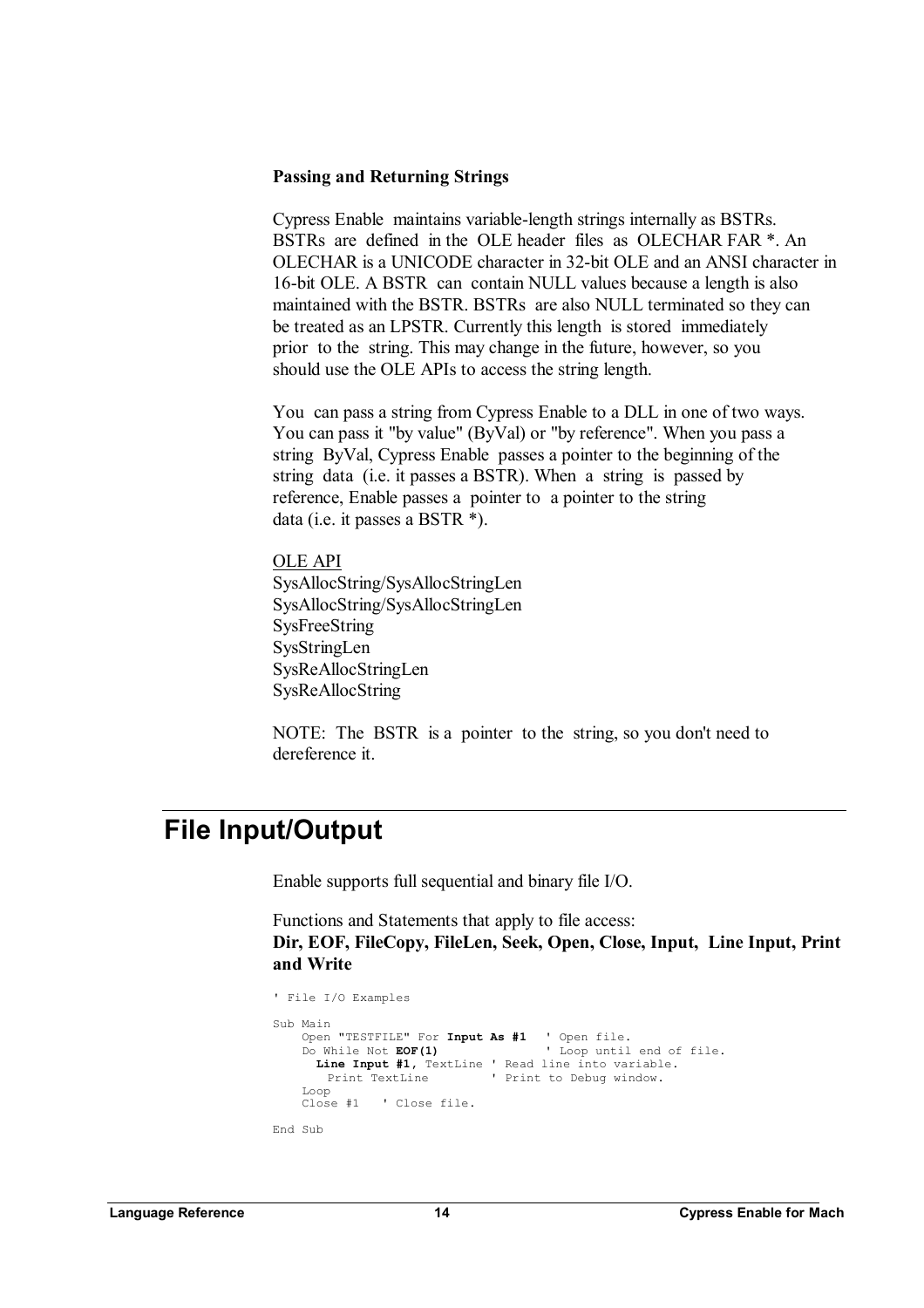**Passing and Returning Strings**

Cypress Enable maintains variable-length strings internally as BSTRs. BSTRs are defined in the OLE header files as OLECHAR FAR *. An OLECHAR is a UNICODE character in 32-bit OLE and an ANSI character in 16-bit OLE. A BSTR can contain NULL values because a length is also maintained with the BSTR. BSTRs are also NULL terminated so they can be treated as an LPSTR. Currently this length is stored immediately prior to the string. This may change in the future, however, so you should use the OLE APIs to access the string length.

You can pass a string from Cypress Enable to a DLL in one of two ways. You can pass it "by value" (ByVal) or "by reference". When you pass a string ByVal, Cypress Enable passes a pointer to the beginning of the string data (i.e. it passes a BSTR). When a string is passed by reference, Enable passes a pointer to a pointer to the string data (i.e. it passes a BSTR *).

<u>OLE API</u>
SysAllocString/SysAllocStringLen
SysAllocString/SysAllocStringLen
SysFreeString
SysStringLen
SysReAllocStringLen
SysReAllocString

NOTE: The BSTR is a pointer to the string, so you don't need to dereference it.

# File Input/Output

Enable supports full sequential and binary file I/O.

Functions and Statements that apply to file access:
**Dir, EOF, FileCopy, FileLen, Seek, Open, Close, Input, Line Input, Print and Write**

```
' File I/O Examples

Sub Main
    Open "TESTFILE" For Input As #1   ' Open file.
    Do While Not EOF(1)               ' Loop until end of file.
      Line Input #1, TextLine ' Read line into variable.
        Print TextLine        ' Print to Debug window.
    Loop
    Close #1   ' Close file.

End Sub
```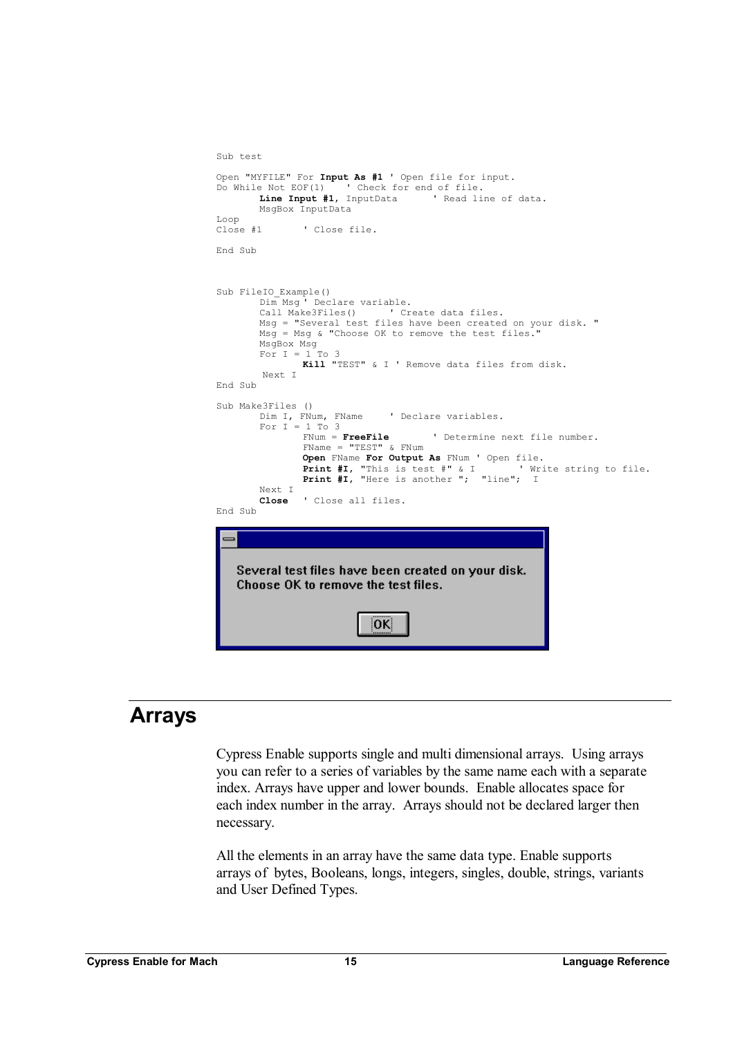```
Sub test

Open "MYFILE" For Input As #1 ' Open file for input.
Do While Not EOF(1)    ' Check for end of file.
       Line Input #1, InputData      ' Read line of data.
       MsgBox InputData
Loop
Close #1       ' Close file.

End Sub



Sub FileIO_Example()
       Dim Msg ' Declare variable.
       Call Make3Files()      ' Create data files.
       Msg = "Several test files have been created on your disk. "
       Msg = Msg & "Choose OK to remove the test files."
       MsgBox Msg
       For I = 1 To 3
              Kill "TEST" & I ' Remove data files from disk.
        Next I
End Sub

Sub Make3Files ()
       Dim I, FNum, FName     ' Declare variables.
       For I = 1 To 3
              FNum = FreeFile       ' Determine next file number.
              FName = "TEST" & FNum
              Open FName For Output As FNum ' Open file.
              Print #I, "This is test #" & I       ' Write string to file.
              Print #I, "Here is another ";  "line";  I
       Next I
       Close   ' Close all files.
End Sub
```

Several test files have been created on your disk.
Choose OK to remove the test files.

OK

# Arrays

Cypress Enable supports single and multi dimensional arrays. Using arrays you can refer to a series of variables by the same name each with a separate index. Arrays have upper and lower bounds. Enable allocates space for each index number in the array. Arrays should not be declared larger then necessary.

All the elements in an array have the same data type. Enable supports arrays of bytes, Booleans, longs, integers, singles, double, strings, variants and User Defined Types.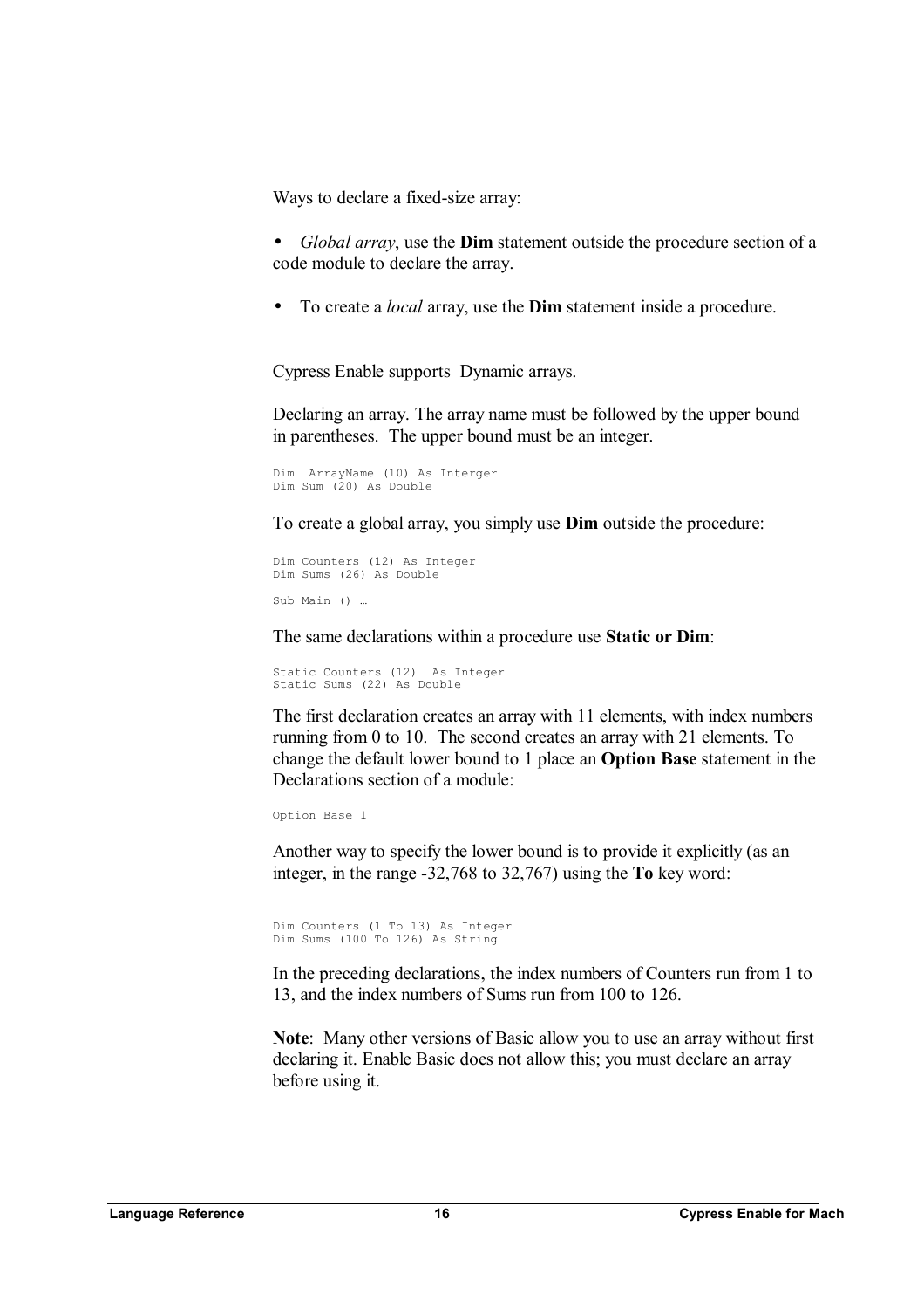Ways to declare a fixed-size array:

- *Global array*, use the **Dim** statement outside the procedure section of a code module to declare the array.

- To create a *local* array, use the **Dim** statement inside a procedure.

Cypress Enable supports  Dynamic arrays.

Declaring an array. The array name must be followed by the upper bound in parentheses.  The upper bound must be an integer.

```
Dim  ArrayName (10) As Interger
Dim Sum (20) As Double
```

To create a global array, you simply use **Dim** outside the procedure:

```
Dim Counters (12) As Integer
Dim Sums (26) As Double

Sub Main () …
```

The same declarations within a procedure use **Static or Dim**:

```
Static Counters (12)  As Integer
Static Sums (22) As Double
```

The first declaration creates an array with 11 elements, with index numbers running from 0 to 10.  The second creates an array with 21 elements. To change the default lower bound to 1 place an **Option Base** statement in the Declarations section of a module:

```
Option Base 1
```

Another way to specify the lower bound is to provide it explicitly (as an integer, in the range -32,768 to 32,767) using the **To** key word:

```
Dim Counters (1 To 13) As Integer
Dim Sums (100 To 126) As String
```

In the preceding declarations, the index numbers of Counters run from 1 to 13, and the index numbers of Sums run from 100 to 126.

**Note**:  Many other versions of Basic allow you to use an array without first declaring it. Enable Basic does not allow this; you must declare an array before using it.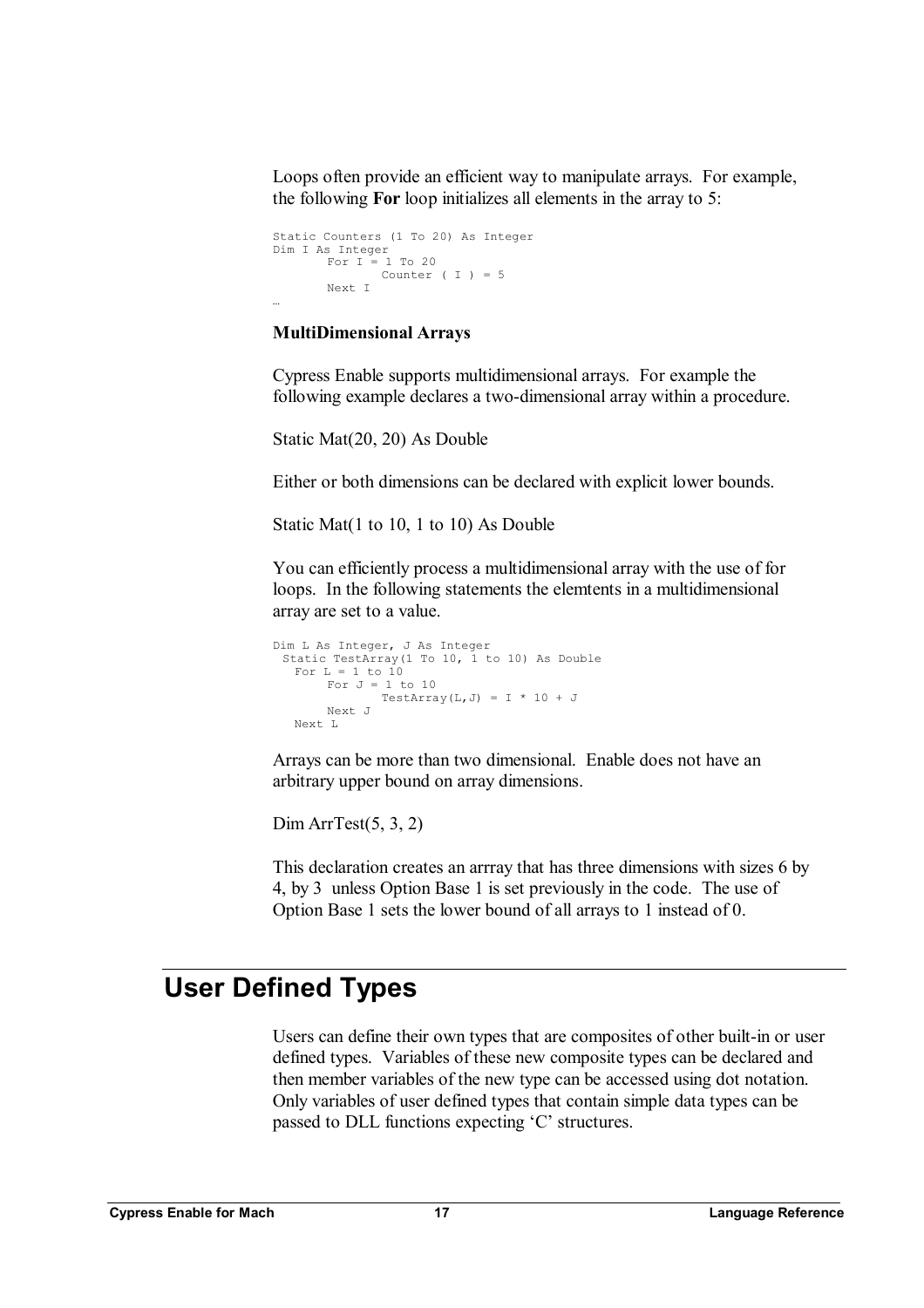Loops often provide an efficient way to manipulate arrays. For example, the following **For** loop initializes all elements in the array to 5:

```
Static Counters (1 To 20) As Integer
Dim I As Integer
       For I = 1 To 20
              Counter ( I ) = 5
       Next I
…
```

### MultiDimensional Arrays

Cypress Enable supports multidimensional arrays. For example the following example declares a two-dimensional array within a procedure.

Static Mat(20, 20) As Double

Either or both dimensions can be declared with explicit lower bounds.

Static Mat(1 to 10, 1 to 10) As Double

You can efficiently process a multidimensional array with the use of for loops. In the following statements the elemtents in a multidimensional array are set to a value.

```
Dim L As Integer, J As Integer
 Static TestArray(1 To 10, 1 to 10) As Double
   For L = 1 to 10
       For J = 1 to 10
              TestArray(L,J) = I * 10 + J
       Next J
   Next L
```

Arrays can be more than two dimensional. Enable does not have an arbitrary upper bound on array dimensions.

Dim ArrTest(5, 3, 2)

This declaration creates an arrray that has three dimensions with sizes 6 by 4, by 3 unless Option Base 1 is set previously in the code. The use of Option Base 1 sets the lower bound of all arrays to 1 instead of 0.

## User Defined Types

Users can define their own types that are composites of other built-in or user defined types. Variables of these new composite types can be declared and then member variables of the new type can be accessed using dot notation. Only variables of user defined types that contain simple data types can be passed to DLL functions expecting 'C' structures.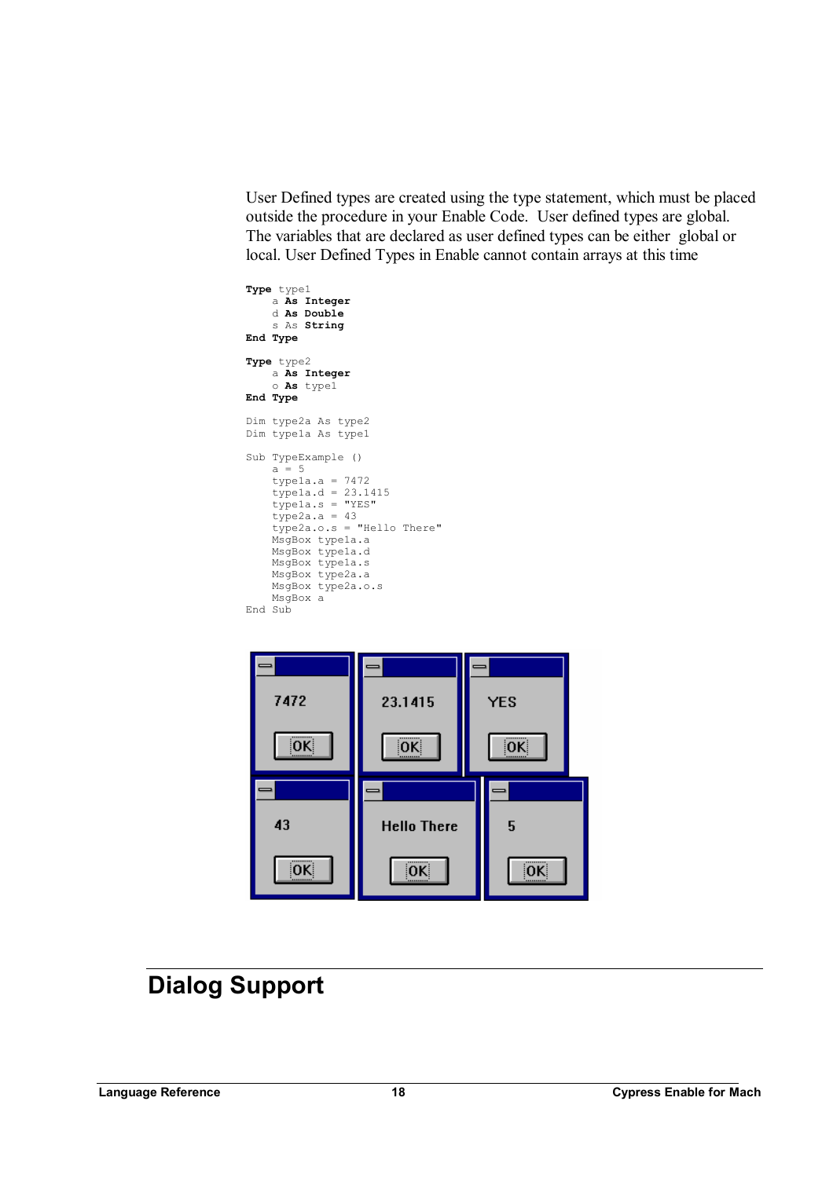User Defined types are created using the type statement, which must be placed outside the procedure in your Enable Code.  User defined types are global. The variables that are declared as user defined types can be either  global or local. User Defined Types in Enable cannot contain arrays at this time

```
Type type1
     a As Integer
     d As Double
     s As String
End Type

Type type2
     a As Integer
     o As type1
End Type

Dim type2a As type2
Dim type1a As type1

Sub TypeExample ()
     a = 5
     type1a.a = 7472
     type1a.d = 23.1415
     type1a.s = "YES"
     type2a.a = 43
     type2a.o.s = "Hello There"
     MsgBox type1a.a
     MsgBox type1a.d
     MsgBox type1a.s
     MsgBox type2a.a
     MsgBox type2a.o.s
     MsgBox a
End Sub
```

7472

OK

23.1415

OK

YES

OK

43

OK

Hello There

OK

5

OK

# Dialog Support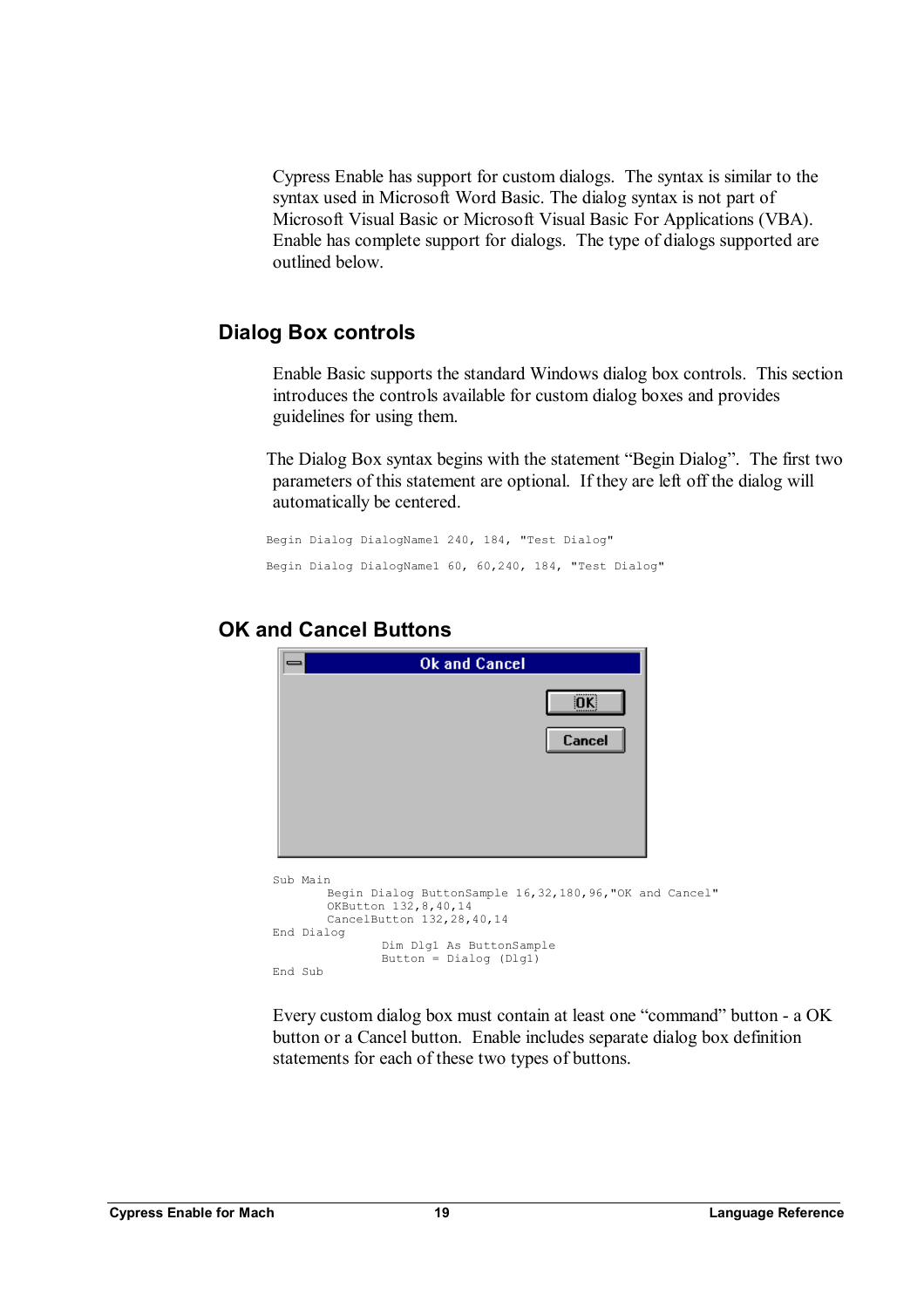Cypress Enable has support for custom dialogs. The syntax is similar to the syntax used in Microsoft Word Basic. The dialog syntax is not part of Microsoft Visual Basic or Microsoft Visual Basic For Applications (VBA). Enable has complete support for dialogs. The type of dialogs supported are outlined below.

## Dialog Box controls

Enable Basic supports the standard Windows dialog box controls. This section introduces the controls available for custom dialog boxes and provides guidelines for using them.

The Dialog Box syntax begins with the statement "Begin Dialog". The first two parameters of this statement are optional. If they are left off the dialog will automatically be centered.

```
Begin Dialog DialogName1 240, 184, "Test Dialog"

Begin Dialog DialogName1 60, 60,240, 184, "Test Dialog"
```

## OK and Cancel Buttons

```
Sub Main
        Begin Dialog ButtonSample 16,32,180,96,"OK and Cancel"
        OKButton 132,8,40,14
        CancelButton 132,28,40,14
End Dialog
                Dim Dlg1 As ButtonSample
                Button = Dialog (Dlg1)
End Sub
```

Every custom dialog box must contain at least one "command" button - a OK button or a Cancel button. Enable includes separate dialog box definition statements for each of these two types of buttons.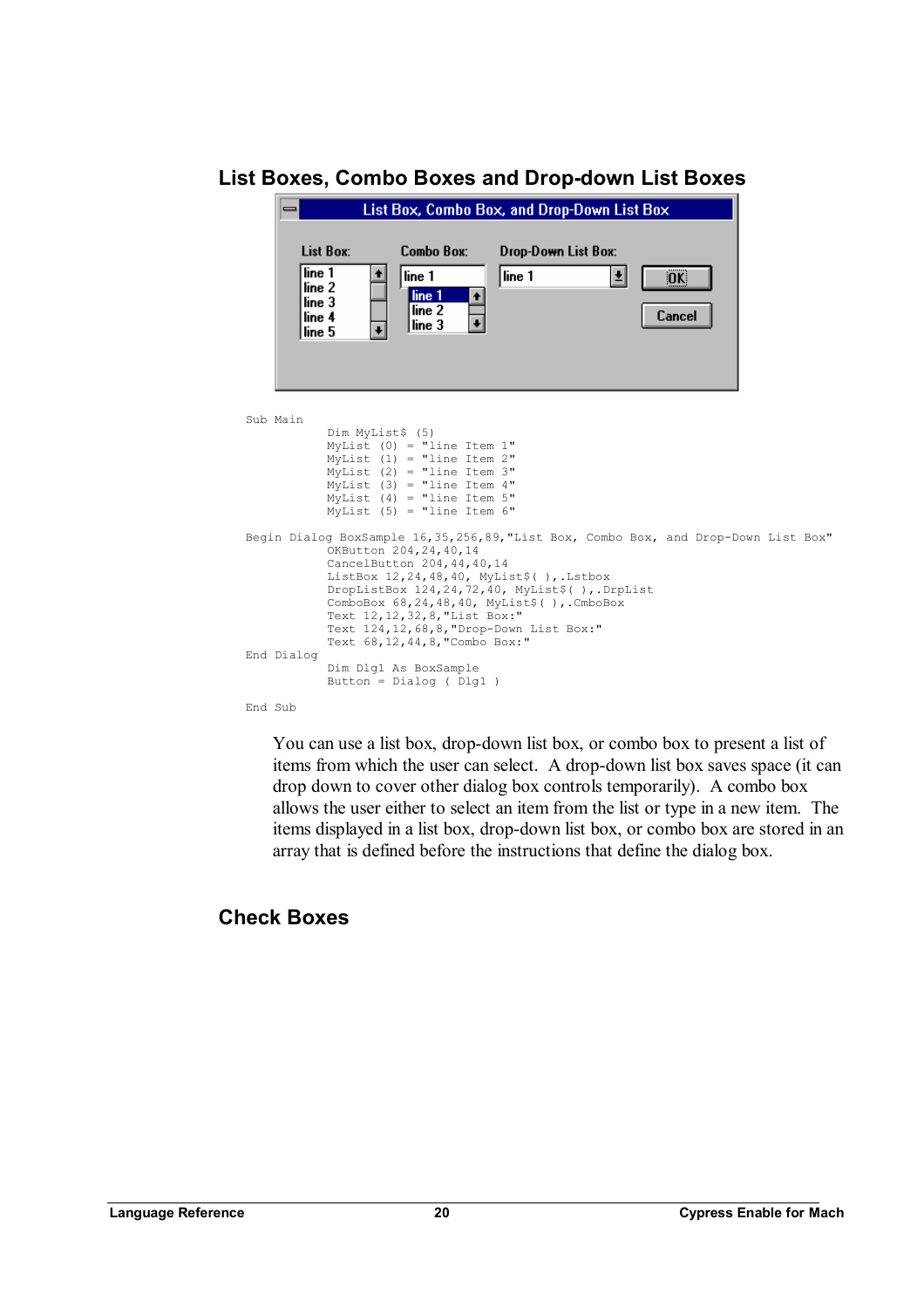## List Boxes, Combo Boxes and Drop-down List Boxes

```
Sub Main
          Dim MyList$ (5)
          MyList (0) = "line Item 1"
          MyList (1) = "line Item 2"
          MyList (2) = "line Item 3"
          MyList (3) = "line Item 4"
          MyList (4) = "line Item 5"
          MyList (5) = "line Item 6"

Begin Dialog BoxSample 16,35,256,89,"List Box, Combo Box, and Drop-Down List Box"
          OKButton 204,24,40,14
          CancelButton 204,44,40,14
          ListBox 12,24,48,40, MyList$( ),.Lstbox
          DropListBox 124,24,72,40, MyList$( ),.DrpList
          ComboBox 68,24,48,40, MyList$( ),.CmboBox
          Text 12,12,32,8,"List Box:"
          Text 124,12,68,8,"Drop-Down List Box:"
          Text 68,12,44,8,"Combo Box:"
End Dialog
          Dim Dlg1 As BoxSample
          Button = Dialog ( Dlg1 )

End Sub
```

You can use a list box, drop-down list box, or combo box to present a list of items from which the user can select. A drop-down list box saves space (it can drop down to cover other dialog box controls temporarily). A combo box allows the user either to select an item from the list or type in a new item. The items displayed in a list box, drop-down list box, or combo box are stored in an array that is defined before the instructions that define the dialog box.

## Check Boxes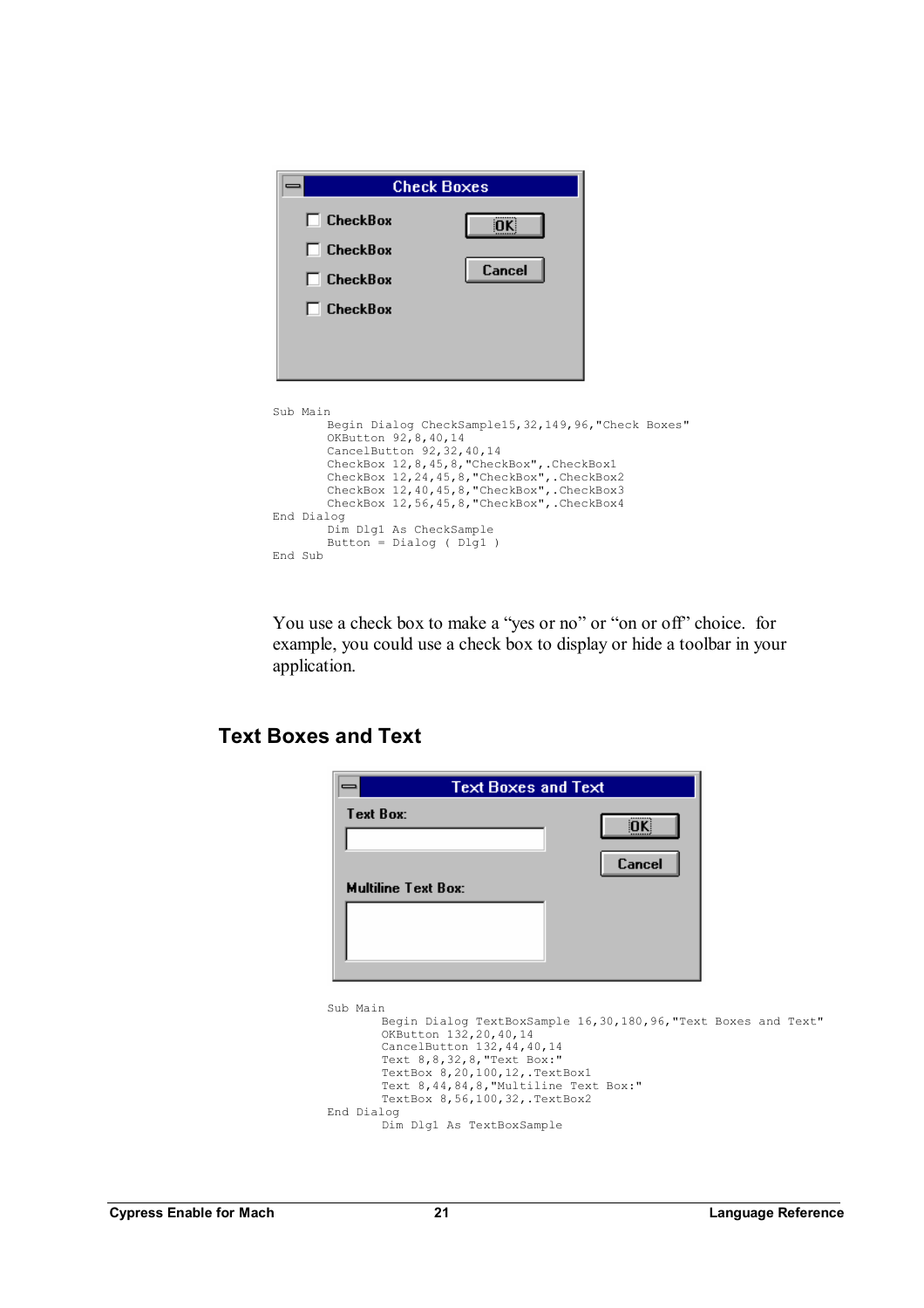```
Sub Main
        Begin Dialog CheckSample15,32,149,96,"Check Boxes"
        OKButton 92,8,40,14
        CancelButton 92,32,40,14
        CheckBox 12,8,45,8,"CheckBox",.CheckBox1
        CheckBox 12,24,45,8,"CheckBox",.CheckBox2
        CheckBox 12,40,45,8,"CheckBox",.CheckBox3
        CheckBox 12,56,45,8,"CheckBox",.CheckBox4
End Dialog
        Dim Dlg1 As CheckSample
        Button = Dialog ( Dlg1 )
End Sub
```

You use a check box to make a “yes or no” or “on or off” choice. for example, you could use a check box to display or hide a toolbar in your application.

## Text Boxes and Text

```
Sub Main
        Begin Dialog TextBoxSample 16,30,180,96,"Text Boxes and Text"
        OKButton 132,20,40,14
        CancelButton 132,44,40,14
        Text 8,8,32,8,"Text Box:"
        TextBox 8,20,100,12,.TextBox1
        Text 8,44,84,8,"Multiline Text Box:"
        TextBox 8,56,100,32,.TextBox2
End Dialog
        Dim Dlg1 As TextBoxSample
```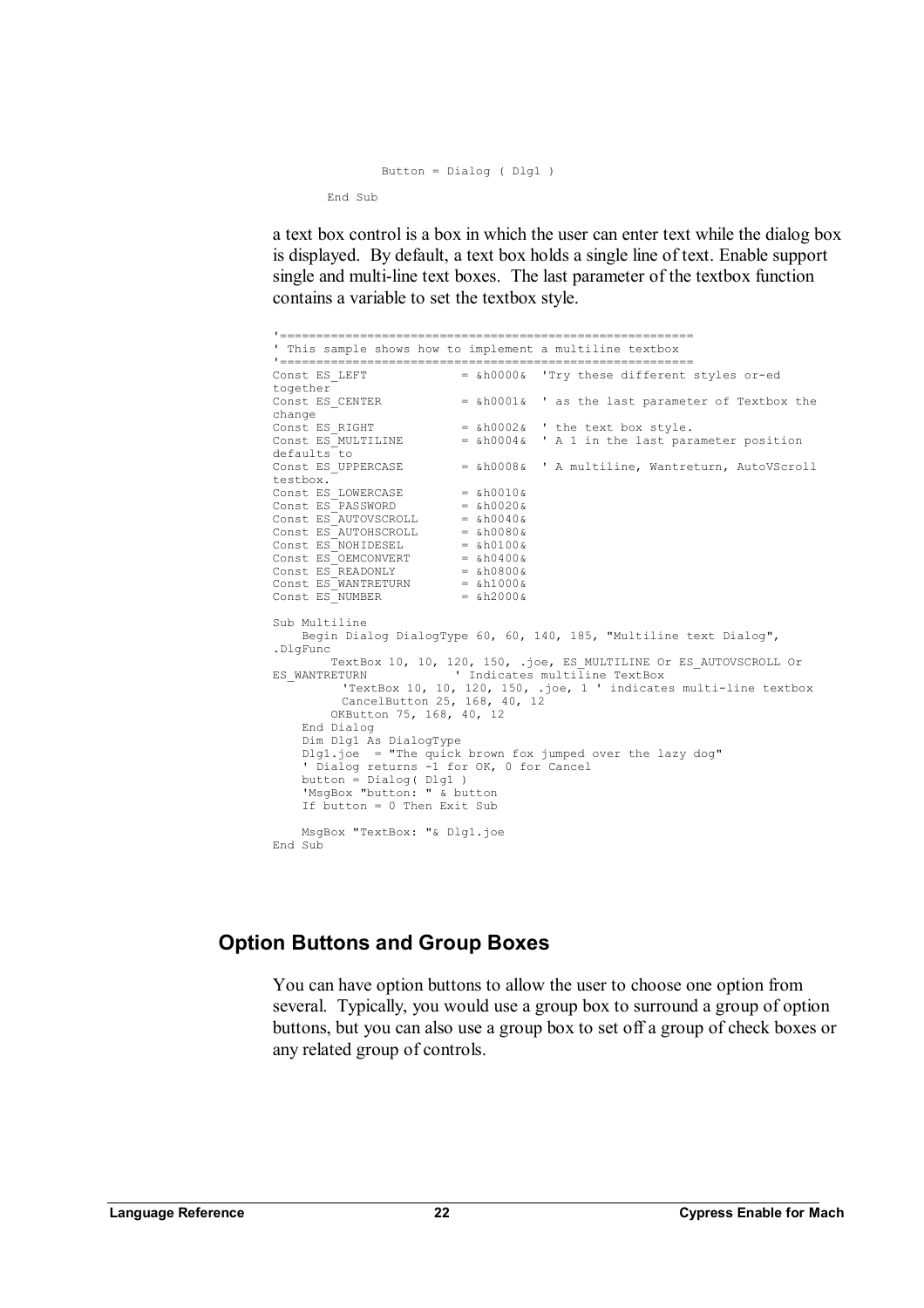```
            Button = Dialog ( Dlg1 )

        End Sub
```

a text box control is a box in which the user can enter text while the dialog box is displayed. By default, a text box holds a single line of text. Enable support single and multi-line text boxes. The last parameter of the textbox function contains a variable to set the textbox style.

```
'=========================================================
' This sample shows how to implement a multiline textbox
'=========================================================
Const ES_LEFT             = &h0000&  'Try these different styles or-ed
together
Const ES_CENTER           = &h0001&  ' as the last parameter of Textbox the
change
Const ES_RIGHT            = &h0002&  ' the text box style.
Const ES_MULTILINE        = &h0004&  ' A 1 in the last parameter position
defaults to
Const ES_UPPERCASE        = &h0008&  ' A multiline, Wantreturn, AutoVScroll
testbox.
Const ES_LOWERCASE        = &h0010&
Const ES_PASSWORD         = &h0020&
Const ES_AUTOVSCROLL      = &h0040&
Const ES_AUTOHSCROLL      = &h0080&
Const ES_NOHIDESEL        = &h0100&
Const ES_OEMCONVERT       = &h0400&
Const ES_READONLY         = &h0800&
Const ES_WANTRETURN       = &h1000&
Const ES_NUMBER           = &h2000&

Sub Multiline
    Begin Dialog DialogType 60, 60, 140, 185, "Multiline text Dialog",
.DlgFunc
        TextBox 10, 10, 120, 150, .joe, ES_MULTILINE Or ES_AUTOVSCROLL Or
ES_WANTRETURN            ' Indicates multiline TextBox
         'TextBox 10, 10, 120, 150, .joe, 1 ' indicates multi-line textbox
         CancelButton 25, 168, 40, 12
        OKButton 75, 168, 40, 12
    End Dialog
    Dim Dlg1 As DialogType
    Dlg1.joe  = "The quick brown fox jumped over the lazy dog"
    ' Dialog returns -1 for OK, 0 for Cancel
    button = Dialog( Dlg1 )
    'MsgBox "button: " & button
    If button = 0 Then Exit Sub

    MsgBox "TextBox: "& Dlg1.joe
End Sub
```

## Option Buttons and Group Boxes

You can have option buttons to allow the user to choose one option from several. Typically, you would use a group box to surround a group of option buttons, but you can also use a group box to set off a group of check boxes or any related group of controls.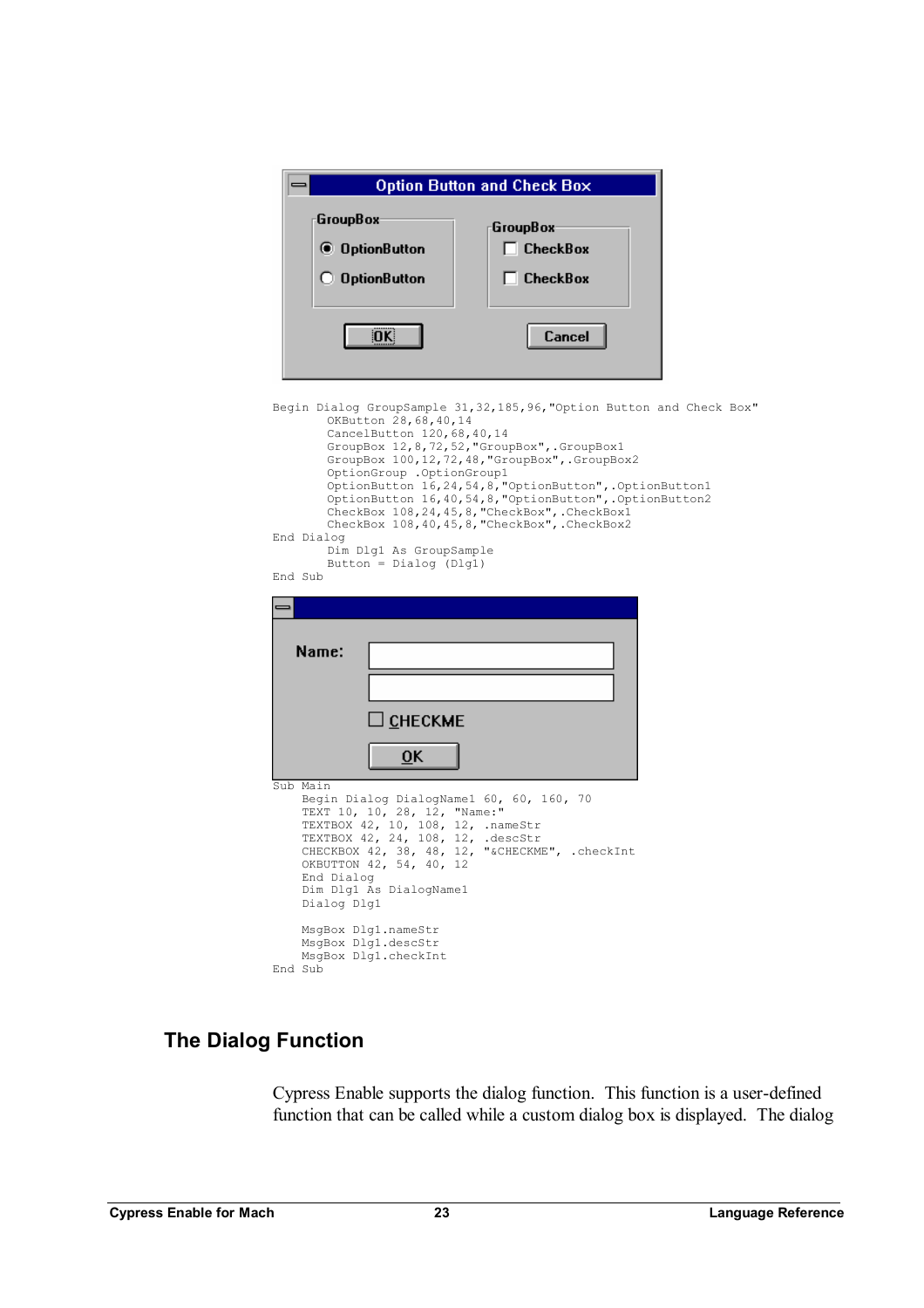```
Begin Dialog GroupSample 31,32,185,96,"Option Button and Check Box"
        OKButton 28,68,40,14
        CancelButton 120,68,40,14
        GroupBox 12,8,72,52,"GroupBox",.GroupBox1
        GroupBox 100,12,72,48,"GroupBox",.GroupBox2
        OptionGroup .OptionGroup1
        OptionButton 16,24,54,8,"OptionButton",.OptionButton1
        OptionButton 16,40,54,8,"OptionButton",.OptionButton2
        CheckBox 108,24,45,8,"CheckBox",.CheckBox1
        CheckBox 108,40,45,8,"CheckBox",.CheckBox2
End Dialog
        Dim Dlg1 As GroupSample
        Button = Dialog (Dlg1)
End Sub
```

```
Sub Main
    Begin Dialog DialogName1 60, 60, 160, 70
    TEXT 10, 10, 28, 12, "Name:"
    TEXTBOX 42, 10, 108, 12, .nameStr
    TEXTBOX 42, 24, 108, 12, .descStr
    CHECKBOX 42, 38, 48, 12, "&CHECKME", .checkInt
    OKBUTTON 42, 54, 40, 12
    End Dialog
    Dim Dlg1 As DialogName1
    Dialog Dlg1

    MsgBox Dlg1.nameStr
    MsgBox Dlg1.descStr
    MsgBox Dlg1.checkInt
End Sub
```

## The Dialog Function

Cypress Enable supports the dialog function. This function is a user-defined function that can be called while a custom dialog box is displayed. The dialog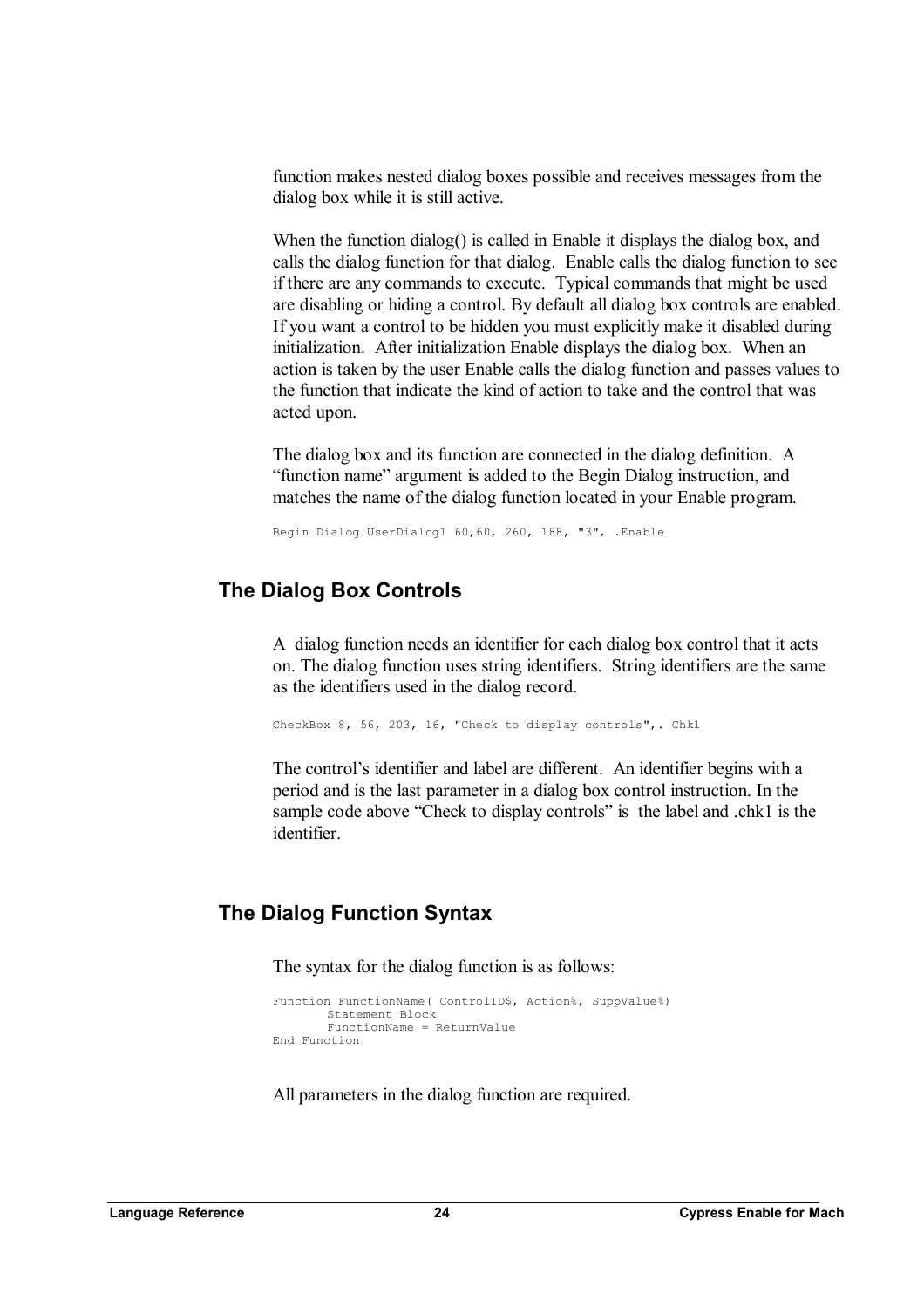function makes nested dialog boxes possible and receives messages from the dialog box while it is still active.

When the function dialog() is called in Enable it displays the dialog box, and calls the dialog function for that dialog. Enable calls the dialog function to see if there are any commands to execute. Typical commands that might be used are disabling or hiding a control. By default all dialog box controls are enabled. If you want a control to be hidden you must explicitly make it disabled during initialization. After initialization Enable displays the dialog box. When an action is taken by the user Enable calls the dialog function and passes values to the function that indicate the kind of action to take and the control that was acted upon.

The dialog box and its function are connected in the dialog definition. A "function name" argument is added to the Begin Dialog instruction, and matches the name of the dialog function located in your Enable program.

```
Begin Dialog UserDialog1 60,60, 260, 188, "3", .Enable
```

## The Dialog Box Controls

A dialog function needs an identifier for each dialog box control that it acts on. The dialog function uses string identifiers. String identifiers are the same as the identifiers used in the dialog record.

```
CheckBox 8, 56, 203, 16, "Check to display controls",. Chk1
```

The control's identifier and label are different. An identifier begins with a period and is the last parameter in a dialog box control instruction. In the sample code above "Check to display controls" is the label and .chk1 is the identifier.

## The Dialog Function Syntax

The syntax for the dialog function is as follows:

```
Function FunctionName( ControlID$, Action%, SuppValue%)
       Statement Block
       FunctionName = ReturnValue
End Function
```

All parameters in the dialog function are required.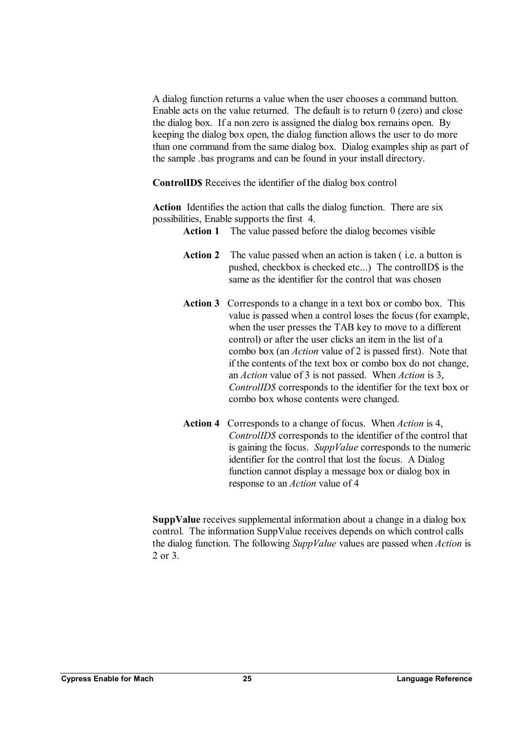A dialog function returns a value when the user chooses a command button. Enable acts on the value returned. The default is to return 0 (zero) and close the dialog box. If a non zero is assigned the dialog box remains open. By keeping the dialog box open, the dialog function allows the user to do more than one command from the same dialog box. Dialog examples ship as part of the sample .bas programs and can be found in your install directory.

**ControlID$** Receives the identifier of the dialog box control

**Action** Identifies the action that calls the dialog function. There are six possibilities, Enable supports the first 4.

**Action 1** The value passed before the dialog becomes visible

**Action 2** The value passed when an action is taken ( i.e. a button is pushed, checkbox is checked etc...) The controlID$ is the same as the identifier for the control that was chosen

**Action 3** Corresponds to a change in a text box or combo box. This value is passed when a control loses the focus (for example, when the user presses the TAB key to move to a different control) or after the user clicks an item in the list of a combo box (an *Action* value of 2 is passed first). Note that if the contents of the text box or combo box do not change, an *Action* value of 3 is not passed. When *Action* is 3, *ControlID$* corresponds to the identifier for the text box or combo box whose contents were changed.

**Action 4** Corresponds to a change of focus. When *Action* is 4, *ControlID$* corresponds to the identifier of the control that is gaining the focus. *SuppValue* corresponds to the numeric identifier for the control that lost the focus. A Dialog function cannot display a message box or dialog box in response to an *Action* value of 4

**SuppValue** receives supplemental information about a change in a dialog box control. The information SuppValue receives depends on which control calls the dialog function. The following *SuppValue* values are passed when *Action* is 2 or 3.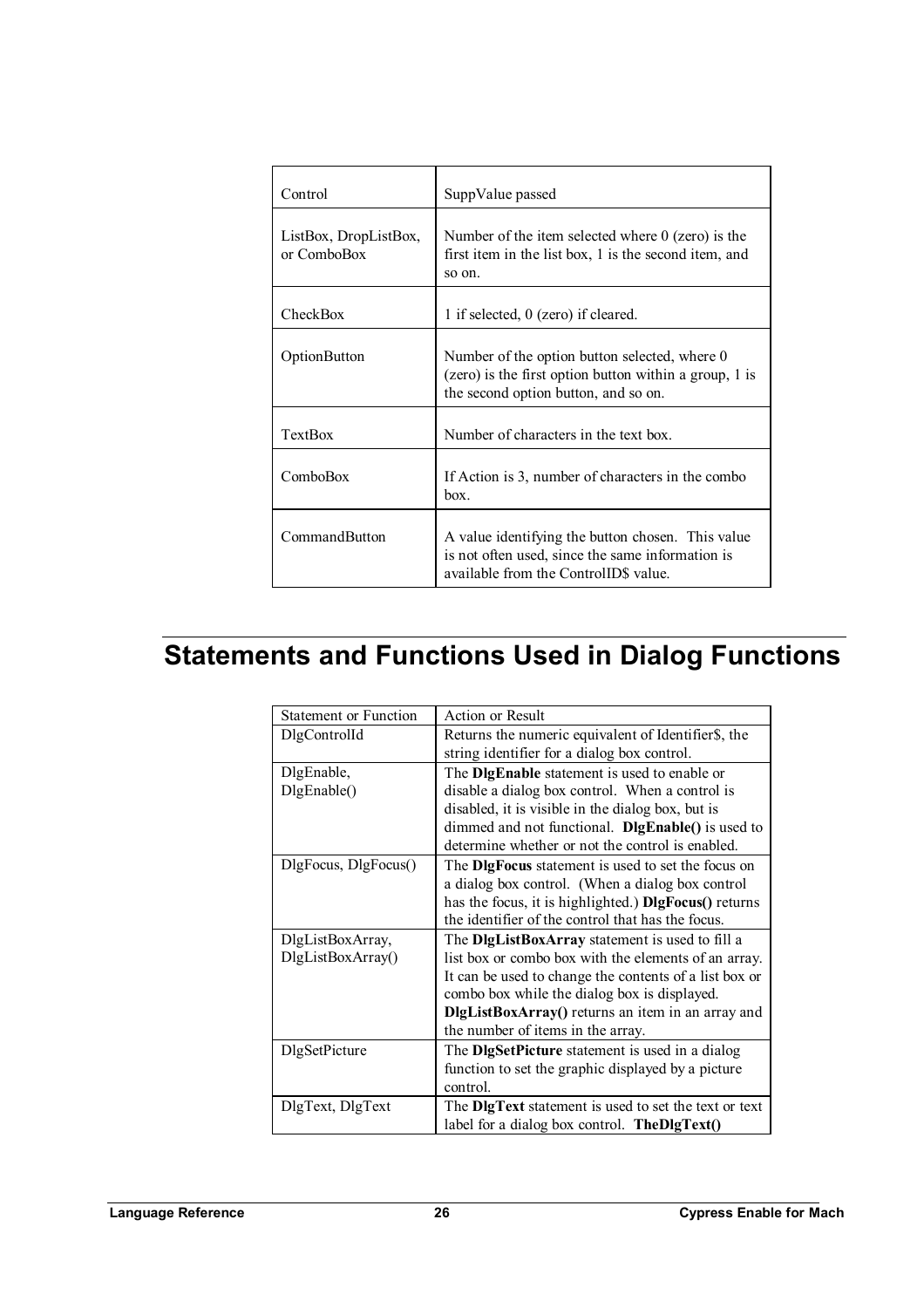| Control | SuppValue passed |
|---|---|
| ListBox, DropListBox, or ComboBox | Number of the item selected where 0 (zero) is the first item in the list box, 1 is the second item, and so on. |
| CheckBox | 1 if selected, 0 (zero) if cleared. |
| OptionButton | Number of the option button selected, where 0 (zero) is the first option button within a group, 1 is the second option button, and so on. |
| TextBox | Number of characters in the text box. |
| ComboBox | If Action is 3, number of characters in the combo box. |
| CommandButton | A value identifying the button chosen. This value is not often used, since the same information is available from the ControlID$ value. |

# Statements and Functions Used in Dialog Functions

| Statement or Function | Action or Result |
|---|---|
| DlgControlId | Returns the numeric equivalent of Identifier$, the string identifier for a dialog box control. |
| DlgEnable, DlgEnable() | The **DlgEnable** statement is used to enable or disable a dialog box control. When a control is disabled, it is visible in the dialog box, but is dimmed and not functional. **DlgEnable()** is used to determine whether or not the control is enabled. |
| DlgFocus, DlgFocus() | The **DlgFocus** statement is used to set the focus on a dialog box control. (When a dialog box control has the focus, it is highlighted.) **DlgFocus()** returns the identifier of the control that has the focus. |
| DlgListBoxArray, DlgListBoxArray() | The **DlgListBoxArray** statement is used to fill a list box or combo box with the elements of an array. It can be used to change the contents of a list box or combo box while the dialog box is displayed. **DlgListBoxArray()** returns an item in an array and the number of items in the array. |
| DlgSetPicture | The **DlgSetPicture** statement is used in a dialog function to set the graphic displayed by a picture control. |
| DlgText, DlgText | The **DlgText** statement is used to set the text or text label for a dialog box control. **TheDlgText()** |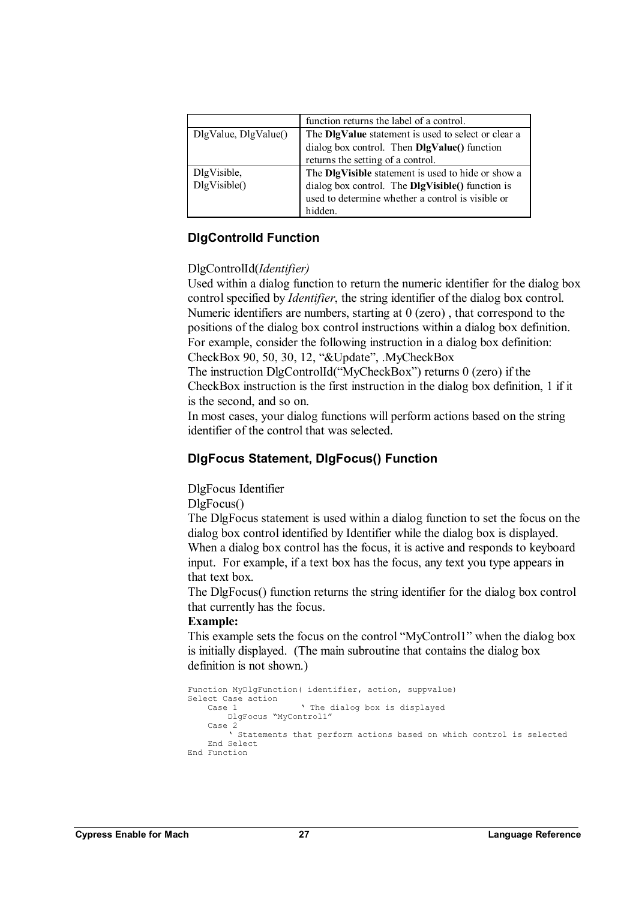| | |
|---|---|
| | function returns the label of a control. |
| DlgValue, DlgValue() | The **DlgValue** statement is used to select or clear a dialog box control. Then **DlgValue()** function returns the setting of a control. |
| DlgVisible, DlgVisible() | The **DlgVisible** statement is used to hide or show a dialog box control. The **DlgVisible()** function is used to determine whether a control is visible or hidden. |

### DlgControlId Function

DlgControlId(*Identifier)*

Used within a dialog function to return the numeric identifier for the dialog box control specified by *Identifier*, the string identifier of the dialog box control. Numeric identifiers are numbers, starting at 0 (zero) , that correspond to the positions of the dialog box control instructions within a dialog box definition. For example, consider the following instruction in a dialog box definition:

CheckBox 90, 50, 30, 12, "&Update", .MyCheckBox

The instruction DlgControlId("MyCheckBox") returns 0 (zero) if the CheckBox instruction is the first instruction in the dialog box definition, 1 if it is the second, and so on.

In most cases, your dialog functions will perform actions based on the string identifier of the control that was selected.

### DlgFocus Statement, DlgFocus() Function

DlgFocus Identifier

DlgFocus()

The DlgFocus statement is used within a dialog function to set the focus on the dialog box control identified by Identifier while the dialog box is displayed. When a dialog box control has the focus, it is active and responds to keyboard input. For example, if a text box has the focus, any text you type appears in that text box.

The DlgFocus() function returns the string identifier for the dialog box control that currently has the focus.

**Example:**

This example sets the focus on the control "MyControl1" when the dialog box is initially displayed. (The main subroutine that contains the dialog box definition is not shown.)

```
Function MyDlgFunction( identifier, action, suppvalue)
Select Case action
    Case 1            ' The dialog box is displayed
        DlgFocus "MyControl1"
    Case 2
        ' Statements that perform actions based on which control is selected
    End Select
End Function
```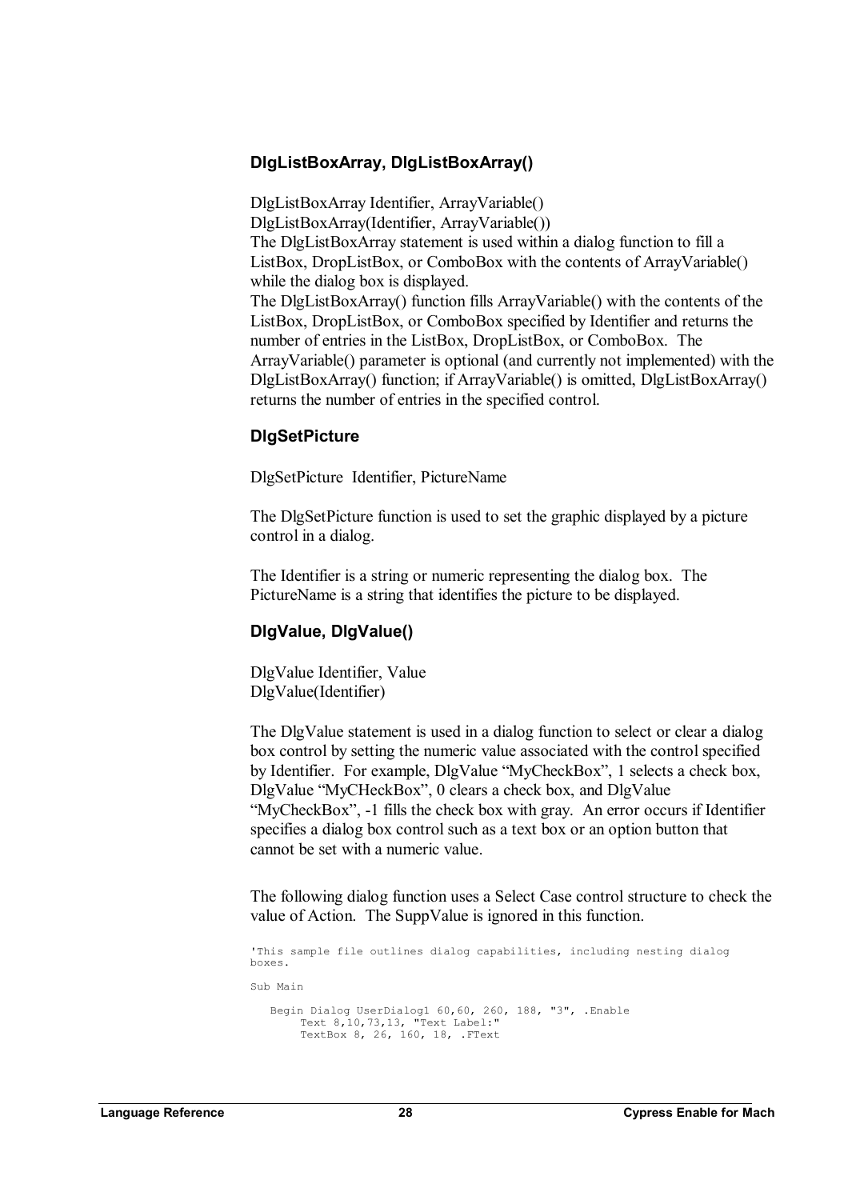### DlgListBoxArray, DlgListBoxArray()

DlgListBoxArray Identifier, ArrayVariable()
DlgListBoxArray(Identifier, ArrayVariable())
The DlgListBoxArray statement is used within a dialog function to fill a ListBox, DropListBox, or ComboBox with the contents of ArrayVariable() while the dialog box is displayed.
The DlgListBoxArray() function fills ArrayVariable() with the contents of the ListBox, DropListBox, or ComboBox specified by Identifier and returns the number of entries in the ListBox, DropListBox, or ComboBox. The ArrayVariable() parameter is optional (and currently not implemented) with the DlgListBoxArray() function; if ArrayVariable() is omitted, DlgListBoxArray() returns the number of entries in the specified control.

### DlgSetPicture

DlgSetPicture Identifier, PictureName

The DlgSetPicture function is used to set the graphic displayed by a picture control in a dialog.

The Identifier is a string or numeric representing the dialog box. The PictureName is a string that identifies the picture to be displayed.

### DlgValue, DlgValue()

DlgValue Identifier, Value
DlgValue(Identifier)

The DlgValue statement is used in a dialog function to select or clear a dialog box control by setting the numeric value associated with the control specified by Identifier. For example, DlgValue "MyCheckBox", 1 selects a check box, DlgValue "MyCHeckBox", 0 clears a check box, and DlgValue "MyCheckBox", -1 fills the check box with gray. An error occurs if Identifier specifies a dialog box control such as a text box or an option button that cannot be set with a numeric value.

The following dialog function uses a Select Case control structure to check the value of Action. The SuppValue is ignored in this function.

```
'This sample file outlines dialog capabilities, including nesting dialog
boxes.

Sub Main

   Begin Dialog UserDialog1 60,60, 260, 188, "3", .Enable
        Text 8,10,73,13, "Text Label:"
        TextBox 8, 26, 160, 18, .FText
```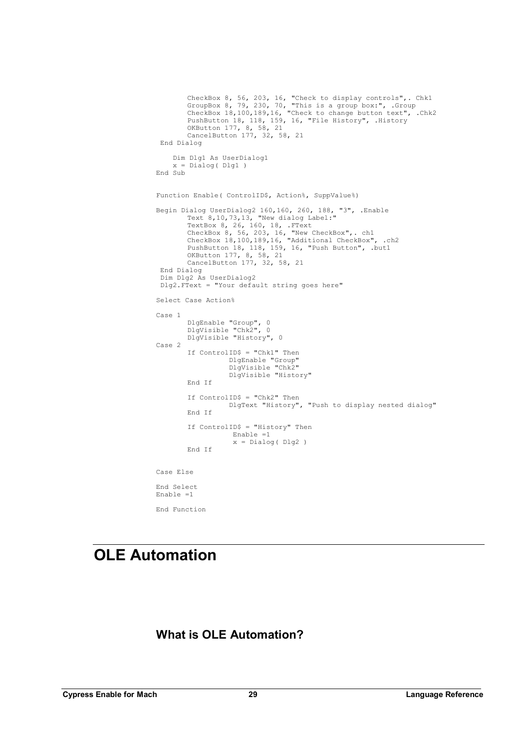```
        CheckBox 8, 56, 203, 16, "Check to display controls",. Chk1
        GroupBox 8, 79, 230, 70, "This is a group box:", .Group
        CheckBox 18,100,189,16, "Check to change button text", .Chk2
        PushButton 18, 118, 159, 16, "File History", .History
        OKButton 177, 8, 58, 21
        CancelButton 177, 32, 58, 21
 End Dialog

    Dim Dlg1 As UserDialog1
    x = Dialog( Dlg1 )
End Sub


Function Enable( ControlID$, Action%, SuppValue%)

Begin Dialog UserDialog2 160,160, 260, 188, "3", .Enable
        Text 8,10,73,13, "New dialog Label:"
        TextBox 8, 26, 160, 18, .FText
        CheckBox 8, 56, 203, 16, "New CheckBox",. ch1
        CheckBox 18,100,189,16, "Additional CheckBox", .ch2
        PushButton 18, 118, 159, 16, "Push Button", .but1
        OKButton 177, 8, 58, 21
        CancelButton 177, 32, 58, 21
 End Dialog
 Dim Dlg2 As UserDialog2
 Dlg2.FText = "Your default string goes here"

Select Case Action%

Case 1
        DlgEnable "Group", 0
        DlgVisible "Chk2", 0
        DlgVisible "History", 0
Case 2
        If ControlID$ = "Chk1" Then
                  DlgEnable "Group"
                  DlgVisible "Chk2"
                  DlgVisible "History"
        End If

        If ControlID$ = "Chk2" Then
                  DlgText "History", "Push to display nested dialog"
        End If

        If ControlID$ = "History" Then
                   Enable =1
                   x = Dialog( Dlg2 )
        End If


Case Else

End Select
Enable =1

End Function
```

# OLE Automation

## What is OLE Automation?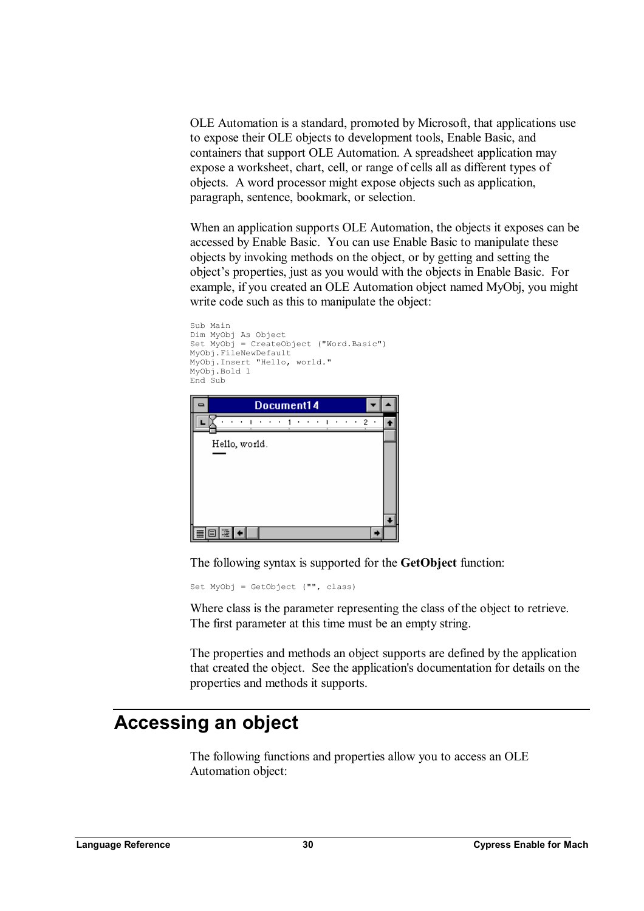OLE Automation is a standard, promoted by Microsoft, that applications use to expose their OLE objects to development tools, Enable Basic, and containers that support OLE Automation. A spreadsheet application may expose a worksheet, chart, cell, or range of cells all as different types of objects. A word processor might expose objects such as application, paragraph, sentence, bookmark, or selection.

When an application supports OLE Automation, the objects it exposes can be accessed by Enable Basic. You can use Enable Basic to manipulate these objects by invoking methods on the object, or by getting and setting the object's properties, just as you would with the objects in Enable Basic. For example, if you created an OLE Automation object named MyObj, you might write code such as this to manipulate the object:

```
Sub Main
Dim MyObj As Object
Set MyObj = CreateObject ("Word.Basic")
MyObj.FileNewDefault
MyObj.Insert "Hello, world."
MyObj.Bold 1
End Sub
```

The following syntax is supported for the **GetObject** function:

```
Set MyObj = GetObject ("", class)
```

Where class is the parameter representing the class of the object to retrieve. The first parameter at this time must be an empty string.

The properties and methods an object supports are defined by the application that created the object. See the application's documentation for details on the properties and methods it supports.

# Accessing an object

The following functions and properties allow you to access an OLE Automation object: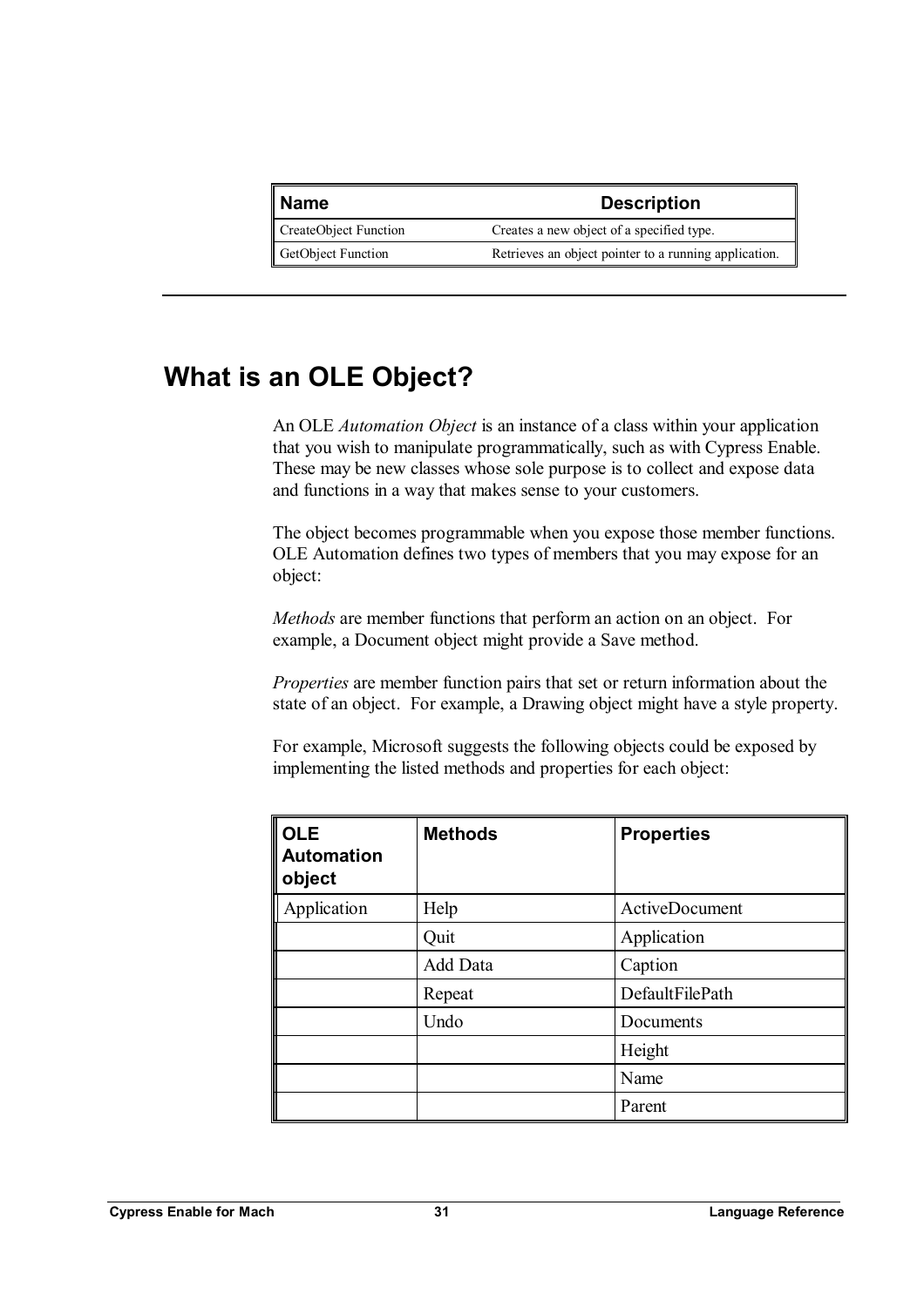| Name | Description |
| --- | --- |
| CreateObject Function | Creates a new object of a specified type. |
| GetObject Function | Retrieves an object pointer to a running application. |

---

## What is an OLE Object?

An OLE *Automation Object* is an instance of a class within your application that you wish to manipulate programmatically, such as with Cypress Enable. These may be new classes whose sole purpose is to collect and expose data and functions in a way that makes sense to your customers.

The object becomes programmable when you expose those member functions. OLE Automation defines two types of members that you may expose for an object:

*Methods* are member functions that perform an action on an object. For example, a Document object might provide a Save method.

*Properties* are member function pairs that set or return information about the state of an object. For example, a Drawing object might have a style property.

For example, Microsoft suggests the following objects could be exposed by implementing the listed methods and properties for each object:

| OLE Automation object | Methods | Properties |
| --- | --- | --- |
| Application | Help | ActiveDocument |
| | Quit | Application |
| | Add Data | Caption |
| | Repeat | DefaultFilePath |
| | Undo | Documents |
| | | Height |
| | | Name |
| | | Parent |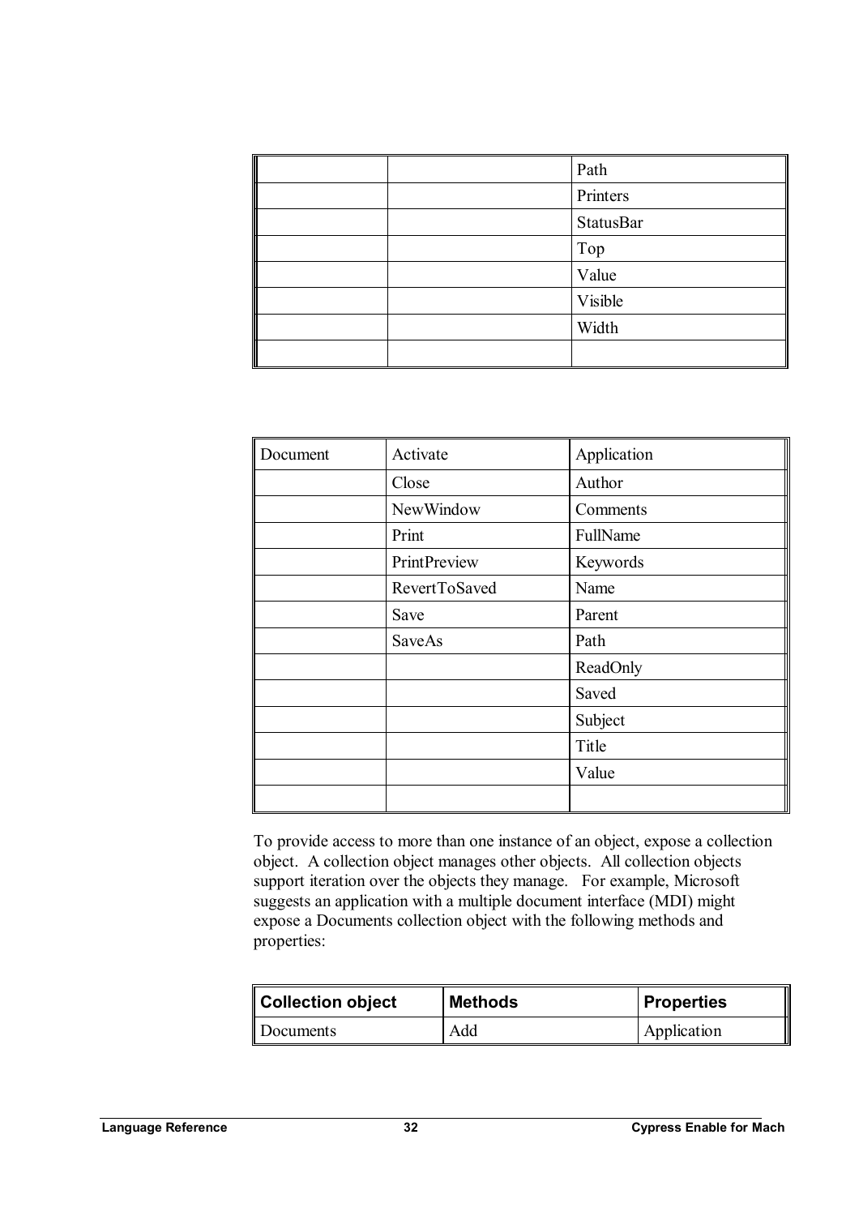| | | |
|---|---|---|
| | | Path |
| | | Printers |
| | | StatusBar |
| | | Top |
| | | Value |
| | | Visible |
| | | Width |
| | | |

| | | |
|---|---|---|
| Document | Activate | Application |
| | Close | Author |
| | NewWindow | Comments |
| | Print | FullName |
| | PrintPreview | Keywords |
| | RevertToSaved | Name |
| | Save | Parent |
| | SaveAs | Path |
| | | ReadOnly |
| | | Saved |
| | | Subject |
| | | Title |
| | | Value |
| | | |

To provide access to more than one instance of an object, expose a collection object. A collection object manages other objects. All collection objects support iteration over the objects they manage. For example, Microsoft suggests an application with a multiple document interface (MDI) might expose a Documents collection object with the following methods and properties:

| Collection object | Methods | Properties |
|---|---|---|
| Documents | Add | Application |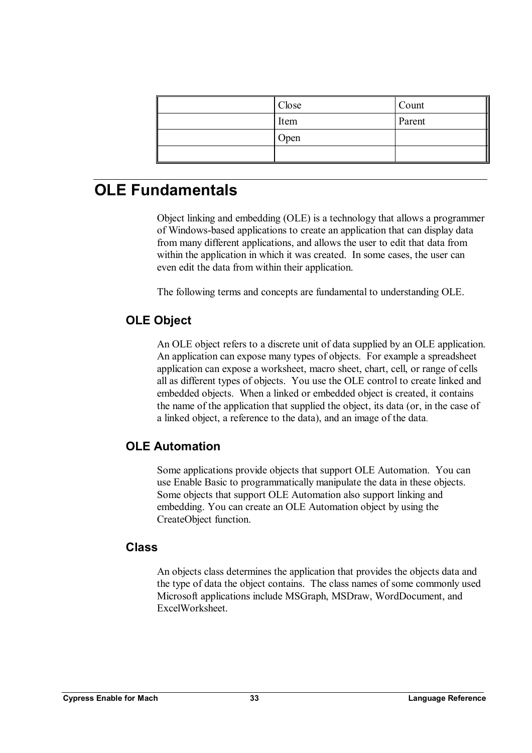| | | |
|---|---|---|
| | Close | Count |
| | Item | Parent |
| | Open | |
| | | |

# OLE Fundamentals

Object linking and embedding (OLE) is a technology that allows a programmer of Windows-based applications to create an application that can display data from many different applications, and allows the user to edit that data from within the application in which it was created. In some cases, the user can even edit the data from within their application.

The following terms and concepts are fundamental to understanding OLE.

## OLE Object

An OLE object refers to a discrete unit of data supplied by an OLE application. An application can expose many types of objects. For example a spreadsheet application can expose a worksheet, macro sheet, chart, cell, or range of cells all as different types of objects. You use the OLE control to create linked and embedded objects. When a linked or embedded object is created, it contains the name of the application that supplied the object, its data (or, in the case of a linked object, a reference to the data), and an image of the data.

## OLE Automation

Some applications provide objects that support OLE Automation. You can use Enable Basic to programmatically manipulate the data in these objects. Some objects that support OLE Automation also support linking and embedding. You can create an OLE Automation object by using the CreateObject function.

## Class

An objects class determines the application that provides the objects data and the type of data the object contains. The class names of some commonly used Microsoft applications include MSGraph, MSDraw, WordDocument, and ExcelWorksheet.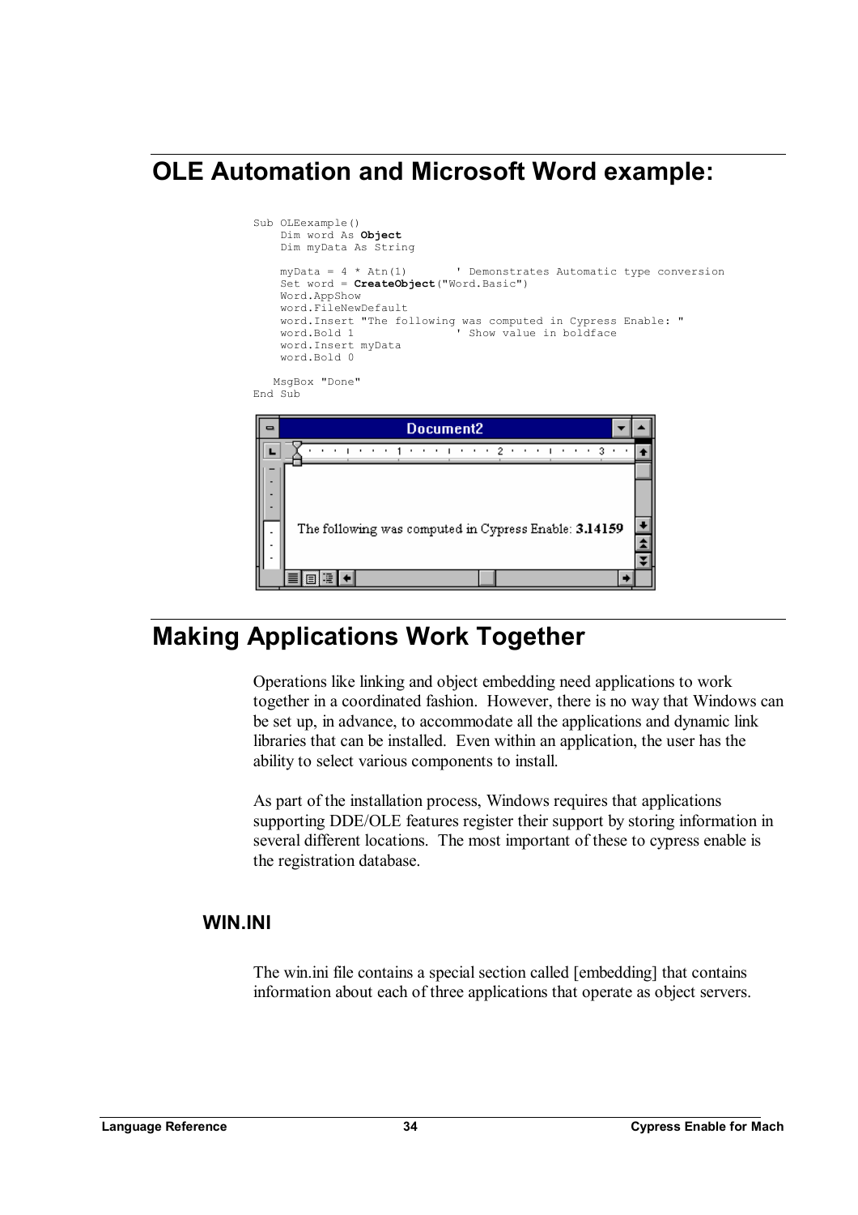## OLE Automation and Microsoft Word example:

```
Sub OLEexample()
    Dim word As Object
    Dim myData As String

    myData = 4 * Atn(1)        ' Demonstrates Automatic type conversion
    Set word = CreateObject("Word.Basic")
    Word.AppShow
    word.FileNewDefault
    word.Insert "The following was computed in Cypress Enable: "
    word.Bold 1                ' Show value in boldface
    word.Insert myData
    word.Bold 0

   MsgBox "Done"
End Sub
```

## Making Applications Work Together

Operations like linking and object embedding need applications to work together in a coordinated fashion. However, there is no way that Windows can be set up, in advance, to accommodate all the applications and dynamic link libraries that can be installed. Even within an application, the user has the ability to select various components to install.

As part of the installation process, Windows requires that applications supporting DDE/OLE features register their support by storing information in several different locations. The most important of these to cypress enable is the registration database.

### WIN.INI

The win.ini file contains a special section called [embedding] that contains information about each of three applications that operate as object servers.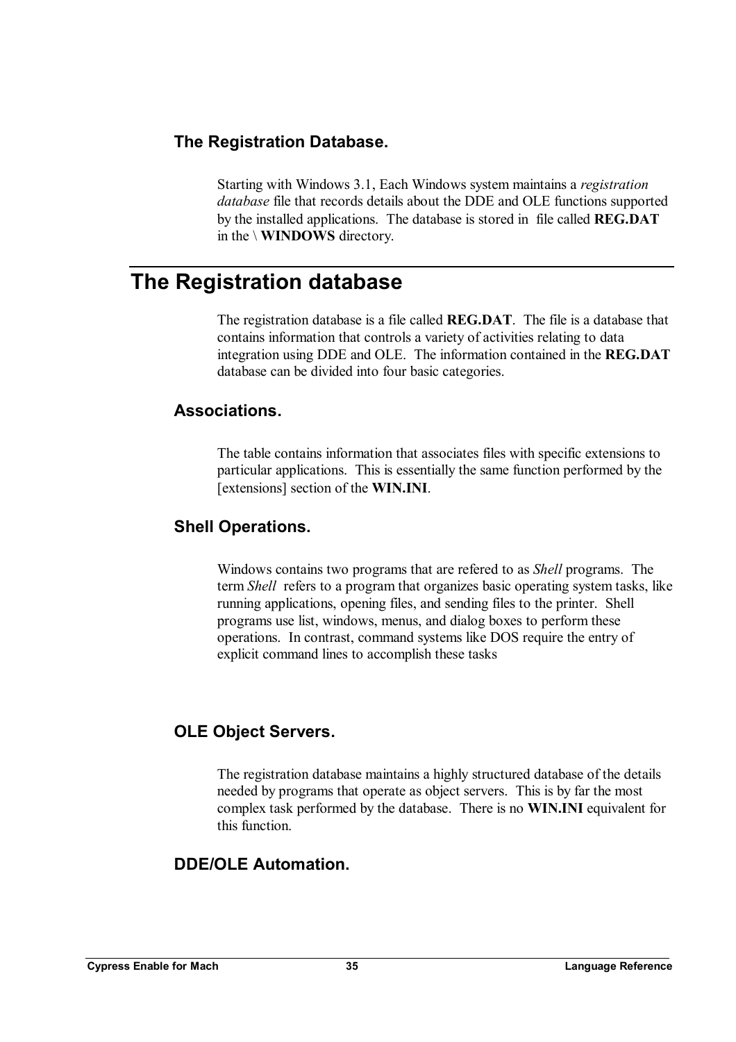### The Registration Database.

Starting with Windows 3.1, Each Windows system maintains a *registration database* file that records details about the DDE and OLE functions supported by the installed applications. The database is stored in file called **REG.DAT** in the \ **WINDOWS** directory.

## The Registration database

The registration database is a file called **REG.DAT**. The file is a database that contains information that controls a variety of activities relating to data integration using DDE and OLE. The information contained in the **REG.DAT** database can be divided into four basic categories.

### Associations.

The table contains information that associates files with specific extensions to particular applications. This is essentially the same function performed by the [extensions] section of the **WIN.INI**.

### Shell Operations.

Windows contains two programs that are refered to as *Shell* programs. The term *Shell* refers to a program that organizes basic operating system tasks, like running applications, opening files, and sending files to the printer. Shell programs use list, windows, menus, and dialog boxes to perform these operations. In contrast, command systems like DOS require the entry of explicit command lines to accomplish these tasks

### OLE Object Servers.

The registration database maintains a highly structured database of the details needed by programs that operate as object servers. This is by far the most complex task performed by the database. There is no **WIN.INI** equivalent for this function.

### DDE/OLE Automation.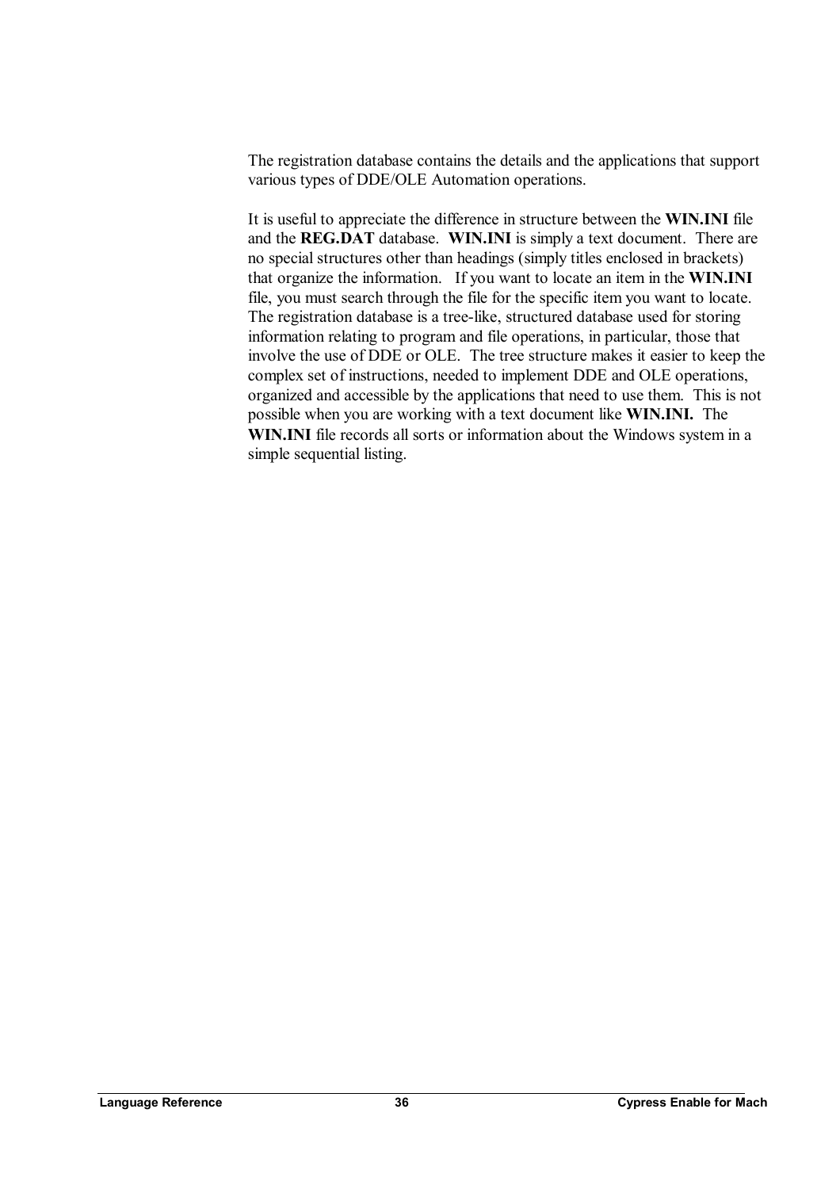The registration database contains the details and the applications that support various types of DDE/OLE Automation operations.

It is useful to appreciate the difference in structure between the **WIN.INI** file and the **REG.DAT** database. **WIN.INI** is simply a text document. There are no special structures other than headings (simply titles enclosed in brackets) that organize the information. If you want to locate an item in the **WIN.INI** file, you must search through the file for the specific item you want to locate. The registration database is a tree-like, structured database used for storing information relating to program and file operations, in particular, those that involve the use of DDE or OLE. The tree structure makes it easier to keep the complex set of instructions, needed to implement DDE and OLE operations, organized and accessible by the applications that need to use them. This is not possible when you are working with a text document like **WIN.INI.** The **WIN.INI** file records all sorts or information about the Windows system in a simple sequential listing.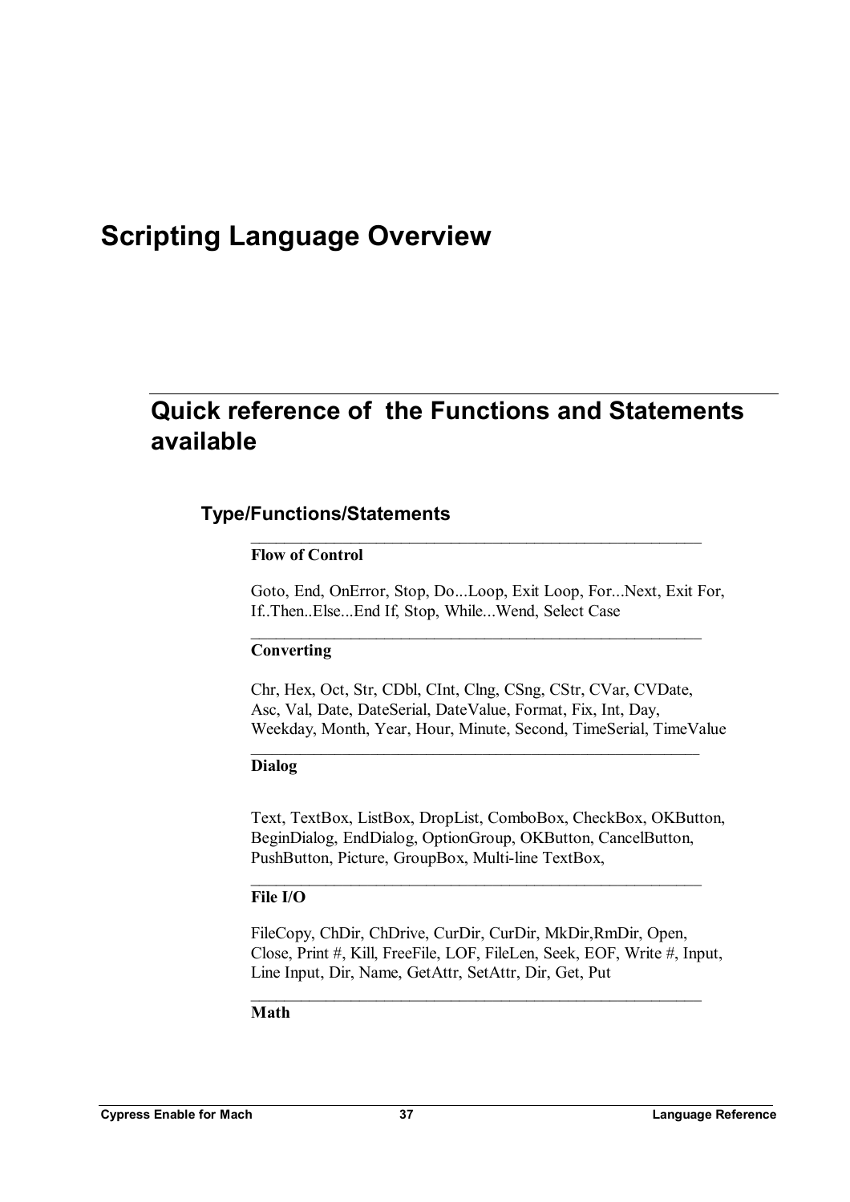# Scripting Language Overview

## Quick reference of the Functions and Statements available

### Type/Functions/Statements

---

**Flow of Control**

Goto, End, OnError, Stop, Do...Loop, Exit Loop, For...Next, Exit For, If..Then..Else...End If, Stop, While...Wend, Select Case

---

**Converting**

Chr, Hex, Oct, Str, CDbl, CInt, Clng, CSng, CStr, CVar, CVDate, Asc, Val, Date, DateSerial, DateValue, Format, Fix, Int, Day, Weekday, Month, Year, Hour, Minute, Second, TimeSerial, TimeValue

---

**Dialog**

Text, TextBox, ListBox, DropList, ComboBox, CheckBox, OKButton, BeginDialog, EndDialog, OptionGroup, OKButton, CancelButton, PushButton, Picture, GroupBox, Multi-line TextBox,

---

**File I/O**

FileCopy, ChDir, ChDrive, CurDir, CurDir, MkDir,RmDir, Open, Close, Print #, Kill, FreeFile, LOF, FileLen, Seek, EOF, Write #, Input, Line Input, Dir, Name, GetAttr, SetAttr, Dir, Get, Put

---

**Math**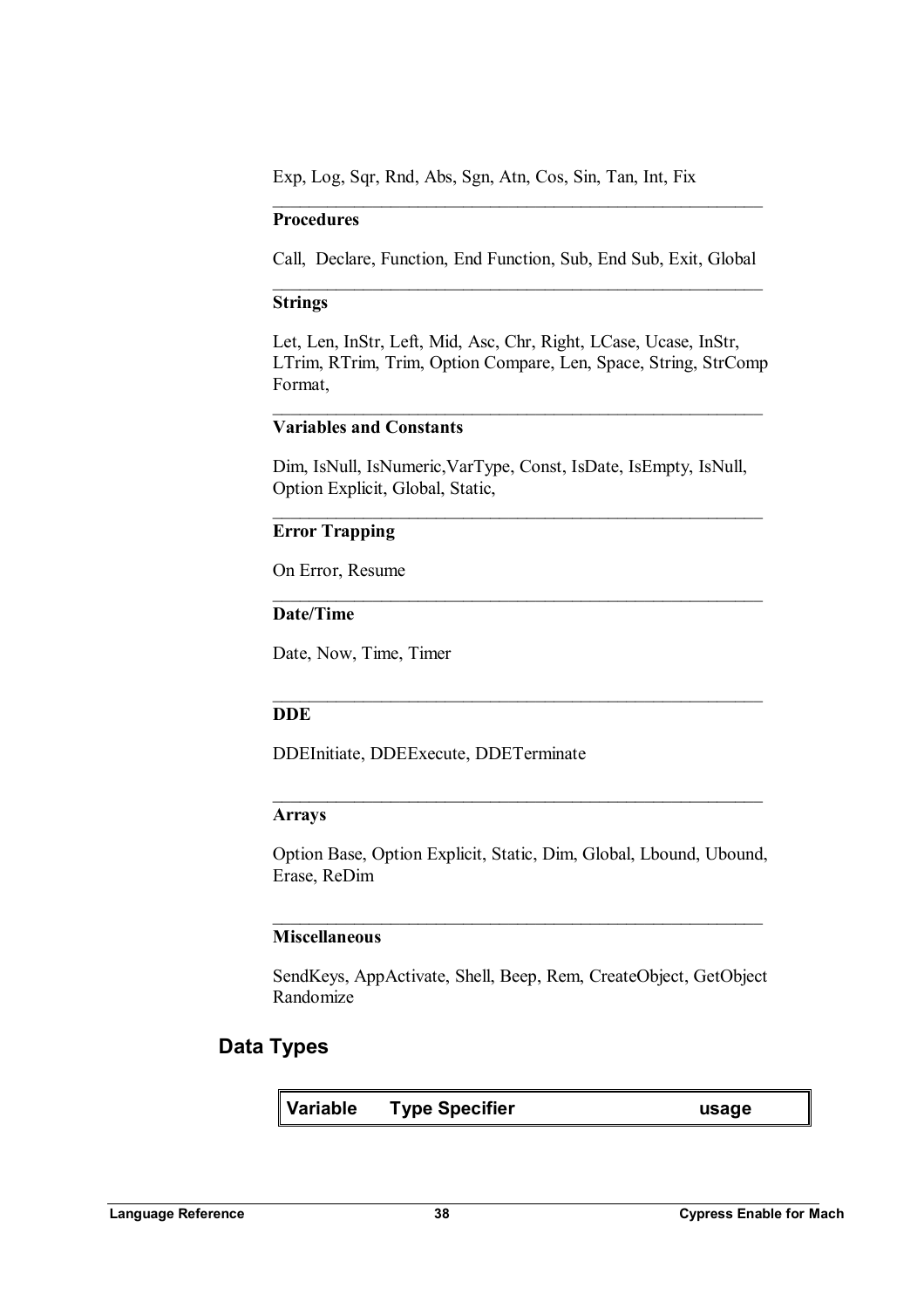Exp, Log, Sqr, Rnd, Abs, Sgn, Atn, Cos, Sin, Tan, Int, Fix

---

**Procedures**

Call, Declare, Function, End Function, Sub, End Sub, Exit, Global

---

**Strings**

Let, Len, InStr, Left, Mid, Asc, Chr, Right, LCase, Ucase, InStr, LTrim, RTrim, Trim, Option Compare, Len, Space, String, StrComp Format,

---

**Variables and Constants**

Dim, IsNull, IsNumeric,VarType, Const, IsDate, IsEmpty, IsNull, Option Explicit, Global, Static,

---

**Error Trapping**

On Error, Resume

---

**Date/Time**

Date, Now, Time, Timer

---

**DDE**

DDEInitiate, DDEExecute, DDETerminate

---

**Arrays**

Option Base, Option Explicit, Static, Dim, Global, Lbound, Ubound, Erase, ReDim

---

**Miscellaneous**

SendKeys, AppActivate, Shell, Beep, Rem, CreateObject, GetObject Randomize

## Data Types

| Variable | Type Specifier | usage |
|---|---|---|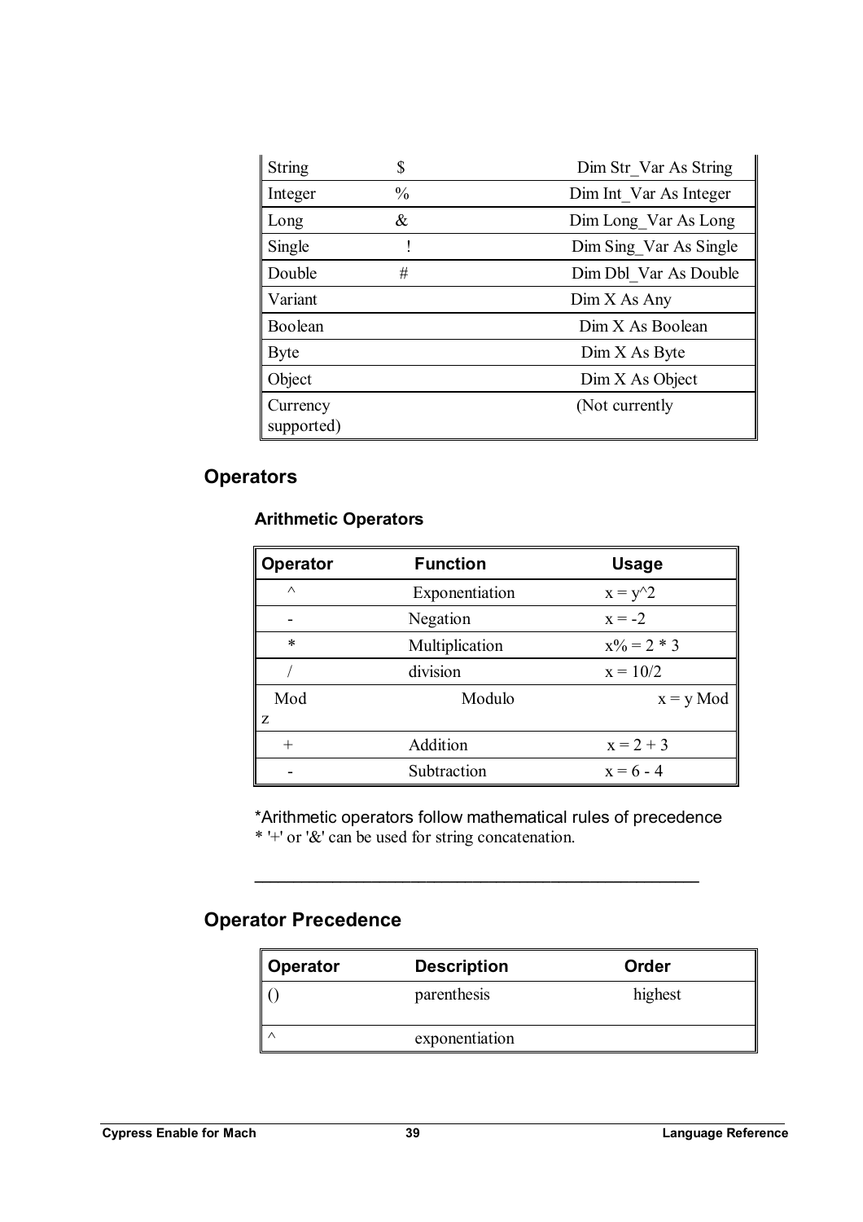| | | |
|---|---|---|
| String | $ | Dim Str_Var As String |
| Integer | % | Dim Int_Var As Integer |
| Long | & | Dim Long_Var As Long |
| Single | ! | Dim Sing_Var As Single |
| Double | # | Dim Dbl_Var As Double |
| Variant | | Dim X As Any |
| Boolean | | Dim X As Boolean |
| Byte | | Dim X As Byte |
| Object | | Dim X As Object |
| Currency supported) | | (Not currently |

## Operators

### Arithmetic Operators

| Operator | Function | Usage |
|---|---|---|
| ^ | Exponentiation | x = y^2 |
| - | Negation | x = -2 |
| * | Multiplication | x% = 2 * 3 |
| / | division | x = 10/2 |
| Mod z | Modulo | x = y Mod |
| + | Addition | x = 2 + 3 |
| - | Subtraction | x = 6 - 4 |

*Arithmetic operators follow mathematical rules of precedence
* '+' or '&' can be used for string concatenation.

## Operator Precedence

| Operator | Description | Order |
|---|---|---|
| () | parenthesis | highest |
| ^ | exponentiation | |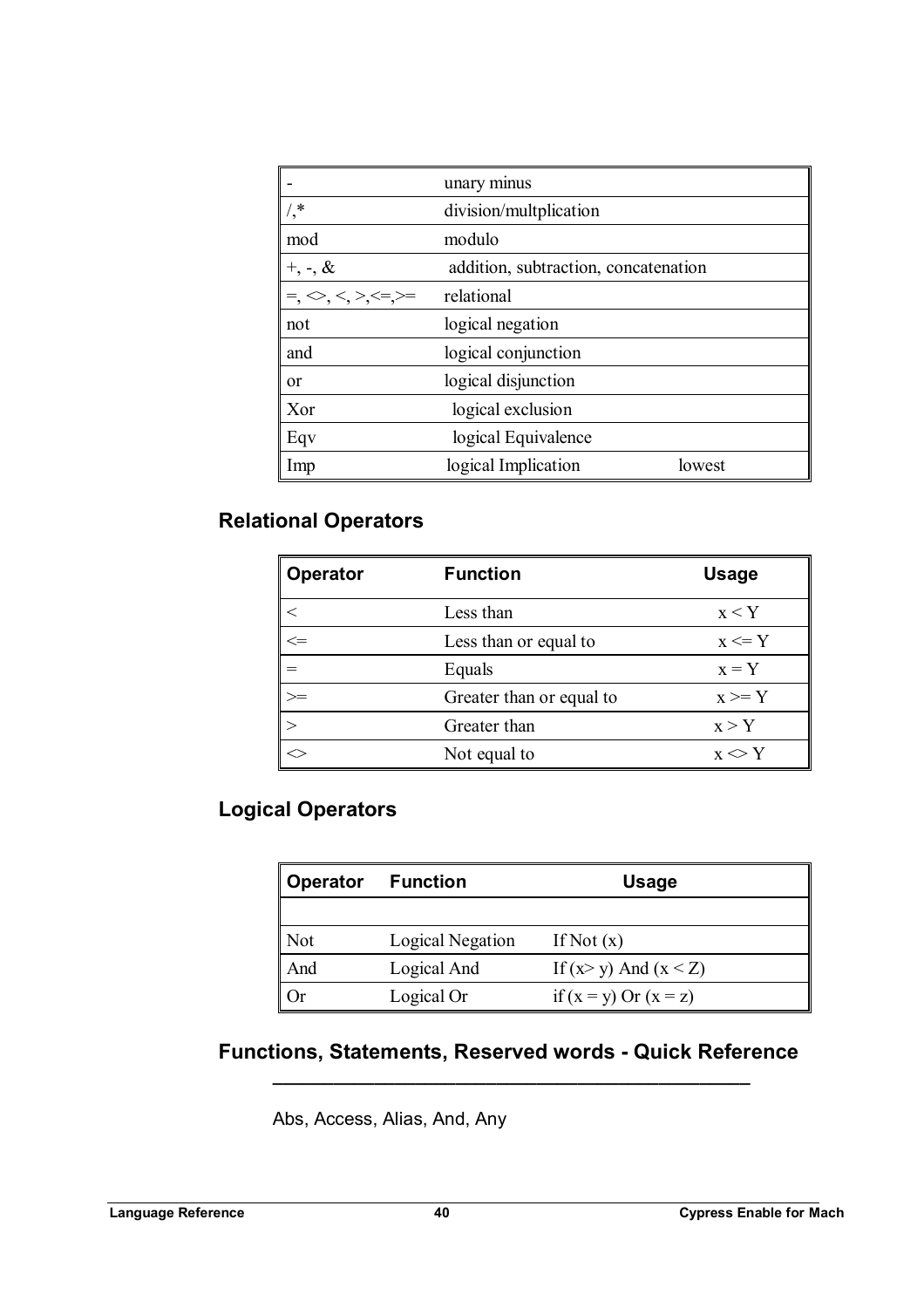| | | |
|---|---|---|
| - | unary minus | |
| /,* | division/multplication | |
| mod | modulo | |
| +, -, & | addition, subtraction, concatenation | |
| =, <>, <, >,<=,>= | relational | |
| not | logical negation | |
| and | logical conjunction | |
| or | logical disjunction | |
| Xor | logical exclusion | |
| Eqv | logical Equivalence | |
| Imp | logical Implication | lowest |

## Relational Operators

| Operator | Function | Usage |
|---|---|---|
| < | Less than | x < Y |
| <= | Less than or equal to | x <= Y |
| = | Equals | x = Y |
| >= | Greater than or equal to | x >= Y |
| > | Greater than | x > Y |
| <> | Not equal to | x <> Y |

## Logical Operators

| Operator | Function | Usage |
|---|---|---|
| | | |
| Not | Logical Negation | If Not (x) |
| And | Logical And | If (x> y) And (x < Z) |
| Or | Logical Or | if (x = y) Or (x = z) |

## Functions, Statements, Reserved words - Quick Reference

Abs, Access, Alias, And, Any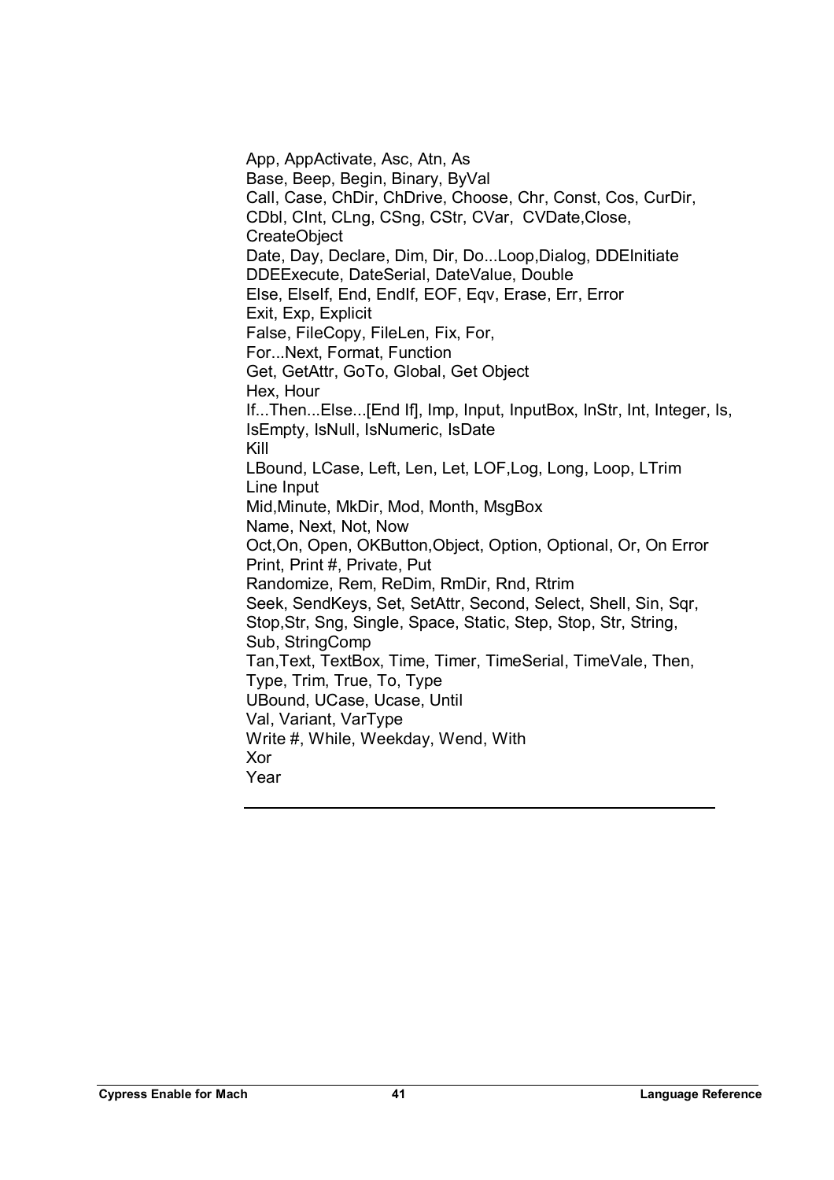App, AppActivate, Asc, Atn, As
Base, Beep, Begin, Binary, ByVal
Call, Case, ChDir, ChDrive, Choose, Chr, Const, Cos, CurDir, CDbl, CInt, CLng, CSng, CStr, CVar, CVDate,Close, CreateObject
Date, Day, Declare, Dim, Dir, Do...Loop,Dialog, DDEInitiate DDEExecute, DateSerial, DateValue, Double
Else, ElseIf, End, EndIf, EOF, Eqv, Erase, Err, Error
Exit, Exp, Explicit
False, FileCopy, FileLen, Fix, For,
For...Next, Format, Function
Get, GetAttr, GoTo, Global, Get Object
Hex, Hour
If...Then...Else...[End If], Imp, Input, InputBox, InStr, Int, Integer, Is, IsEmpty, IsNull, IsNumeric, IsDate
Kill
LBound, LCase, Left, Len, Let, LOF,Log, Long, Loop, LTrim
Line Input
Mid,Minute, MkDir, Mod, Month, MsgBox
Name, Next, Not, Now
Oct,On, Open, OKButton,Object, Option, Optional, Or, On Error
Print, Print #, Private, Put
Randomize, Rem, ReDim, RmDir, Rnd, Rtrim
Seek, SendKeys, Set, SetAttr, Second, Select, Shell, Sin, Sqr, Stop,Str, Sng, Single, Space, Static, Step, Stop, Str, String, Sub, StringComp
Tan,Text, TextBox, Time, Timer, TimeSerial, TimeVale, Then, Type, Trim, True, To, Type
UBound, UCase, Ucase, Until
Val, Variant, VarType
Write #, While, Weekday, Wend, With
Xor
Year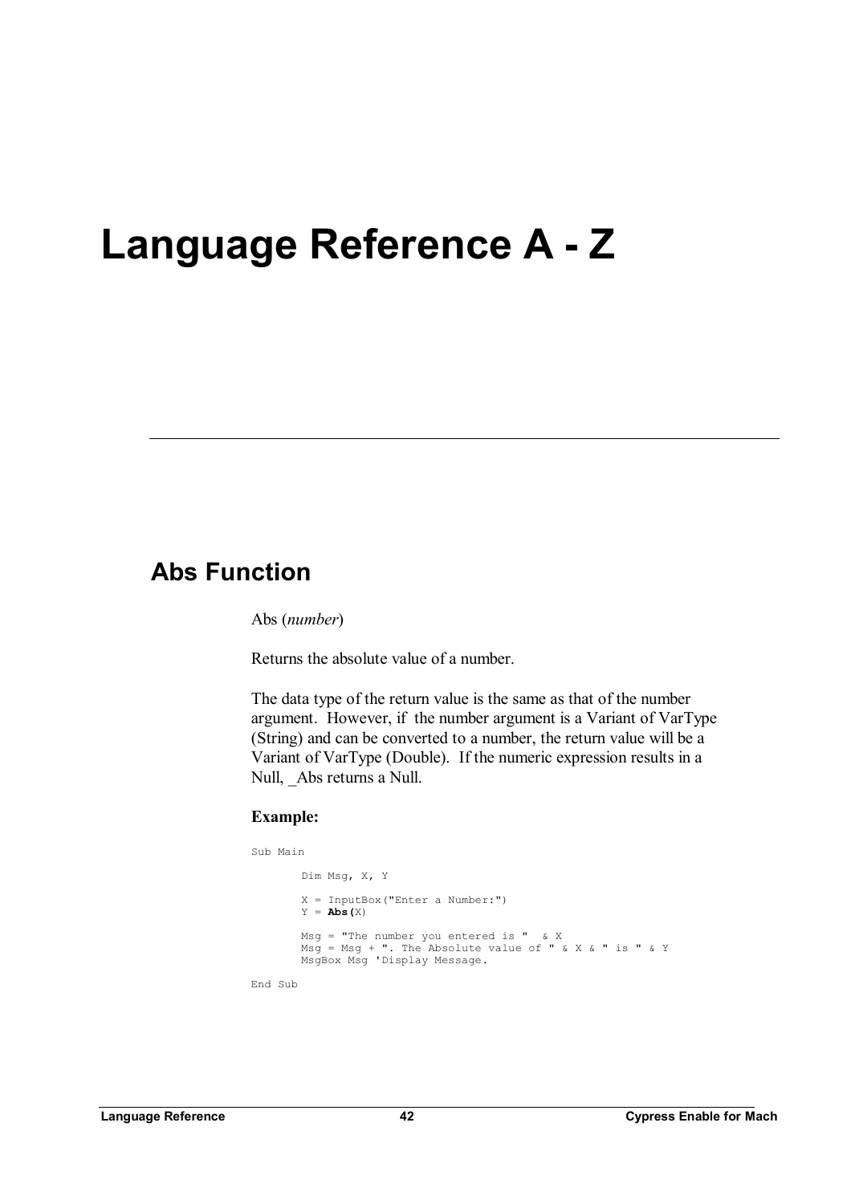# Language Reference A - Z

## Abs Function

Abs (*number*)

Returns the absolute value of a number.

The data type of the return value is the same as that of the number argument. However, if the number argument is a Variant of VarType (String) and can be converted to a number, the return value will be a Variant of VarType (Double). If the numeric expression results in a Null, _Abs returns a Null.

**Example:**

```
Sub Main

       Dim Msg, X, Y

       X = InputBox("Enter a Number:")
       Y = Abs(X)

       Msg = "The number you entered is "  & X
       Msg = Msg + ". The Absolute value of " & X & " is " & Y
       MsgBox Msg 'Display Message.

End Sub
```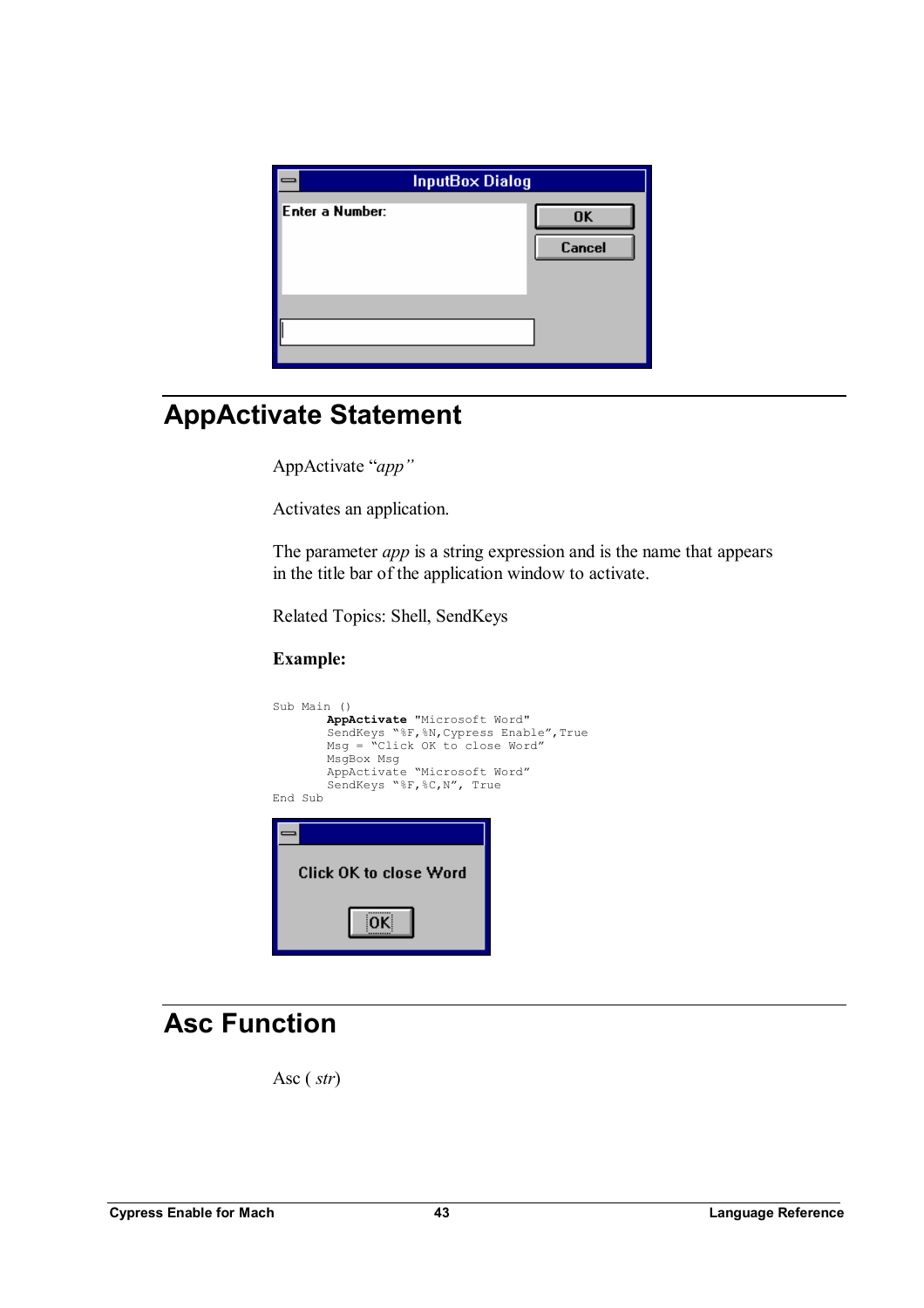## AppActivate Statement

AppActivate "*app"*

Activates an application.

The parameter *app* is a string expression and is the name that appears in the title bar of the application window to activate.

Related Topics: Shell, SendKeys

**Example:**

```
Sub Main ()
        AppActivate "Microsoft Word"
        SendKeys "%F,%N,Cypress Enable",True
        Msg = "Click OK to close Word"
        MsgBox Msg
        AppActivate "Microsoft Word"
        SendKeys "%F,%C,N", True
End Sub
```

## Asc Function

Asc ( *str*)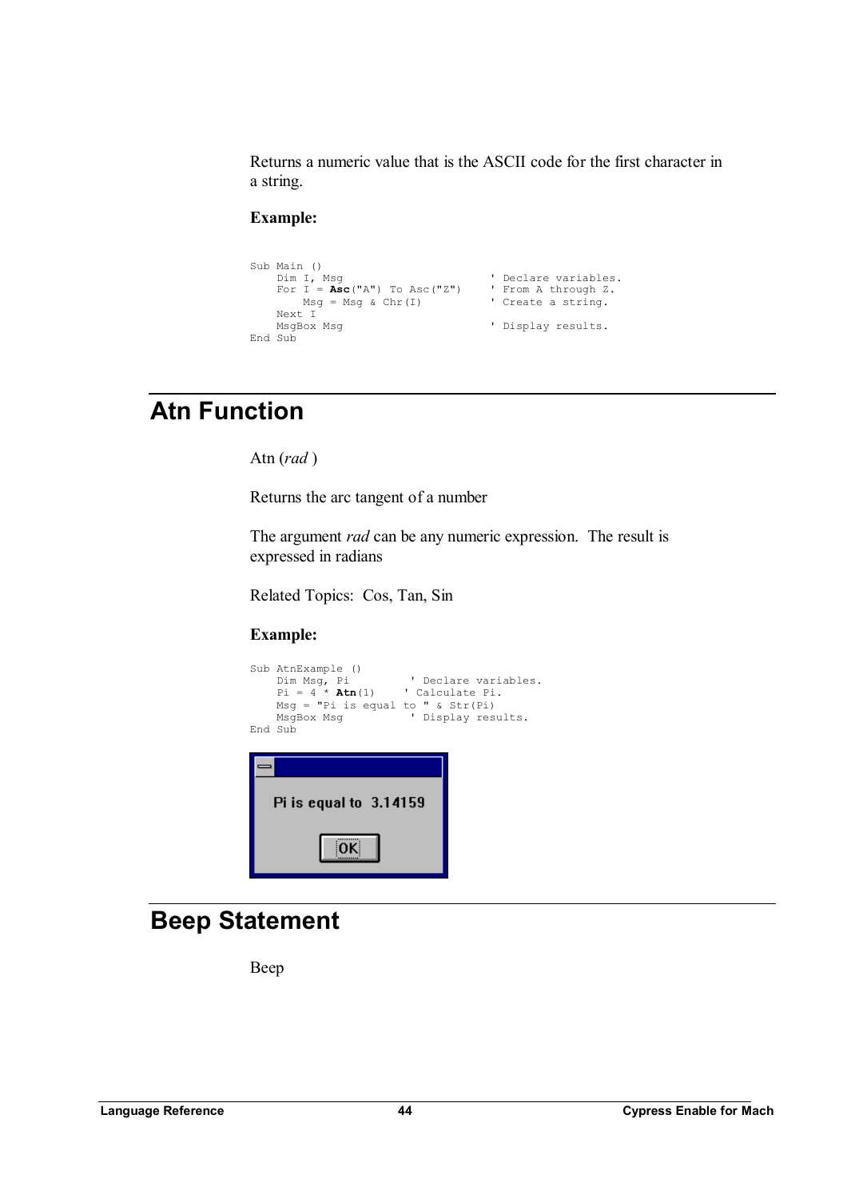Returns a numeric value that is the ASCII code for the first character in a string.

**Example:**

```
Sub Main ()
    Dim I, Msg                          ' Declare variables.
    For I = Asc("A") To Asc("Z")        ' From A through Z.
        Msg = Msg & Chr(I)              ' Create a string.
    Next I
    MsgBox Msg                          ' Display results.
End Sub
```

# Atn Function

Atn (*rad* )

Returns the arc tangent of a number

The argument *rad* can be any numeric expression. The result is expressed in radians

Related Topics: Cos, Tan, Sin

**Example:**

```
Sub AtnExample ()
    Dim Msg, Pi          ' Declare variables.
    Pi = 4 * Atn(1)     ' Calculate Pi.
    Msg = "Pi is equal to " & Str(Pi)
    MsgBox Msg           ' Display results.
End Sub
```

Pi is equal to 3.14159

OK

# Beep Statement

Beep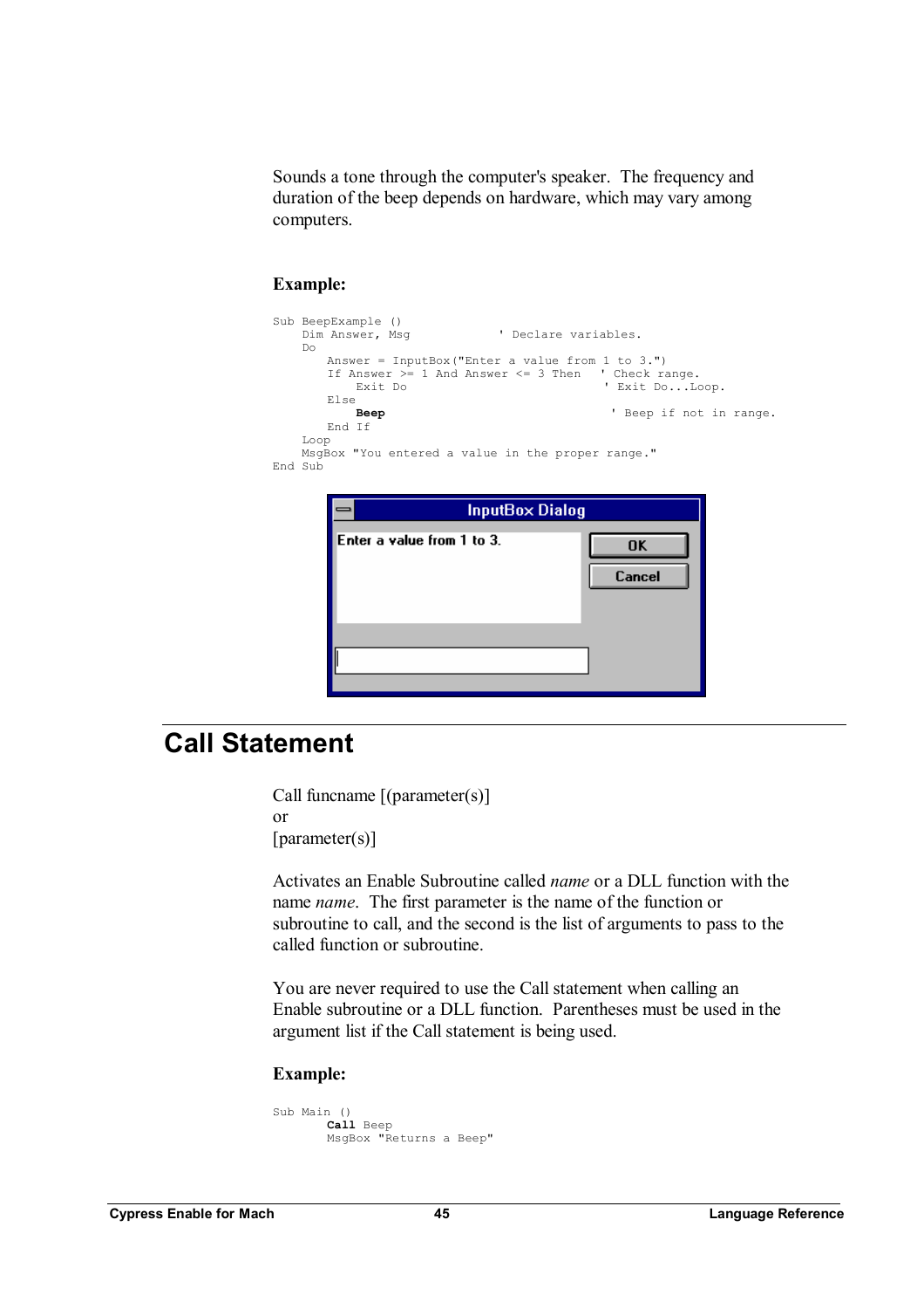Sounds a tone through the computer's speaker. The frequency and duration of the beep depends on hardware, which may vary among computers.

**Example:**

```
Sub BeepExample ()
    Dim Answer, Msg             ' Declare variables.
    Do
        Answer = InputBox("Enter a value from 1 to 3.")
        If Answer >= 1 And Answer <= 3 Then   ' Check range.
            Exit Do                            ' Exit Do...Loop.
        Else
            Beep                                ' Beep if not in range.
        End If
    Loop
    MsgBox "You entered a value in the proper range."
End Sub
```

# Call Statement

Call funcname [(parameter(s)]
or
[parameter(s)]

Activates an Enable Subroutine called *name* or a DLL function with the name *name*. The first parameter is the name of the function or subroutine to call, and the second is the list of arguments to pass to the called function or subroutine.

You are never required to use the Call statement when calling an Enable subroutine or a DLL function. Parentheses must be used in the argument list if the Call statement is being used.

**Example:**

```
Sub Main ()
        Call Beep
        MsgBox "Returns a Beep"
```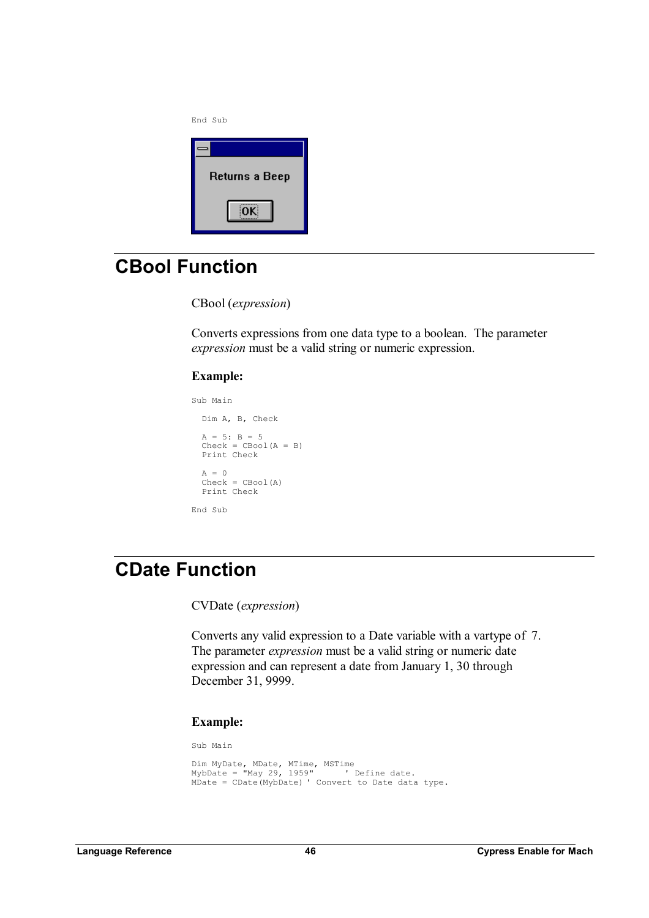```
End Sub
```

Returns a Beep

OK

## CBool Function

CBool (*expression*)

Converts expressions from one data type to a boolean. The parameter *expression* must be a valid string or numeric expression.

**Example:**

```
Sub Main

  Dim A, B, Check

  A = 5: B = 5
  Check = CBool(A = B)
  Print Check

  A = 0
  Check = CBool(A)
  Print Check

End Sub
```

## CDate Function

CVDate (*expression*)

Converts any valid expression to a Date variable with a vartype of 7. The parameter *expression* must be a valid string or numeric date expression and can represent a date from January 1, 30 through December 31, 9999.

**Example:**

```
Sub Main

Dim MyDate, MDate, MTime, MSTime
MybDate = "May 29, 1959"      ' Define date.
MDate = CDate(MybDate) ' Convert to Date data type.
```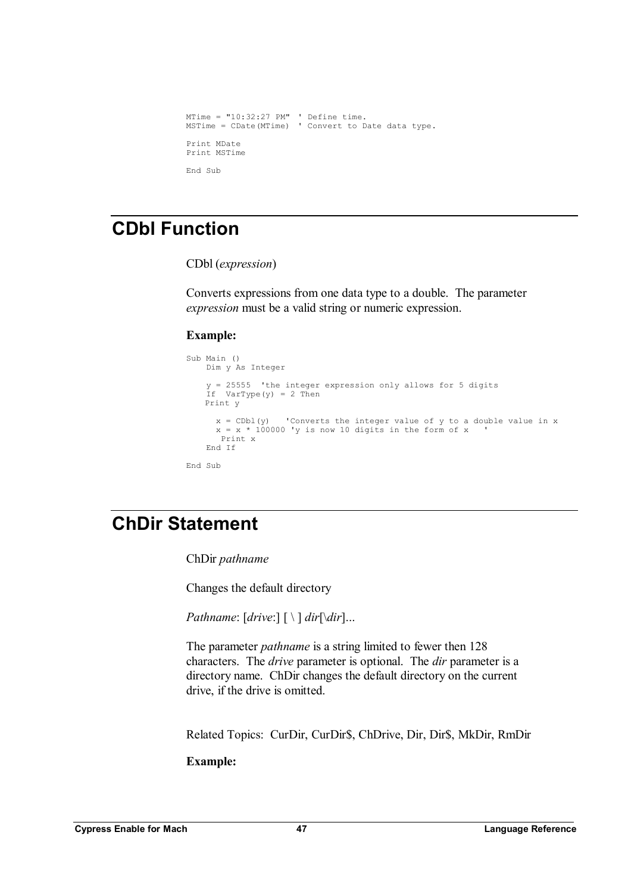```
MTime = "10:32:27 PM"  ' Define time.
MSTime = CDate(MTime)  ' Convert to Date data type.

Print MDate
Print MSTime

End Sub
```

# CDbl Function

CDbl (*expression*)

Converts expressions from one data type to a double. The parameter *expression* must be a valid string or numeric expression.

**Example:**

```
Sub Main ()
    Dim y As Integer

    y = 25555  'the integer expression only allows for 5 digits
    If  VarType(y) = 2 Then
    Print y

      x = CDbl(y)   'Converts the integer value of y to a double value in x
      x = x * 100000 'y is now 10 digits in the form of x   '
       Print x
    End If

End Sub
```

# ChDir Statement

ChDir *pathname*

Changes the default directory

*Pathname*: [*drive*:] [ \ ] *dir*[\*dir*]...

The parameter *pathname* is a string limited to fewer then 128 characters. The *drive* parameter is optional. The *dir* parameter is a directory name. ChDir changes the default directory on the current drive, if the drive is omitted.

Related Topics: CurDir, CurDir$, ChDrive, Dir, Dir$, MkDir, RmDir

**Example:**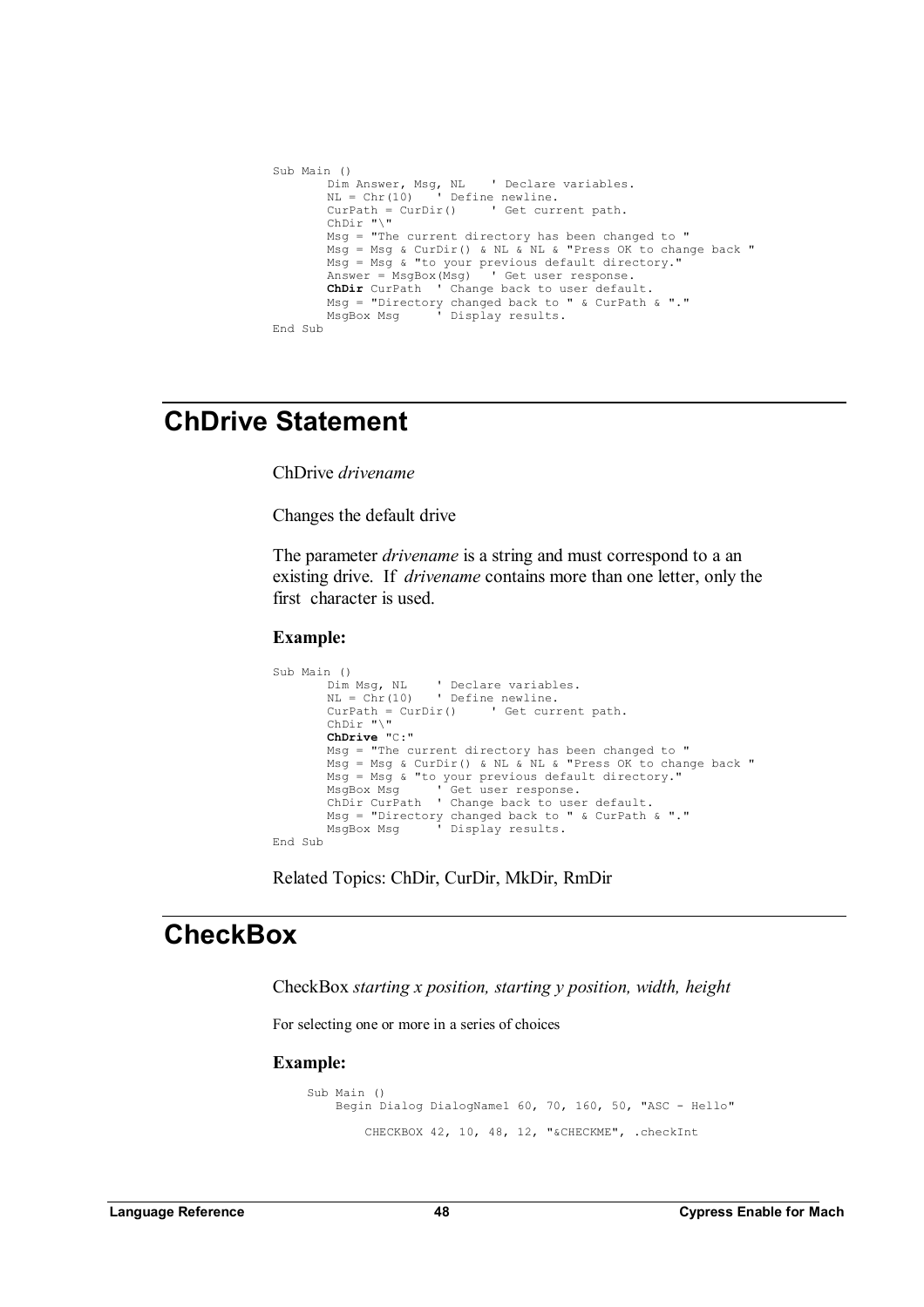```
Sub Main ()
       Dim Answer, Msg, NL    ' Declare variables.
       NL = Chr(10)   ' Define newline.
       CurPath = CurDir()     ' Get current path.
       ChDir "\"
       Msg = "The current directory has been changed to "
       Msg = Msg & CurDir() & NL & NL & "Press OK to change back "
       Msg = Msg & "to your previous default directory."
       Answer = MsgBox(Msg)   ' Get user response.
       ChDir CurPath  ' Change back to user default.
       Msg = "Directory changed back to " & CurPath & "."
       MsgBox Msg      ' Display results.
End Sub
```

## ChDrive Statement

ChDrive *drivename*

Changes the default drive

The parameter *drivename* is a string and must correspond to a an existing drive. If *drivename* contains more than one letter, only the first character is used.

**Example:**

```
Sub Main ()
       Dim Msg, NL    ' Declare variables.
       NL = Chr(10)   ' Define newline.
       CurPath = CurDir()     ' Get current path.
       ChDir "\"
       ChDrive "C:"
       Msg = "The current directory has been changed to "
       Msg = Msg & CurDir() & NL & NL & "Press OK to change back "
       Msg = Msg & "to your previous default directory."
       MsgBox Msg      ' Get user response.
       ChDir CurPath  ' Change back to user default.
       Msg = "Directory changed back to " & CurPath & "."
       MsgBox Msg      ' Display results.
End Sub
```

Related Topics: ChDir, CurDir, MkDir, RmDir

## CheckBox

CheckBox *starting x position, starting y position, width, height*

For selecting one or more in a series of choices

**Example:**

```
Sub Main ()
    Begin Dialog DialogName1 60, 70, 160, 50, "ASC - Hello"

        CHECKBOX 42, 10, 48, 12, "&CHECKME", .checkInt
```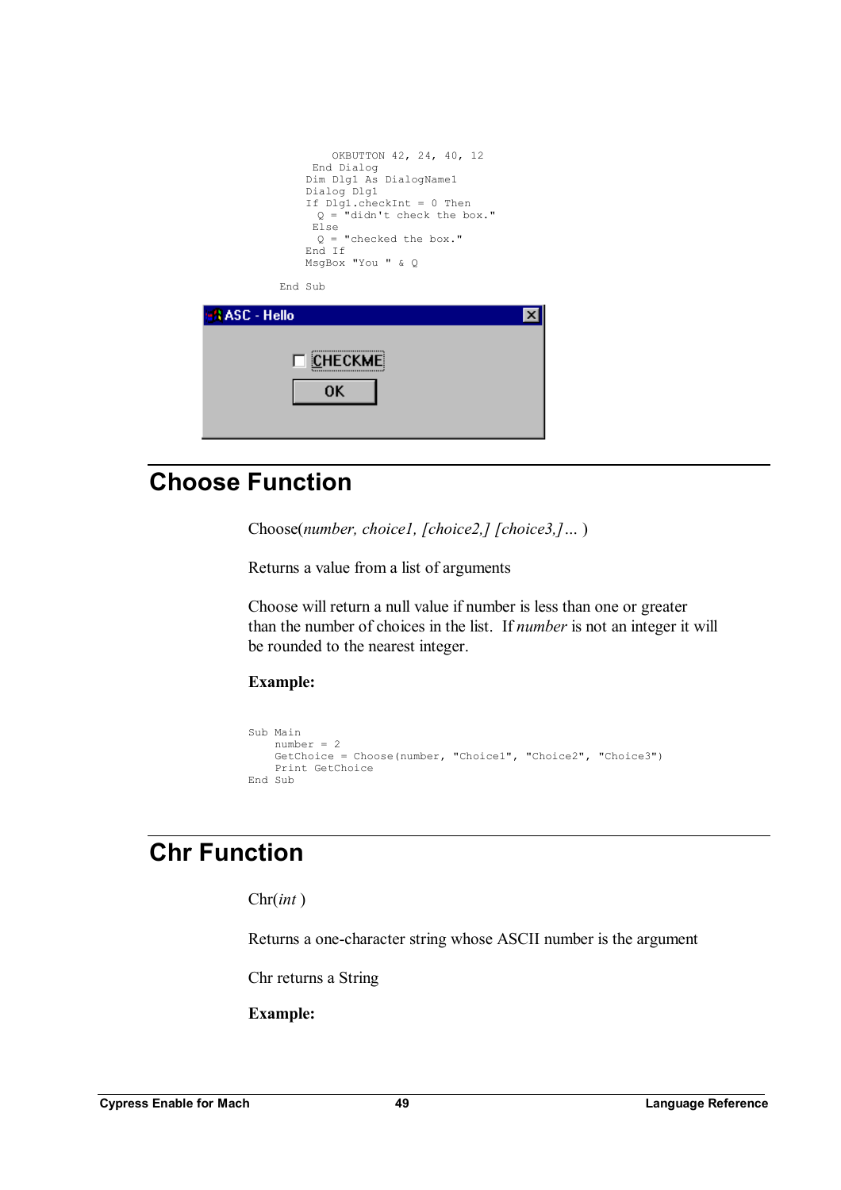```
        OKBUTTON 42, 24, 40, 12
      End Dialog
    Dim Dlg1 As DialogName1
    Dialog Dlg1
    If Dlg1.checkInt = 0 Then
      Q = "didn't check the box."
     Else
      Q = "checked the box."
    End If
    MsgBox "You " & Q

End Sub
```

## Choose Function

Choose(*number, choice1, [choice2,] [choice3,]…* )

Returns a value from a list of arguments

Choose will return a null value if number is less than one or greater than the number of choices in the list. If *number* is not an integer it will be rounded to the nearest integer.

**Example:**

```
Sub Main
    number = 2
    GetChoice = Choose(number, "Choice1", "Choice2", "Choice3")
    Print GetChoice
End Sub
```

## Chr Function

Chr(*int* )

Returns a one-character string whose ASCII number is the argument

Chr returns a String

**Example:**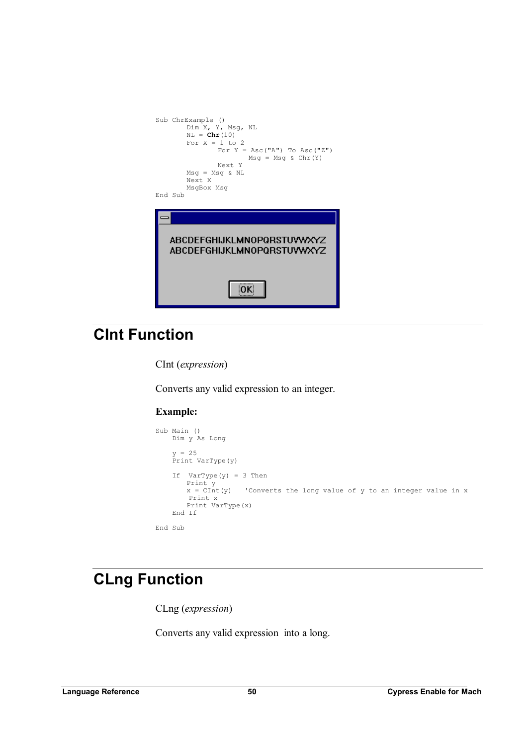```
Sub ChrExample ()
        Dim X, Y, Msg, NL
        NL = Chr(10)
        For X = 1 to 2
                For Y = Asc("A") To Asc("Z")
                        Msg = Msg & Chr(Y)
                Next Y
        Msg = Msg & NL
        Next X
        MsgBox Msg
End Sub
```

ABCDEFGHIJKLMNOPQRSTUVWXYZ
ABCDEFGHIJKLMNOPQRSTUVWXYZ

OK

## CInt Function

CInt (*expression*)

Converts any valid expression to an integer.

**Example:**

```
Sub Main ()
    Dim y As Long

    y = 25
    Print VarType(y)

    If  VarType(y) = 3 Then
       Print y
       x = CInt(y)   'Converts the long value of y to an integer value in x
        Print x
       Print VarType(x)
    End If

End Sub
```

## CLng Function

CLng (*expression*)

Converts any valid expression into a long.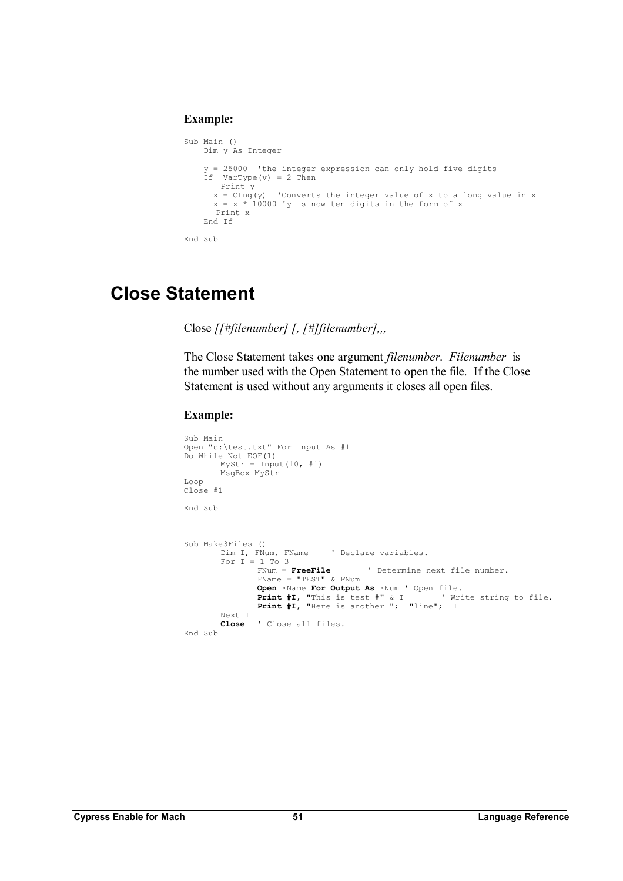**Example:**

```
Sub Main ()
    Dim y As Integer

    y = 25000  'the integer expression can only hold five digits
    If  VarType(y) = 2 Then
       Print y
      x = CLng(y)  'Converts the integer value of x to a long value in x
      x = x * 10000 'y is now ten digits in the form of x
       Print x
    End If

End Sub
```

# Close Statement

Close *[[#filenumber] [, [#]filenumber],,,*

The Close Statement takes one argument *filenumber*. *Filenumber* is the number used with the Open Statement to open the file. If the Close Statement is used without any arguments it closes all open files.

**Example:**

```
Sub Main
Open "c:\test.txt" For Input As #1
Do While Not EOF(1)
       MyStr = Input(10, #1)
       MsgBox MyStr
Loop
Close #1

End Sub



Sub Make3Files ()
       Dim I, FNum, FName     ' Declare variables.
       For I = 1 To 3
              FNum = FreeFile       ' Determine next file number.
              FName = "TEST" & FNum
              Open FName For Output As FNum ' Open file.
              Print #I, "This is test #" & I       ' Write string to file.
              Print #I, "Here is another ";  "line";  I
       Next I
       Close  ' Close all files.
End Sub
```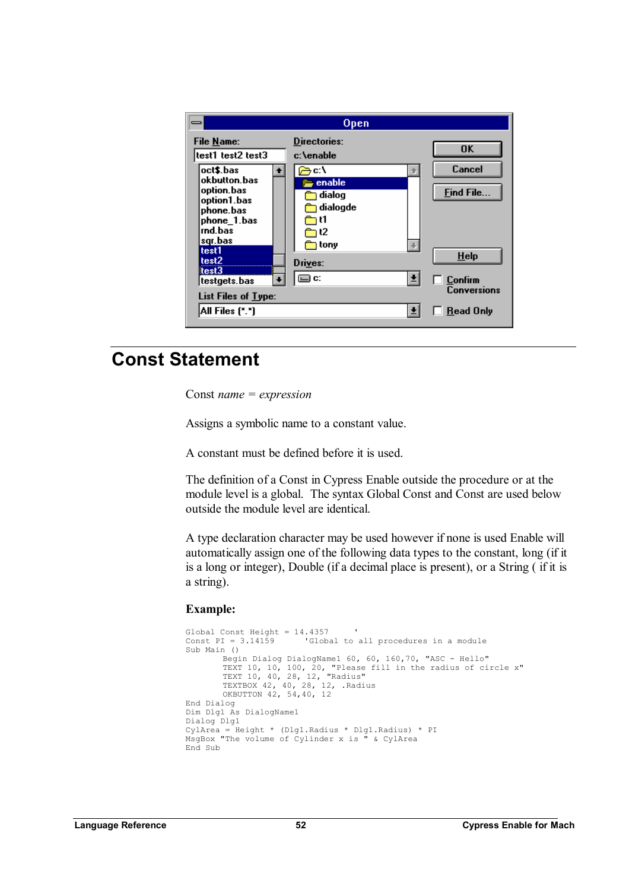## Const Statement

Const *name* = *expression*

Assigns a symbolic name to a constant value.

A constant must be defined before it is used.

The definition of a Const in Cypress Enable outside the procedure or at the module level is a global. The syntax Global Const and Const are used below outside the module level are identical.

A type declaration character may be used however if none is used Enable will automatically assign one of the following data types to the constant, long (if it is a long or integer), Double (if a decimal place is present), or a String ( if it is a string).

**Example:**

```
Global Const Height = 14.4357      '
Const PI = 3.14159        'Global to all procedures in a module
Sub Main ()
        Begin Dialog DialogName1 60, 60, 160,70, "ASC - Hello"
        TEXT 10, 10, 100, 20, "Please fill in the radius of circle x"
        TEXT 10, 40, 28, 12, "Radius"
        TEXTBOX 42, 40, 28, 12, .Radius
        OKBUTTON 42, 54,40, 12
End Dialog
Dim Dlg1 As DialogName1
Dialog Dlg1
CylArea = Height * (Dlg1.Radius * Dlg1.Radius) * PI
MsgBox "The volume of Cylinder x is " & CylArea
End Sub
```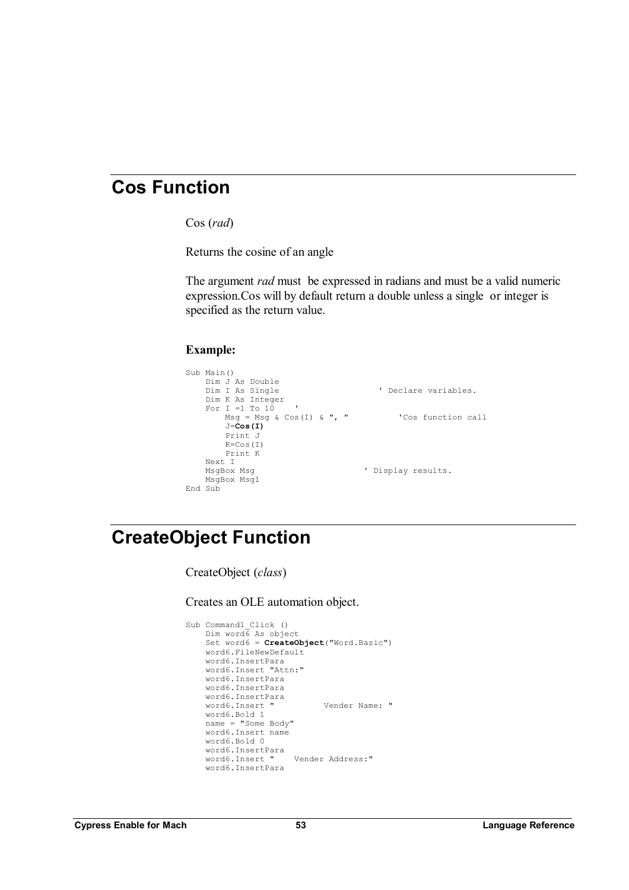## Cos Function

Cos (*rad*)

Returns the cosine of an angle

The argument *rad* must be expressed in radians and must be a valid numeric expression.Cos will by default return a double unless a single or integer is specified as the return value.

**Example:**

```
Sub Main()
    Dim J As Double
    Dim I As Single                    ' Declare variables.
    Dim K As Integer
    For I =1 To 10    '
        Msg = Msg & Cos(I) & ", "          'Cos function call
        J=Cos(I)
        Print J
        K=Cos(I)
        Print K
    Next I
    MsgBox Msg                       ' Display results.
    MsgBox Msg1
End Sub
```

## CreateObject Function

CreateObject (*class*)

Creates an OLE automation object.

```
Sub Command1_Click ()
    Dim word6 As object
    Set word6 = CreateObject("Word.Basic")
    word6.FileNewDefault
    word6.InsertPara
    word6.Insert "Attn:"
    word6.InsertPara
    word6.InsertPara
    word6.InsertPara
    word6.Insert "          Vender Name: "
    word6.Bold 1
    name = "Some Body"
    word6.Insert name
    word6.Bold 0
    word6.InsertPara
    word6.Insert "    Vender Address:"
    word6.InsertPara
```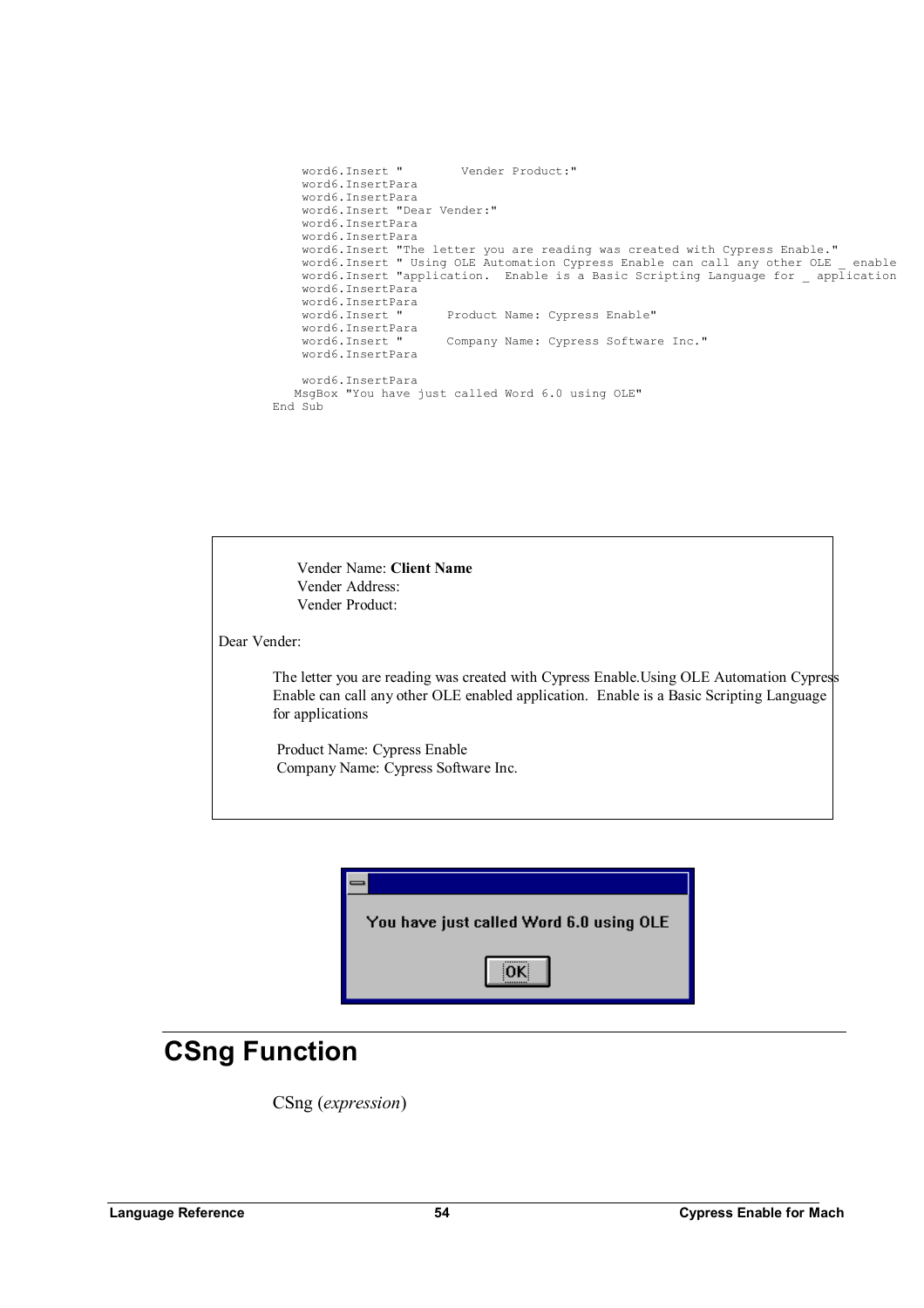```
    word6.Insert "        Vender Product:"
    word6.InsertPara
    word6.InsertPara
    word6.Insert "Dear Vender:"
    word6.InsertPara
    word6.InsertPara
    word6.Insert "The letter you are reading was created with Cypress Enable."
    word6.Insert " Using OLE Automation Cypress Enable can call any other OLE _ enable
    word6.Insert "application.  Enable is a Basic Scripting Language for _ application
    word6.InsertPara
    word6.InsertPara
    word6.Insert "      Product Name: Cypress Enable"
    word6.InsertPara
    word6.Insert "      Company Name: Cypress Software Inc."
    word6.InsertPara

    word6.InsertPara
   MsgBox "You have just called Word 6.0 using OLE"
End Sub
```

Vender Name: **Client Name**
Vender Address:
Vender Product:

Dear Vender:

The letter you are reading was created with Cypress Enable.Using OLE Automation Cypress Enable can call any other OLE enabled application. Enable is a Basic Scripting Language for applications

Product Name: Cypress Enable
Company Name: Cypress Software Inc.

You have just called Word 6.0 using OLE

OK

# CSng Function

CSng (*expression*)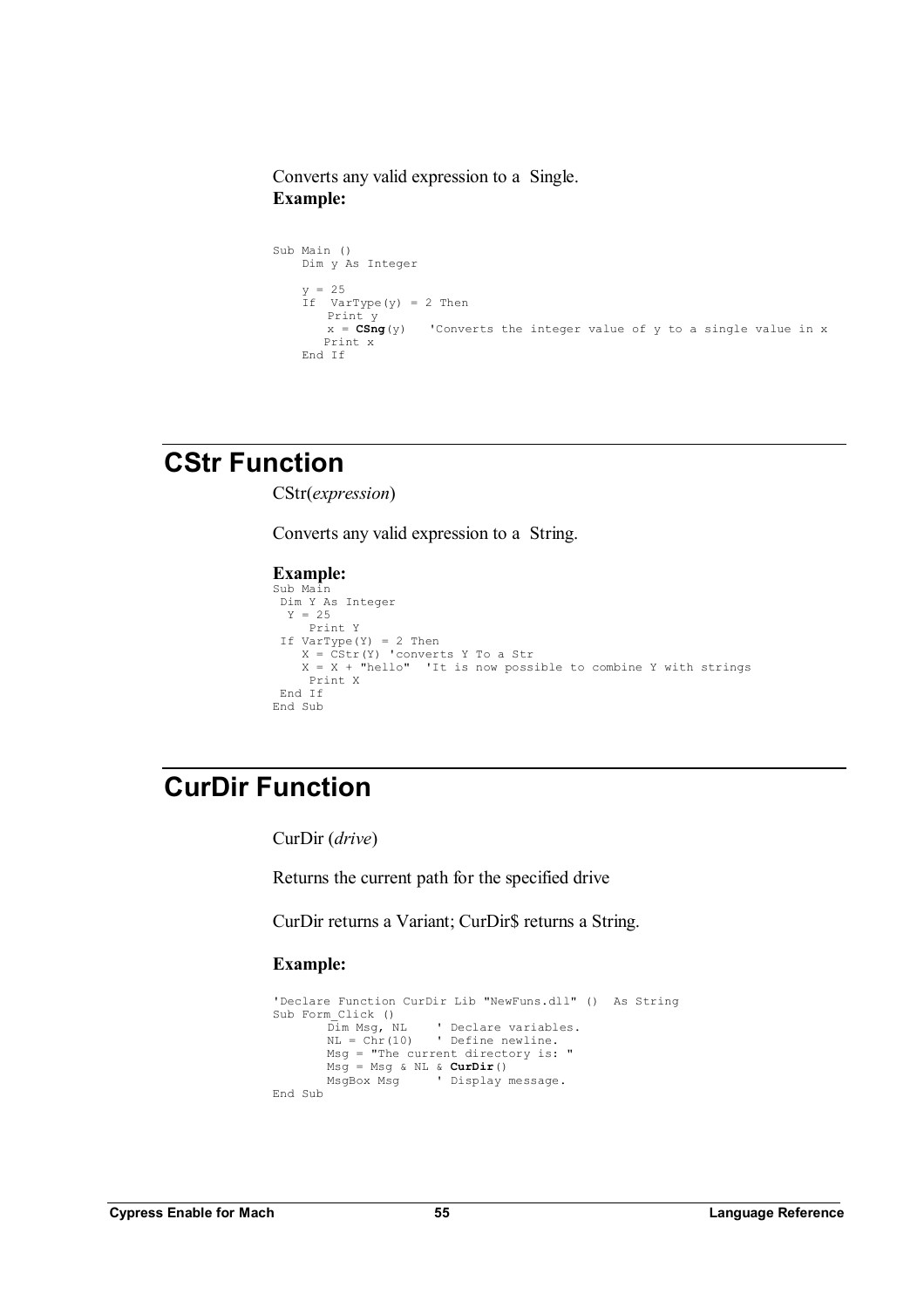Converts any valid expression to a  Single.

**Example:**

```
Sub Main ()
    Dim y As Integer

    y = 25
    If  VarType(y) = 2 Then
       Print y
       x = CSng(y)   'Converts the integer value of y to a single value in x
      Print x
    End If
```

## CStr Function

CStr(*expression*)

Converts any valid expression to a  String.

**Example:**

```
Sub Main
 Dim Y As Integer
  Y = 25
     Print Y
 If VarType(Y) = 2 Then
    X = CStr(Y) 'converts Y To a Str
    X = X + "hello"  'It is now possible to combine Y with strings
     Print X
 End If
End Sub
```

## CurDir Function

CurDir (*drive*)

Returns the current path for the specified drive

CurDir returns a Variant; CurDir$ returns a String.

**Example:**

```
'Declare Function CurDir Lib "NewFuns.dll" ()  As String
Sub Form_Click ()
       Dim Msg, NL    ' Declare variables.
       NL = Chr(10)   ' Define newline.
       Msg = "The current directory is: "
       Msg = Msg & NL & CurDir()
       MsgBox Msg     ' Display message.
End Sub
```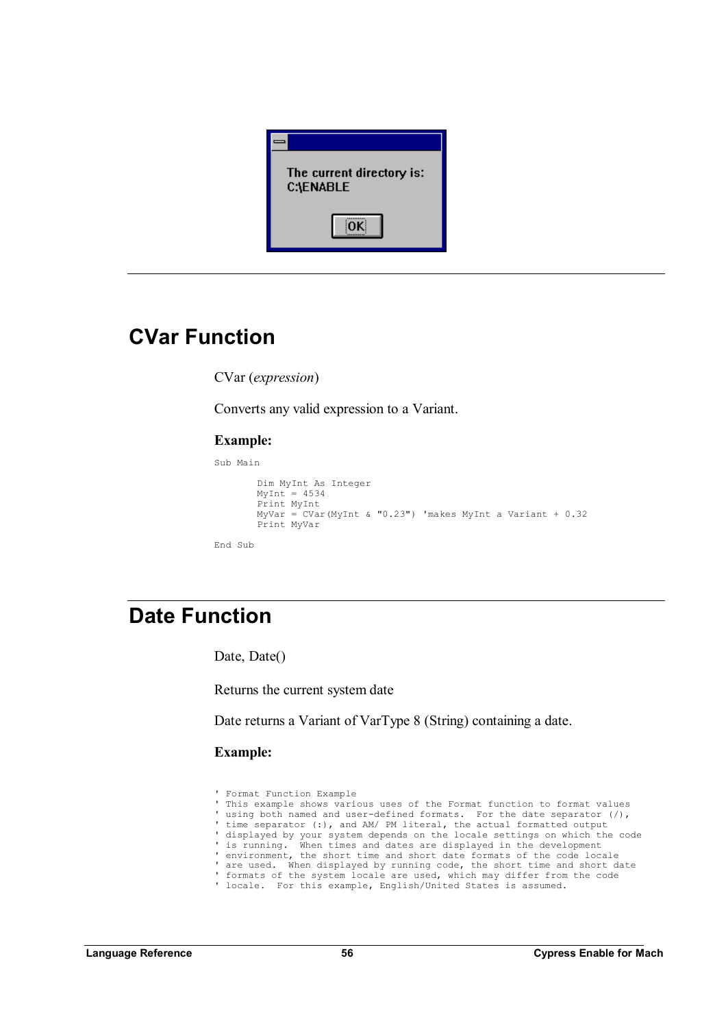The current directory is:
C:\ENABLE

OK

---

# CVar Function

CVar (*expression*)

Converts any valid expression to a Variant.

**Example:**

```
Sub Main

        Dim MyInt As Integer
        MyInt = 4534
        Print MyInt
        MyVar = CVar(MyInt & "0.23") 'makes MyInt a Variant + 0.32
        Print MyVar

End Sub
```

# Date Function

Date, Date()

Returns the current system date

Date returns a Variant of VarType 8 (String) containing a date.

**Example:**

```
' Format Function Example
' This example shows various uses of the Format function to format values
' using both named and user-defined formats.  For the date separator (/),
' time separator (:), and AM/ PM literal, the actual formatted output
' displayed by your system depends on the locale settings on which the code
' is running.  When times and dates are displayed in the development
' environment, the short time and short date formats of the code locale
' are used.  When displayed by running code, the short time and short date
' formats of the system locale are used, which may differ from the code
' locale.  For this example, English/United States is assumed.
```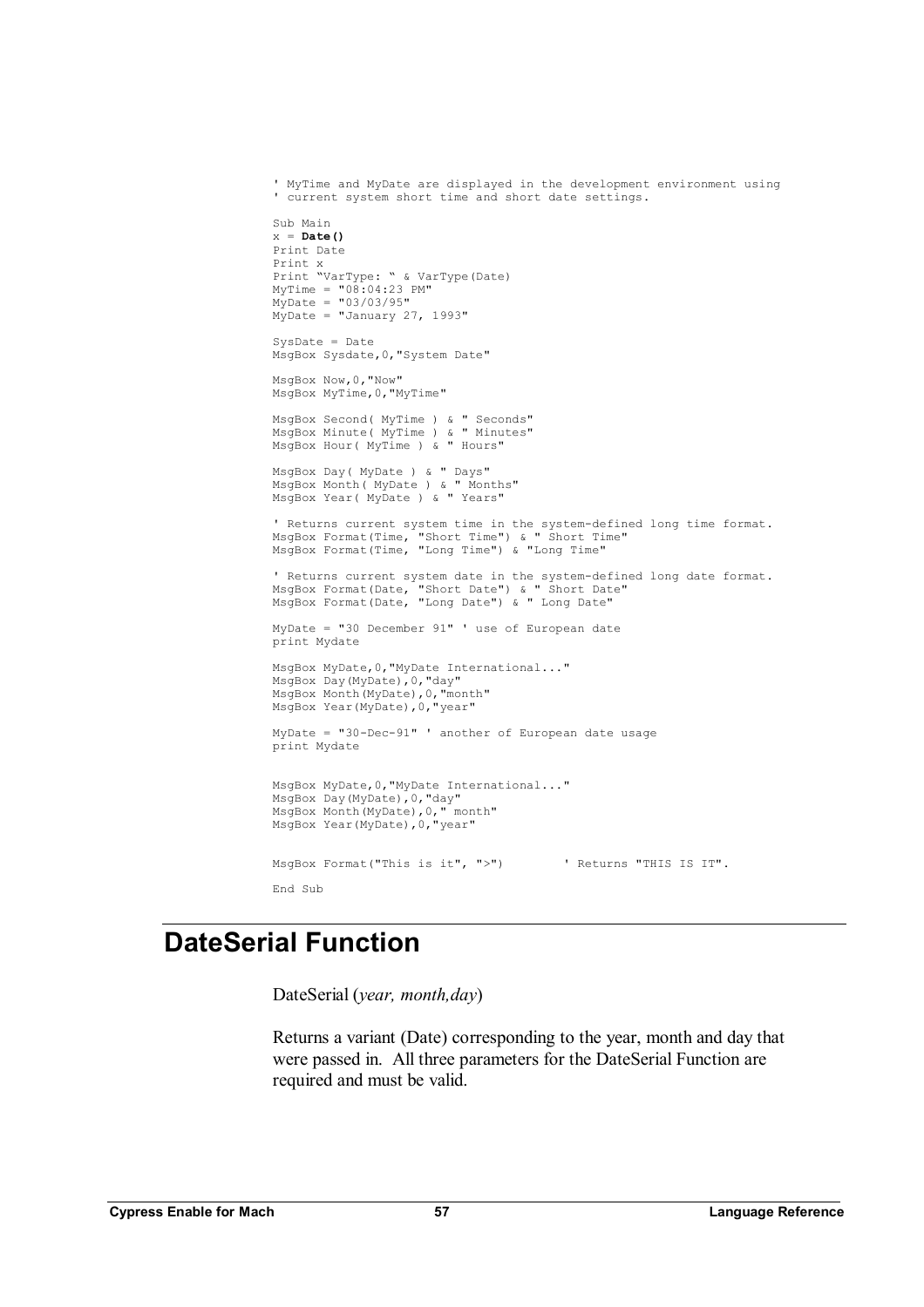```
' MyTime and MyDate are displayed in the development environment using
' current system short time and short date settings.

Sub Main
x = Date()
Print Date
Print x
Print "VarType: " & VarType(Date)
MyTime = "08:04:23 PM"
MyDate = "03/03/95"
MyDate = "January 27, 1993"

SysDate = Date
MsgBox Sysdate,0,"System Date"

MsgBox Now,0,"Now"
MsgBox MyTime,0,"MyTime"

MsgBox Second( MyTime ) & " Seconds"
MsgBox Minute( MyTime ) & " Minutes"
MsgBox Hour( MyTime ) & " Hours"

MsgBox Day( MyDate ) & " Days"
MsgBox Month( MyDate ) & " Months"
MsgBox Year( MyDate ) & " Years"

' Returns current system time in the system-defined long time format.
MsgBox Format(Time, "Short Time") & " Short Time"
MsgBox Format(Time, "Long Time") & "Long Time"

' Returns current system date in the system-defined long date format.
MsgBox Format(Date, "Short Date") & " Short Date"
MsgBox Format(Date, "Long Date") & " Long Date"

MyDate = "30 December 91" ' use of European date
print Mydate

MsgBox MyDate,0,"MyDate International..."
MsgBox Day(MyDate),0,"day"
MsgBox Month(MyDate),0,"month"
MsgBox Year(MyDate),0,"year"

MyDate = "30-Dec-91" ' another of European date usage
print Mydate


MsgBox MyDate,0,"MyDate International..."
MsgBox Day(MyDate),0,"day"
MsgBox Month(MyDate),0," month"
MsgBox Year(MyDate),0,"year"


MsgBox Format("This is it", ">")        ' Returns "THIS IS IT".

End Sub
```

# DateSerial Function

DateSerial (*year, month,day*)

Returns a variant (Date) corresponding to the year, month and day that were passed in. All three parameters for the DateSerial Function are required and must be valid.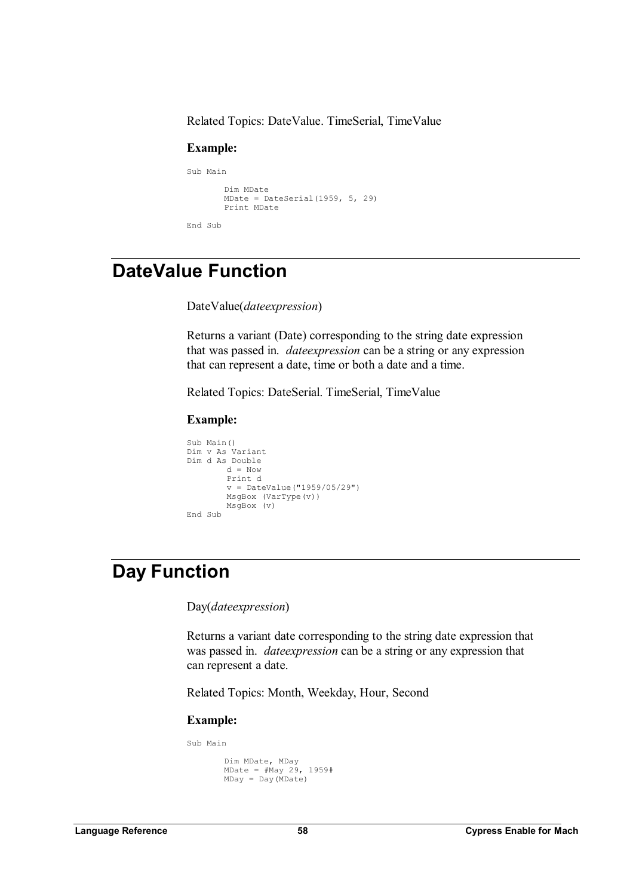Related Topics: DateValue. TimeSerial, TimeValue

**Example:**

```
Sub Main

       Dim MDate
       MDate = DateSerial(1959, 5, 29)
       Print MDate

End Sub
```

## DateValue Function

DateValue(*dateexpression*)

Returns a variant (Date) corresponding to the string date expression that was passed in. *dateexpression* can be a string or any expression that can represent a date, time or both a date and a time.

Related Topics: DateSerial. TimeSerial, TimeValue

**Example:**

```
Sub Main()
Dim v As Variant
Dim d As Double
        d = Now
        Print d
        v = DateValue("1959/05/29")
        MsgBox (VarType(v))
        MsgBox (v)
End Sub
```

## Day Function

Day(*dateexpression*)

Returns a variant date corresponding to the string date expression that was passed in. *dateexpression* can be a string or any expression that can represent a date.

Related Topics: Month, Weekday, Hour, Second

**Example:**

```
Sub Main

       Dim MDate, MDay
       MDate = #May 29, 1959#
       MDay = Day(MDate)
```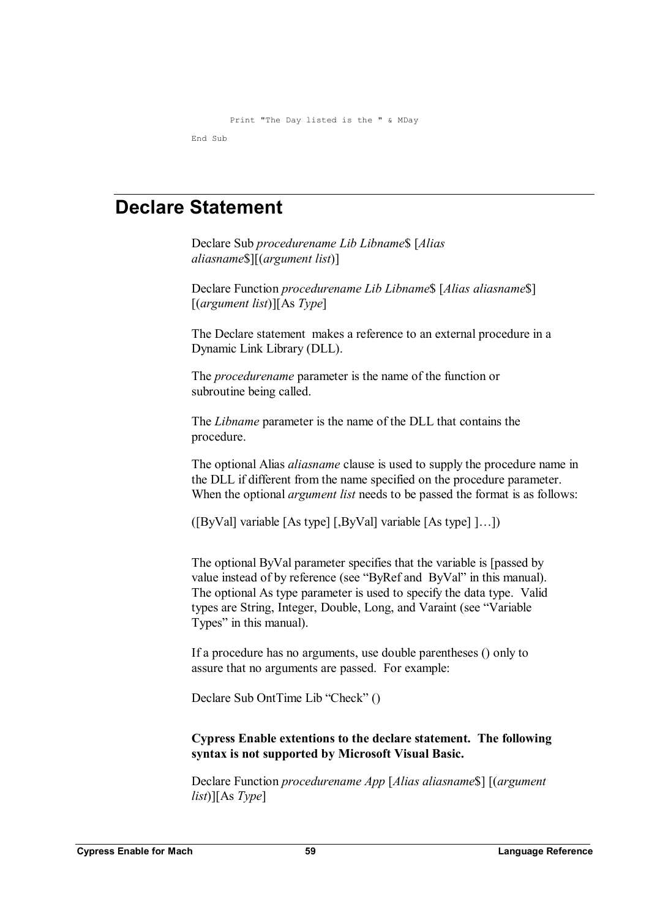```
       Print "The Day listed is the " & MDay
End Sub
```

## Declare Statement

Declare Sub *procedurename Lib Libname*$ [*Alias aliasname*$][(*argument list*)]

Declare Function *procedurename Lib Libname*$ [*Alias aliasname*$] [(*argument list*)][As *Type*]

The Declare statement makes a reference to an external procedure in a Dynamic Link Library (DLL).

The *procedurename* parameter is the name of the function or subroutine being called.

The *Libname* parameter is the name of the DLL that contains the procedure.

The optional Alias *aliasname* clause is used to supply the procedure name in the DLL if different from the name specified on the procedure parameter. When the optional *argument list* needs to be passed the format is as follows:

([ByVal] variable [As type] [,ByVal] variable [As type] ]…])

The optional ByVal parameter specifies that the variable is [passed by value instead of by reference (see "ByRef and ByVal" in this manual). The optional As type parameter is used to specify the data type. Valid types are String, Integer, Double, Long, and Varaint (see "Variable Types" in this manual).

If a procedure has no arguments, use double parentheses () only to assure that no arguments are passed. For example:

Declare Sub OntTime Lib "Check" ()

**Cypress Enable extentions to the declare statement. The following syntax is not supported by Microsoft Visual Basic.**

Declare Function *procedurename App* [*Alias aliasname*$] [(*argument list*)][As *Type*]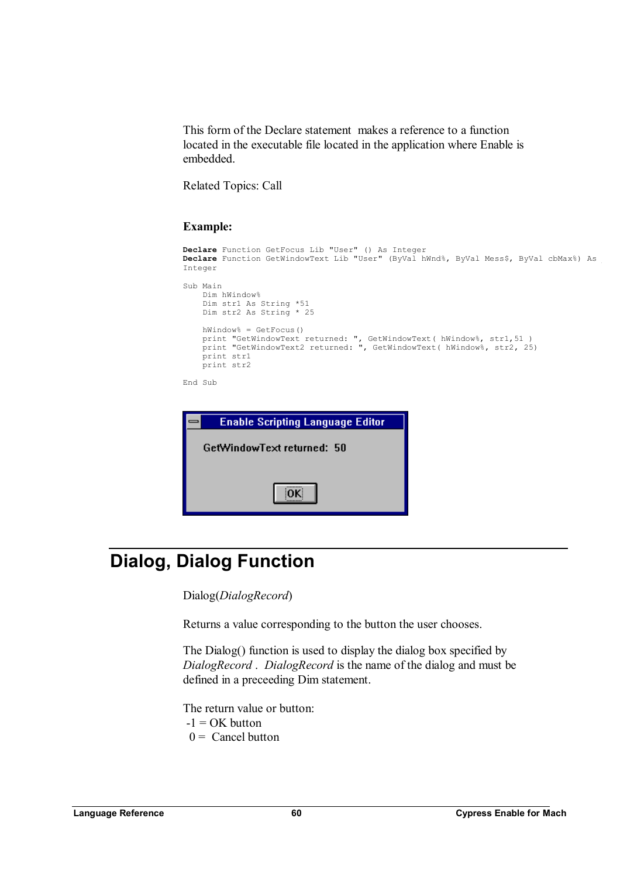This form of the Declare statement makes a reference to a function located in the executable file located in the application where Enable is embedded.

Related Topics: Call

**Example:**

```
Declare Function GetFocus Lib "User" () As Integer
Declare Function GetWindowText Lib "User" (ByVal hWnd%, ByVal Mess$, ByVal cbMax%) As
Integer

Sub Main
    Dim hWindow%
    Dim str1 As String *51
    Dim str2 As String * 25

    hWindow% = GetFocus()
    print "GetWindowText returned: ", GetWindowText( hWindow%, str1,51 )
    print "GetWindowText2 returned: ", GetWindowText( hWindow%, str2, 25)
    print str1
    print str2

End Sub
```

Enable Scripting Language Editor

GetWindowText returned: 50

OK

# Dialog, Dialog Function

Dialog(*DialogRecord*)

Returns a value corresponding to the button the user chooses.

The Dialog() function is used to display the dialog box specified by *DialogRecord* . *DialogRecord* is the name of the dialog and must be defined in a preceeding Dim statement.

The return value or button:
-1 = OK button
0 = Cancel button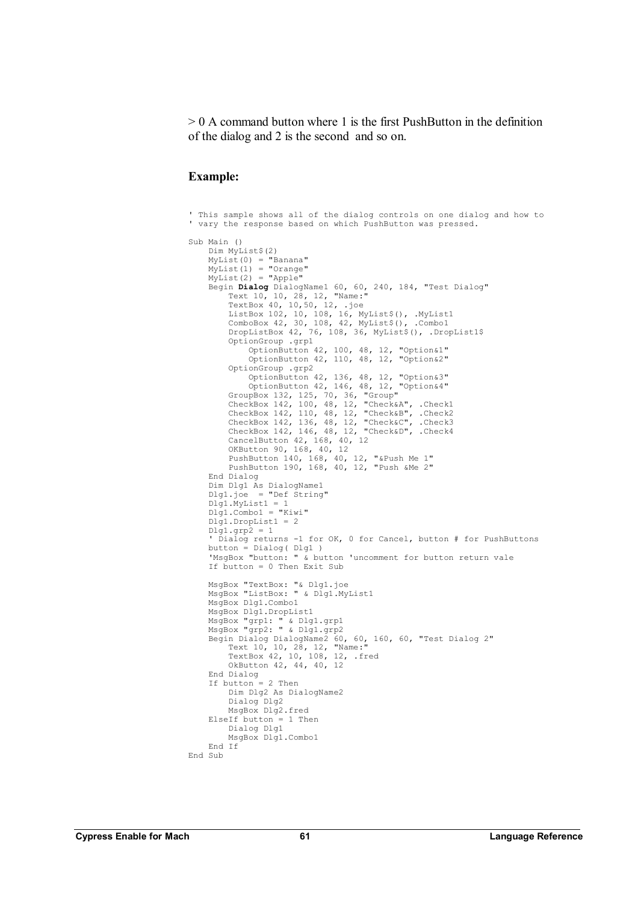> 0 A command button where 1 is the first PushButton in the definition of the dialog and 2 is the second and so on.

### Example:

```
' This sample shows all of the dialog controls on one dialog and how to
' vary the response based on which PushButton was pressed.

Sub Main ()
    Dim MyList$(2)
    MyList(0) = "Banana"
    MyList(1) = "Orange"
    MyList(2) = "Apple"
    Begin Dialog DialogName1 60, 60, 240, 184, "Test Dialog"
        Text 10, 10, 28, 12, "Name:"
        TextBox 40, 10,50, 12, .joe
        ListBox 102, 10, 108, 16, MyList$(), .MyList1
        ComboBox 42, 30, 108, 42, MyList$(), .Combo1
        DropListBox 42, 76, 108, 36, MyList$(), .DropList1$
        OptionGroup .grp1
            OptionButton 42, 100, 48, 12, "Option&1"
            OptionButton 42, 110, 48, 12, "Option&2"
        OptionGroup .grp2
            OptionButton 42, 136, 48, 12, "Option&3"
            OptionButton 42, 146, 48, 12, "Option&4"
        GroupBox 132, 125, 70, 36, "Group"
        CheckBox 142, 100, 48, 12, "Check&A", .Check1
        CheckBox 142, 110, 48, 12, "Check&B", .Check2
        CheckBox 142, 136, 48, 12, "Check&C", .Check3
        CheckBox 142, 146, 48, 12, "Check&D", .Check4
        CancelButton 42, 168, 40, 12
        OKButton 90, 168, 40, 12
        PushButton 140, 168, 40, 12, "&Push Me 1"
        PushButton 190, 168, 40, 12, "Push &Me 2"
    End Dialog
    Dim Dlg1 As DialogName1
    Dlg1.joe  = "Def String"
    Dlg1.MyList1 = 1
    Dlg1.Combo1 = "Kiwi"
    Dlg1.DropList1 = 2
    Dlg1.grp2 = 1
    ' Dialog returns -1 for OK, 0 for Cancel, button # for PushButtons
    button = Dialog( Dlg1 )
    'MsgBox "button: " & button 'uncomment for button return vale
    If button = 0 Then Exit Sub

    MsgBox "TextBox: "& Dlg1.joe
    MsgBox "ListBox: " & Dlg1.MyList1
    MsgBox Dlg1.Combo1
    MsgBox Dlg1.DropList1
    MsgBox "grp1: " & Dlg1.grp1
    MsgBox "grp2: " & Dlg1.grp2
    Begin Dialog DialogName2 60, 60, 160, 60, "Test Dialog 2"
        Text 10, 10, 28, 12, "Name:"
        TextBox 42, 10, 108, 12, .fred
        OkButton 42, 44, 40, 12
    End Dialog
    If button = 2 Then
        Dim Dlg2 As DialogName2
        Dialog Dlg2
        MsgBox Dlg2.fred
    ElseIf button = 1 Then
        Dialog Dlg1
        MsgBox Dlg1.Combo1
    End If
End Sub
```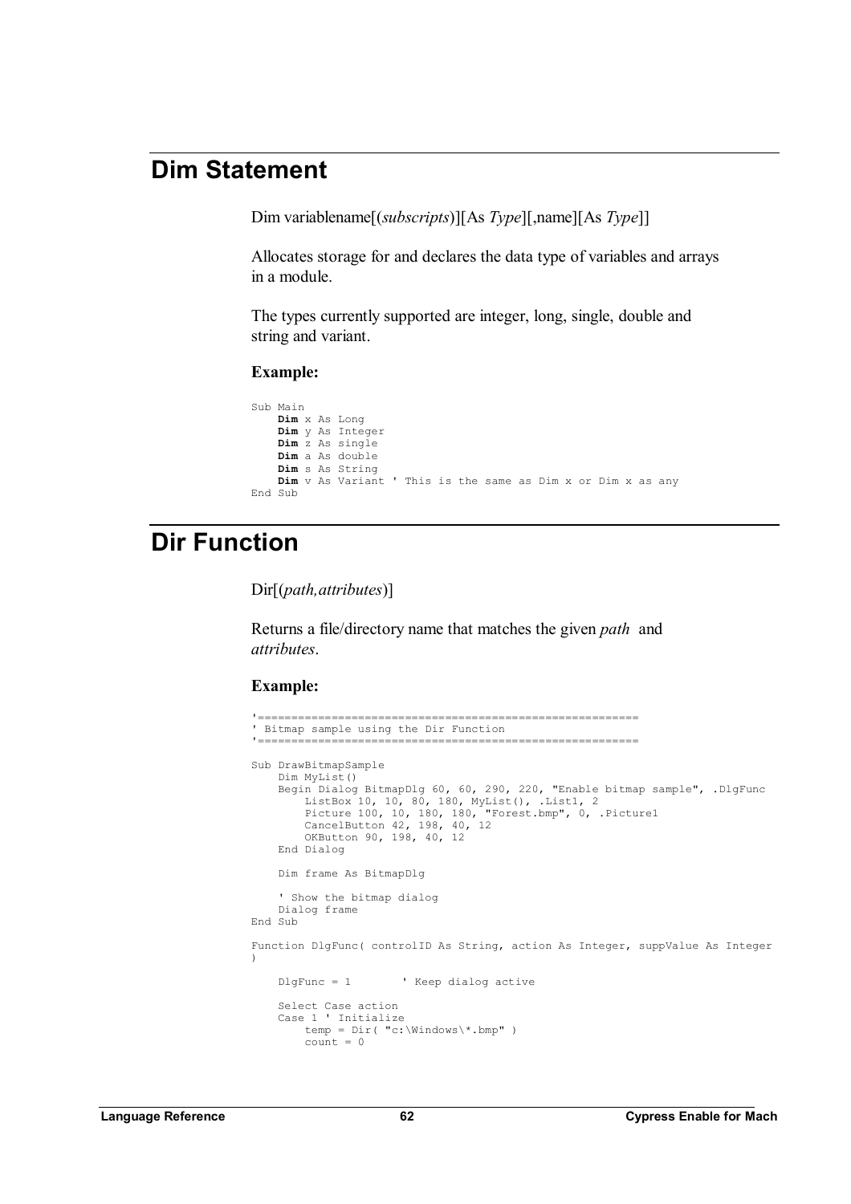# Dim Statement

Dim variablename[(*subscripts*)][As *Type*][,name][As *Type*]]

Allocates storage for and declares the data type of variables and arrays in a module.

The types currently supported are integer, long, single, double and string and variant.

**Example:**

```
Sub Main
    Dim x As Long
    Dim y As Integer
    Dim z As single
    Dim a As double
    Dim s As String
    Dim v As Variant ' This is the same as Dim x or Dim x as any
End Sub
```

# Dir Function

Dir[(*path,attributes*)]

Returns a file/directory name that matches the given *path* and *attributes*.

**Example:**

```
'=======================================================
' Bitmap sample using the Dir Function
'=======================================================

Sub DrawBitmapSample
    Dim MyList()
    Begin Dialog BitmapDlg 60, 60, 290, 220, "Enable bitmap sample", .DlgFunc
        ListBox 10, 10, 80, 180, MyList(), .List1, 2
        Picture 100, 10, 180, 180, "Forest.bmp", 0, .Picture1
        CancelButton 42, 198, 40, 12
        OKButton 90, 198, 40, 12
    End Dialog

    Dim frame As BitmapDlg

    ' Show the bitmap dialog
    Dialog frame
End Sub

Function DlgFunc( controlID As String, action As Integer, suppValue As Integer
)

    DlgFunc = 1        ' Keep dialog active

    Select Case action
    Case 1 ' Initialize
        temp = Dir( "c:\Windows\*.bmp" )
        count = 0
```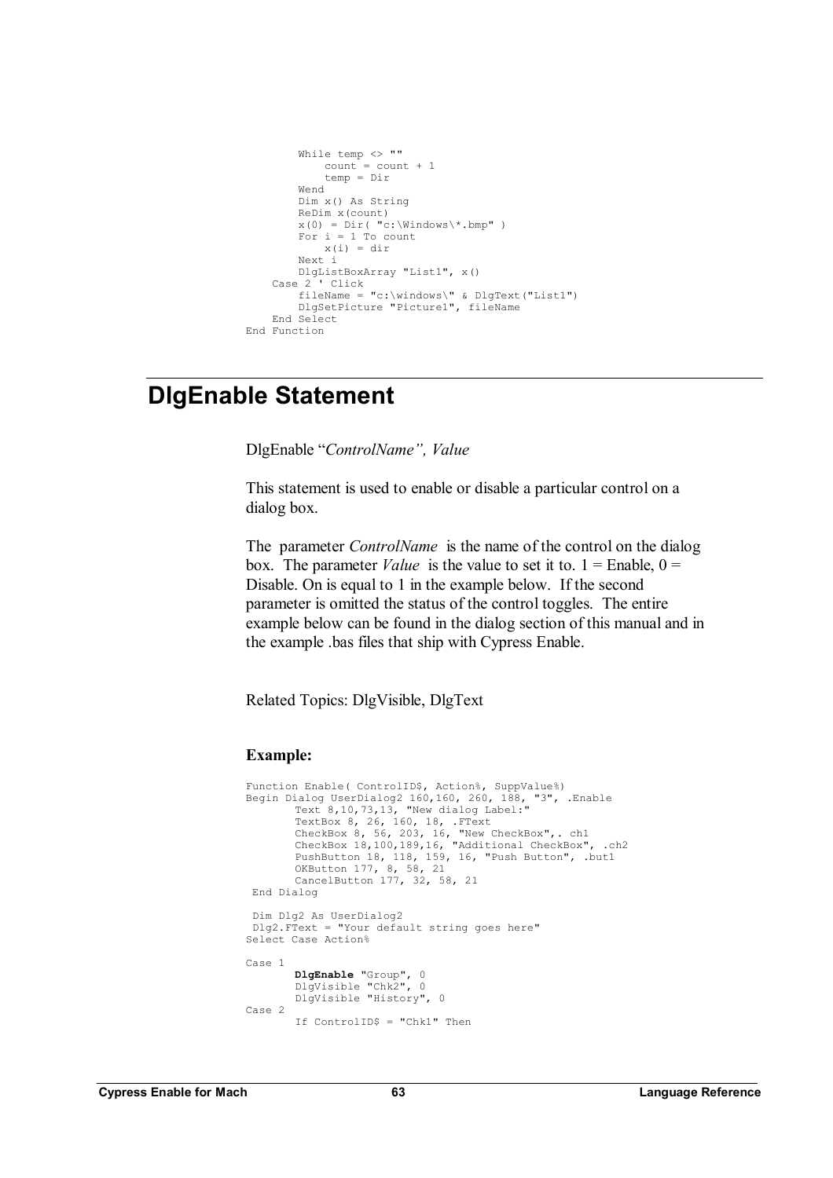```
        While temp <> ""
            count = count + 1
            temp = Dir
        Wend
        Dim x() As String
        ReDim x(count)
        x(0) = Dir( "c:\Windows\*.bmp" )
        For i = 1 To count
            x(i) = dir
        Next i
        DlgListBoxArray "List1", x()
    Case 2 ' Click
        fileName = "c:\windows\" & DlgText("List1")
        DlgSetPicture "Picture1", fileName
    End Select
End Function
```

## DlgEnable Statement

DlgEnable "*ControlName", Value*

This statement is used to enable or disable a particular control on a dialog box.

The parameter *ControlName* is the name of the control on the dialog box. The parameter *Value* is the value to set it to. 1 = Enable, 0 = Disable. On is equal to 1 in the example below. If the second parameter is omitted the status of the control toggles. The entire example below can be found in the dialog section of this manual and in the example .bas files that ship with Cypress Enable.

Related Topics: DlgVisible, DlgText

**Example:**

```
Function Enable( ControlID$, Action%, SuppValue%)
Begin Dialog UserDialog2 160,160, 260, 188, "3", .Enable
       Text 8,10,73,13, "New dialog Label:"
       TextBox 8, 26, 160, 18, .FText
       CheckBox 8, 56, 203, 16, "New CheckBox",. ch1
       CheckBox 18,100,189,16, "Additional CheckBox", .ch2
       PushButton 18, 118, 159, 16, "Push Button", .but1
       OKButton 177, 8, 58, 21
       CancelButton 177, 32, 58, 21
 End Dialog

 Dim Dlg2 As UserDialog2
 Dlg2.FText = "Your default string goes here"
Select Case Action%

Case 1
       DlgEnable "Group", 0
       DlgVisible "Chk2", 0
       DlgVisible "History", 0
Case 2
       If ControlID$ = "Chk1" Then
```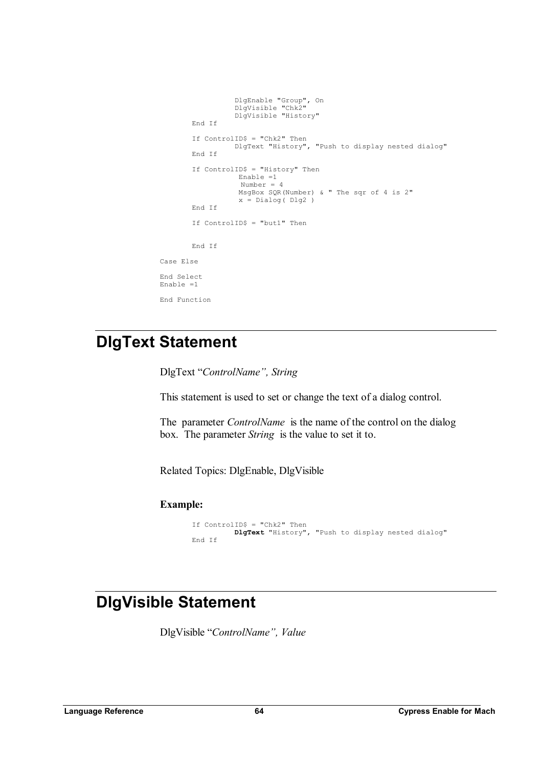```
                DlgEnable "Group", On
                DlgVisible "Chk2"
                DlgVisible "History"
        End If

        If ControlID$ = "Chk2" Then
                DlgText "History", "Push to display nested dialog"
        End If

        If ControlID$ = "History" Then
                 Enable =1
                  Number = 4
                 MsgBox SQR(Number) & " The sqr of 4 is 2"
                 x = Dialog( Dlg2 )
        End If

        If ControlID$ = "but1" Then


        End If

Case Else

End Select
Enable =1

End Function
```

## DlgText Statement

DlgText "*ControlName", String*

This statement is used to set or change the text of a dialog control.

The parameter *ControlName* is the name of the control on the dialog box. The parameter *String* is the value to set it to.

Related Topics: DlgEnable, DlgVisible

**Example:**

```
        If ControlID$ = "Chk2" Then
                DlgText "History", "Push to display nested dialog"
        End If
```

## DlgVisible Statement

DlgVisible "*ControlName", Value*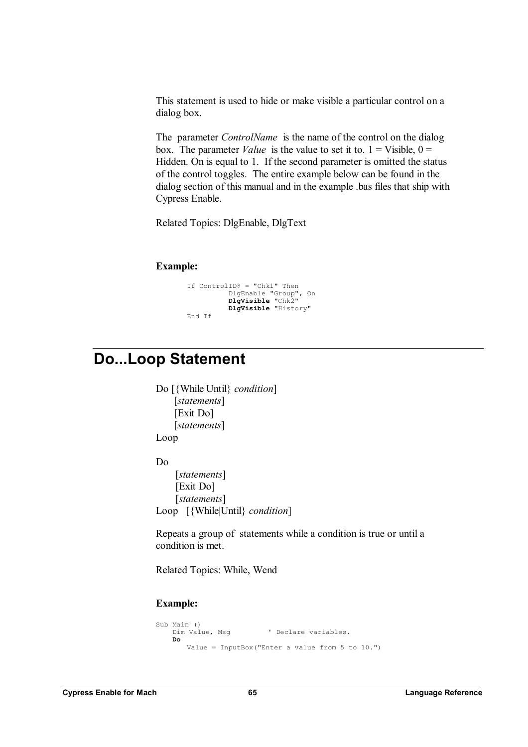This statement is used to hide or make visible a particular control on a dialog box.

The parameter *ControlName* is the name of the control on the dialog box. The parameter *Value* is the value to set it to. 1 = Visible, 0 = Hidden. On is equal to 1. If the second parameter is omitted the status of the control toggles. The entire example below can be found in the dialog section of this manual and in the example .bas files that ship with Cypress Enable.

Related Topics: DlgEnable, DlgText

**Example:**

```
If ControlID$ = "Chk1" Then
        DlgEnable "Group", On
        DlgVisible "Chk2"
        DlgVisible "History"
End If
```

# Do...Loop Statement

Do [{While|Until} *condition*]
  [*statements*]
  [Exit Do]
  [*statements*]
Loop

Do
  [*statements*]
  [Exit Do]
  [*statements*]
Loop [{While|Until} *condition*]

Repeats a group of statements while a condition is true or until a condition is met.

Related Topics: While, Wend

**Example:**

```
Sub Main ()
    Dim Value, Msg         ' Declare variables.
    Do
        Value = InputBox("Enter a value from 5 to 10.")
```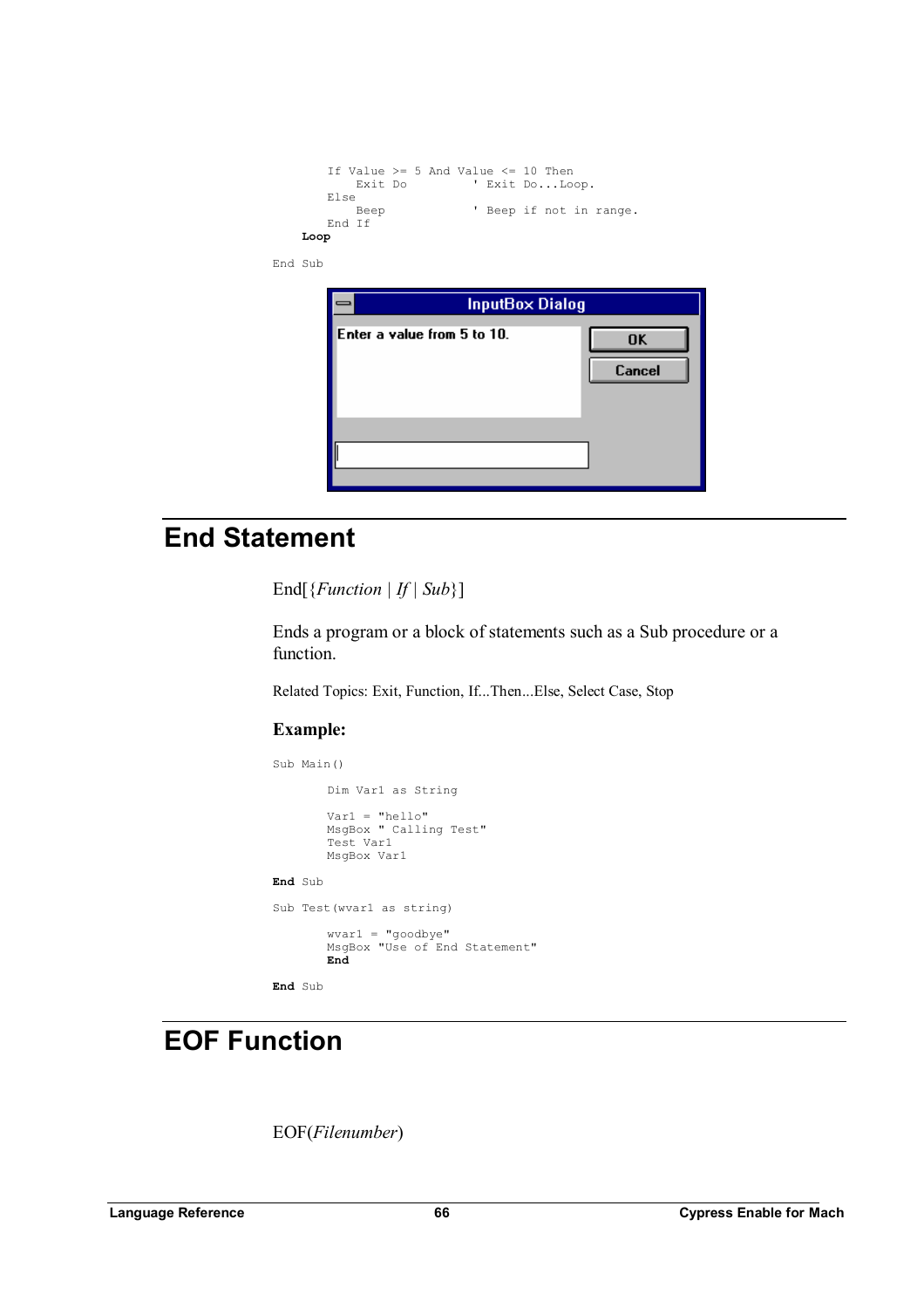```
        If Value >= 5 And Value <= 10 Then
            Exit Do         ' Exit Do...Loop.
        Else
            Beep            ' Beep if not in range.
        End If
    Loop

End Sub
```

## End Statement

End[{*Function* | *If* | *Sub*}]

Ends a program or a block of statements such as a Sub procedure or a function.

Related Topics: Exit, Function, If...Then...Else, Select Case, Stop

### Example:

```
Sub Main()

        Dim Var1 as String

        Var1 = "hello"
        MsgBox " Calling Test"
        Test Var1
        MsgBox Var1

End Sub

Sub Test(wvar1 as string)

        wvar1 = "goodbye"
        MsgBox "Use of End Statement"
        End

End Sub
```

## EOF Function

EOF(*Filenumber*)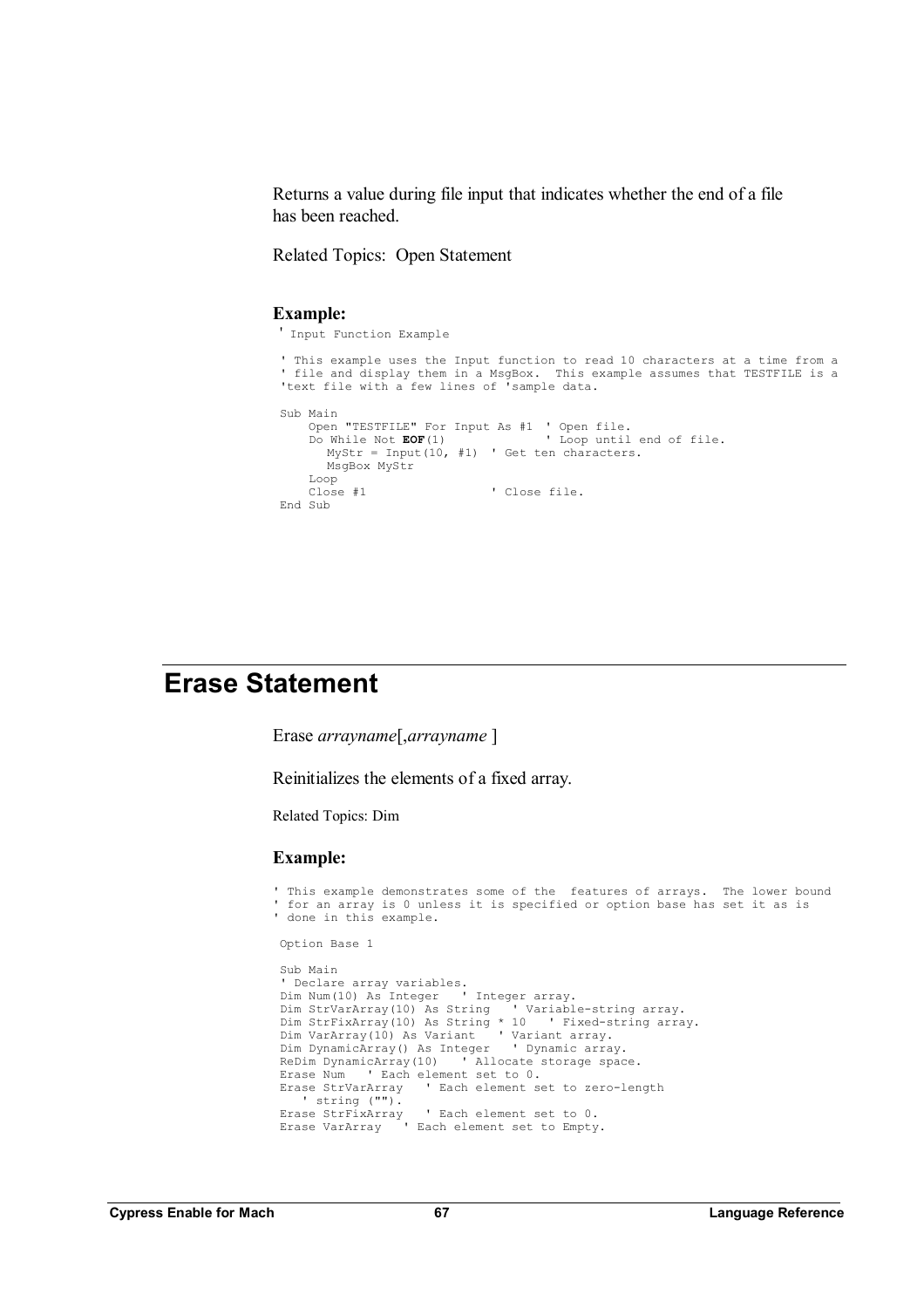Returns a value during file input that indicates whether the end of a file has been reached.

Related Topics: Open Statement

**Example:**

```
' Input Function Example

' This example uses the Input function to read 10 characters at a time from a
' file and display them in a MsgBox.  This example assumes that TESTFILE is a
'text file with a few lines of 'sample data.

Sub Main
    Open "TESTFILE" For Input As #1  ' Open file.
    Do While Not EOF(1)             ' Loop until end of file.
      MyStr = Input(10, #1)  ' Get ten characters.
      MsgBox MyStr
    Loop
    Close #1                 ' Close file.
End Sub
```

# Erase Statement

Erase *arrayname*[,*arrayname* ]

Reinitializes the elements of a fixed array.

Related Topics: Dim

**Example:**

```
' This example demonstrates some of the  features of arrays.  The lower bound
' for an array is 0 unless it is specified or option base has set it as is
' done in this example.

Option Base 1

Sub Main
' Declare array variables.
Dim Num(10) As Integer   ' Integer array.
Dim StrVarArray(10) As String   ' Variable-string array.
Dim StrFixArray(10) As String * 10   ' Fixed-string array.
Dim VarArray(10) As Variant   ' Variant array.
Dim DynamicArray() As Integer   ' Dynamic array.
ReDim DynamicArray(10)   ' Allocate storage space.
Erase Num   ' Each element set to 0.
Erase StrVarArray   ' Each element set to zero-length
   ' string ("").
Erase StrFixArray   ' Each element set to 0.
Erase VarArray   ' Each element set to Empty.
```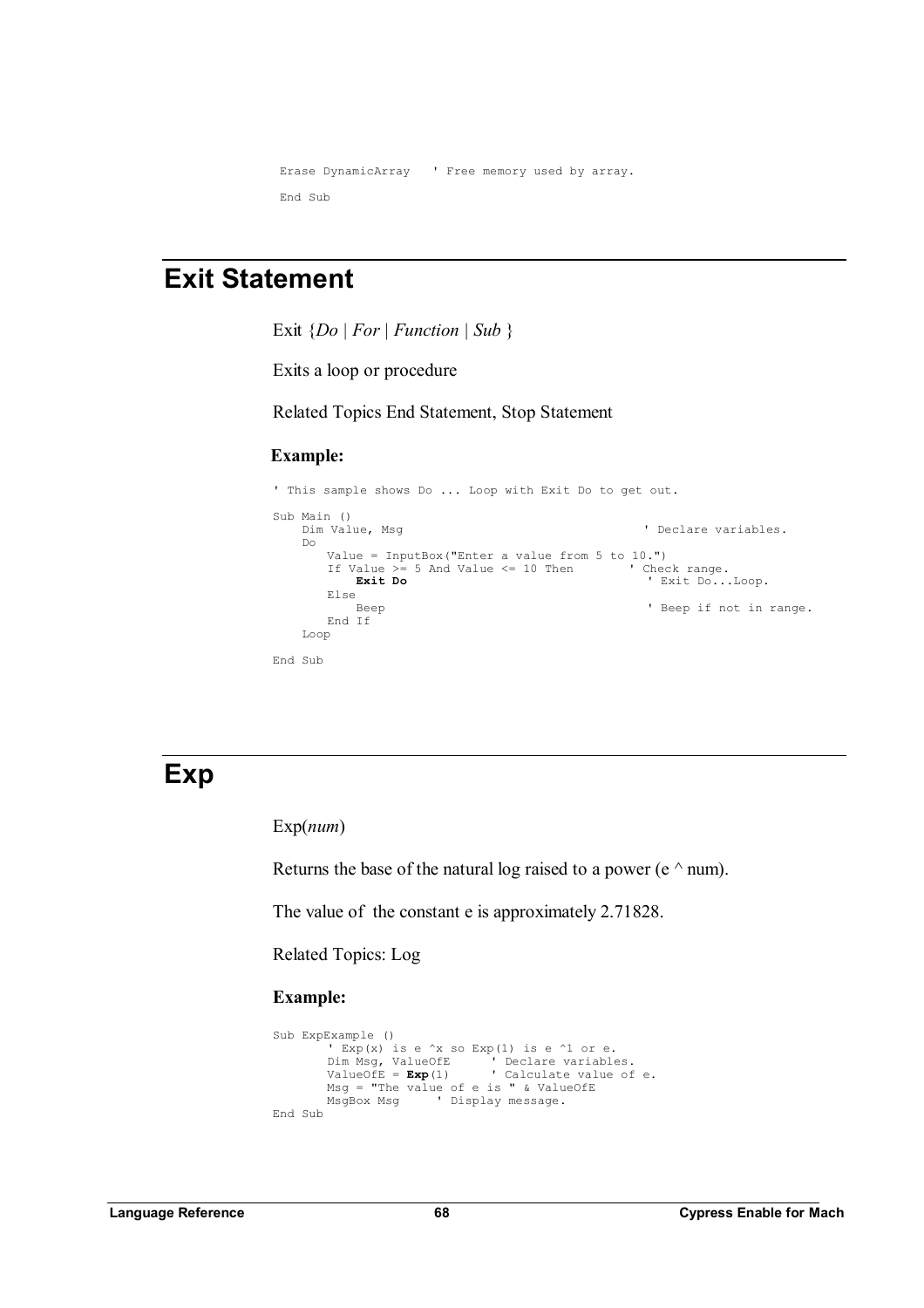```
Erase DynamicArray    ' Free memory used by array.
End Sub
```

# Exit Statement

Exit {*Do* | *For* | *Function* | *Sub* }

Exits a loop or procedure

Related Topics End Statement, Stop Statement

**Example:**

```
' This sample shows Do ... Loop with Exit Do to get out.

Sub Main ()
    Dim Value, Msg                                    ' Declare variables.
    Do
        Value = InputBox("Enter a value from 5 to 10.")
        If Value >= 5 And Value <= 10 Then        ' Check range.
            Exit Do                                   ' Exit Do...Loop.
        Else
            Beep                                      ' Beep if not in range.
        End If
    Loop

End Sub
```

# Exp

Exp(*num*)

Returns the base of the natural log raised to a power (e ^ num).

The value of  the constant e is approximately 2.71828.

Related Topics: Log

**Example:**

```
Sub ExpExample ()
        ' Exp(x) is e ^x so Exp(1) is e ^1 or e.
        Dim Msg, ValueOfE       ' Declare variables.
        ValueOfE = Exp(1)       ' Calculate value of e.
        Msg = "The value of e is " & ValueOfE
        MsgBox Msg      ' Display message.
End Sub
```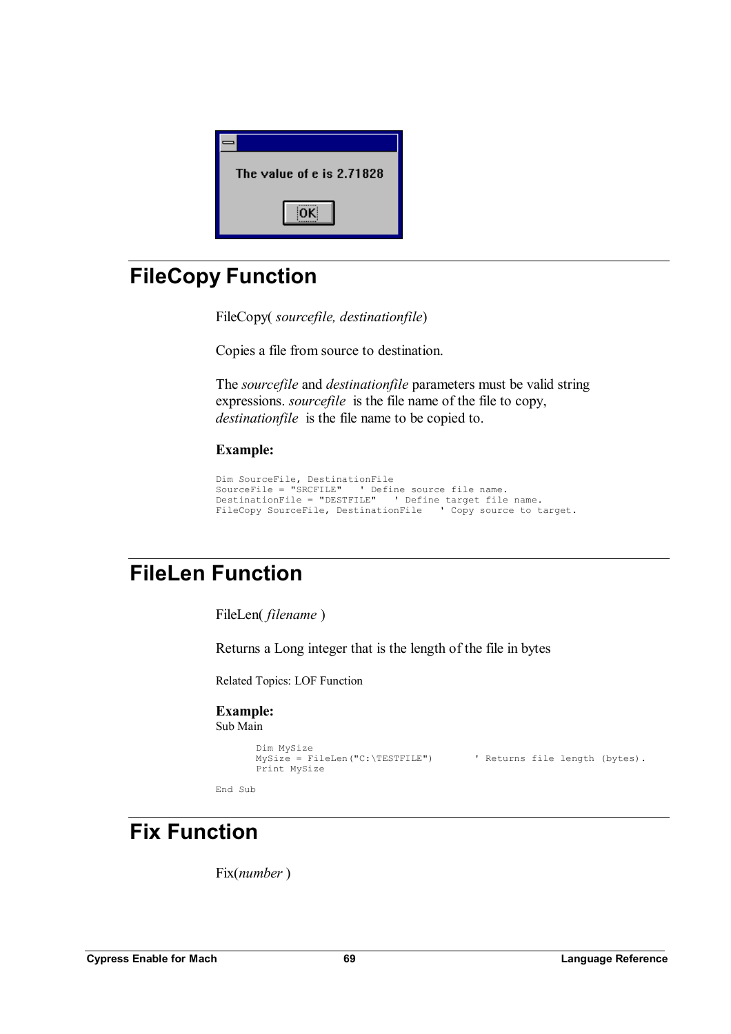The value of e is 2.71828

OK

## FileCopy Function

FileCopy( *sourcefile, destinationfile*)

Copies a file from source to destination.

The *sourcefile* and *destinationfile* parameters must be valid string expressions. *sourcefile* is the file name of the file to copy, *destinationfile* is the file name to be copied to.

**Example:**

```
Dim SourceFile, DestinationFile
SourceFile = "SRCFILE"   ' Define source file name.
DestinationFile = "DESTFILE"   ' Define target file name.
FileCopy SourceFile, DestinationFile   ' Copy source to target.
```

## FileLen Function

FileLen( *filename* )

Returns a Long integer that is the length of the file in bytes

Related Topics: LOF Function

**Example:**

Sub Main

```
      Dim MySize
      MySize = FileLen("C:\TESTFILE")       ' Returns file length (bytes).
      Print MySize

End Sub
```

## Fix Function

Fix(*number* )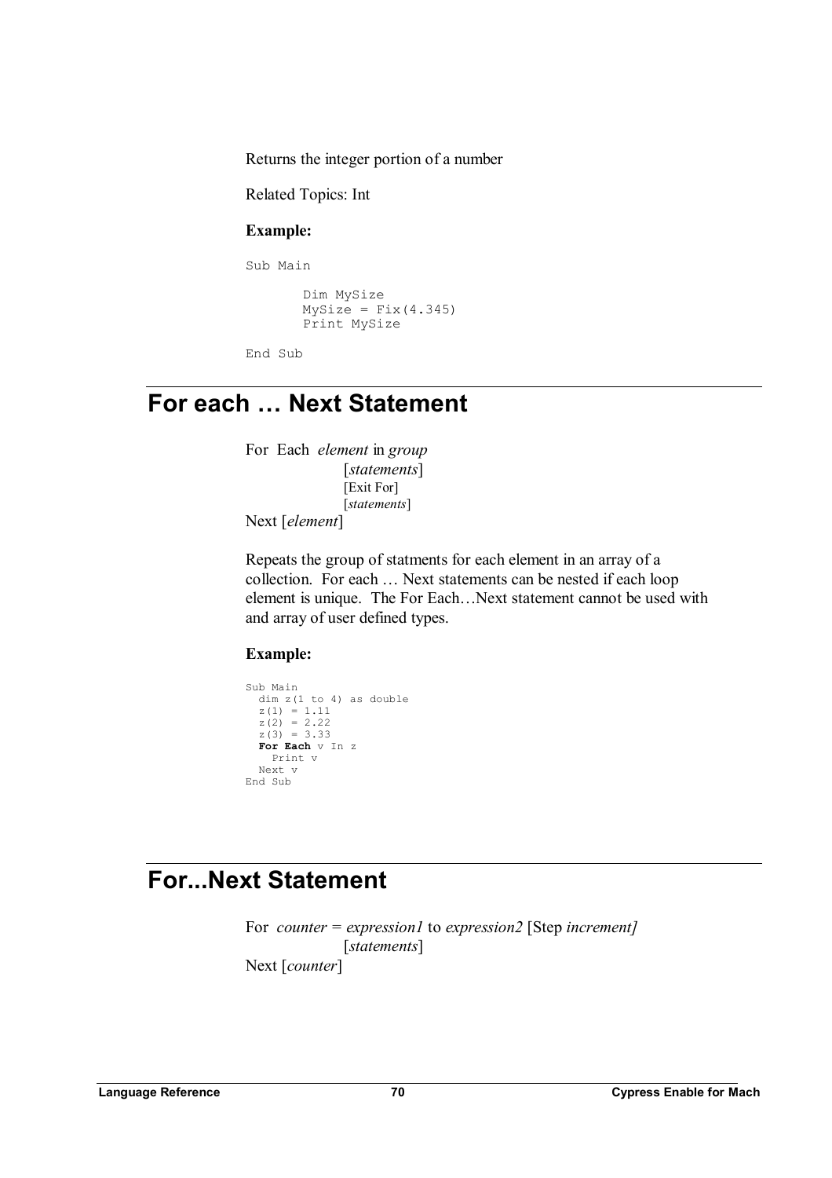Returns the integer portion of a number

Related Topics: Int

**Example:**

```
Sub Main

       Dim MySize
       MySize = Fix(4.345)
       Print MySize

End Sub
```

## For each … Next Statement

For Each *element* in *group*
    [*statements*]
    [Exit For]
    [*statements*]
Next [*element*]

Repeats the group of statments for each element in an array of a collection. For each … Next statements can be nested if each loop element is unique. The For Each…Next statement cannot be used with and array of user defined types.

**Example:**

```
Sub Main
  dim z(1 to 4) as double
  z(1) = 1.11
  z(2) = 2.22
  z(3) = 3.33
  For Each v In z
    Print v
  Next v
End Sub
```

## For...Next Statement

For *counter* = *expression1* to *expression2* [Step *increment]*
    [*statements*]
Next [*counter*]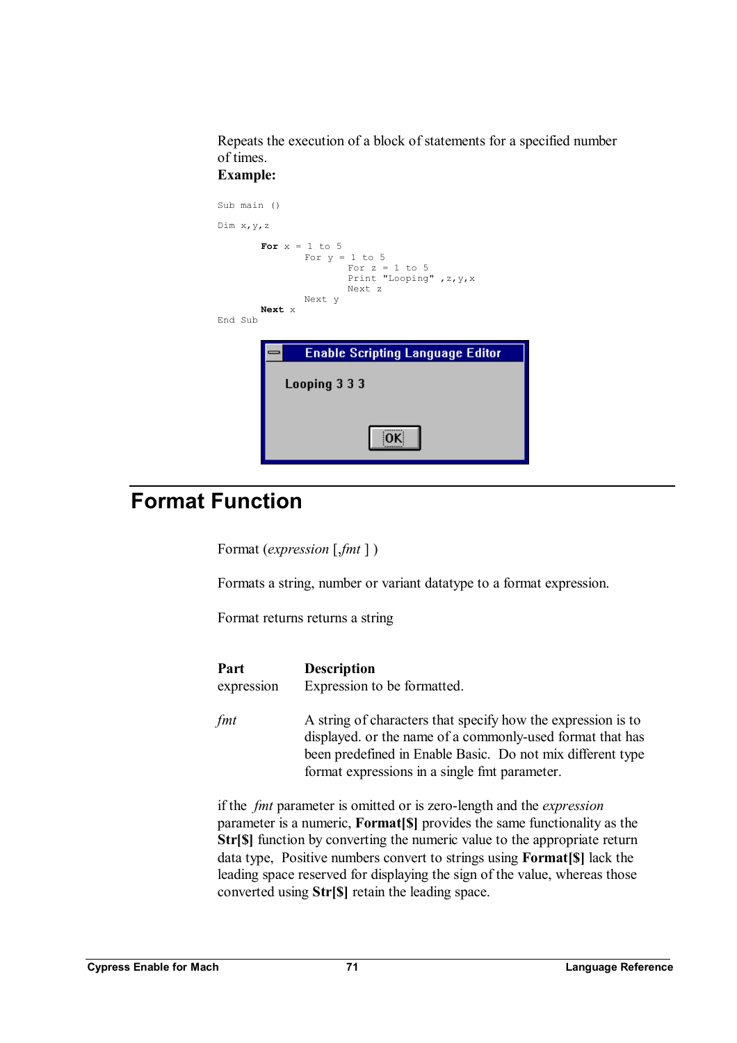Repeats the execution of a block of statements for a specified number of times.

**Example:**

```
Sub main ()

Dim x,y,z

        For x = 1 to 5
                For y = 1 to 5
                        For z = 1 to 5
                        Print "Looping" ,z,y,x
                        Next z
                Next y
        Next x
End Sub
```

Enable Scripting Language Editor

Looping 3 3 3

OK

# Format Function

Format (*expression* [,*fmt* ] )

Formats a string, number or variant datatype to a format expression.

Format returns returns a string

| **Part** | **Description** |
|---|---|
| expression | Expression to be formatted. |
| *fmt* | A string of characters that specify how the expression is to displayed. or the name of a commonly-used format that has been predefined in Enable Basic. Do not mix different type format expressions in a single fmt parameter. |

if the *fmt* parameter is omitted or is zero-length and the *expression* parameter is a numeric, **Format[$]** provides the same functionality as the **Str[$]** function by converting the numeric value to the appropriate return data type, Positive numbers convert to strings using **Format[$]** lack the leading space reserved for displaying the sign of the value, whereas those converted using **Str[$]** retain the leading space.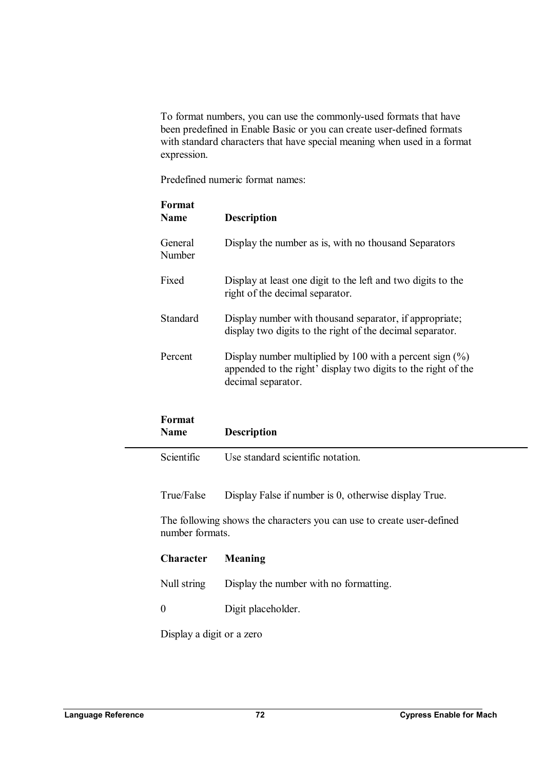To format numbers, you can use the commonly-used formats that have been predefined in Enable Basic or you can create user-defined formats with standard characters that have special meaning when used in a format expression.

Predefined numeric format names:

| Format Name | Description |
|---|---|
| General Number | Display the number as is, with no thousand Separators |
| Fixed | Display at least one digit to the left and two digits to the right of the decimal separator. |
| Standard | Display number with thousand separator, if appropriate; display two digits to the right of the decimal separator. |
| Percent | Display number multiplied by 100 with a percent sign (%) appended to the right' display two digits to the right of the decimal separator. |
| Scientific | Use standard scientific notation. |
| True/False | Display False if number is 0, otherwise display True. |

The following shows the characters you can use to create user-defined number formats.

| Character | Meaning |
|---|---|
| Null string | Display the number with no formatting. |
| 0 | Digit placeholder. |

Display a digit or a zero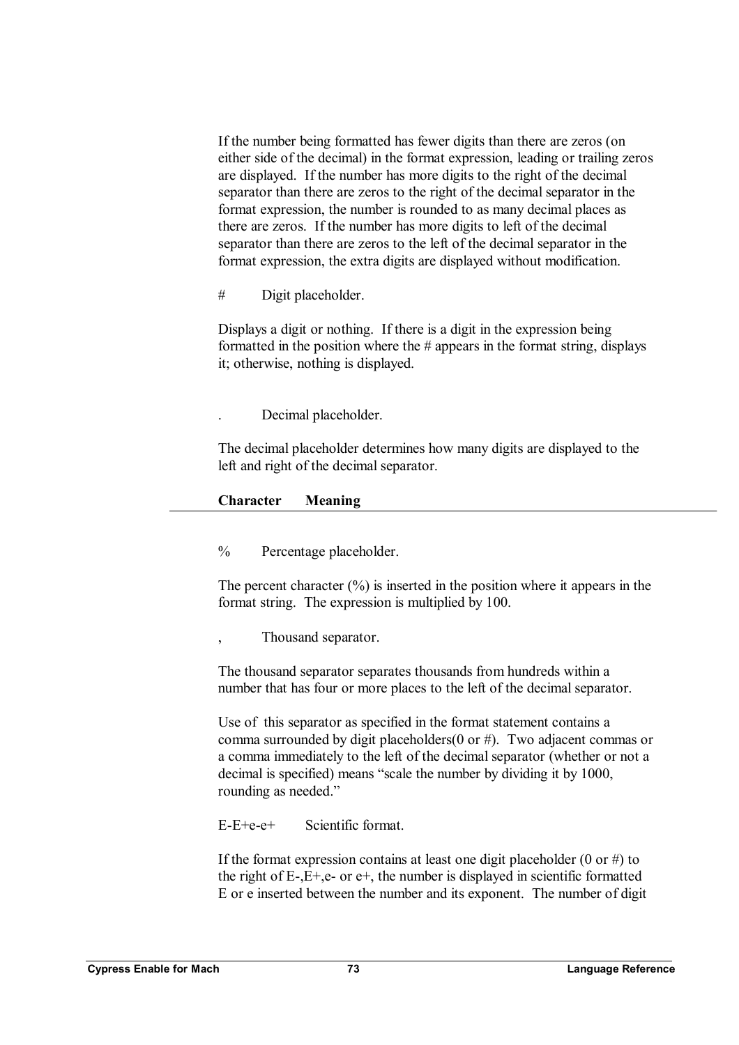If the number being formatted has fewer digits than there are zeros (on either side of the decimal) in the format expression, leading or trailing zeros are displayed. If the number has more digits to the right of the decimal separator than there are zeros to the right of the decimal separator in the format expression, the number is rounded to as many decimal places as there are zeros. If the number has more digits to left of the decimal separator than there are zeros to the left of the decimal separator in the format expression, the extra digits are displayed without modification.

#        Digit placeholder.

Displays a digit or nothing. If there is a digit in the expression being formatted in the position where the # appears in the format string, displays it; otherwise, nothing is displayed.

.        Decimal placeholder.

The decimal placeholder determines how many digits are displayed to the left and right of the decimal separator.

**Character    Meaning**

---

%        Percentage placeholder.

The percent character (%) is inserted in the position where it appears in the format string. The expression is multiplied by 100.

,        Thousand separator.

The thousand separator separates thousands from hundreds within a number that has four or more places to the left of the decimal separator.

Use of this separator as specified in the format statement contains a comma surrounded by digit placeholders(0 or #). Two adjacent commas or a comma immediately to the left of the decimal separator (whether or not a decimal is specified) means "scale the number by dividing it by 1000, rounding as needed."

E-E+e-e+        Scientific format.

If the format expression contains at least one digit placeholder (0 or #) to the right of E-,E+,e- or e+, the number is displayed in scientific formatted E or e inserted between the number and its exponent. The number of digit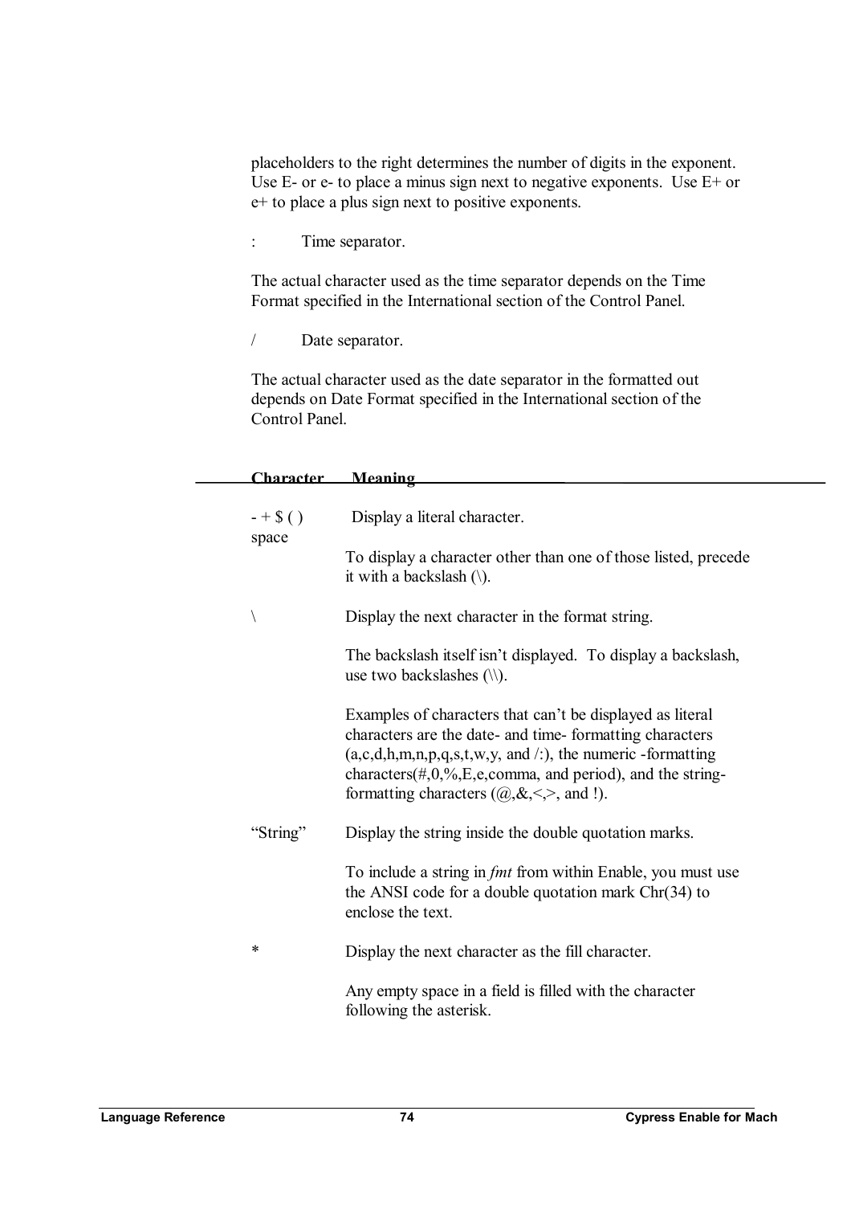placeholders to the right determines the number of digits in the exponent. Use E- or e- to place a minus sign next to negative exponents. Use E+ or e+ to place a plus sign next to positive exponents.

: Time separator.

The actual character used as the time separator depends on the Time Format specified in the International section of the Control Panel.

/ Date separator.

The actual character used as the date separator in the formatted out depends on Date Format specified in the International section of the Control Panel.

| Character | Meaning |
|---|---|
| - + $ ( ) space | Display a literal character.<br><br>To display a character other than one of those listed, precede it with a backslash (\). |
| \ | Display the next character in the format string.<br><br>The backslash itself isn't displayed. To display a backslash, use two backslashes (\\).<br><br>Examples of characters that can't be displayed as literal characters are the date- and time- formatting characters (a,c,d,h,m,n,p,q,s,t,w,y, and /:), the numeric -formatting characters(#,0,%,E,e,comma, and period), and the string-formatting characters (@,&,<,>, and !). |
| "String" | Display the string inside the double quotation marks.<br><br>To include a string in *fmt* from within Enable, you must use the ANSI code for a double quotation mark Chr(34) to enclose the text. |
| * | Display the next character as the fill character.<br><br>Any empty space in a field is filled with the character following the asterisk. |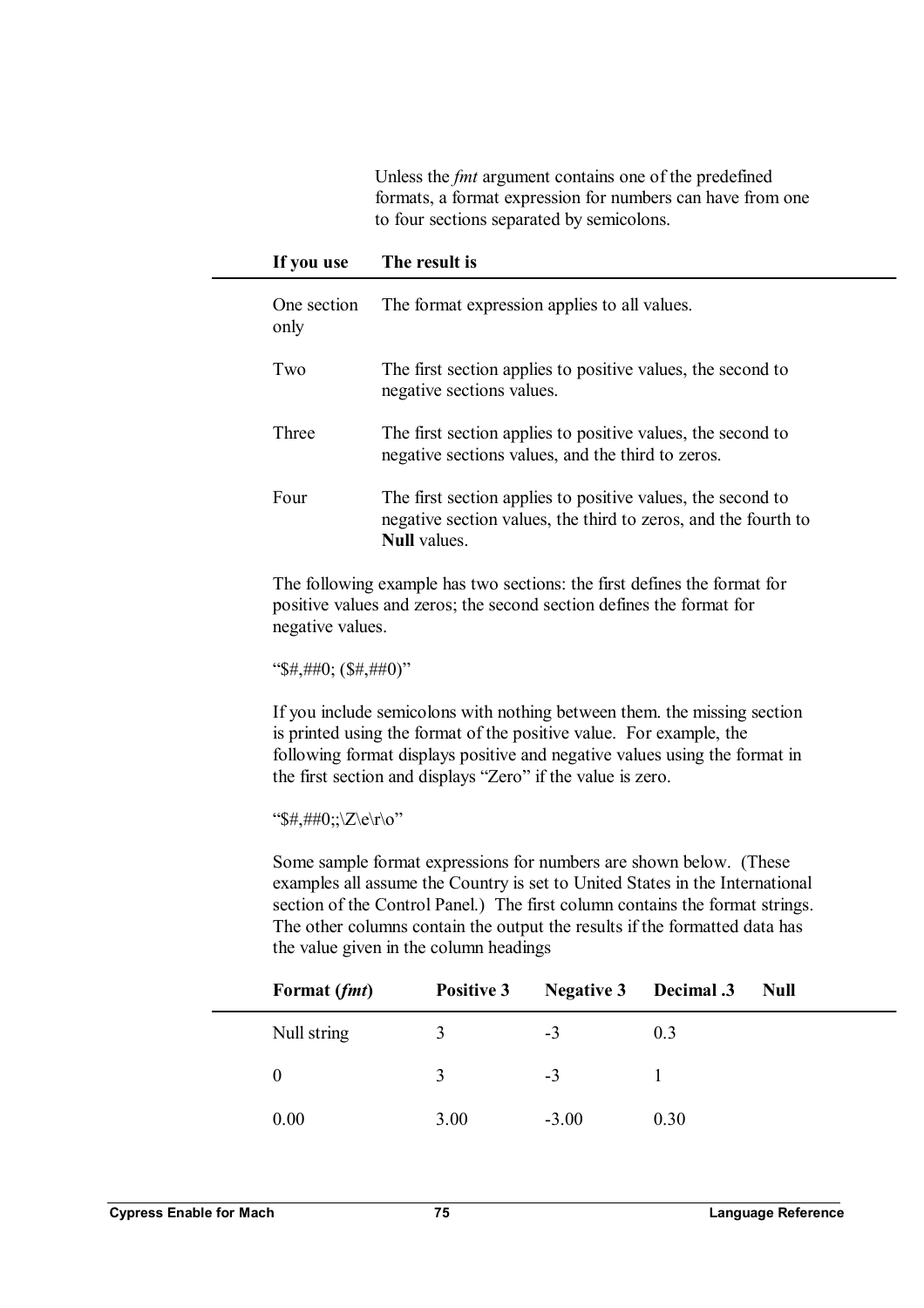Unless the *fmt* argument contains one of the predefined formats, a format expression for numbers can have from one to four sections separated by semicolons.

| If you use | The result is |
|---|---|
| One section only | The format expression applies to all values. |
| Two | The first section applies to positive values, the second to negative sections values. |
| Three | The first section applies to positive values, the second to negative sections values, and the third to zeros. |
| Four | The first section applies to positive values, the second to negative section values, the third to zeros, and the fourth to **Null** values. |

The following example has two sections: the first defines the format for positive values and zeros; the second section defines the format for negative values.

"$#,##0; ($#,##0)"

If you include semicolons with nothing between them. the missing section is printed using the format of the positive value. For example, the following format displays positive and negative values using the format in the first section and displays "Zero" if the value is zero.

"$#,##0;;\Z\e\r\o"

Some sample format expressions for numbers are shown below. (These examples all assume the Country is set to United States in the International section of the Control Panel.) The first column contains the format strings. The other columns contain the output the results if the formatted data has the value given in the column headings

| Format (*fmt*) | Positive 3 | Negative 3 | Decimal .3 | Null |
|---|---|---|---|---|
| Null string | 3 | -3 | 0.3 | |
| 0 | 3 | -3 | 1 | |
| 0.00 | 3.00 | -3.00 | 0.30 | |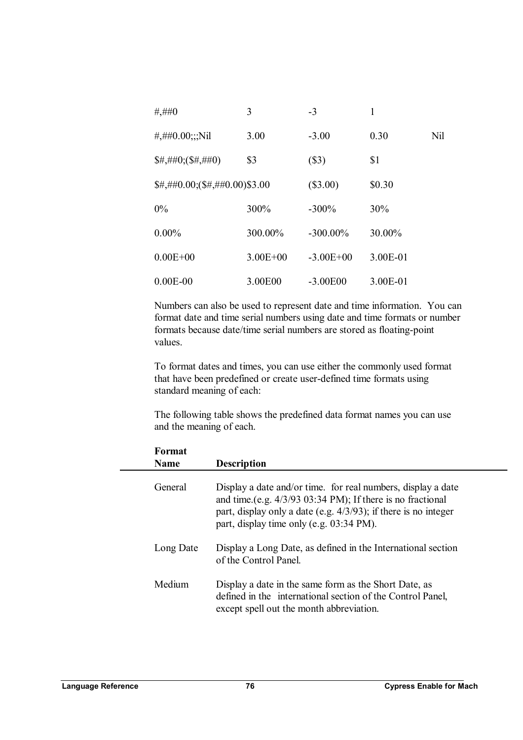| | | | | |
|---|---|---|---|---|
| #,##0 | 3 | -3 | 1 | |
| #,##0.00;;;Nil | 3.00 | -3.00 | 0.30 | Nil |
| $#,##0;($#,##0) | $3 | ($3) | $1 | |
| $#,##0.00;($#,##0.00) | $3.00 | ($3.00) | $0.30 | |
| 0% | 300% | -300% | 30% | |
| 0.00% | 300.00% | -300.00% | 30.00% | |
| 0.00E+00 | 3.00E+00 | -3.00E+00 | 3.00E-01 | |
| 0.00E-00 | 3.00E00 | -3.00E00 | 3.00E-01 | |

Numbers can also be used to represent date and time information. You can format date and time serial numbers using date and time formats or number formats because date/time serial numbers are stored as floating-point values.

To format dates and times, you can use either the commonly used format that have been predefined or create user-defined time formats using standard meaning of each:

The following table shows the predefined data format names you can use and the meaning of each.

| Format Name | Description |
|---|---|
| General | Display a date and/or time. for real numbers, display a date and time.(e.g. 4/3/93 03:34 PM); If there is no fractional part, display only a date (e.g. 4/3/93); if there is no integer part, display time only (e.g. 03:34 PM). |
| Long Date | Display a Long Date, as defined in the International section of the Control Panel. |
| Medium | Display a date in the same form as the Short Date, as defined in the international section of the Control Panel, except spell out the month abbreviation. |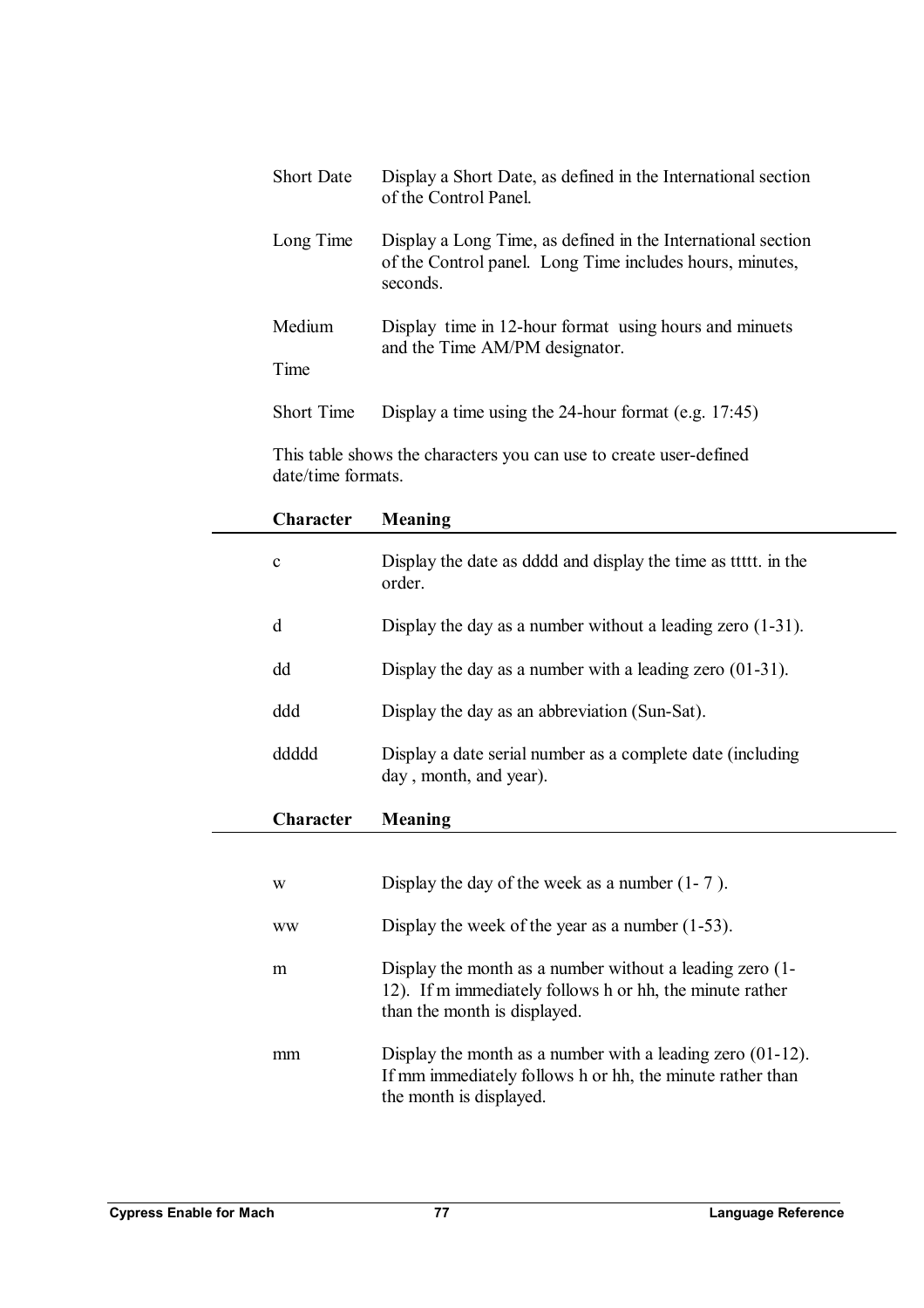| | |
|---|---|
| Short Date | Display a Short Date, as defined in the International section of the Control Panel. |
| Long Time | Display a Long Time, as defined in the International section of the Control panel. Long Time includes hours, minutes, seconds. |
| Medium Time | Display time in 12-hour format using hours and minuets and the Time AM/PM designator. |
| Short Time | Display a time using the 24-hour format (e.g. 17:45) |

This table shows the characters you can use to create user-defined date/time formats.

| Character | Meaning |
|---|---|
| c | Display the date as dddd and display the time as ttttt. in the order. |
| d | Display the day as a number without a leading zero (1-31). |
| dd | Display the day as a number with a leading zero (01-31). |
| ddd | Display the day as an abbreviation (Sun-Sat). |
| ddddd | Display a date serial number as a complete date (including day , month, and year). |

| Character | Meaning |
|---|---|
| w | Display the day of the week as a number (1- 7 ). |
| ww | Display the week of the year as a number (1-53). |
| m | Display the month as a number without a leading zero (1-12). If m immediately follows h or hh, the minute rather than the month is displayed. |
| mm | Display the month as a number with a leading zero (01-12). If mm immediately follows h or hh, the minute rather than the month is displayed. |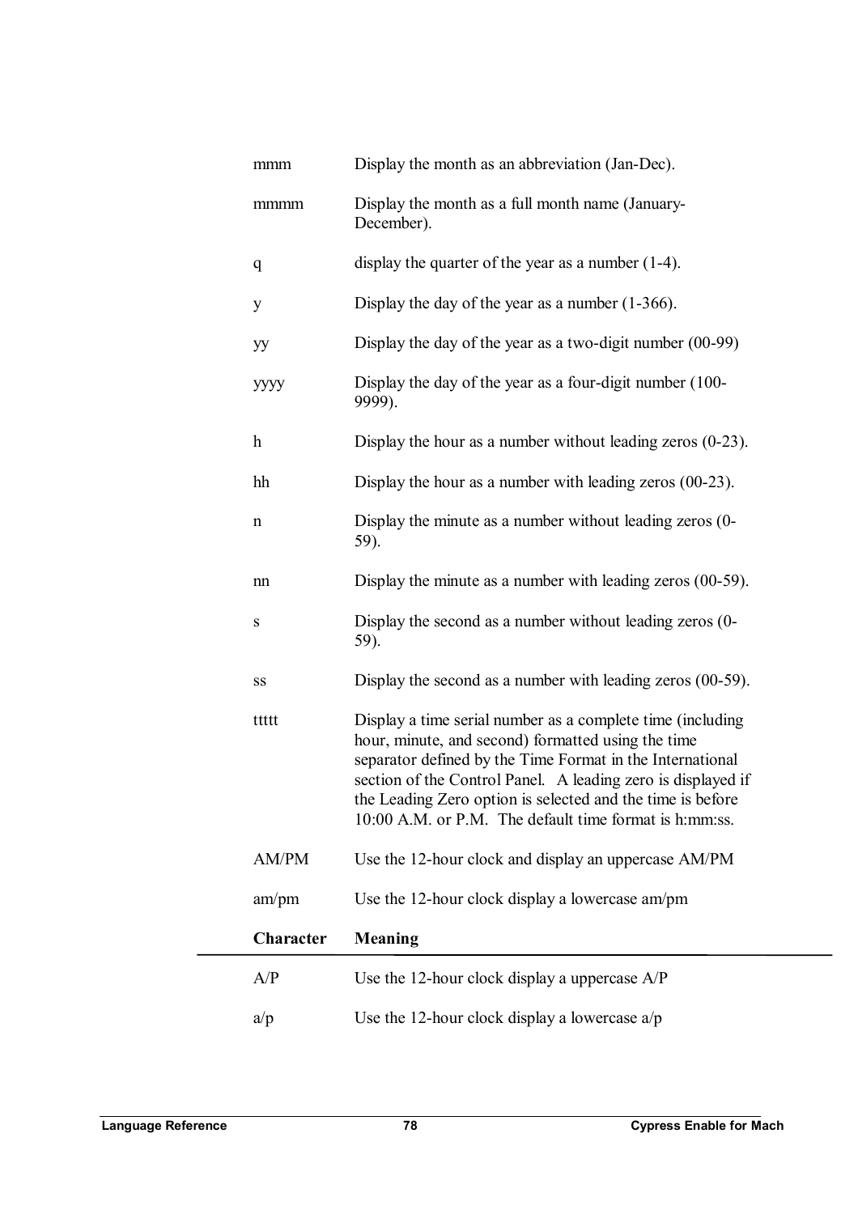| | |
|---|---|
| mmm | Display the month as an abbreviation (Jan-Dec). |
| mmmm | Display the month as a full month name (January-December). |
| q | display the quarter of the year as a number (1-4). |
| y | Display the day of the year as a number (1-366). |
| yy | Display the day of the year as a two-digit number (00-99) |
| yyyy | Display the day of the year as a four-digit number (100-9999). |
| h | Display the hour as a number without leading zeros (0-23). |
| hh | Display the hour as a number with leading zeros (00-23). |
| n | Display the minute as a number without leading zeros (0-59). |
| nn | Display the minute as a number with leading zeros (00-59). |
| s | Display the second as a number without leading zeros (0-59). |
| ss | Display the second as a number with leading zeros (00-59). |
| ttttt | Display a time serial number as a complete time (including hour, minute, and second) formatted using the time separator defined by the Time Format in the International section of the Control Panel. A leading zero is displayed if the Leading Zero option is selected and the time is before 10:00 A.M. or P.M. The default time format is h:mm:ss. |
| AM/PM | Use the 12-hour clock and display an uppercase AM/PM |
| am/pm | Use the 12-hour clock display a lowercase am/pm |

| **Character** | **Meaning** |
|---|---|
| A/P | Use the 12-hour clock display a uppercase A/P |
| a/p | Use the 12-hour clock display a lowercase a/p |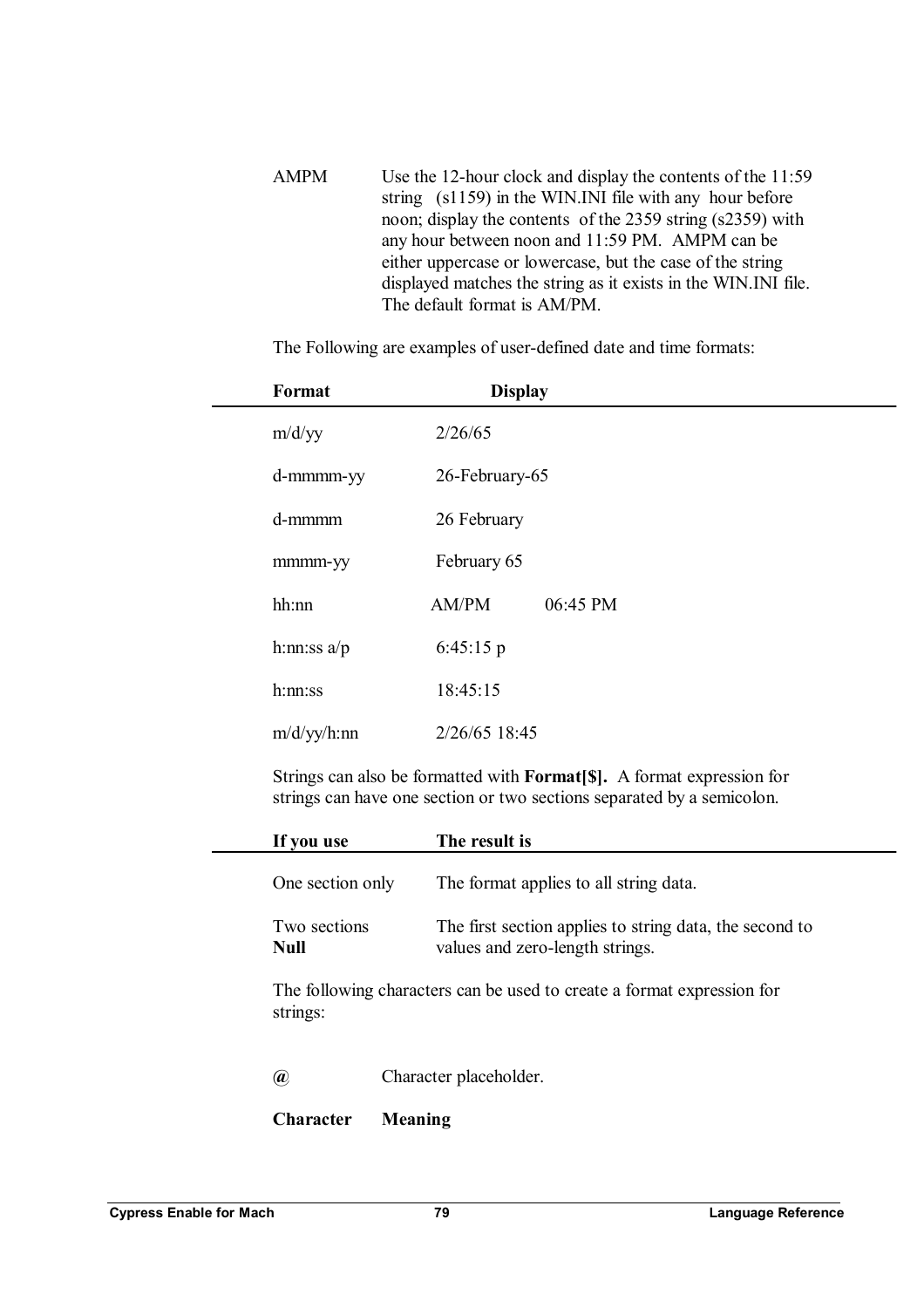| | |
|---|---|
| AMPM | Use the 12-hour clock and display the contents of the 11:59 string (s1159) in the WIN.INI file with any hour before noon; display the contents of the 2359 string (s2359) with any hour between noon and 11:59 PM. AMPM can be either uppercase or lowercase, but the case of the string displayed matches the string as it exists in the WIN.INI file. The default format is AM/PM. |

The Following are examples of user-defined date and time formats:

| **Format** | **Display** |
|---|---|
| m/d/yy | 2/26/65 |
| d-mmmm-yy | 26-February-65 |
| d-mmmm | 26 February |
| mmmm-yy | February 65 |
| hh:nn | AM/PM 06:45 PM |
| h:nn:ss a/p | 6:45:15 p |
| h:nn:ss | 18:45:15 |
| m/d/yy/h:nn | 2/26/65 18:45 |

Strings can also be formatted with **Format[$].** A format expression for strings can have one section or two sections separated by a semicolon.

| **If you use** | **The result is** |
|---|---|
| One section only | The format applies to all string data. |
| Two sections **Null** | The first section applies to string data, the second to values and zero-length strings. |

The following characters can be used to create a format expression for strings:

| | |
|---|---|
| **@** | Character placeholder. |
| **Character** | **Meaning** |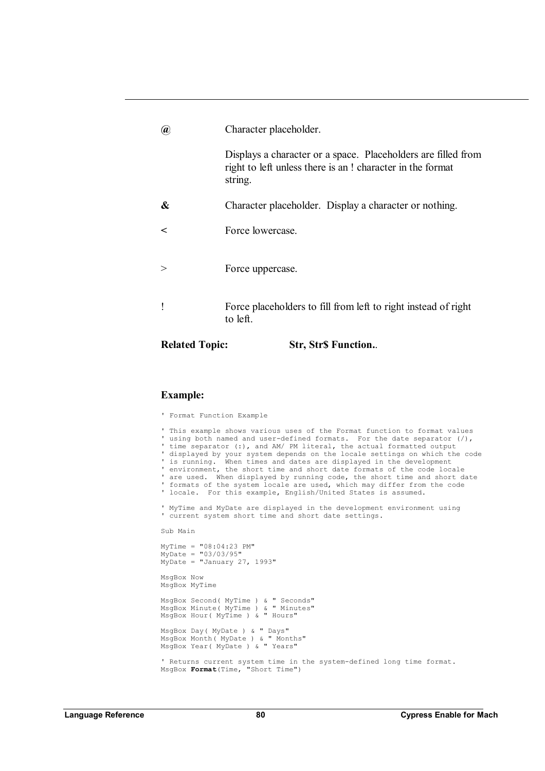| | |
|---|---|
| **@** | Character placeholder.<br><br>Displays a character or a space. Placeholders are filled from right to left unless there is an ! character in the format string. |
| **&** | Character placeholder. Display a character or nothing. |
| **<** | Force lowercase. |
| > | Force uppercase. |
| ! | Force placeholders to fill from left to right instead of right to left. |

**Related Topic:** **Str, Str$ Function.**.

**Example:**

```
' Format Function Example

' This example shows various uses of the Format function to format values
' using both named and user-defined formats.  For the date separator (/),
' time separator (:), and AM/ PM literal, the actual formatted output
' displayed by your system depends on the locale settings on which the code
' is running.  When times and dates are displayed in the development
' environment, the short time and short date formats of the code locale
' are used.  When displayed by running code, the short time and short date
' formats of the system locale are used, which may differ from the code
' locale.  For this example, English/United States is assumed.

' MyTime and MyDate are displayed in the development environment using
' current system short time and short date settings.

Sub Main

MyTime = "08:04:23 PM"
MyDate = "03/03/95"
MyDate = "January 27, 1993"

MsgBox Now
MsgBox MyTime

MsgBox Second( MyTime ) & " Seconds"
MsgBox Minute( MyTime ) & " Minutes"
MsgBox Hour( MyTime ) & " Hours"

MsgBox Day( MyDate ) & " Days"
MsgBox Month( MyDate ) & " Months"
MsgBox Year( MyDate ) & " Years"

' Returns current system time in the system-defined long time format.
MsgBox Format(Time, "Short Time")
```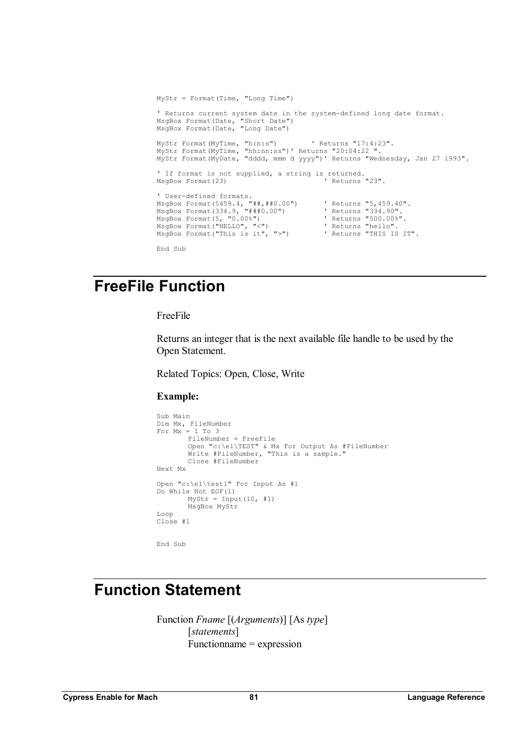```
MyStr = Format(Time, "Long Time")

' Returns current system date in the system-defined long date format.
MsgBox Format(Date, "Short Date")
MsgBox Format(Date, "Long Date")

MyStr Format(MyTime, "h:n:s")         ' Returns "17:4:23".
MyStr Format(MyTime, "hh:nn:ss")' Returns "20:04:22 ".
MyStr Format(MyDate, "dddd, mmm d yyyy")' Returns "Wednesday, Jan 27 1993".

' If format is not supplied, a string is returned.
MsgBox Format(23)                        ' Returns "23".

' User-defined formats.
MsgBox Format(5459.4, "##,##0.00")       ' Returns "5,459.40".
MsgBox Format(334.9, "###0.00")          ' Returns "334.90".
MsgBox Format(5, "0.00%")                ' Returns "500.00%".
MsgBox Format("HELLO", "<")              ' Returns "hello".
MsgBox Format("This is it", ">")         ' Returns "THIS IS IT".

End Sub
```

# FreeFile Function

FreeFile

Returns an integer that is the next available file handle to be used by the Open Statement.

Related Topics: Open, Close, Write

**Example:**

```
Sub Main
Dim Mx, FileNumber
For Mx = 1 To 3
       FileNumber = FreeFile
       Open "c:\e1\TEST" & Mx For Output As #FileNumber
       Write #FileNumber, "This is a sample."
       Close #FileNumber
Next Mx

Open "c:\e1\test1" For Input As #1
Do While Not EOF(1)
       MyStr = Input(10, #1)
       MsgBox MyStr
Loop
Close #1


End Sub
```

# Function Statement

Function *Fname* [(*Arguments*)] [As *type*]
    [*statements*]
    Functionname = expression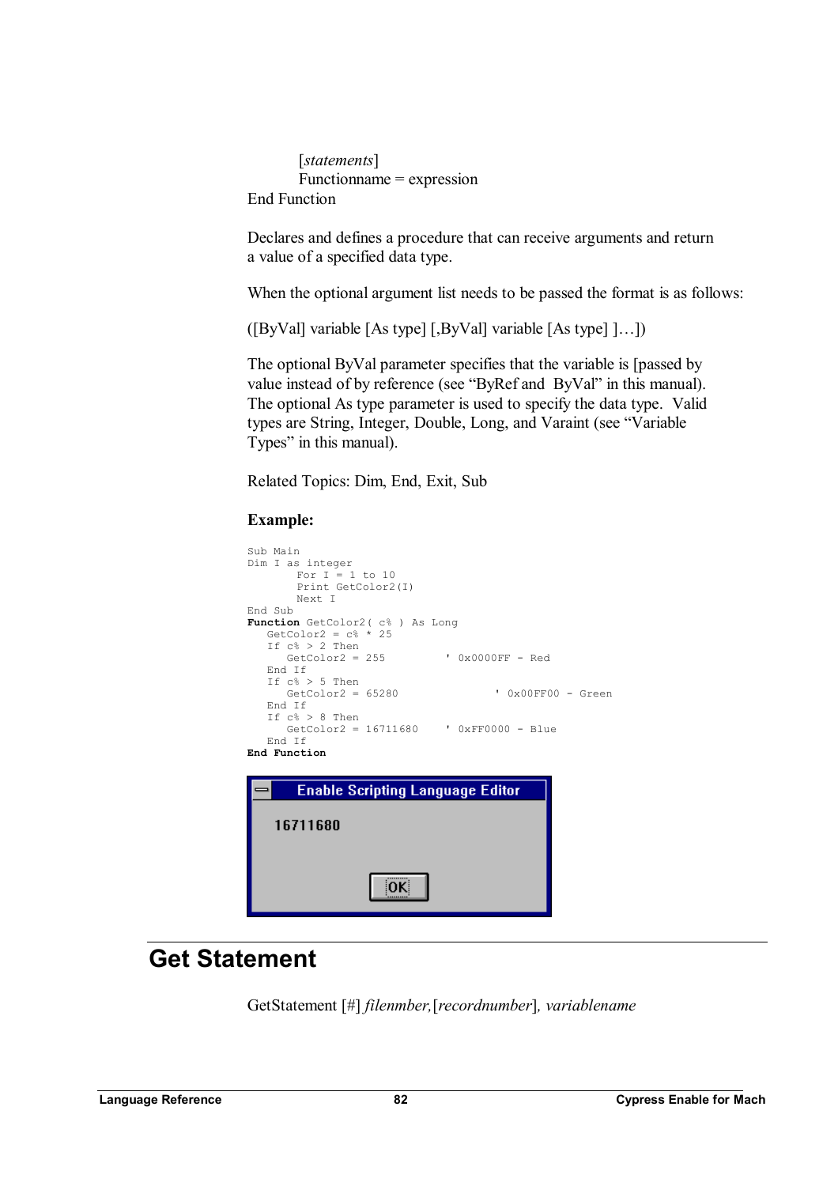[*statements*]
Functionname = expression
End Function

Declares and defines a procedure that can receive arguments and return a value of a specified data type.

When the optional argument list needs to be passed the format is as follows:

([ByVal] variable [As type] [,ByVal] variable [As type] ]…])

The optional ByVal parameter specifies that the variable is [passed by value instead of by reference (see “ByRef and ByVal” in this manual). The optional As type parameter is used to specify the data type. Valid types are String, Integer, Double, Long, and Varaint (see “Variable Types” in this manual).

Related Topics: Dim, End, Exit, Sub

**Example:**

```
Sub Main
Dim I as integer
        For I = 1 to 10
        Print GetColor2(I)
        Next I
End Sub
Function GetColor2( c% ) As Long
   GetColor2 = c% * 25
   If c% > 2 Then
      GetColor2 = 255          ' 0x0000FF - Red
   End If
   If c% > 5 Then
      GetColor2 = 65280                ' 0x00FF00 - Green
   End If
   If c% > 8 Then
      GetColor2 = 16711680     ' 0xFF0000 - Blue
   End If
End Function
```

Enable Scripting Language Editor

16711680

OK

# Get Statement

GetStatement [#] *filenmber,*[*recordnumber*], *variablename*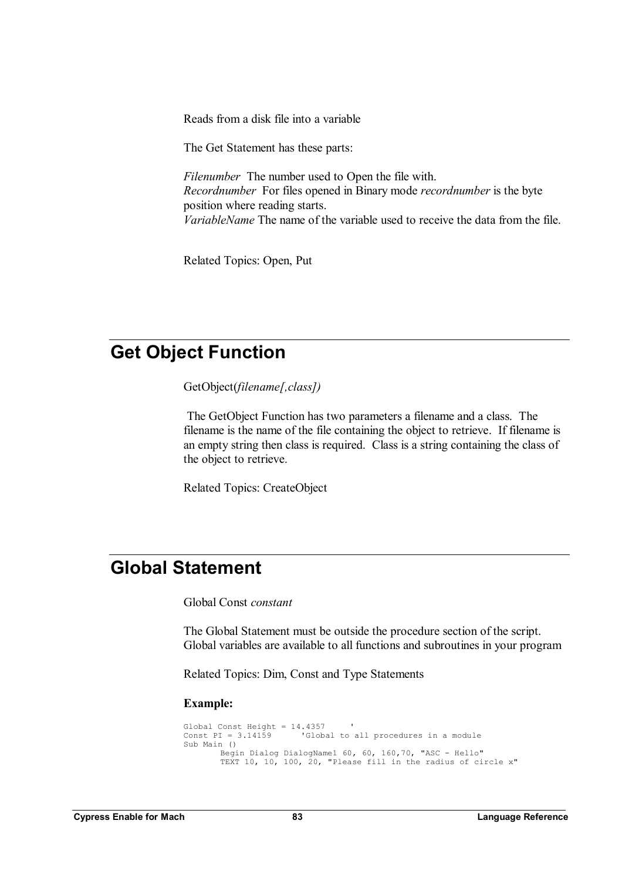Reads from a disk file into a variable

The Get Statement has these parts:

*Filenumber* The number used to Open the file with.
*Recordnumber* For files opened in Binary mode *recordnumber* is the byte position where reading starts.
*VariableName* The name of the variable used to receive the data from the file.

Related Topics: Open, Put

## Get Object Function

GetObject(*filename[,class])*

The GetObject Function has two parameters a filename and a class. The filename is the name of the file containing the object to retrieve. If filename is an empty string then class is required. Class is a string containing the class of the object to retrieve.

Related Topics: CreateObject

## Global Statement

Global Const *constant*

The Global Statement must be outside the procedure section of the script. Global variables are available to all functions and subroutines in your program

Related Topics: Dim, Const and Type Statements

**Example:**

```
Global Const Height = 14.4357     '
Const PI = 3.14159      'Global to all procedures in a module
Sub Main ()
       Begin Dialog DialogName1 60, 60, 160,70, "ASC - Hello"
       TEXT 10, 10, 100, 20, "Please fill in the radius of circle x"
```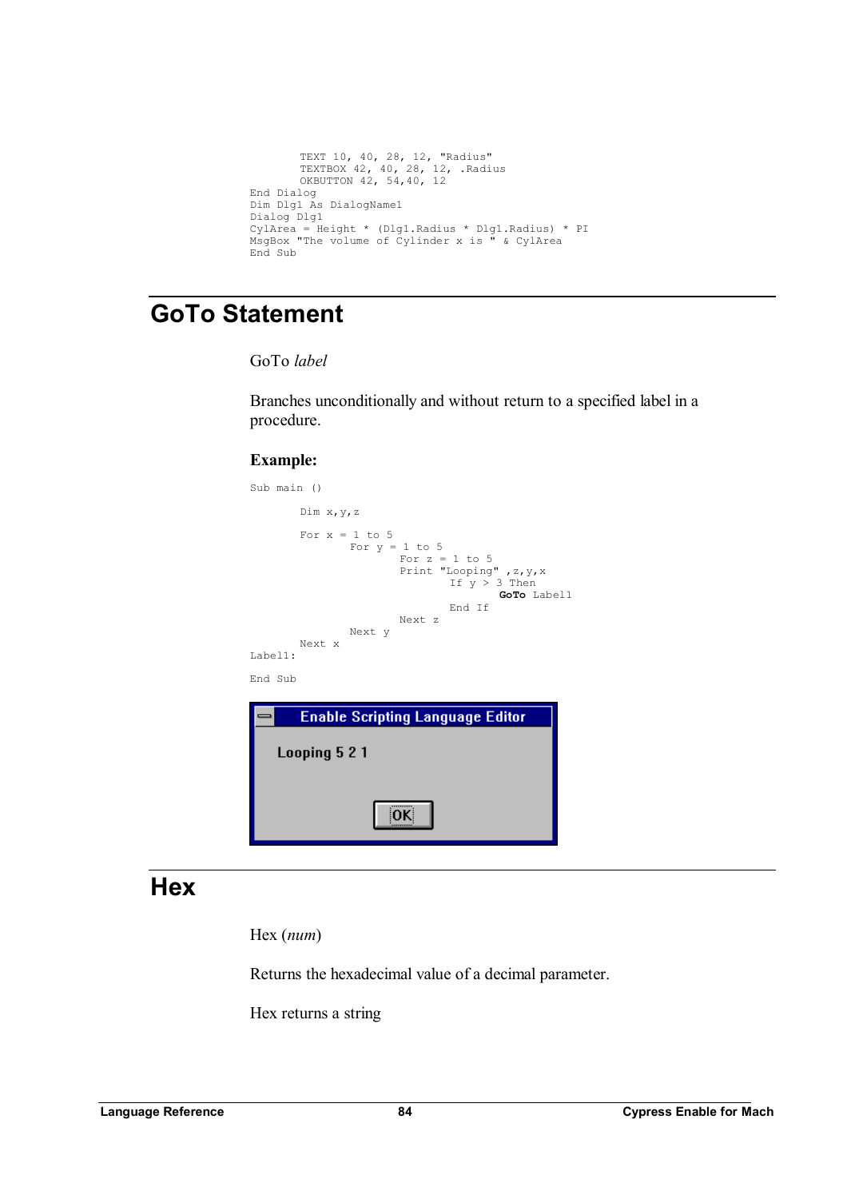```
        TEXT 10, 40, 28, 12, "Radius"
        TEXTBOX 42, 40, 28, 12, .Radius
        OKBUTTON 42, 54,40, 12
End Dialog
Dim Dlg1 As DialogName1
Dialog Dlg1
CylArea = Height * (Dlg1.Radius * Dlg1.Radius) * PI
MsgBox "The volume of Cylinder x is " & CylArea
End Sub
```

# GoTo Statement

GoTo *label*

Branches unconditionally and without return to a specified label in a procedure.

**Example:**

```
Sub main ()

        Dim x,y,z

        For x = 1 to 5
                For y = 1 to 5
                        For z = 1 to 5
                        Print "Looping" ,z,y,x
                                If y > 3 Then
                                        GoTo Label1
                                End If
                        Next z
                Next y
        Next x
Label1:

End Sub
```

Enable Scripting Language Editor

Looping 5 2 1

OK

# Hex

Hex (*num*)

Returns the hexadecimal value of a decimal parameter.

Hex returns a string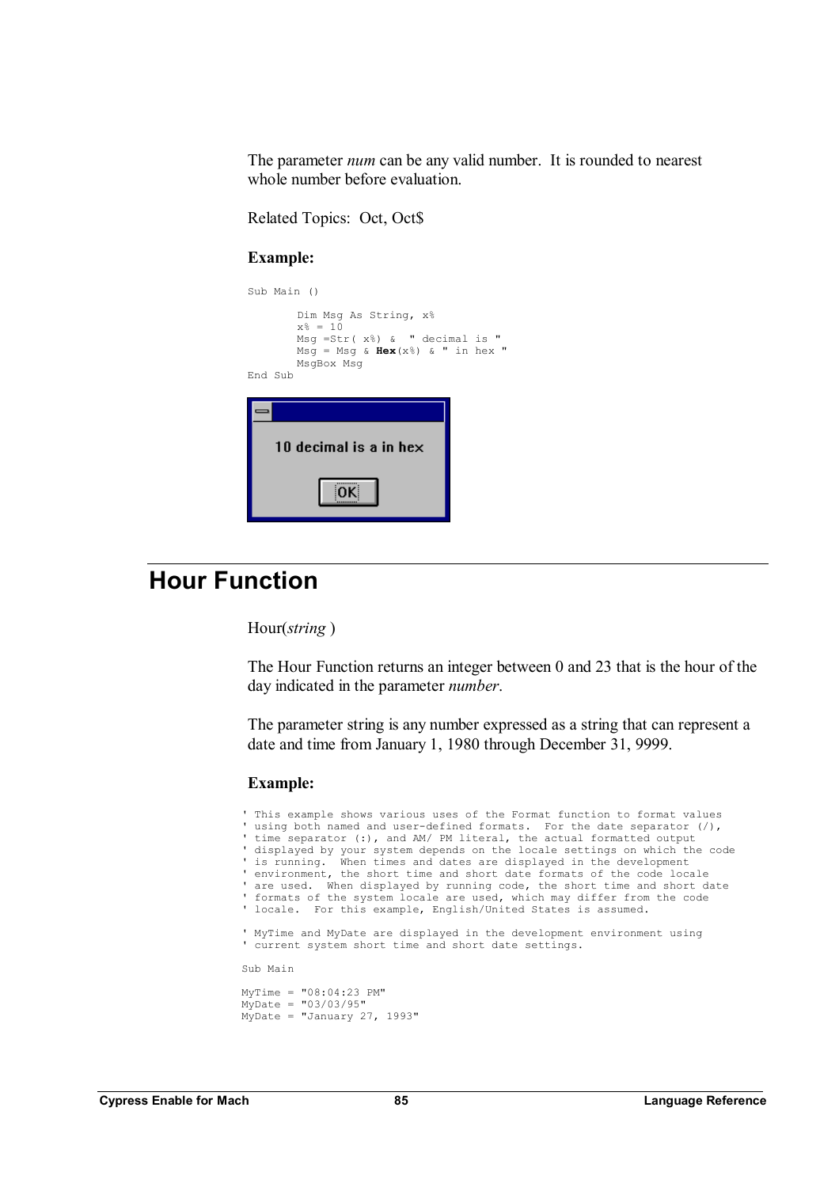The parameter *num* can be any valid number. It is rounded to nearest whole number before evaluation.

Related Topics: Oct, Oct$

**Example:**

```
Sub Main ()

        Dim Msg As String, x%
        x% = 10
        Msg =Str( x%) &  " decimal is "
        Msg = Msg & Hex(x%) & " in hex "
        MsgBox Msg
End Sub
```

10 decimal is a in hex

OK

## Hour Function

Hour(*string* )

The Hour Function returns an integer between 0 and 23 that is the hour of the day indicated in the parameter *number*.

The parameter string is any number expressed as a string that can represent a date and time from January 1, 1980 through December 31, 9999.

**Example:**

```
' This example shows various uses of the Format function to format values
' using both named and user-defined formats.  For the date separator (/),
' time separator (:), and AM/ PM literal, the actual formatted output
' displayed by your system depends on the locale settings on which the code
' is running.  When times and dates are displayed in the development
' environment, the short time and short date formats of the code locale
' are used.  When displayed by running code, the short time and short date
' formats of the system locale are used, which may differ from the code
' locale.  For this example, English/United States is assumed.

' MyTime and MyDate are displayed in the development environment using
' current system short time and short date settings.

Sub Main

MyTime = "08:04:23 PM"
MyDate = "03/03/95"
MyDate = "January 27, 1993"
```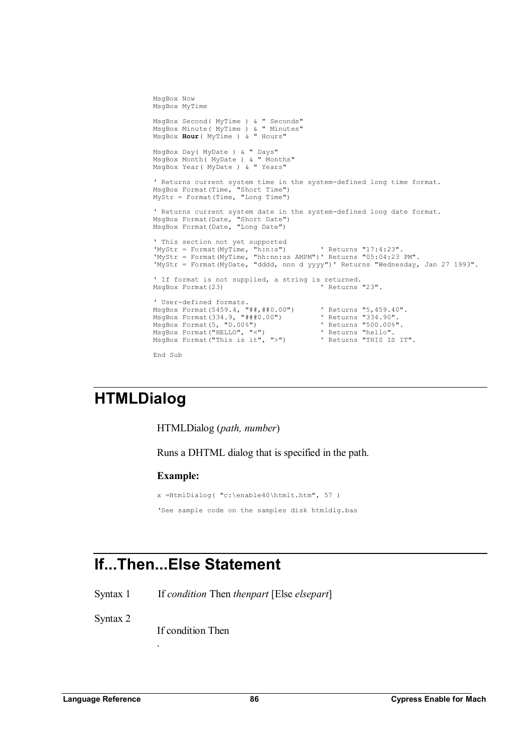```
MsgBox Now
MsgBox MyTime

MsgBox Second( MyTime ) & " Seconds"
MsgBox Minute( MyTime ) & " Minutes"
MsgBox Hour( MyTime ) & " Hours"

MsgBox Day( MyDate ) & " Days"
MsgBox Month( MyDate ) & " Months"
MsgBox Year( MyDate ) & " Years"

' Returns current system time in the system-defined long time format.
MsgBox Format(Time, "Short Time")
MyStr = Format(Time, "Long Time")

' Returns current system date in the system-defined long date format.
MsgBox Format(Date, "Short Date")
MsgBox Format(Date, "Long Date")

' This section not yet supported
'MyStr = Format(MyTime, "h:n:s")         ' Returns "17:4:23".
'MyStr = Format(MyTime, "hh:nn:ss AMPM")' Returns "05:04:23 PM".
'MyStr = Format(MyDate, "dddd, nnn d yyyy")' Returns "Wednesday, Jan 27 1993".

' If format is not supplied, a string is returned.
MsgBox Format(23)                        ' Returns "23".

' User-defined formats.
MsgBox Format(5459.4, "##,##0.00")       ' Returns "5,459.40".
MsgBox Format(334.9, "###0.00")          ' Returns "334.90".
MsgBox Format(5, "0.00%")                ' Returns "500.00%".
MsgBox Format("HELLO", "<")              ' Returns "hello".
MsgBox Format("This is it", ">")         ' Returns "THIS IS IT".

End Sub
```

# HTMLDialog

HTMLDialog (*path, number*)

Runs a DHTML dialog that is specified in the path.

**Example:**

```
x =HtmlDialog( "c:\enable40\htmlt.htm", 57 )
'See sample code on the samples disk htmldlg.bas
```

# If...Then...Else Statement

Syntax 1 If *condition* Then *thenpart* [Else *elsepart*]

Syntax 2

If condition Then

.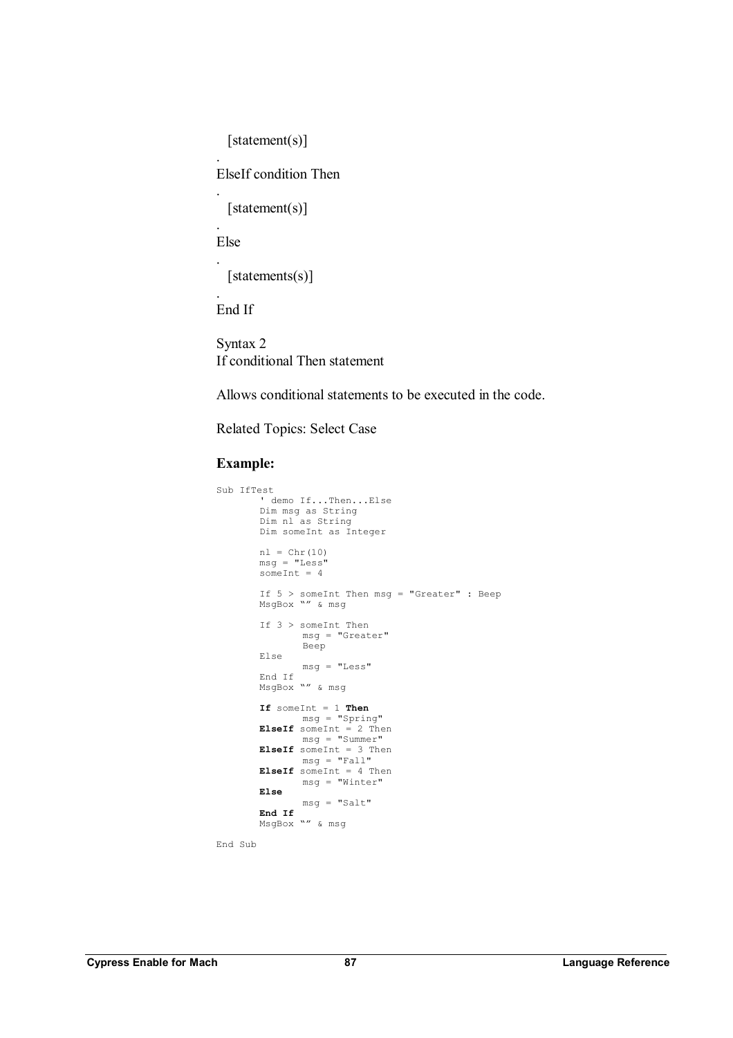[statement(s)]

.

ElseIf condition Then

.

[statement(s)]

.

Else

.

[statements(s)]

.

End If

Syntax 2

If conditional Then statement

Allows conditional statements to be executed in the code.

Related Topics: Select Case

### Example:

```
Sub IfTest
        ' demo If...Then...Else
        Dim msg as String
        Dim nl as String
        Dim someInt as Integer

        nl = Chr(10)
        msg = "Less"
        someInt = 4

        If 5 > someInt Then msg = "Greater" : Beep
        MsgBox "" & msg

        If 3 > someInt Then
                msg = "Greater"
                Beep
        Else
                msg = "Less"
        End If
        MsgBox "" & msg

        If someInt = 1 Then
                msg = "Spring"
        ElseIf someInt = 2 Then
                msg = "Summer"
        ElseIf someInt = 3 Then
                msg = "Fall"
        ElseIf someInt = 4 Then
                msg = "Winter"
        Else
                msg = "Salt"
        End If
        MsgBox "" & msg

End Sub
```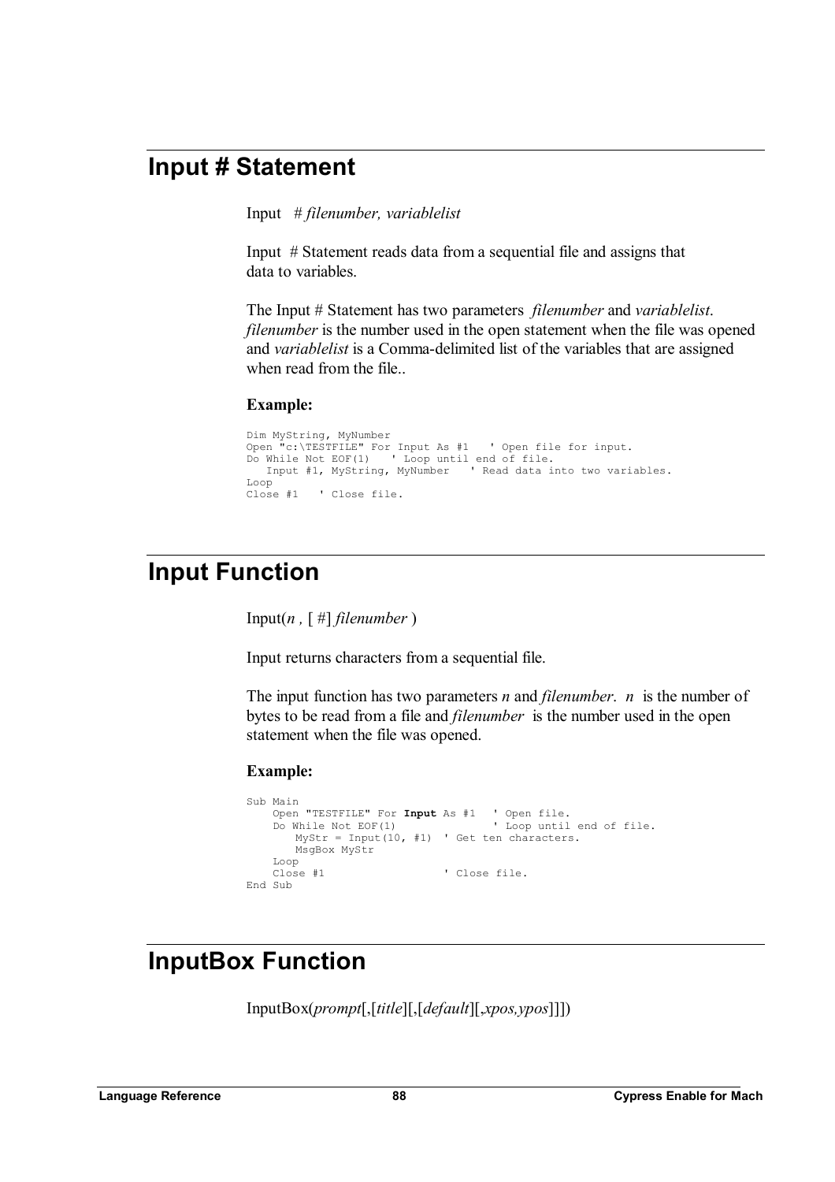# Input # Statement

Input # *filenumber, variablelist*

Input # Statement reads data from a sequential file and assigns that data to variables.

The Input # Statement has two parameters *filenumber* and *variablelist*. *filenumber* is the number used in the open statement when the file was opened and *variablelist* is a Comma-delimited list of the variables that are assigned when read from the file..

**Example:**

```
Dim MyString, MyNumber
Open "c:\TESTFILE" For Input As #1   ' Open file for input.
Do While Not EOF(1)   ' Loop until end of file.
   Input #1, MyString, MyNumber   ' Read data into two variables.
Loop
Close #1   ' Close file.
```

# Input Function

Input(*n* , [ #] *filenumber* )

Input returns characters from a sequential file.

The input function has two parameters *n* and *filenumber*. *n* is the number of bytes to be read from a file and *filenumber* is the number used in the open statement when the file was opened.

**Example:**

```
Sub Main
    Open "TESTFILE" For Input As #1   ' Open file.
    Do While Not EOF(1)               ' Loop until end of file.
        MyStr = Input(10, #1)  ' Get ten characters.
        MsgBox MyStr
    Loop
    Close #1                  ' Close file.
End Sub
```

# InputBox Function

InputBox(*prompt*[,[*title*][,[*default*][,*xpos,ypos*]]])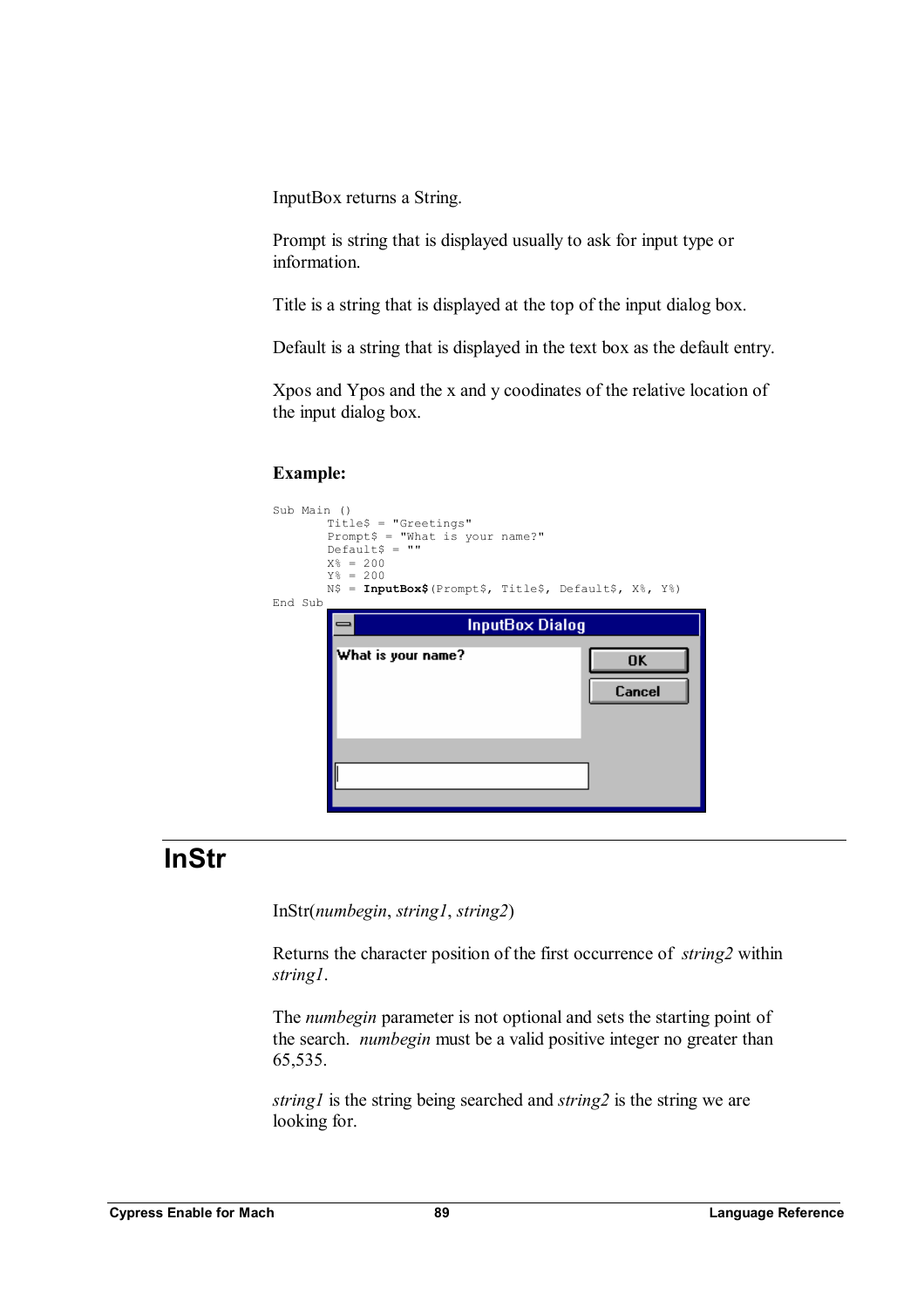InputBox returns a String.

Prompt is string that is displayed usually to ask for input type or information.

Title is a string that is displayed at the top of the input dialog box.

Default is a string that is displayed in the text box as the default entry.

Xpos and Ypos and the x and y coodinates of the relative location of the input dialog box.

**Example:**

```
Sub Main ()
        Title$ = "Greetings"
        Prompt$ = "What is your name?"
        Default$ = ""
        X% = 200
        Y% = 200
        N$ = InputBox$(Prompt$, Title$, Default$, X%, Y%)
End Sub
```

# InStr

InStr(*numbegin*, *string1*, *string2*)

Returns the character position of the first occurrence of *string2* within *string1*.

The *numbegin* parameter is not optional and sets the starting point of the search. *numbegin* must be a valid positive integer no greater than 65,535.

*string1* is the string being searched and *string2* is the string we are looking for.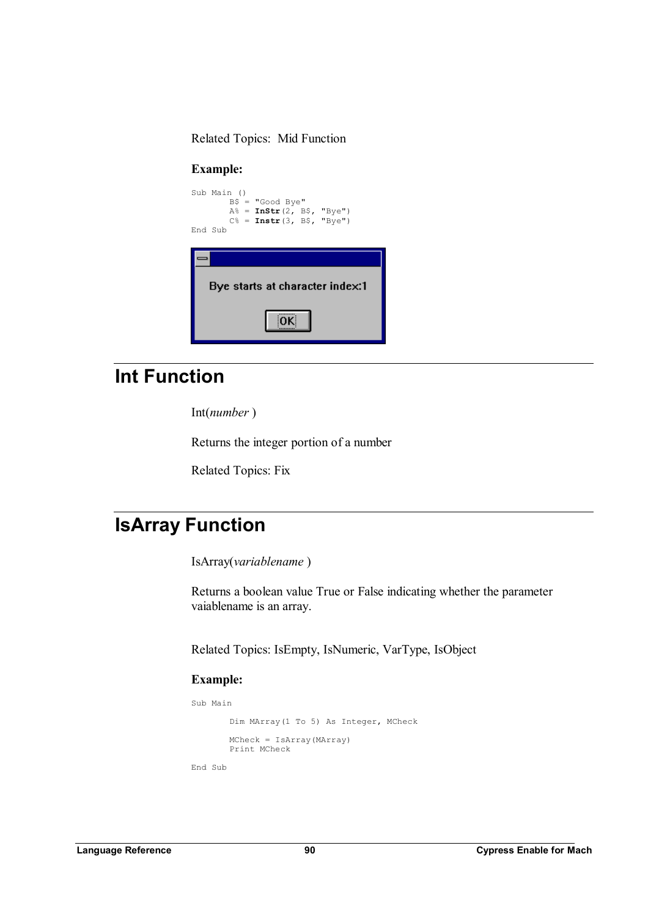Related Topics:  Mid Function

**Example:**

```
Sub Main ()
        B$ = "Good Bye"
        A% = InStr(2, B$, "Bye")
        C% = Instr(3, B$, "Bye")
End Sub
```

Bye starts at character index:1

OK

## Int Function

Int(*number* )

Returns the integer portion of a number

Related Topics: Fix

## IsArray Function

IsArray(*variablename* )

Returns a boolean value True or False indicating whether the parameter vaiablename is an array.

Related Topics: IsEmpty, IsNumeric, VarType, IsObject

**Example:**

```
Sub Main

        Dim MArray(1 To 5) As Integer, MCheck

        MCheck = IsArray(MArray)
        Print MCheck

End Sub
```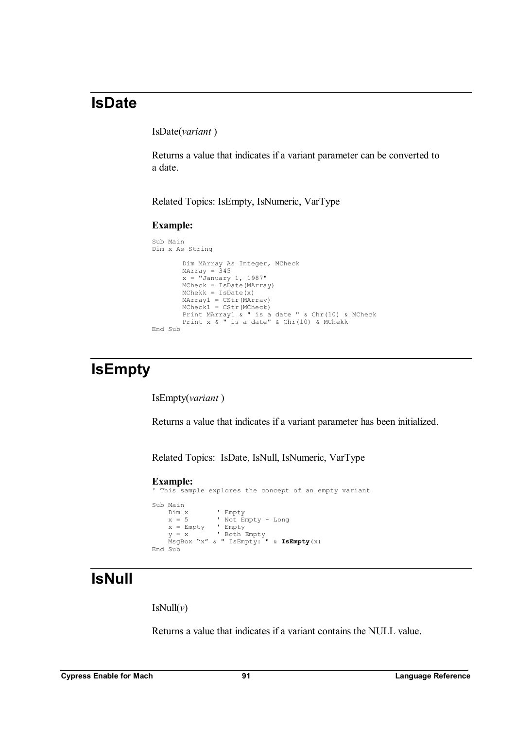## IsDate

IsDate(*variant* )

Returns a value that indicates if a variant parameter can be converted to a date.

Related Topics: IsEmpty, IsNumeric, VarType

**Example:**

```
Sub Main
Dim x As String

       Dim MArray As Integer, MCheck
       MArray = 345
       x = "January 1, 1987"
       MCheck = IsDate(MArray)
       MChekk = IsDate(x)
       MArray1 = CStr(MArray)
       MCheck1 = CStr(MCheck)
       Print MArray1 & " is a date " & Chr(10) & MCheck
       Print x & " is a date" & Chr(10) & MChekk
End Sub
```

## IsEmpty

IsEmpty(*variant* )

Returns a value that indicates if a variant parameter has been initialized.

Related Topics: IsDate, IsNull, IsNumeric, VarType

**Example:**

```
' This sample explores the concept of an empty variant

Sub Main
    Dim x        ' Empty
    x = 5        ' Not Empty - Long
    x = Empty    ' Empty
    y = x        ' Both Empty
    MsgBox "x" & " IsEmpty: " & IsEmpty(x)
End Sub
```

## IsNull

IsNull(*v*)

Returns a value that indicates if a variant contains the NULL value.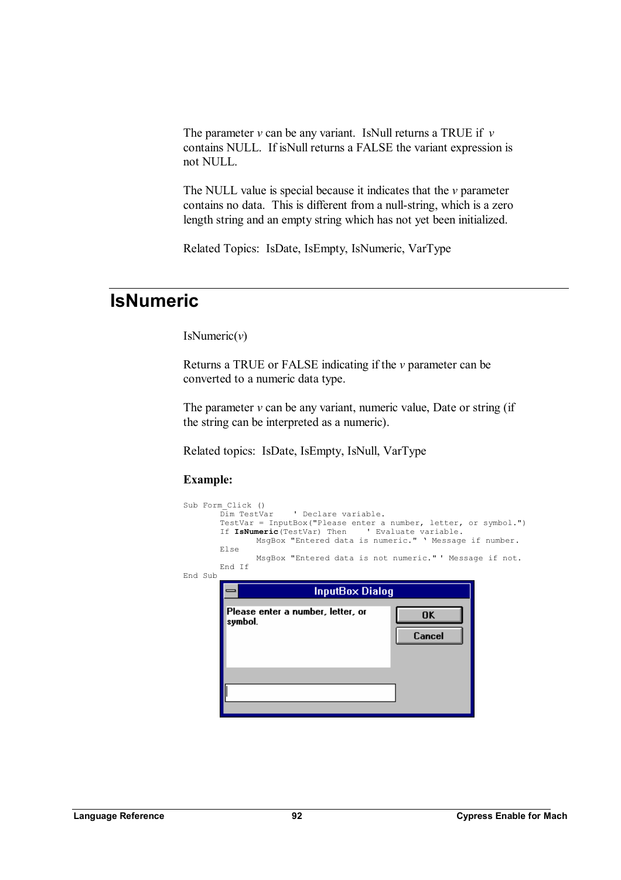The parameter *v* can be any variant. IsNull returns a TRUE if *v* contains NULL. If isNull returns a FALSE the variant expression is not NULL.

The NULL value is special because it indicates that the *v* parameter contains no data. This is different from a null-string, which is a zero length string and an empty string which has not yet been initialized.

Related Topics: IsDate, IsEmpty, IsNumeric, VarType

# IsNumeric

IsNumeric(*v*)

Returns a TRUE or FALSE indicating if the *v* parameter can be converted to a numeric data type.

The parameter *v* can be any variant, numeric value, Date or string (if the string can be interpreted as a numeric).

Related topics: IsDate, IsEmpty, IsNull, VarType

**Example:**

```
Sub Form_Click ()
        Dim TestVar    ' Declare variable.
        TestVar = InputBox("Please enter a number, letter, or symbol.")
        If IsNumeric(TestVar) Then     ' Evaluate variable.
                MsgBox "Entered data is numeric." ' Message if number.
        Else
                MsgBox "Entered data is not numeric." ' Message if not.
        End If
End Sub
```

InputBox Dialog

Please enter a number, letter, or symbol.

OK

Cancel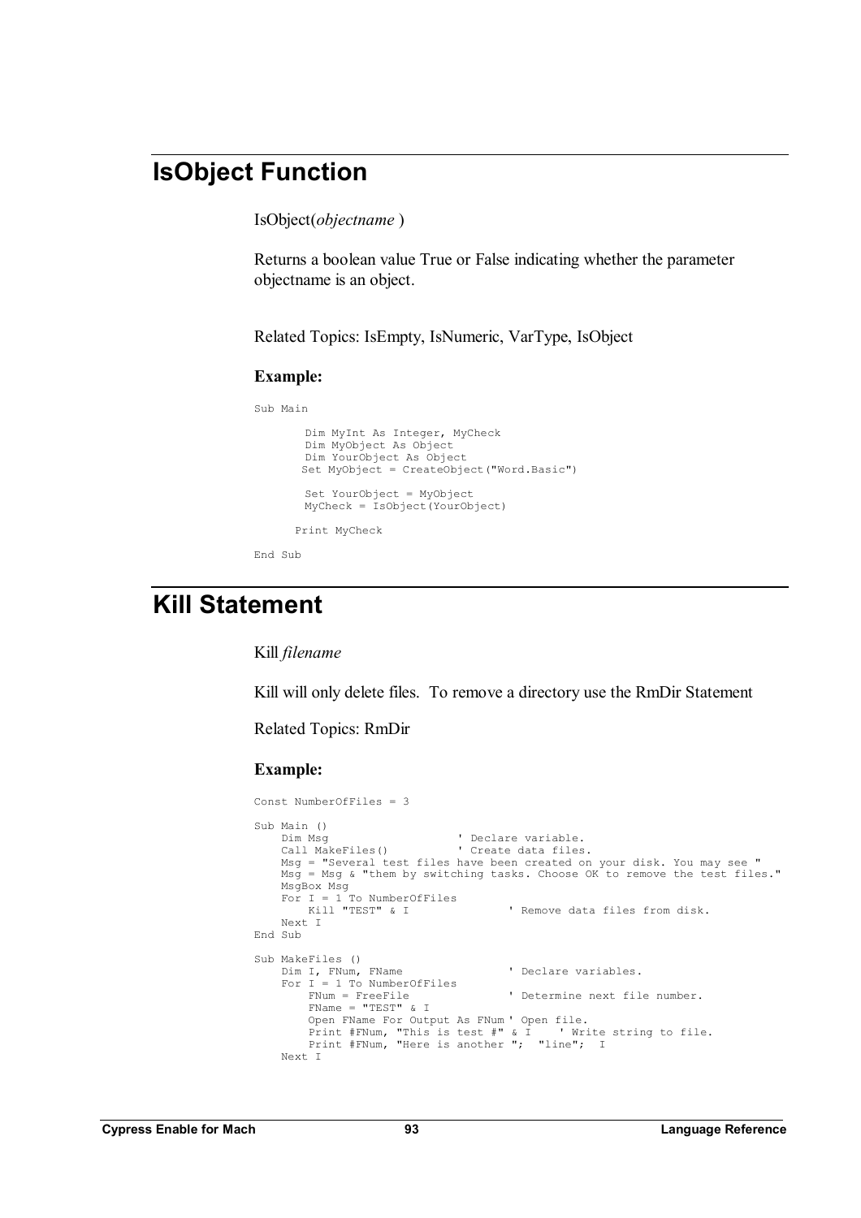# IsObject Function

IsObject(*objectname* )

Returns a boolean value True or False indicating whether the parameter objectname is an object.

Related Topics: IsEmpty, IsNumeric, VarType, IsObject

### Example:

```
Sub Main

        Dim MyInt As Integer, MyCheck
        Dim MyObject As Object
        Dim YourObject As Object
       Set MyObject = CreateObject("Word.Basic")

        Set YourObject = MyObject
        MyCheck = IsObject(YourObject)

      Print MyCheck

End Sub
```

# Kill Statement

Kill *filename*

Kill will only delete files.  To remove a directory use the RmDir Statement

Related Topics: RmDir

### Example:

```
Const NumberOfFiles = 3

Sub Main ()
    Dim Msg                   ' Declare variable.
    Call MakeFiles()          ' Create data files.
    Msg = "Several test files have been created on your disk. You may see "
    Msg = Msg & "them by switching tasks. Choose OK to remove the test files."
    MsgBox Msg
    For I = 1 To NumberOfFiles
        Kill "TEST" & I              ' Remove data files from disk.
    Next I
End Sub

Sub MakeFiles ()
    Dim I, FNum, FName               ' Declare variables.
    For I = 1 To NumberOfFiles
        FNum = FreeFile              ' Determine next file number.
        FName = "TEST" & I
        Open FName For Output As FNum ' Open file.
        Print #FNum, "This is test #" & I    ' Write string to file.
        Print #FNum, "Here is another ";  "line";  I
    Next I
```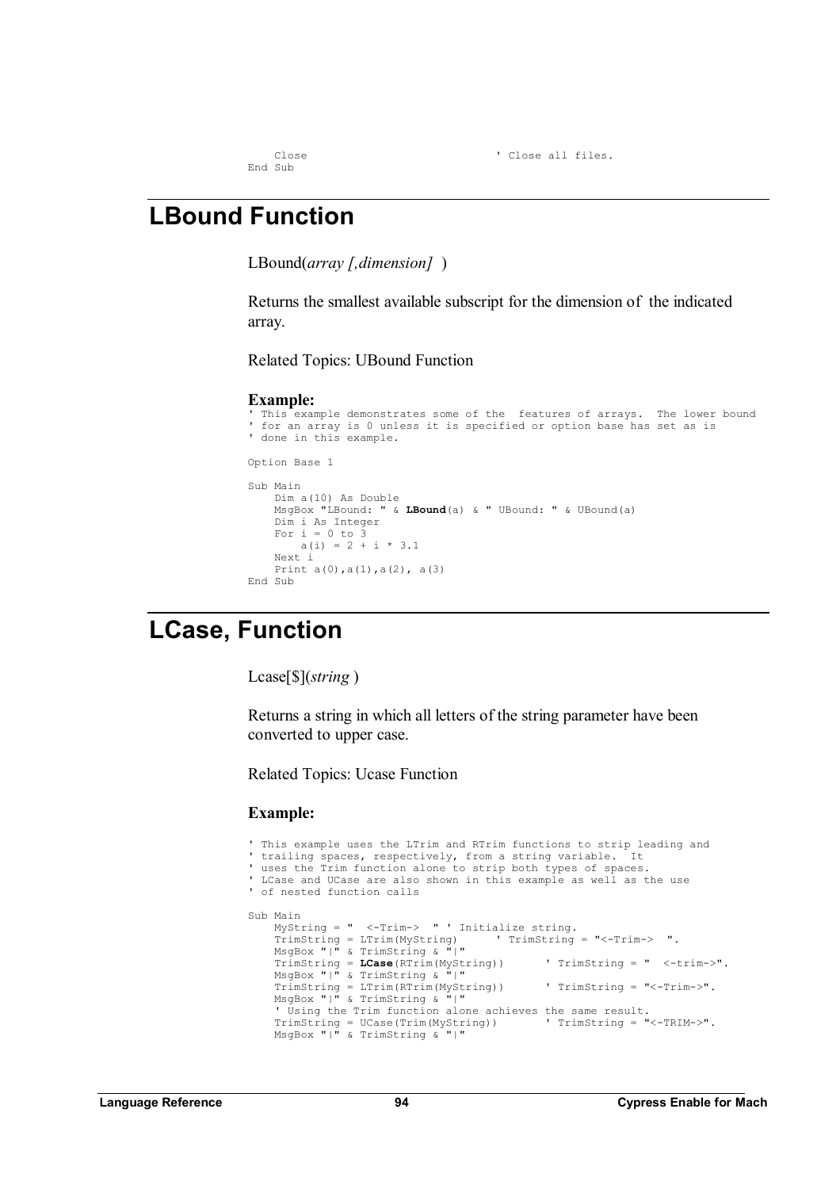```
    Close                              ' Close all files.
End Sub
```

## LBound Function

LBound(*array [,dimension]* )

Returns the smallest available subscript for the dimension of the indicated array.

Related Topics: UBound Function

**Example:**

```
' This example demonstrates some of the  features of arrays.  The lower bound
' for an array is 0 unless it is specified or option base has set as is
' done in this example.

Option Base 1

Sub Main
    Dim a(10) As Double
    MsgBox "LBound: " & LBound(a) & " UBound: " & UBound(a)
    Dim i As Integer
    For i = 0 to 3
        a(i) = 2 + i * 3.1
    Next i
    Print a(0),a(1),a(2), a(3)
End Sub
```

## LCase, Function

Lcase[$](*string* )

Returns a string in which all letters of the string parameter have been converted to upper case.

Related Topics: Ucase Function

**Example:**

```
' This example uses the LTrim and RTrim functions to strip leading and
' trailing spaces, respectively, from a string variable.  It
' uses the Trim function alone to strip both types of spaces.
' LCase and UCase are also shown in this example as well as the use
' of nested function calls

Sub Main
    MyString = "  <-Trim->  " ' Initialize string.
    TrimString = LTrim(MyString)      ' TrimString = "<-Trim->  ".
    MsgBox "|" & TrimString & "|"
    TrimString = LCase(RTrim(MyString))      ' TrimString = "  <-trim->".
    MsgBox "|" & TrimString & "|"
    TrimString = LTrim(RTrim(MyString))      ' TrimString = "<-Trim->".
    MsgBox "|" & TrimString & "|"
    ' Using the Trim function alone achieves the same result.
    TrimString = UCase(Trim(MyString))       ' TrimString = "<-TRIM->".
    MsgBox "|" & TrimString & "|"
```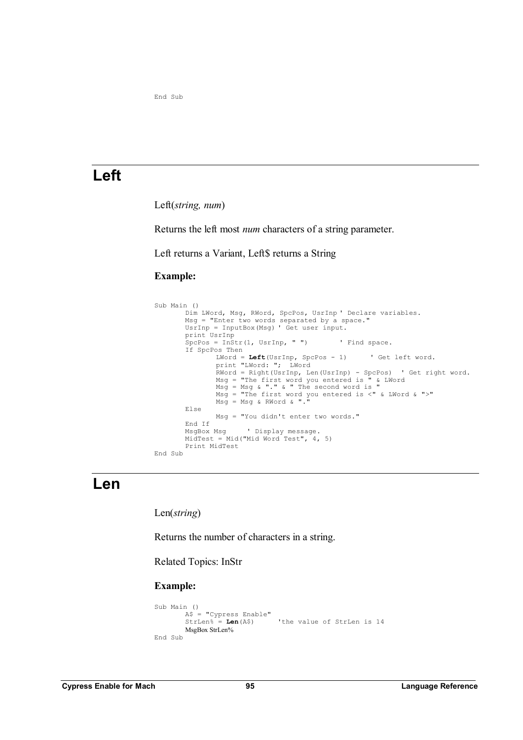```
End Sub
```

## Left

Left(*string, num*)

Returns the left most *num* characters of a string parameter.

Left returns a Variant, Left$ returns a String

**Example:**

```
Sub Main ()
        Dim LWord, Msg, RWord, SpcPos, UsrInp ' Declare variables.
        Msg = "Enter two words separated by a space."
        UsrInp = InputBox(Msg) ' Get user input.
        print UsrInp
        SpcPos = InStr(1, UsrInp, " ")        ' Find space.
        If SpcPos Then
                LWord = Left(UsrInp, SpcPos - 1)      ' Get left word.
                print "LWord: ";  LWord
                RWord = Right(UsrInp, Len(UsrInp) - SpcPos)  ' Get right word.
                Msg = "The first word you entered is " & LWord
                Msg = Msg & "." & " The second word is "
                Msg = "The first word you entered is <" & LWord & ">"
                Msg = Msg & RWord & "."
        Else
                Msg = "You didn't enter two words."
        End If
        MsgBox Msg     ' Display message.
        MidTest = Mid("Mid Word Test", 4, 5)
        Print MidTest
End Sub
```

## Len

Len(*string*)

Returns the number of characters in a string.

Related Topics: InStr

**Example:**

```
Sub Main ()
        A$ = "Cypress Enable"
        StrLen% = Len(A$)      'the value of StrLen is 14
        MsgBox StrLen%
End Sub
```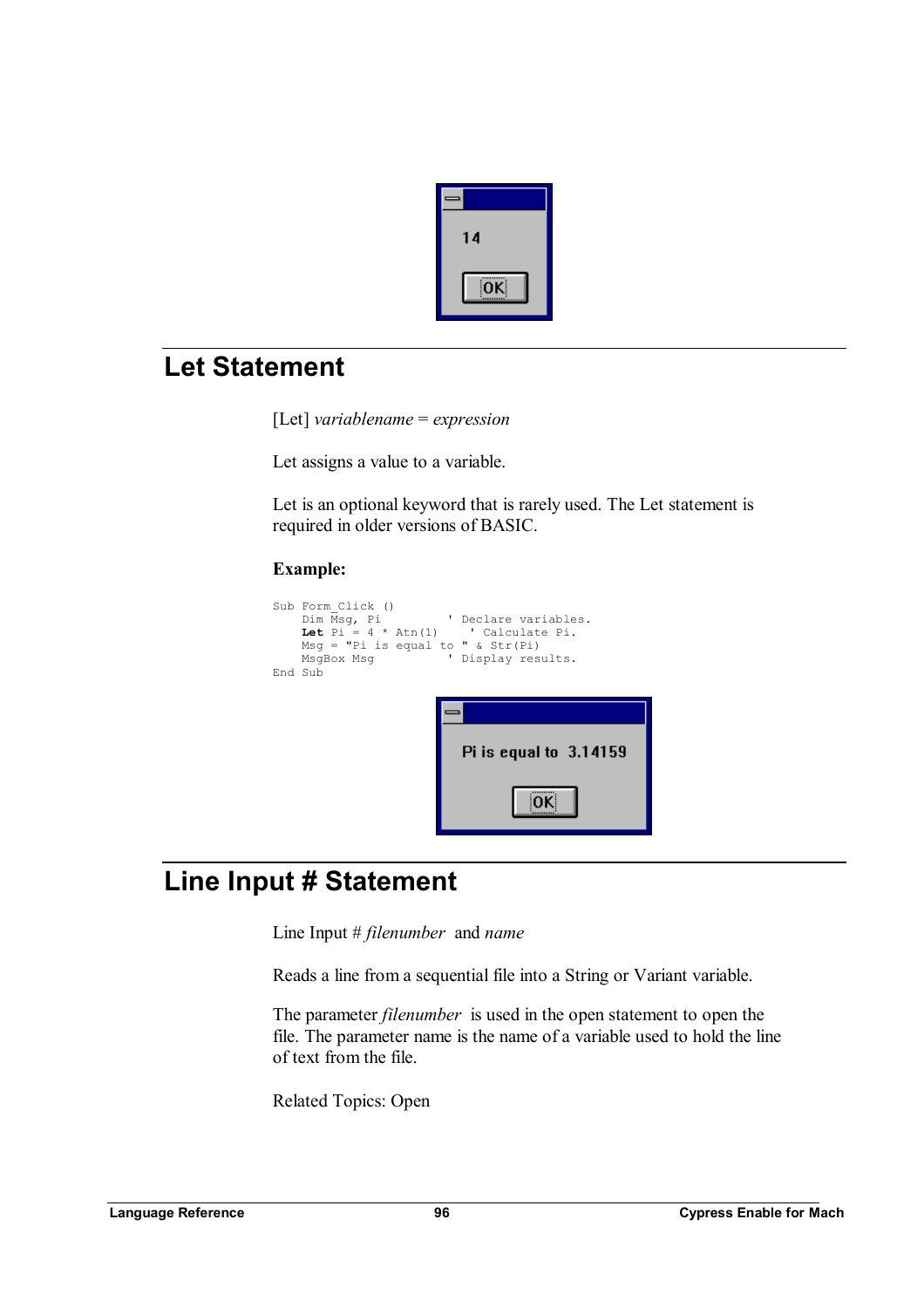## Let Statement

[Let] *variablename* = *expression*

Let assigns a value to a variable.

Let is an optional keyword that is rarely used. The Let statement is required in older versions of BASIC.

**Example:**

```
Sub Form_Click ()
    Dim Msg, Pi           ' Declare variables.
    Let Pi = 4 * Atn(1)     ' Calculate Pi.
    Msg = "Pi is equal to " & Str(Pi)
    MsgBox Msg            ' Display results.
End Sub
```

## Line Input # Statement

Line Input # *filenumber* and *name*

Reads a line from a sequential file into a String or Variant variable.

The parameter *filenumber* is used in the open statement to open the file. The parameter name is the name of a variable used to hold the line of text from the file.

Related Topics: Open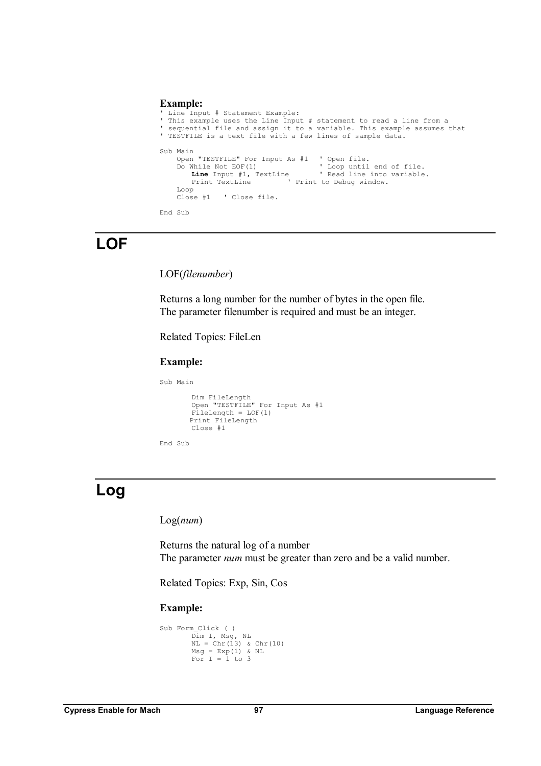**Example:**

```
' Line Input # Statement Example:
' This example uses the Line Input # statement to read a line from a
' sequential file and assign it to a variable. This example assumes that
' TESTFILE is a text file with a few lines of sample data.

Sub Main
    Open "TESTFILE" For Input As #1   ' Open file.
    Do While Not EOF(1)               ' Loop until end of file.
        Line Input #1, TextLine       ' Read line into variable.
        Print TextLine         ' Print to Debug window.
    Loop
    Close #1   ' Close file.

End Sub
```

# LOF

LOF(*filenumber*)

Returns a long number for the number of bytes in the open file.
The parameter filenumber is required and must be an integer.

Related Topics: FileLen

**Example:**

```
Sub Main

        Dim FileLength
        Open "TESTFILE" For Input As #1
        FileLength = LOF(1)
       Print FileLength
        Close #1

End Sub
```

# Log

Log(*num*)

Returns the natural log of a number
The parameter *num* must be greater than zero and be a valid number.

Related Topics: Exp, Sin, Cos

**Example:**

```
Sub Form_Click ( )
        Dim I, Msg, NL
        NL = Chr(13) & Chr(10)
        Msg = Exp(1) & NL
        For I = 1 to 3
```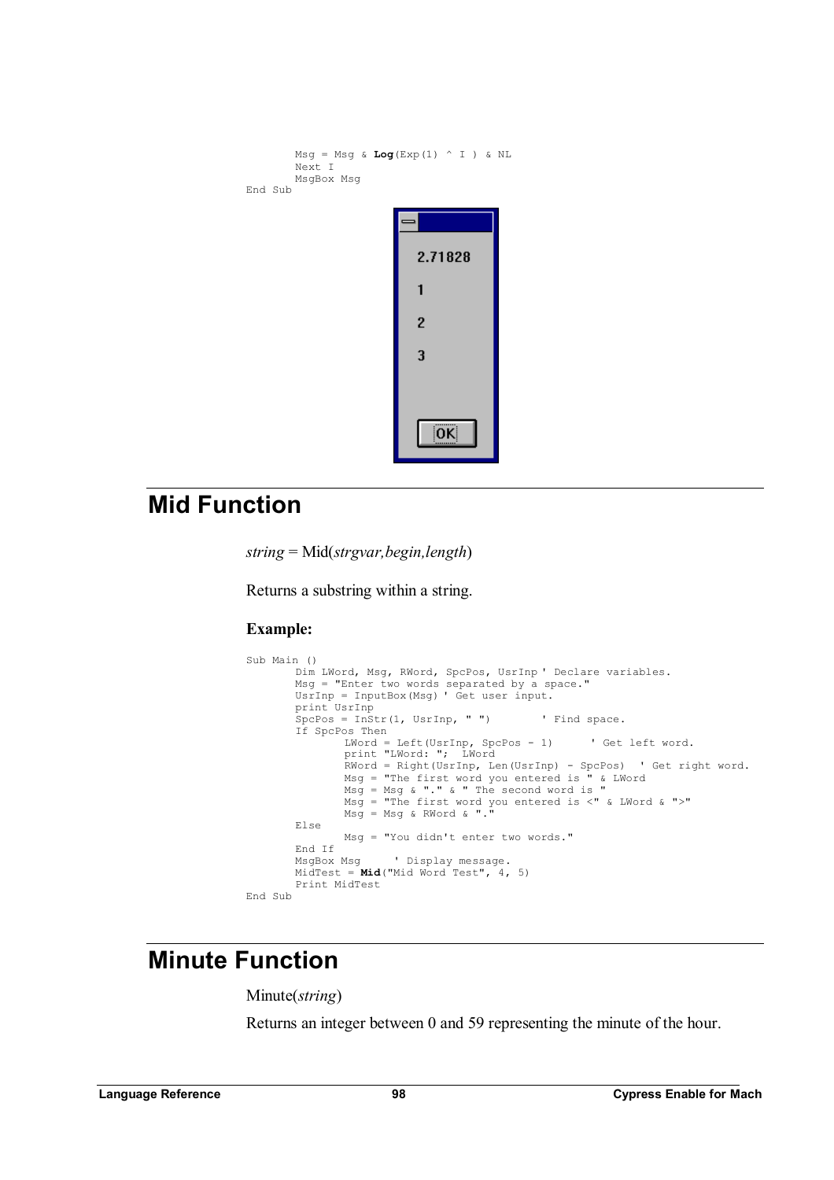```
        Msg = Msg & Log(Exp(1) ^ I ) & NL
        Next I
        MsgBox Msg
End Sub
```

2.71828

1

2

3

OK

## Mid Function

*string* = Mid(*strgvar,begin,length*)

Returns a substring within a string.

**Example:**

```
Sub Main ()
        Dim LWord, Msg, RWord, SpcPos, UsrInp ' Declare variables.
        Msg = "Enter two words separated by a space."
        UsrInp = InputBox(Msg) ' Get user input.
        print UsrInp
        SpcPos = InStr(1, UsrInp, " ")          ' Find space.
        If SpcPos Then
                LWord = Left(UsrInp, SpcPos - 1)       ' Get left word.
                print "LWord: ";  LWord
                RWord = Right(UsrInp, Len(UsrInp) - SpcPos)   ' Get right word.
                Msg = "The first word you entered is " & LWord
                Msg = Msg & "." & " The second word is "
                Msg = "The first word you entered is <" & LWord & ">"
                Msg = Msg & RWord & "."
        Else
                Msg = "You didn't enter two words."
        End If
        MsgBox Msg     ' Display message.
        MidTest = Mid("Mid Word Test", 4, 5)
        Print MidTest
End Sub
```

## Minute Function

Minute(*string*)

Returns an integer between 0 and 59 representing the minute of the hour.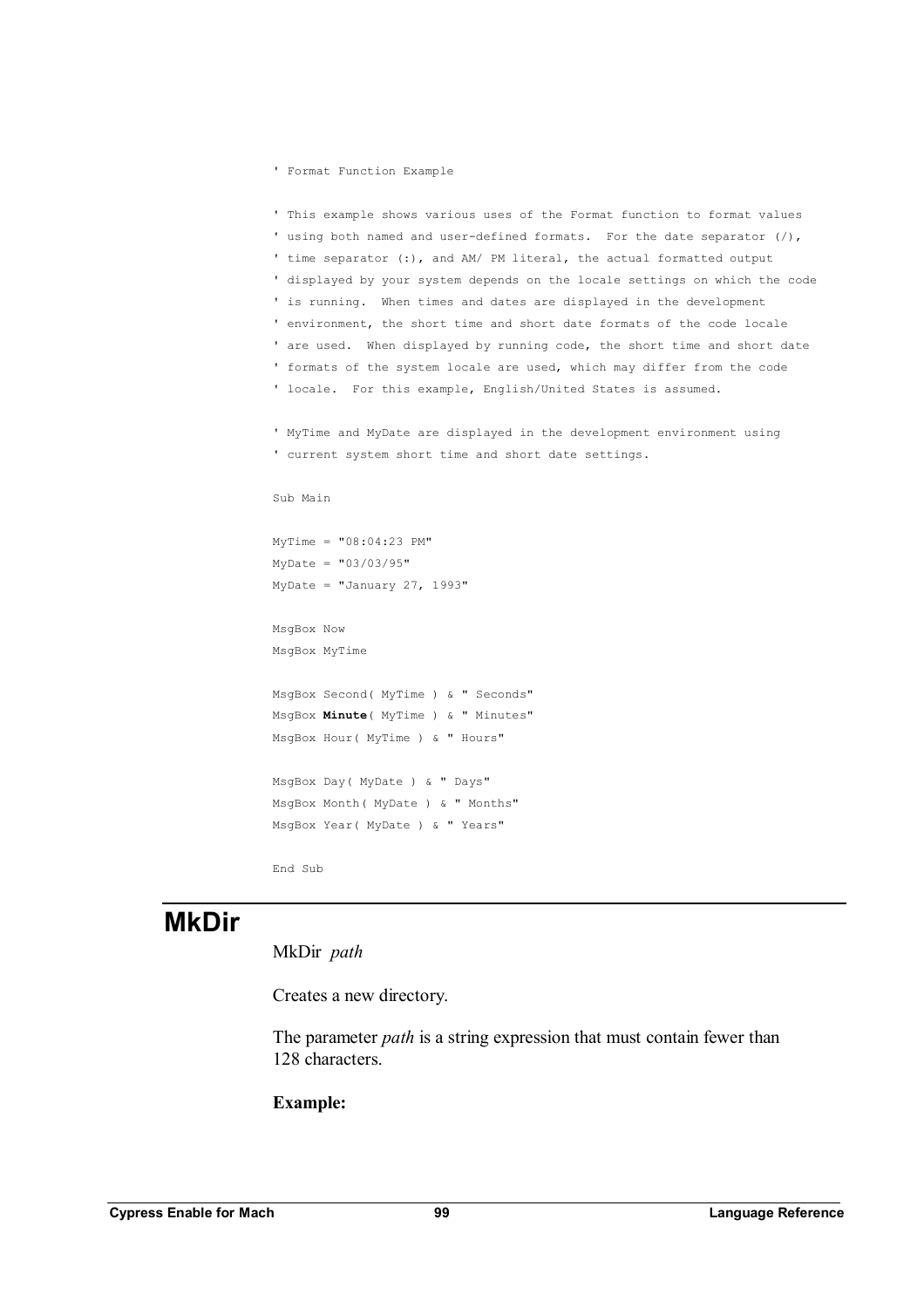```
' Format Function Example

' This example shows various uses of the Format function to format values
' using both named and user-defined formats.  For the date separator (/),
' time separator (:), and AM/ PM literal, the actual formatted output
' displayed by your system depends on the locale settings on which the code
' is running.  When times and dates are displayed in the development
' environment, the short time and short date formats of the code locale
' are used.  When displayed by running code, the short time and short date
' formats of the system locale are used, which may differ from the code
' locale.  For this example, English/United States is assumed.

' MyTime and MyDate are displayed in the development environment using
' current system short time and short date settings.

Sub Main

MyTime = "08:04:23 PM"
MyDate = "03/03/95"
MyDate = "January 27, 1993"

MsgBox Now
MsgBox MyTime

MsgBox Second( MyTime ) & " Seconds"
MsgBox Minute( MyTime ) & " Minutes"
MsgBox Hour( MyTime ) & " Hours"

MsgBox Day( MyDate ) & " Days"
MsgBox Month( MyDate ) & " Months"
MsgBox Year( MyDate ) & " Years"

End Sub
```

# MkDir

MkDir *path*

Creates a new directory.

The parameter *path* is a string expression that must contain fewer than 128 characters.

**Example:**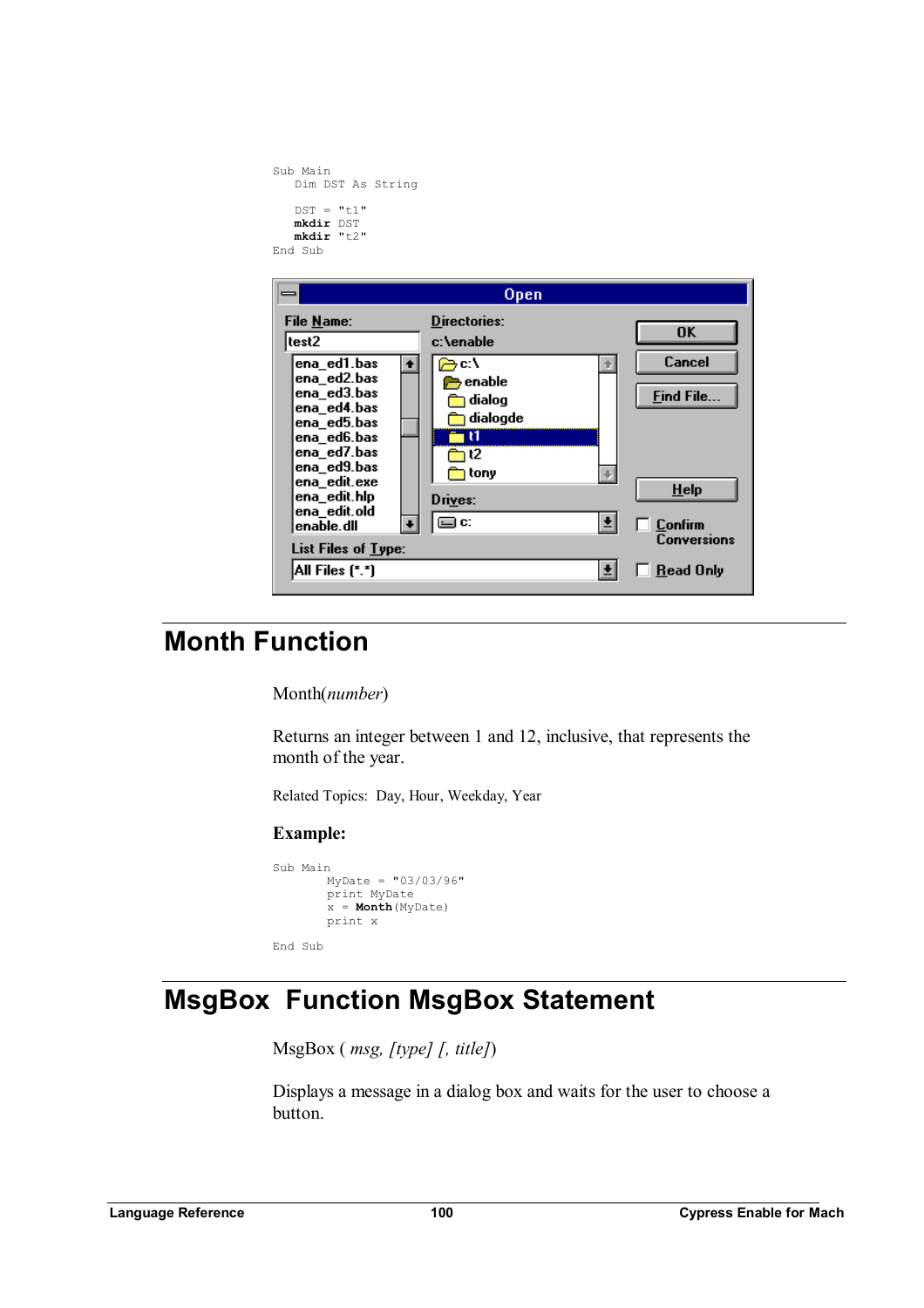```
Sub Main
   Dim DST As String

   DST = "t1"
   mkdir DST
   mkdir "t2"
End Sub
```

# Month Function

Month(*number*)

Returns an integer between 1 and 12, inclusive, that represents the month of the year.

Related Topics: Day, Hour, Weekday, Year

**Example:**

```
Sub Main
        MyDate = "03/03/96"
        print MyDate
        x = Month(MyDate)
        print x

End Sub
```

# MsgBox Function MsgBox Statement

MsgBox ( *msg, [type] [, title]*)

Displays a message in a dialog box and waits for the user to choose a button.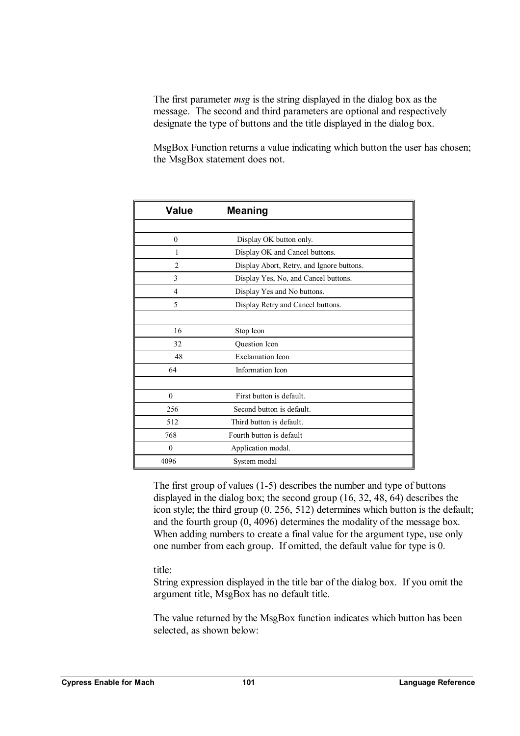The first parameter *msg* is the string displayed in the dialog box as the message. The second and third parameters are optional and respectively designate the type of buttons and the title displayed in the dialog box.

MsgBox Function returns a value indicating which button the user has chosen; the MsgBox statement does not.

| Value | Meaning |
|---|---|
| | |
| 0 | Display OK button only. |
| 1 | Display OK and Cancel buttons. |
| 2 | Display Abort, Retry, and Ignore buttons. |
| 3 | Display Yes, No, and Cancel buttons. |
| 4 | Display Yes and No buttons. |
| 5 | Display Retry and Cancel buttons. |
| | |
| 16 | Stop Icon |
| 32 | Question Icon |
| 48 | Exclamation Icon |
| 64 | Information Icon |
| | |
| 0 | First button is default. |
| 256 | Second button is default. |
| 512 | Third button is default. |
| 768 | Fourth button is default |
| 0 | Application modal. |
| 4096 | System modal |

The first group of values (1-5) describes the number and type of buttons displayed in the dialog box; the second group (16, 32, 48, 64) describes the icon style; the third group (0, 256, 512) determines which button is the default; and the fourth group (0, 4096) determines the modality of the message box. When adding numbers to create a final value for the argument type, use only one number from each group. If omitted, the default value for type is 0.

title:
String expression displayed in the title bar of the dialog box. If you omit the argument title, MsgBox has no default title.

The value returned by the MsgBox function indicates which button has been selected, as shown below: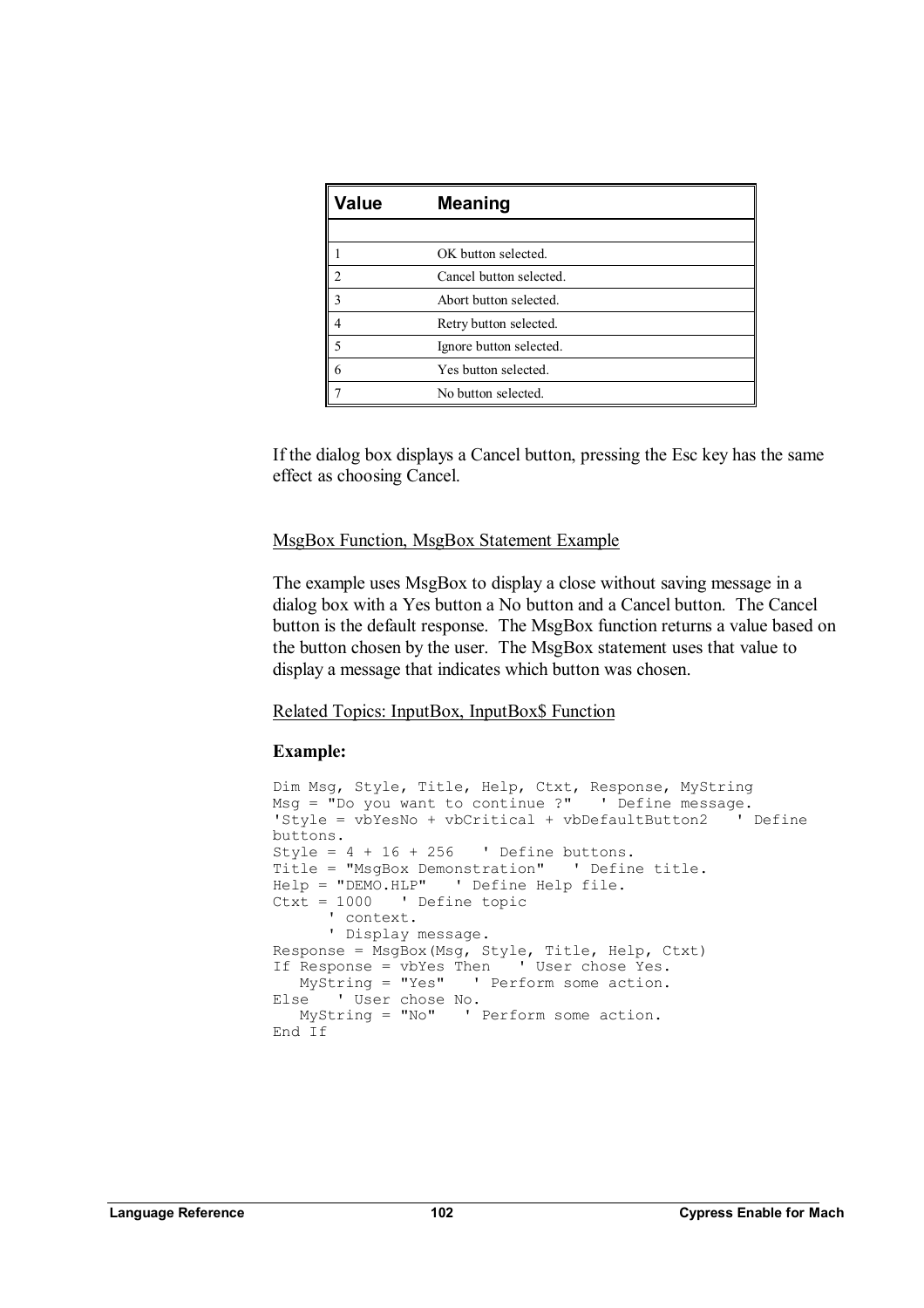| Value | Meaning |
| --- | --- |
| | |
| 1 | OK button selected. |
| 2 | Cancel button selected. |
| 3 | Abort button selected. |
| 4 | Retry button selected. |
| 5 | Ignore button selected. |
| 6 | Yes button selected. |
| 7 | No button selected. |

If the dialog box displays a Cancel button, pressing the Esc key has the same effect as choosing Cancel.

MsgBox Function, MsgBox Statement Example

The example uses MsgBox to display a close without saving message in a dialog box with a Yes button a No button and a Cancel button. The Cancel button is the default response. The MsgBox function returns a value based on the button chosen by the user. The MsgBox statement uses that value to display a message that indicates which button was chosen.

Related Topics: InputBox, InputBox$ Function

**Example:**

```
Dim Msg, Style, Title, Help, Ctxt, Response, MyString
Msg = "Do you want to continue ?"   ' Define message.
'Style = vbYesNo + vbCritical + vbDefaultButton2   ' Define
buttons.
Style = 4 + 16 + 256   ' Define buttons.
Title = "MsgBox Demonstration"   ' Define title.
Help = "DEMO.HLP"   ' Define Help file.
Ctxt = 1000   ' Define topic
      ' context.
      ' Display message.
Response = MsgBox(Msg, Style, Title, Help, Ctxt)
If Response = vbYes Then   ' User chose Yes.
   MyString = "Yes"   ' Perform some action.
Else   ' User chose No.
   MyString = "No"   ' Perform some action.
End If
```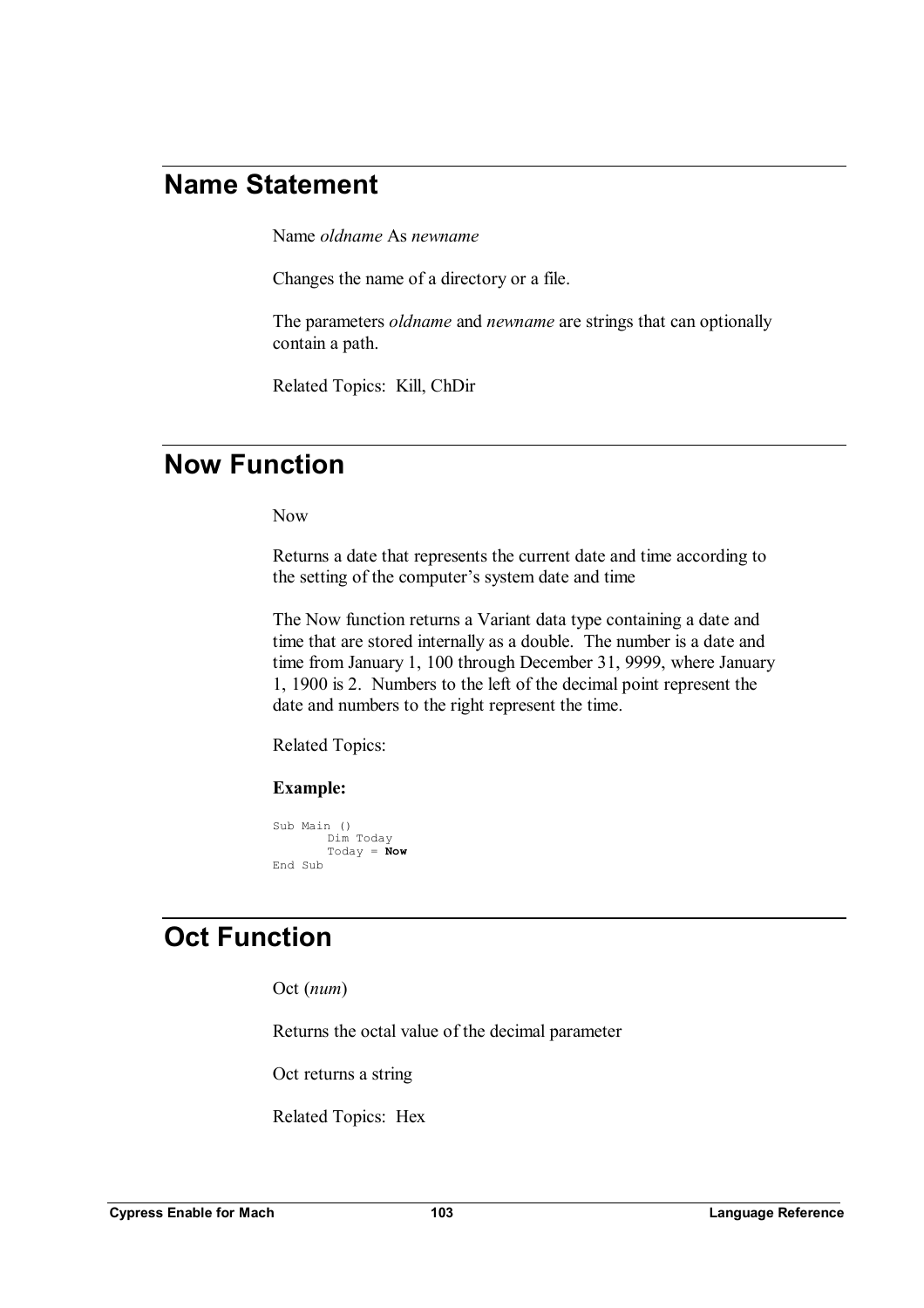# Name Statement

Name *oldname* As *newname*

Changes the name of a directory or a file.

The parameters *oldname* and *newname* are strings that can optionally contain a path.

Related Topics: Kill, ChDir

# Now Function

Now

Returns a date that represents the current date and time according to the setting of the computer's system date and time

The Now function returns a Variant data type containing a date and time that are stored internally as a double. The number is a date and time from January 1, 100 through December 31, 9999, where January 1, 1900 is 2. Numbers to the left of the decimal point represent the date and numbers to the right represent the time.

Related Topics:

**Example:**

```
Sub Main ()
       Dim Today
       Today = Now
End Sub
```

# Oct Function

Oct (*num*)

Returns the octal value of the decimal parameter

Oct returns a string

Related Topics: Hex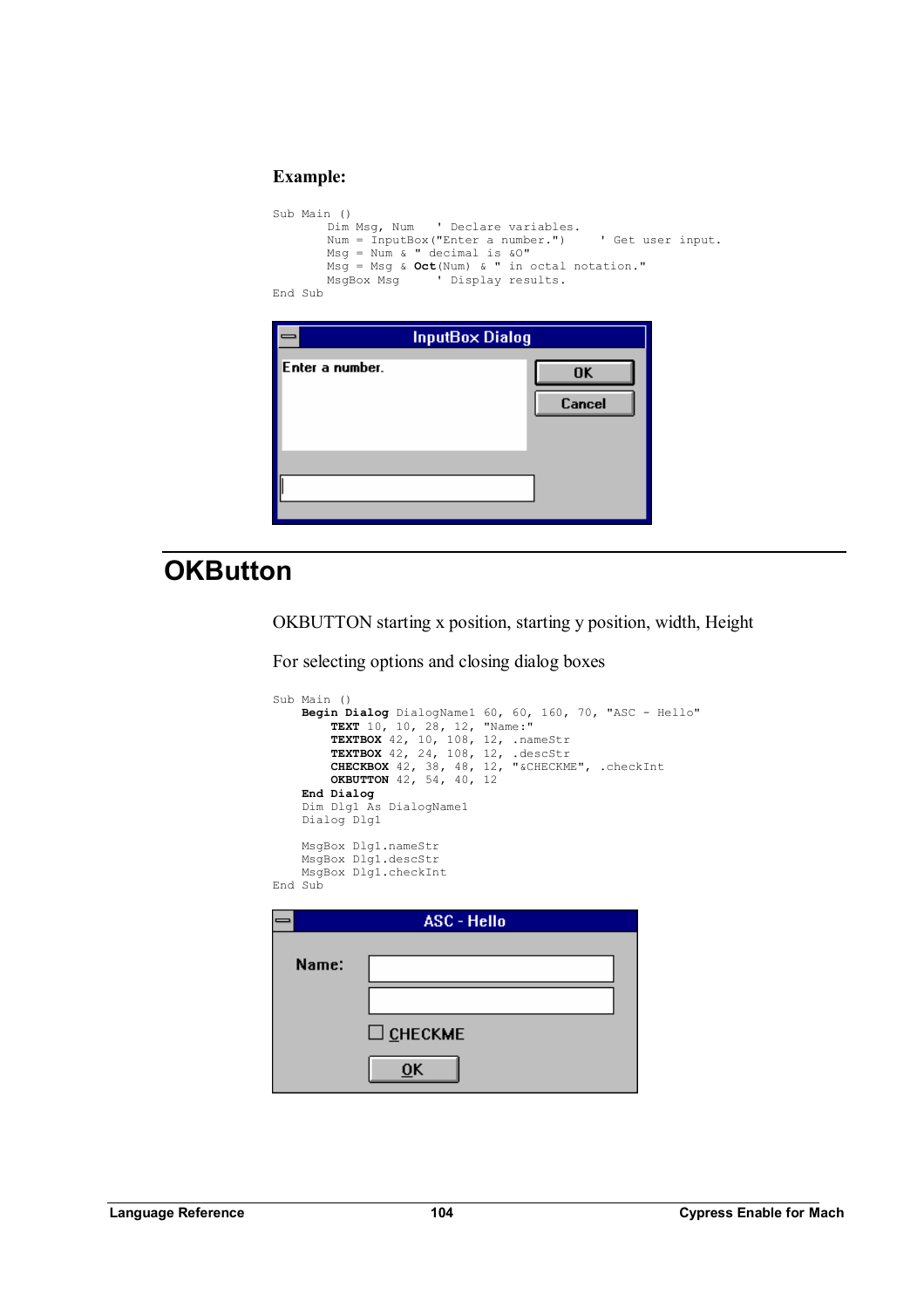**Example:**

```
Sub Main ()
        Dim Msg, Num    ' Declare variables.
        Num = InputBox("Enter a number.")     ' Get user input.
        Msg = Num & " decimal is &O"
        Msg = Msg & Oct(Num) & " in octal notation."
        MsgBox Msg      ' Display results.
End Sub
```

# OKButton

OKBUTTON starting x position, starting y position, width, Height

For selecting options and closing dialog boxes

```
Sub Main ()
    Begin Dialog DialogName1 60, 60, 160, 70, "ASC - Hello"
        TEXT 10, 10, 28, 12, "Name:"
        TEXTBOX 42, 10, 108, 12, .nameStr
        TEXTBOX 42, 24, 108, 12, .descStr
        CHECKBOX 42, 38, 48, 12, "&CHECKME", .checkInt
        OKBUTTON 42, 54, 40, 12
    End Dialog
    Dim Dlg1 As DialogName1
    Dialog Dlg1

    MsgBox Dlg1.nameStr
    MsgBox Dlg1.descStr
    MsgBox Dlg1.checkInt
End Sub
```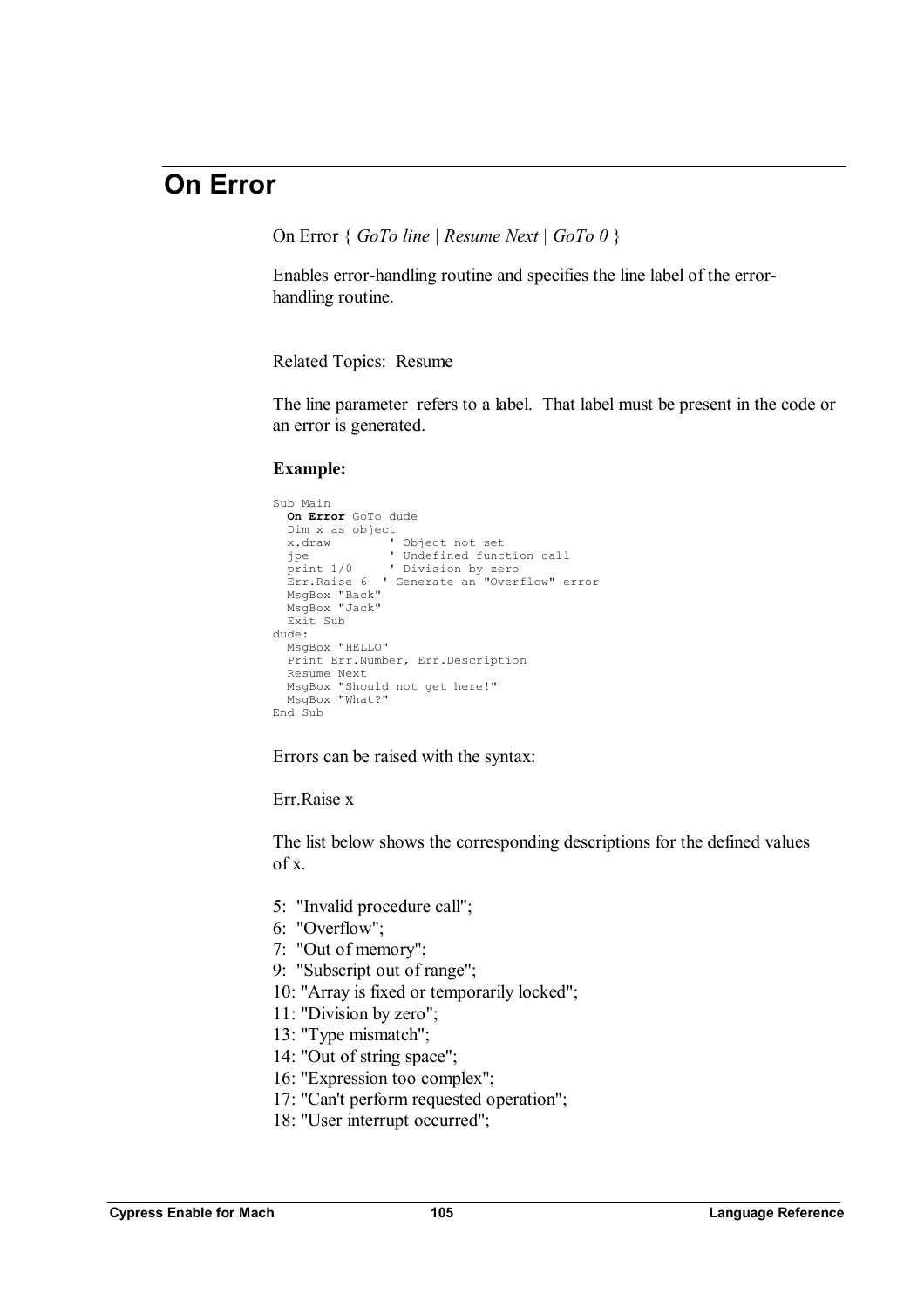# On Error

On Error { *GoTo line* | *Resume Next* | *GoTo 0* }

Enables error-handling routine and specifies the line label of the error-handling routine.

Related Topics: Resume

The line parameter refers to a label. That label must be present in the code or an error is generated.

**Example:**

```
Sub Main
  On Error GoTo dude
  Dim x as object
  x.draw        ' Object not set
  jpe           ' Undefined function call
  print 1/0     ' Division by zero
  Err.Raise 6  ' Generate an "Overflow" error
  MsgBox "Back"
  MsgBox "Jack"
  Exit Sub
dude:
  MsgBox "HELLO"
  Print Err.Number, Err.Description
  Resume Next
  MsgBox "Should not get here!"
  MsgBox "What?"
End Sub
```

Errors can be raised with the syntax:

Err.Raise x

The list below shows the corresponding descriptions for the defined values of x.

5: "Invalid procedure call";
6: "Overflow";
7: "Out of memory";
9: "Subscript out of range";
10: "Array is fixed or temporarily locked";
11: "Division by zero";
13: "Type mismatch";
14: "Out of string space";
16: "Expression too complex";
17: "Can't perform requested operation";
18: "User interrupt occurred";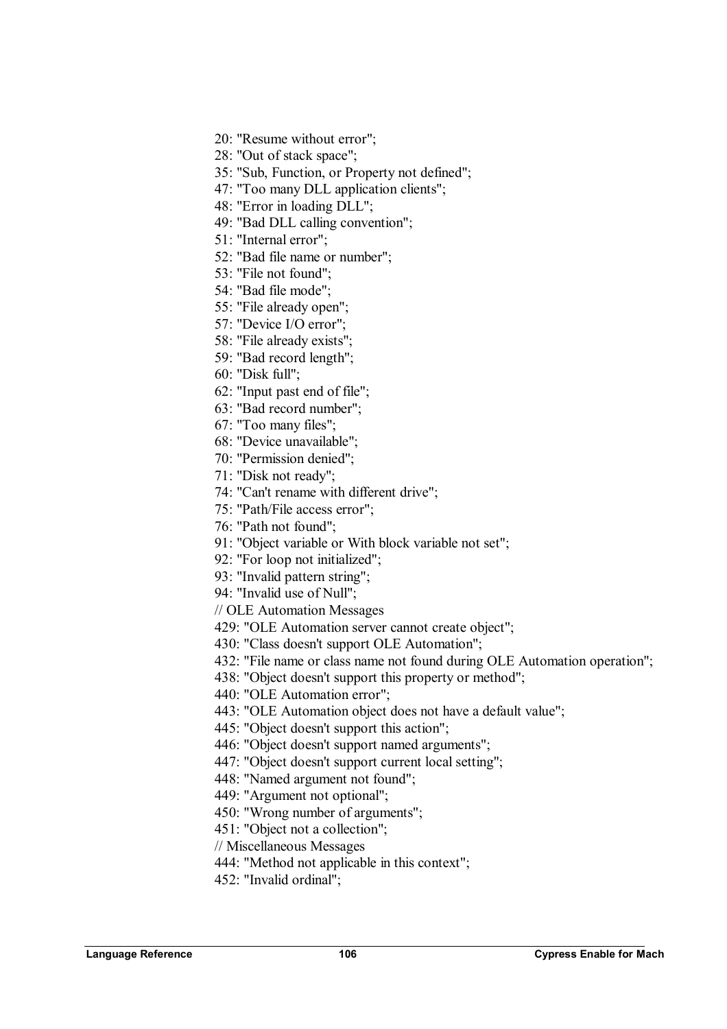20: "Resume without error";
28: "Out of stack space";
35: "Sub, Function, or Property not defined";
47: "Too many DLL application clients";
48: "Error in loading DLL";
49: "Bad DLL calling convention";
51: "Internal error";
52: "Bad file name or number";
53: "File not found";
54: "Bad file mode";
55: "File already open";
57: "Device I/O error";
58: "File already exists";
59: "Bad record length";
60: "Disk full";
62: "Input past end of file";
63: "Bad record number";
67: "Too many files";
68: "Device unavailable";
70: "Permission denied";
71: "Disk not ready";
74: "Can't rename with different drive";
75: "Path/File access error";
76: "Path not found";
91: "Object variable or With block variable not set";
92: "For loop not initialized";
93: "Invalid pattern string";
94: "Invalid use of Null";
// OLE Automation Messages
429: "OLE Automation server cannot create object";
430: "Class doesn't support OLE Automation";
432: "File name or class name not found during OLE Automation operation";
438: "Object doesn't support this property or method";
440: "OLE Automation error";
443: "OLE Automation object does not have a default value";
445: "Object doesn't support this action";
446: "Object doesn't support named arguments";
447: "Object doesn't support current local setting";
448: "Named argument not found";
449: "Argument not optional";
450: "Wrong number of arguments";
451: "Object not a collection";
// Miscellaneous Messages
444: "Method not applicable in this context";
452: "Invalid ordinal";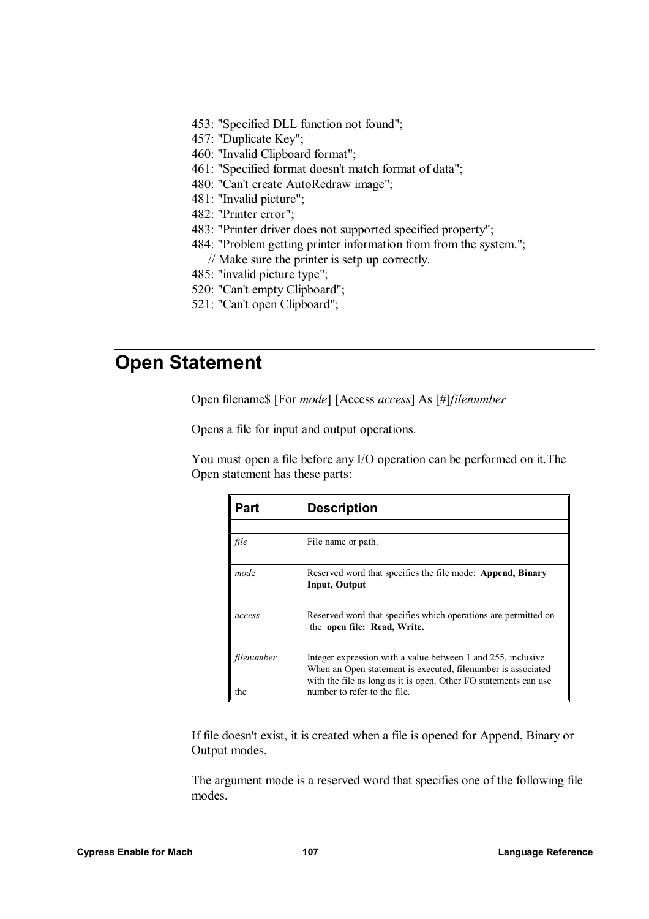453: "Specified DLL function not found";
457: "Duplicate Key";
460: "Invalid Clipboard format";
461: "Specified format doesn't match format of data";
480: "Can't create AutoRedraw image";
481: "Invalid picture";
482: "Printer error";
483: "Printer driver does not supported specified property";
484: "Problem getting printer information from from the system.";
 // Make sure the printer is setp up correctly.
485: "invalid picture type";
520: "Can't empty Clipboard";
521: "Can't open Clipboard";

## Open Statement

Open filename$ [For *mode*] [Access *access*] As [#]*filenumber*

Opens a file for input and output operations.

You must open a file before any I/O operation can be performed on it.The Open statement has these parts:

| Part | Description |
|---|---|
| *file* | File name or path. |
| *mode* | Reserved word that specifies the file mode: **Append, Binary Input, Output** |
| *access* | Reserved word that specifies which operations are permitted on the **open file: Read, Write.** |
| *filenumber* the | Integer expression with a value between 1 and 255, inclusive. When an Open statement is executed, filenumber is associated with the file as long as it is open. Other I/O statements can use number to refer to the file. |

If file doesn't exist, it is created when a file is opened for Append, Binary or Output modes.

The argument mode is a reserved word that specifies one of the following file modes.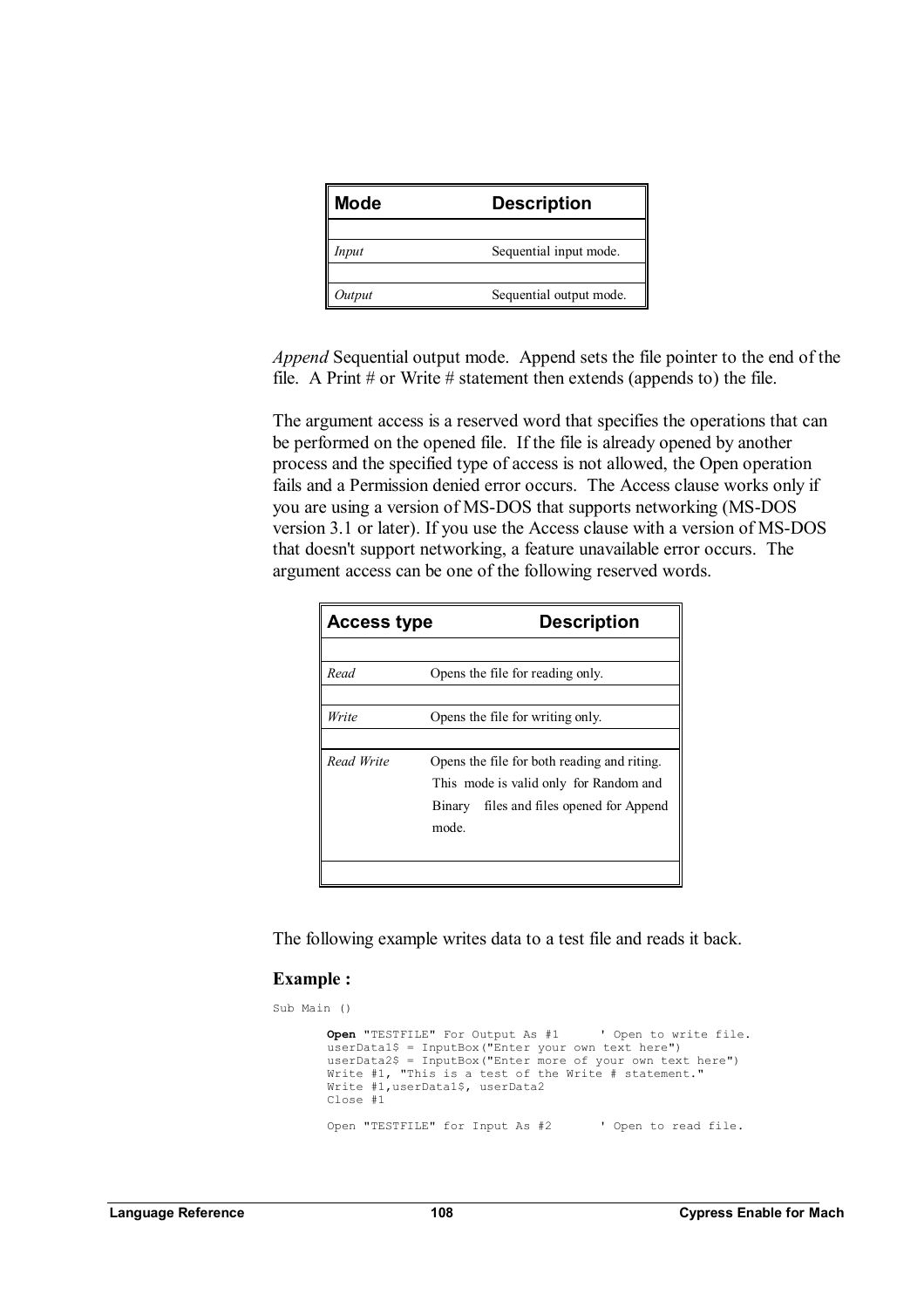| Mode | Description |
| --- | --- |
| *Input* | Sequential input mode. |
| *Output* | Sequential output mode. |

*Append* Sequential output mode. Append sets the file pointer to the end of the file. A Print # or Write # statement then extends (appends to) the file.

The argument access is a reserved word that specifies the operations that can be performed on the opened file. If the file is already opened by another process and the specified type of access is not allowed, the Open operation fails and a Permission denied error occurs. The Access clause works only if you are using a version of MS-DOS that supports networking (MS-DOS version 3.1 or later). If you use the Access clause with a version of MS-DOS that doesn't support networking, a feature unavailable error occurs. The argument access can be one of the following reserved words.

| Access type | Description |
| --- | --- |
| *Read* | Opens the file for reading only. |
| *Write* | Opens the file for writing only. |
| *Read Write* | Opens the file for both reading and riting. This mode is valid only for Random and Binary files and files opened for Append mode. |

The following example writes data to a test file and reads it back.

**Example :**

```
Sub Main ()

       Open "TESTFILE" For Output As #1      ' Open to write file.
       userData1$ = InputBox("Enter your own text here")
       userData2$ = InputBox("Enter more of your own text here")
       Write #1, "This is a test of the Write # statement."
       Write #1,userData1$, userData2
       Close #1

       Open "TESTFILE" for Input As #2       ' Open to read file.
```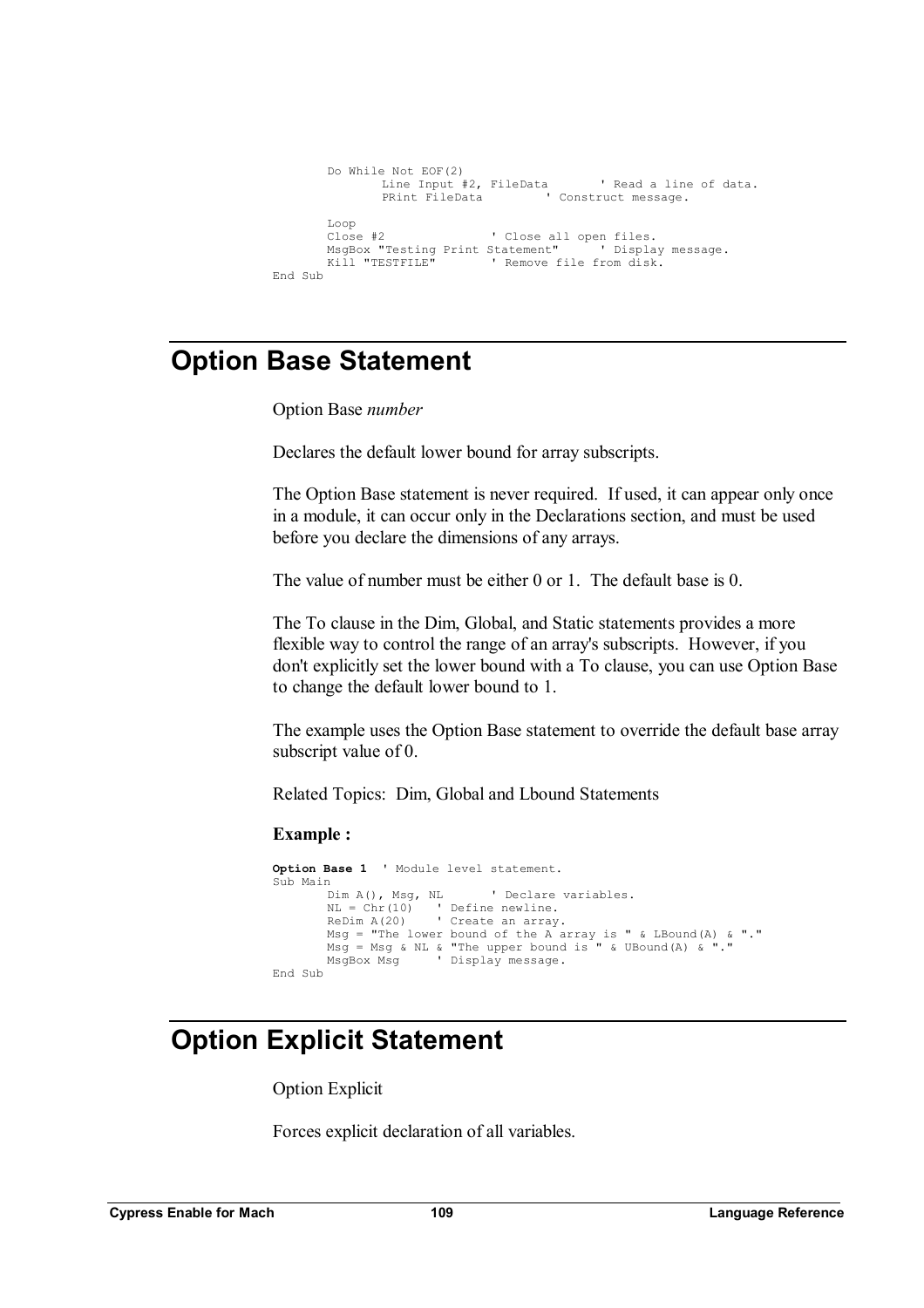```
        Do While Not EOF(2)
                Line Input #2, FileData        ' Read a line of data.
                PRint FileData          ' Construct message.

        Loop
        Close #2                ' Close all open files.
        MsgBox "Testing Print Statement"      ' Display message.
        Kill "TESTFILE"         ' Remove file from disk.
End Sub
```

# Option Base Statement

Option Base *number*

Declares the default lower bound for array subscripts.

The Option Base statement is never required. If used, it can appear only once in a module, it can occur only in the Declarations section, and must be used before you declare the dimensions of any arrays.

The value of number must be either 0 or 1. The default base is 0.

The To clause in the Dim, Global, and Static statements provides a more flexible way to control the range of an array's subscripts. However, if you don't explicitly set the lower bound with a To clause, you can use Option Base to change the default lower bound to 1.

The example uses the Option Base statement to override the default base array subscript value of 0.

Related Topics: Dim, Global and Lbound Statements

**Example :**

```
Option Base 1  ' Module level statement.
Sub Main
        Dim A(), Msg, NL       ' Declare variables.
        NL = Chr(10)    ' Define newline.
        ReDim A(20)     ' Create an array.
        Msg = "The lower bound of the A array is " & LBound(A) & "."
        Msg = Msg & NL & "The upper bound is " & UBound(A) & "."
        MsgBox Msg      ' Display message.
End Sub
```

# Option Explicit Statement

Option Explicit

Forces explicit declaration of all variables.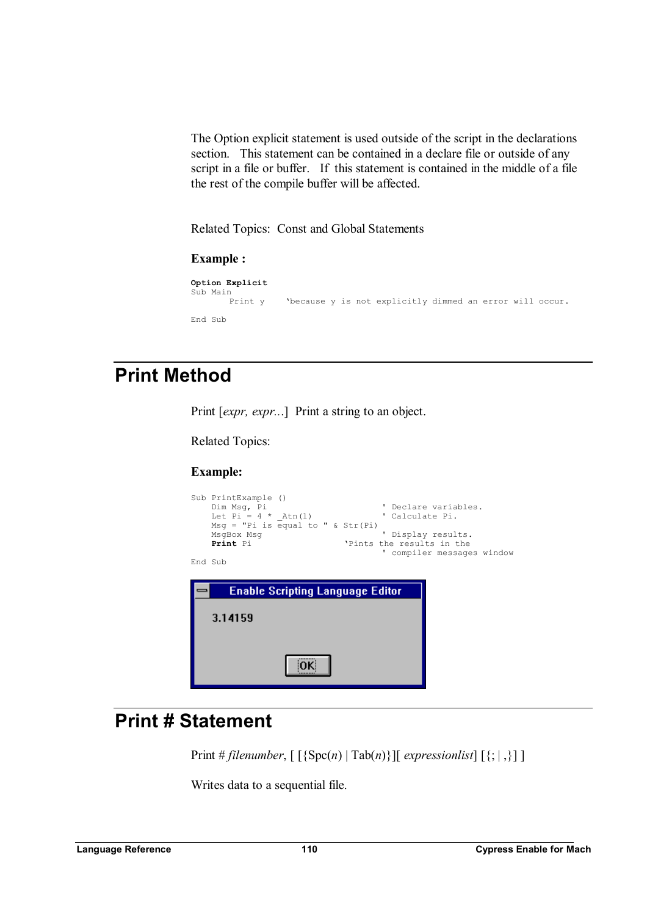The Option explicit statement is used outside of the script in the declarations section. This statement can be contained in a declare file or outside of any script in a file or buffer. If this statement is contained in the middle of a file the rest of the compile buffer will be affected.

Related Topics: Const and Global Statements

**Example :**

```
Option Explicit
Sub Main
        Print y    'because y is not explicitly dimmed an error will occur.

End Sub
```

# Print Method

Print [*expr, expr...*] Print a string to an object.

Related Topics:

**Example:**

```
Sub PrintExample ()
    Dim Msg, Pi                         ' Declare variables.
    Let Pi = 4 * _Atn(1)                ' Calculate Pi.
    Msg = "Pi is equal to " & Str(Pi)
    MsgBox Msg                          ' Display results.
    Print Pi                    'Pints the results in the
                                        ' compiler messages window
End Sub
```

Enable Scripting Language Editor

3.14159

OK

# Print # Statement

Print # *filenumber*, [ [{Spc(*n*) | Tab(*n*)}][ *expressionlist*] [{; | ,}] ]

Writes data to a sequential file.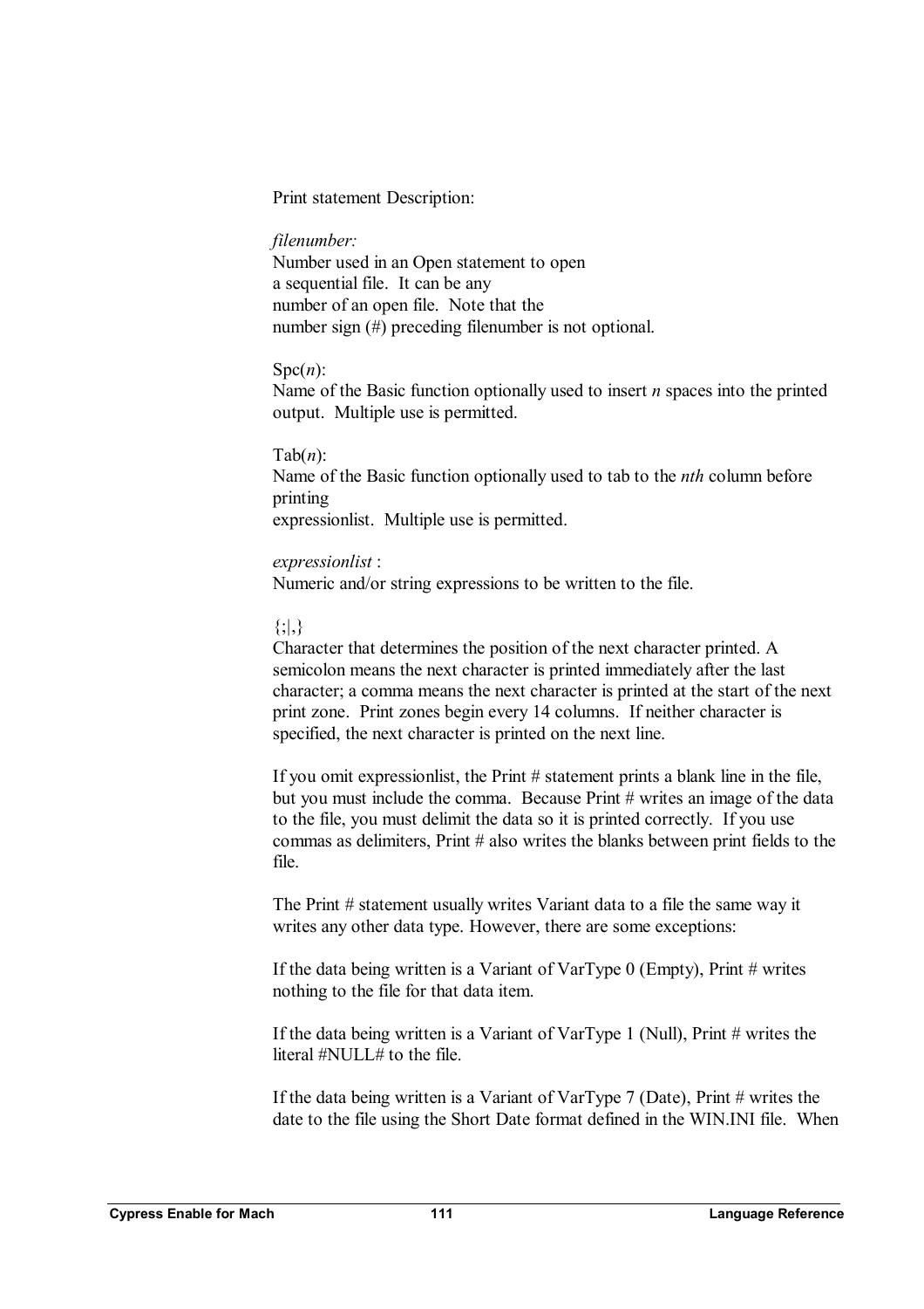Print statement Description:

*filenumber:*
Number used in an Open statement to open
a sequential file. It can be any
number of an open file. Note that the
number sign (#) preceding filenumber is not optional.

Spc(*n*):
Name of the Basic function optionally used to insert *n* spaces into the printed output. Multiple use is permitted.

Tab(*n*):
Name of the Basic function optionally used to tab to the *nth* column before printing
expressionlist. Multiple use is permitted.

*expressionlist* :
Numeric and/or string expressions to be written to the file.

{;|,}
Character that determines the position of the next character printed. A semicolon means the next character is printed immediately after the last character; a comma means the next character is printed at the start of the next print zone. Print zones begin every 14 columns. If neither character is specified, the next character is printed on the next line.

If you omit expressionlist, the Print # statement prints a blank line in the file, but you must include the comma. Because Print # writes an image of the data to the file, you must delimit the data so it is printed correctly. If you use commas as delimiters, Print # also writes the blanks between print fields to the file.

The Print # statement usually writes Variant data to a file the same way it writes any other data type. However, there are some exceptions:

If the data being written is a Variant of VarType 0 (Empty), Print # writes nothing to the file for that data item.

If the data being written is a Variant of VarType 1 (Null), Print # writes the literal #NULL# to the file.

If the data being written is a Variant of VarType 7 (Date), Print # writes the date to the file using the Short Date format defined in the WIN.INI file. When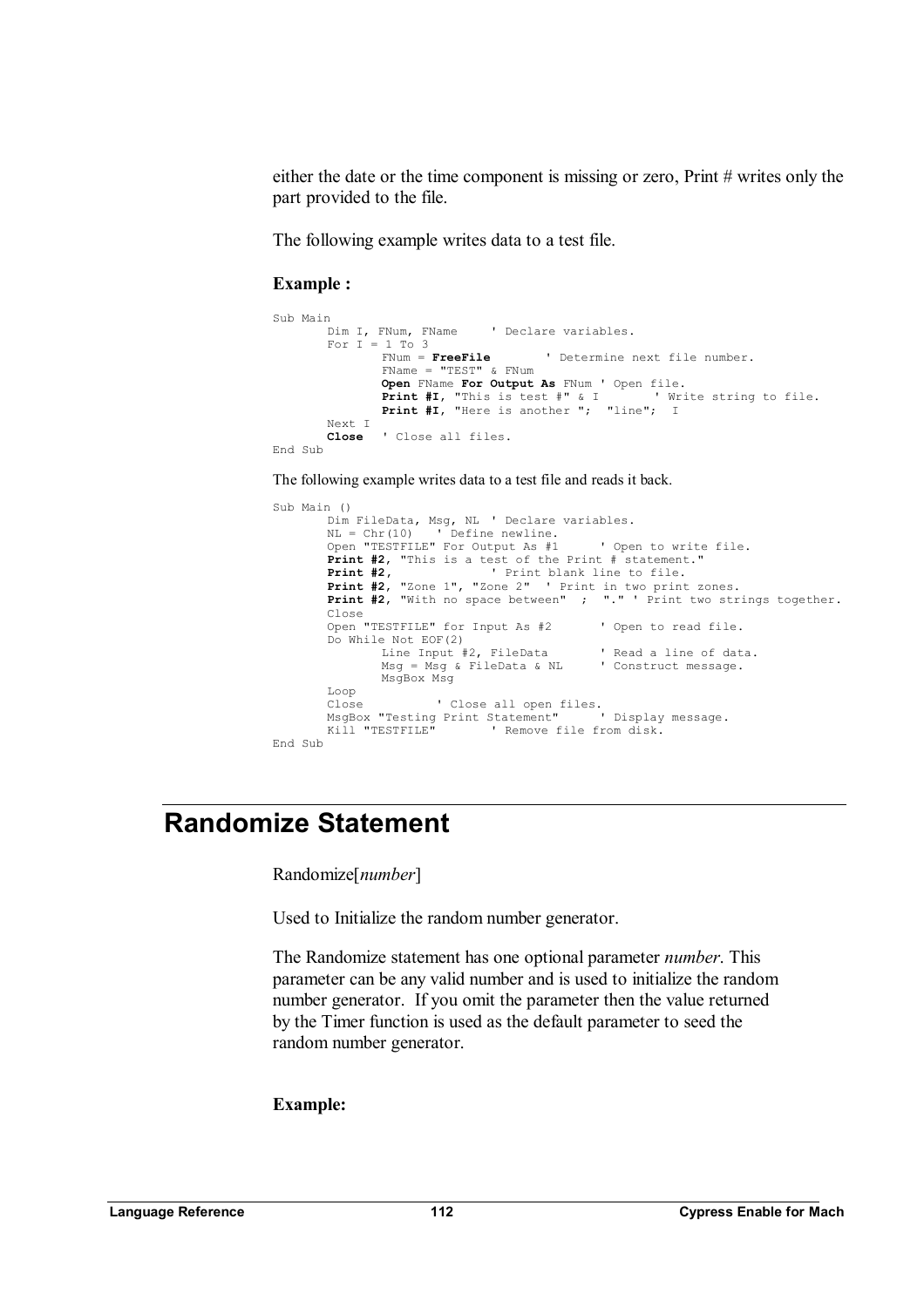either the date or the time component is missing or zero, Print # writes only the part provided to the file.

The following example writes data to a test file.

**Example :**

```
Sub Main
        Dim I, FNum, FName     ' Declare variables.
        For I = 1 To 3
                FNum = FreeFile        ' Determine next file number.
                FName = "TEST" & FNum
                Open FName For Output As FNum ' Open file.
                Print #I, "This is test #" & I        ' Write string to file.
                Print #I, "Here is another ";  "line";  I
        Next I
        Close   ' Close all files.
End Sub
```

The following example writes data to a test file and reads it back.

```
Sub Main ()
        Dim FileData, Msg, NL  ' Declare variables.
        NL = Chr(10)   ' Define newline.
        Open "TESTFILE" For Output As #1      ' Open to write file.
        Print #2, "This is a test of the Print # statement."
        Print #2,           ' Print blank line to file.
        Print #2, "Zone 1", "Zone 2"  ' Print in two print zones.
        Print #2, "With no space between"  ;  "." ' Print two strings together.
        Close
        Open "TESTFILE" for Input As #2       ' Open to read file.
        Do While Not EOF(2)
                Line Input #2, FileData       ' Read a line of data.
                Msg = Msg & FileData & NL     ' Construct message.
                MsgBox Msg
        Loop
        Close          ' Close all open files.
        MsgBox "Testing Print Statement"     ' Display message.
        Kill "TESTFILE"       ' Remove file from disk.
End Sub
```

# Randomize Statement

Randomize[*number*]

Used to Initialize the random number generator.

The Randomize statement has one optional parameter *number*. This parameter can be any valid number and is used to initialize the random number generator. If you omit the parameter then the value returned by the Timer function is used as the default parameter to seed the random number generator.

**Example:**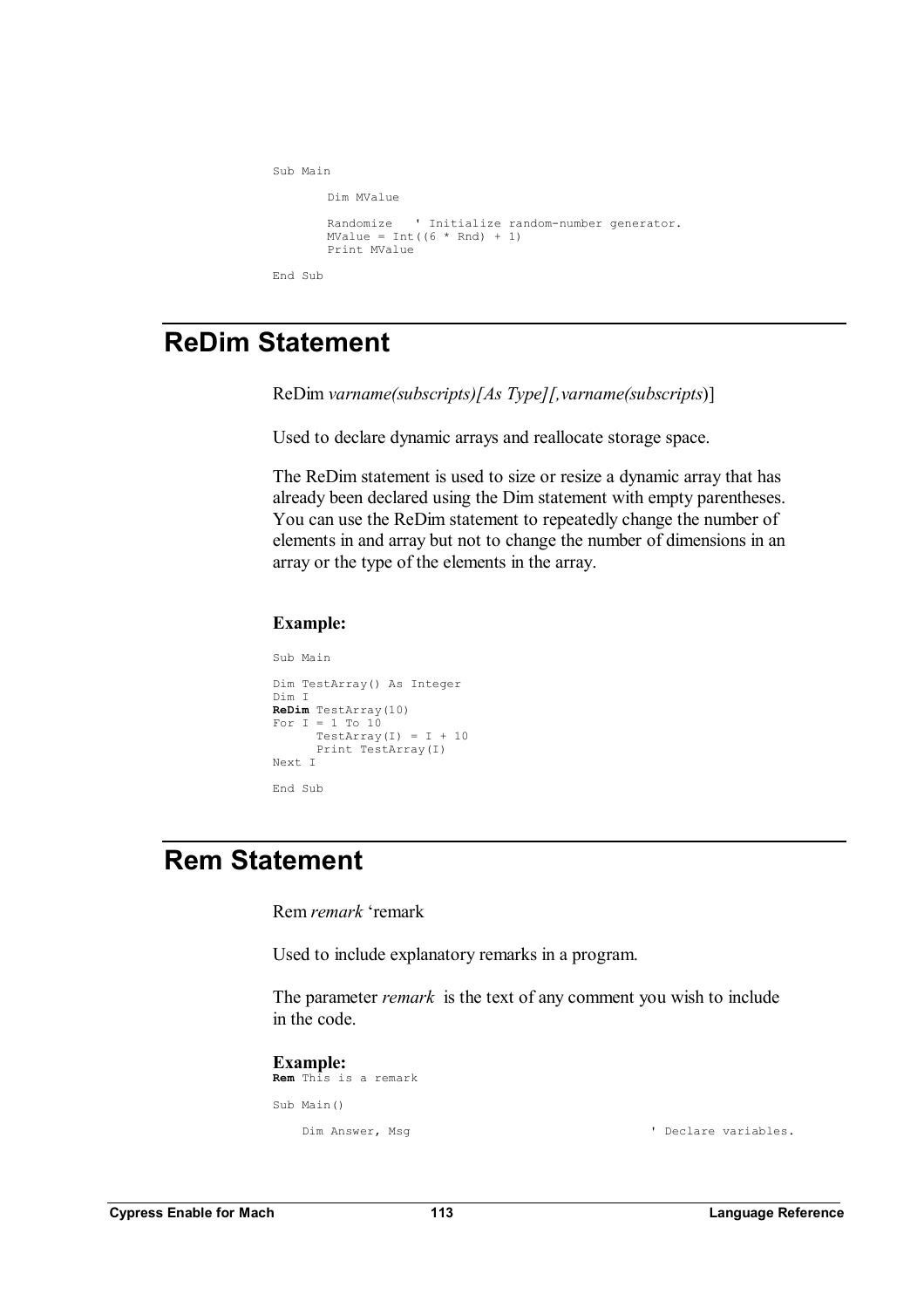```
Sub Main

       Dim MValue

       Randomize   ' Initialize random-number generator.
       MValue = Int((6 * Rnd) + 1)
       Print MValue

End Sub
```

# ReDim Statement

ReDim *varname(subscripts)[As Type][,varname(subscripts*)]

Used to declare dynamic arrays and reallocate storage space.

The ReDim statement is used to size or resize a dynamic array that has already been declared using the Dim statement with empty parentheses. You can use the ReDim statement to repeatedly change the number of elements in and array but not to change the number of dimensions in an array or the type of the elements in the array.

**Example:**

```
Sub Main

Dim TestArray() As Integer
Dim I
ReDim TestArray(10)
For I = 1 To 10
      TestArray(I) = I + 10
      Print TestArray(I)
Next I

End Sub
```

# Rem Statement

Rem *remark* ‘remark

Used to include explanatory remarks in a program.

The parameter *remark* is the text of any comment you wish to include in the code.

**Example:**

```
Rem This is a remark

Sub Main()

    Dim Answer, Msg                                        ' Declare variables.
```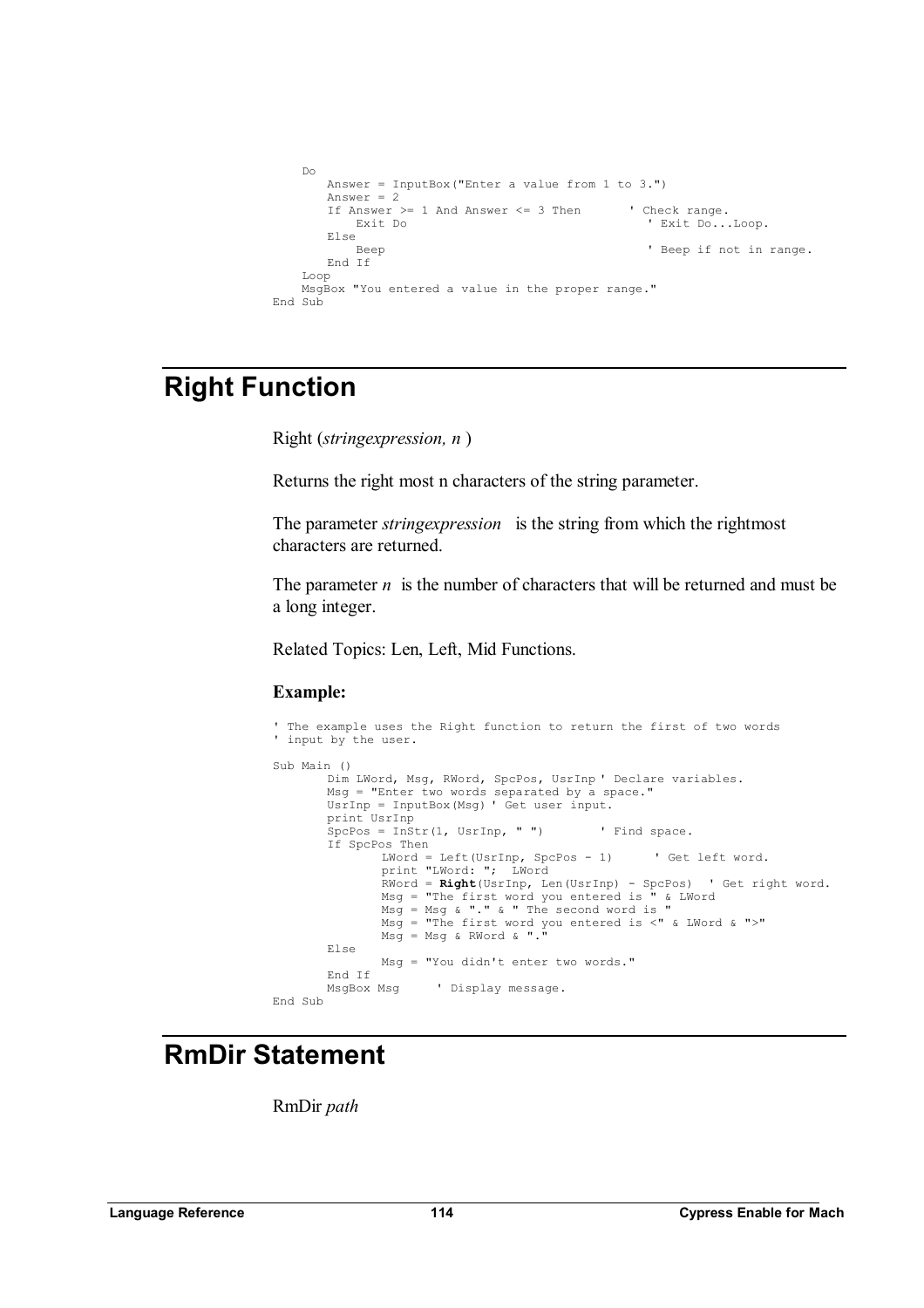```
    Do
        Answer = InputBox("Enter a value from 1 to 3.")
        Answer = 2
        If Answer >= 1 And Answer <= 3 Then       ' Check range.
            Exit Do                                  ' Exit Do...Loop.
        Else
            Beep                                     ' Beep if not in range.
        End If
    Loop
    MsgBox "You entered a value in the proper range."
End Sub
```

## Right Function

Right (*stringexpression, n* )

Returns the right most n characters of the string parameter.

The parameter *stringexpression* is the string from which the rightmost characters are returned.

The parameter *n* is the number of characters that will be returned and must be a long integer.

Related Topics: Len, Left, Mid Functions.

**Example:**

```
' The example uses the Right function to return the first of two words
' input by the user.

Sub Main ()
        Dim LWord, Msg, RWord, SpcPos, UsrInp ' Declare variables.
        Msg = "Enter two words separated by a space."
        UsrInp = InputBox(Msg) ' Get user input.
        print UsrInp
        SpcPos = InStr(1, UsrInp, " ")        ' Find space.
        If SpcPos Then
                LWord = Left(UsrInp, SpcPos - 1)      ' Get left word.
                print "LWord: ";  LWord
                RWord = Right(UsrInp, Len(UsrInp) - SpcPos)  ' Get right word.
                Msg = "The first word you entered is " & LWord
                Msg = Msg & "." & " The second word is "
                Msg = "The first word you entered is <" & LWord & ">"
                Msg = Msg & RWord & "."
        Else
                Msg = "You didn't enter two words."
        End If
        MsgBox Msg     ' Display message.
End Sub
```

## RmDir Statement

RmDir *path*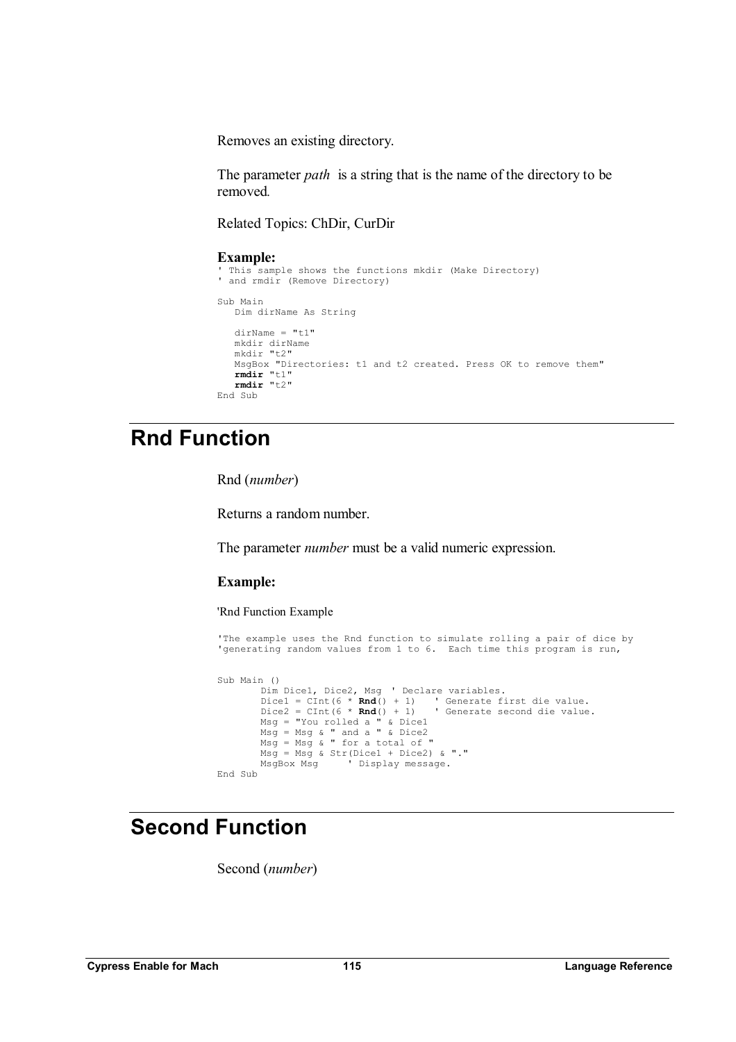Removes an existing directory.

The parameter *path* is a string that is the name of the directory to be removed.

Related Topics: ChDir, CurDir

**Example:**

```
' This sample shows the functions mkdir (Make Directory)
' and rmdir (Remove Directory)

Sub Main
   Dim dirName As String

   dirName = "t1"
   mkdir dirName
   mkdir "t2"
   MsgBox "Directories: t1 and t2 created. Press OK to remove them"
   rmdir "t1"
   rmdir "t2"
End Sub
```

# Rnd Function

Rnd (*number*)

Returns a random number.

The parameter *number* must be a valid numeric expression.

**Example:**

'Rnd Function Example

```
'The example uses the Rnd function to simulate rolling a pair of dice by
'generating random values from 1 to 6.  Each time this program is run,


Sub Main ()
       Dim Dice1, Dice2, Msg  ' Declare variables.
       Dice1 = CInt(6 * Rnd() + 1)    ' Generate first die value.
       Dice2 = CInt(6 * Rnd() + 1)    ' Generate second die value.
       Msg = "You rolled a " & Dice1
       Msg = Msg & " and a " & Dice2
       Msg = Msg & " for a total of "
       Msg = Msg & Str(Dice1 + Dice2) & "."
       MsgBox Msg     ' Display message.
End Sub
```

# Second Function

Second (*number*)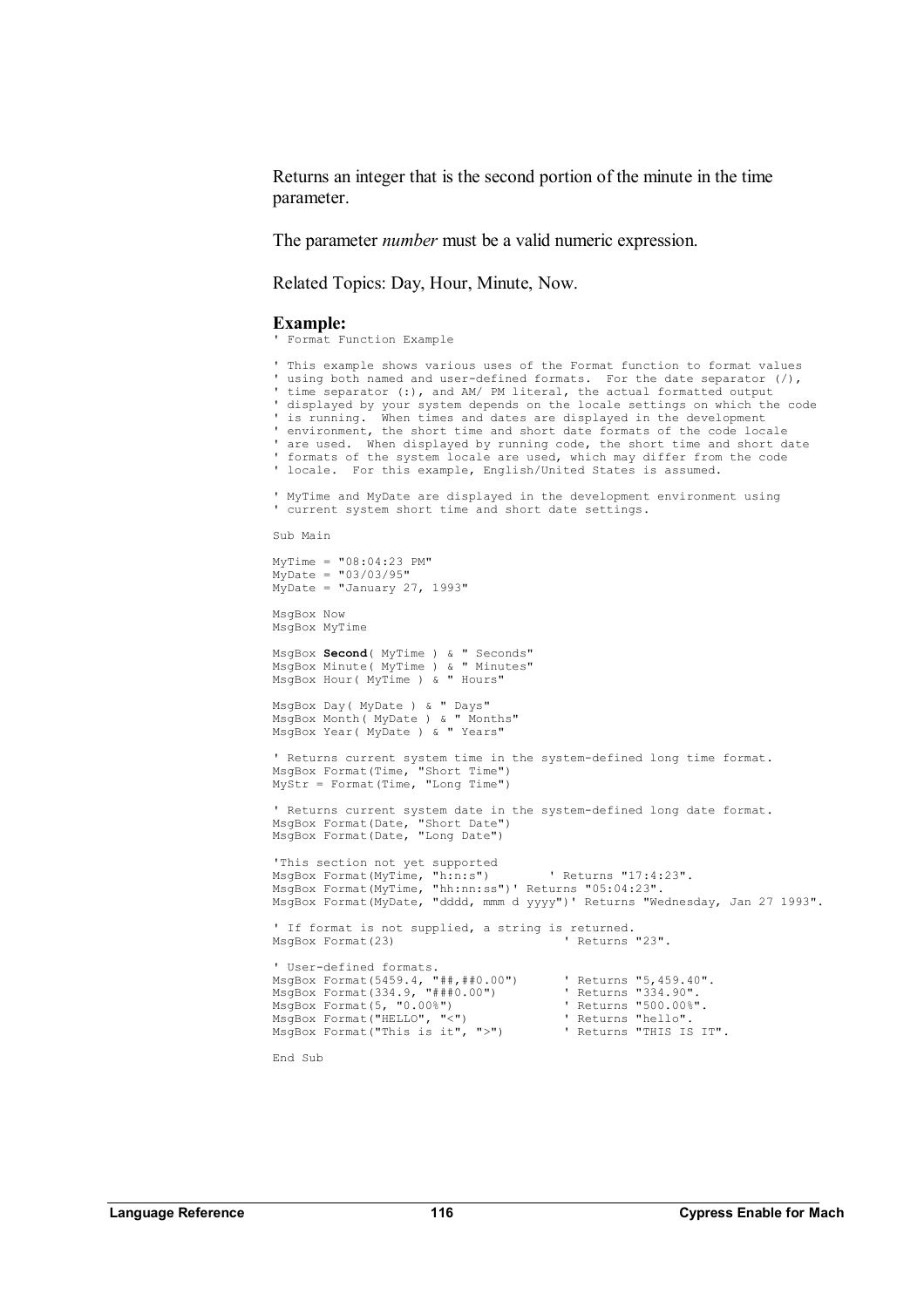Returns an integer that is the second portion of the minute in the time parameter.

The parameter *number* must be a valid numeric expression.

Related Topics: Day, Hour, Minute, Now.

**Example:**

```
' Format Function Example

' This example shows various uses of the Format function to format values
' using both named and user-defined formats.  For the date separator (/),
' time separator (:), and AM/ PM literal, the actual formatted output
' displayed by your system depends on the locale settings on which the code
' is running.  When times and dates are displayed in the development
' environment, the short time and short date formats of the code locale
' are used.  When displayed by running code, the short time and short date
' formats of the system locale are used, which may differ from the code
' locale.  For this example, English/United States is assumed.

' MyTime and MyDate are displayed in the development environment using
' current system short time and short date settings.

Sub Main

MyTime = "08:04:23 PM"
MyDate = "03/03/95"
MyDate = "January 27, 1993"

MsgBox Now
MsgBox MyTime

MsgBox Second( MyTime ) & " Seconds"
MsgBox Minute( MyTime ) & " Minutes"
MsgBox Hour( MyTime ) & " Hours"

MsgBox Day( MyDate ) & " Days"
MsgBox Month( MyDate ) & " Months"
MsgBox Year( MyDate ) & " Years"

' Returns current system time in the system-defined long time format.
MsgBox Format(Time, "Short Time")
MyStr = Format(Time, "Long Time")

' Returns current system date in the system-defined long date format.
MsgBox Format(Date, "Short Date")
MsgBox Format(Date, "Long Date")

'This section not yet supported
MsgBox Format(MyTime, "h:n:s")        ' Returns "17:4:23".
MsgBox Format(MyTime, "hh:nn:ss")' Returns "05:04:23".
MsgBox Format(MyDate, "dddd, mmm d yyyy")' Returns "Wednesday, Jan 27 1993".

' If format is not supplied, a string is returned.
MsgBox Format(23)                        ' Returns "23".

' User-defined formats.
MsgBox Format(5459.4, "##,##0.00")      ' Returns "5,459.40".
MsgBox Format(334.9, "###0.00")         ' Returns "334.90".
MsgBox Format(5, "0.00%")               ' Returns "500.00%".
MsgBox Format("HELLO", "<")             ' Returns "hello".
MsgBox Format("This is it", ">")        ' Returns "THIS IS IT".

End Sub
```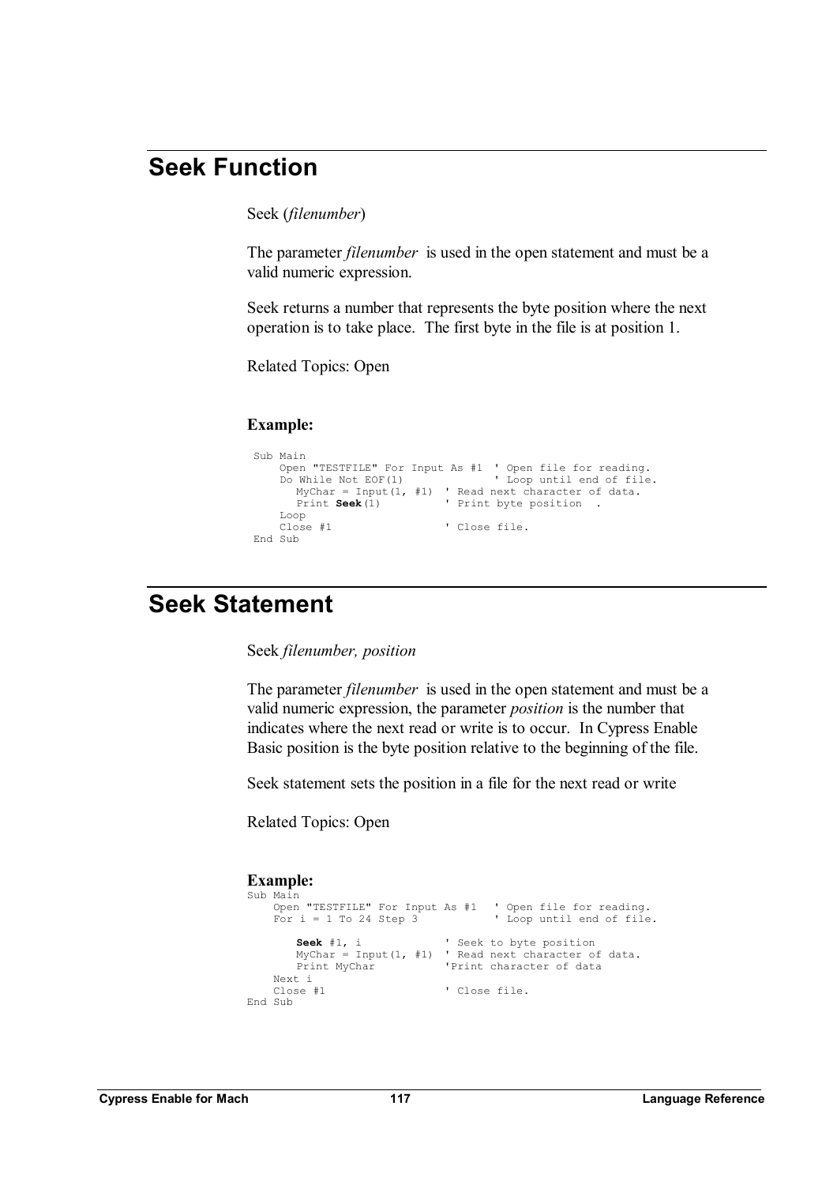# Seek Function

Seek (*filenumber*)

The parameter *filenumber* is used in the open statement and must be a valid numeric expression.

Seek returns a number that represents the byte position where the next operation is to take place. The first byte in the file is at position 1.

Related Topics: Open

**Example:**

```
Sub Main
    Open "TESTFILE" For Input As #1  ' Open file for reading.
    Do While Not EOF(1)              ' Loop until end of file.
       MyChar = Input(1, #1)  ' Read next character of data.
       Print Seek(1)          ' Print byte position  .
    Loop
    Close #1                  ' Close file.
End Sub
```

# Seek Statement

Seek *filenumber, position*

The parameter *filenumber* is used in the open statement and must be a valid numeric expression, the parameter *position* is the number that indicates where the next read or write is to occur. In Cypress Enable Basic position is the byte position relative to the beginning of the file.

Seek statement sets the position in a file for the next read or write

Related Topics: Open

**Example:**

```
Sub Main
    Open "TESTFILE" For Input As #1   ' Open file for reading.
    For i = 1 To 24 Step 3            ' Loop until end of file.

       Seek #1, i             ' Seek to byte position
       MyChar = Input(1, #1)  ' Read next character of data.
       Print MyChar          'Print character of data
    Next i
    Close #1                  ' Close file.
End Sub
```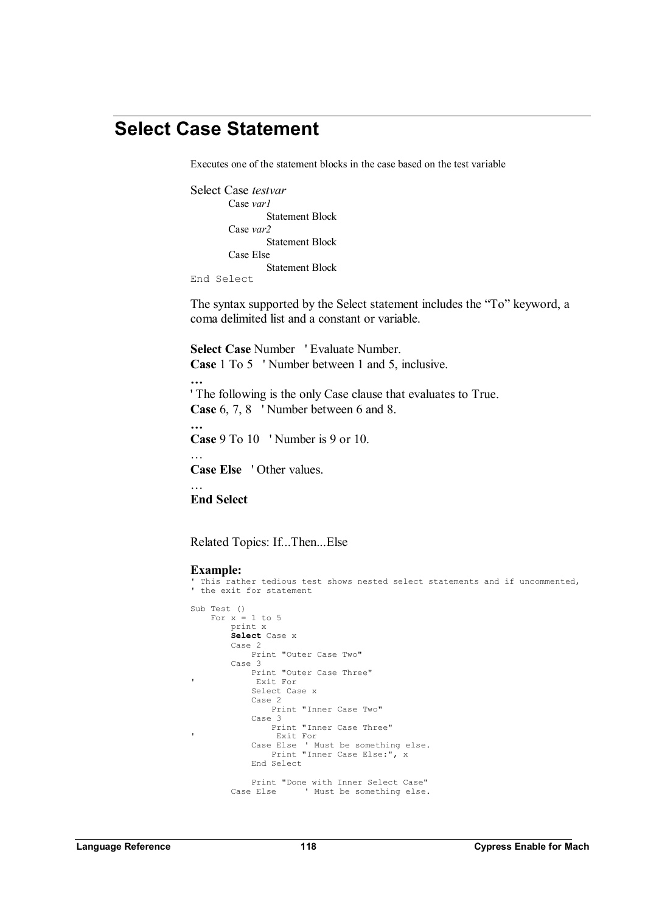# Select Case Statement

Executes one of the statement blocks in the case based on the test variable

Select Case *testvar*
    Case *var1*
        Statement Block
    Case *var2*
        Statement Block
    Case Else
        Statement Block
End Select

The syntax supported by the Select statement includes the "To" keyword, a coma delimited list and a constant or variable.

**Select Case** Number ' Evaluate Number.
**Case** 1 To 5 ' Number between 1 and 5, inclusive.
**…**
' The following is the only Case clause that evaluates to True.
**Case** 6, 7, 8 ' Number between 6 and 8.
**…**
**Case** 9 To 10 ' Number is 9 or 10.
…
**Case Else** ' Other values.
…
**End Select**

Related Topics: If...Then...Else

**Example:**

```
' This rather tedious test shows nested select statements and if uncommented,
' the exit for statement

Sub Test ()
    For x = 1 to 5
        print x
        Select Case x
        Case 2
            Print "Outer Case Two"
        Case 3
            Print "Outer Case Three"
'            Exit For
            Select Case x
            Case 2
                Print "Inner Case Two"
            Case 3
                Print "Inner Case Three"
'                Exit For
            Case Else  ' Must be something else.
                Print "Inner Case Else:", x
            End Select

            Print "Done with Inner Select Case"
        Case Else      ' Must be something else.
```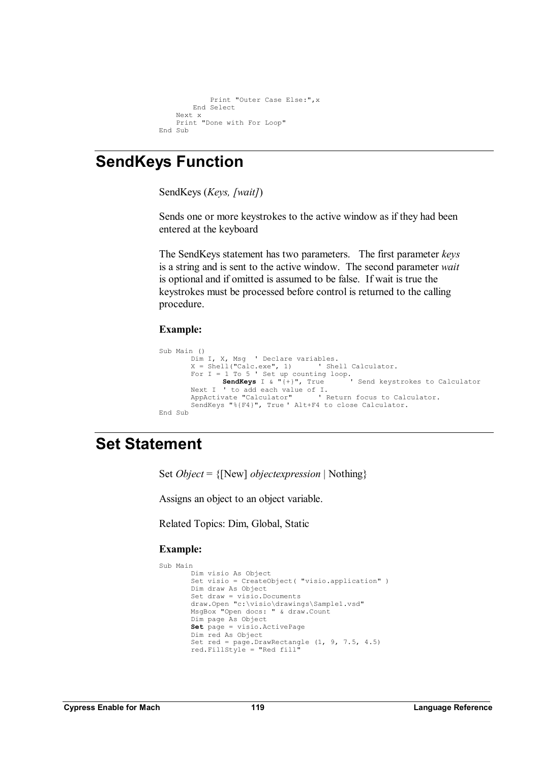```
            Print "Outer Case Else:",x
        End Select
    Next x
    Print "Done with For Loop"
End Sub
```

# SendKeys Function

SendKeys (*Keys, [wait]*)

Sends one or more keystrokes to the active window as if they had been entered at the keyboard

The SendKeys statement has two parameters. The first parameter *keys* is a string and is sent to the active window. The second parameter *wait* is optional and if omitted is assumed to be false. If wait is true the keystrokes must be processed before control is returned to the calling procedure.

**Example:**

```
Sub Main ()
        Dim I, X, Msg  ' Declare variables.
        X = Shell("Calc.exe", 1)       ' Shell Calculator.
        For I = 1 To 5 ' Set up counting loop.
                SendKeys I & "{+}", True       ' Send keystrokes to Calculator
        Next I  ' to add each value of I.
        AppActivate "Calculator"       ' Return focus to Calculator.
        SendKeys "%{F4}", True ' Alt+F4 to close Calculator.
End Sub
```

# Set Statement

Set *Object* = {[New] *objectexpression* | Nothing}

Assigns an object to an object variable.

Related Topics: Dim, Global, Static

**Example:**

```
Sub Main
        Dim visio As Object
        Set visio = CreateObject( "visio.application" )
        Dim draw As Object
        Set draw = visio.Documents
        draw.Open "c:\visio\drawings\Sample1.vsd"
        MsgBox "Open docs: " & draw.Count
        Dim page As Object
        Set page = visio.ActivePage
        Dim red As Object
        Set red = page.DrawRectangle (1, 9, 7.5, 4.5)
        red.FillStyle = "Red fill"
```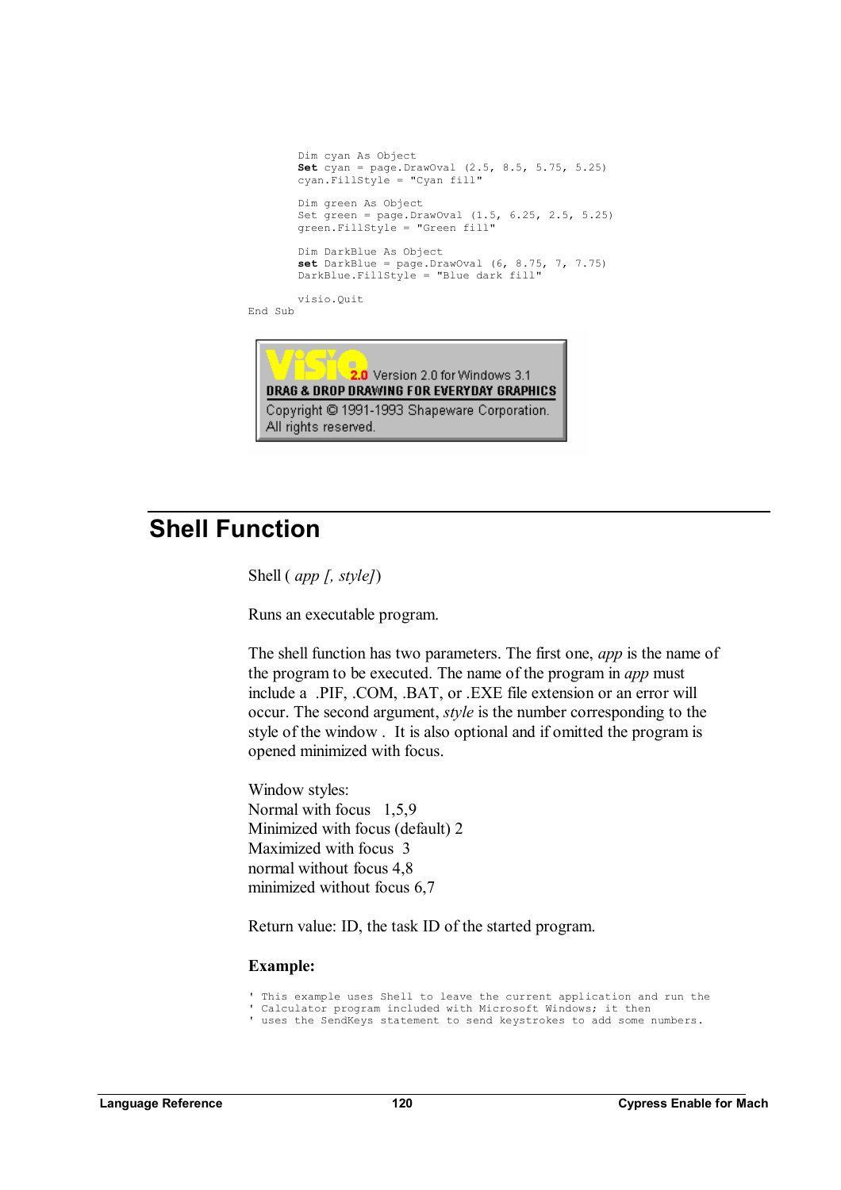```
        Dim cyan As Object
        Set cyan = page.DrawOval (2.5, 8.5, 5.75, 5.25)
        cyan.FillStyle = "Cyan fill"

        Dim green As Object
        Set green = page.DrawOval (1.5, 6.25, 2.5, 5.25)
        green.FillStyle = "Green fill"

        Dim DarkBlue As Object
        set DarkBlue = page.DrawOval (6, 8.75, 7, 7.75)
        DarkBlue.FillStyle = "Blue dark fill"

        visio.Quit
End Sub
```

VISIO 2.0 Version 2.0 for Windows 3.1
DRAG & DROP DRAWING FOR EVERYDAY GRAPHICS
Copyright © 1991-1993 Shapeware Corporation.
All rights reserved.

## Shell Function

Shell ( *app [, style]*)

Runs an executable program.

The shell function has two parameters. The first one, *app* is the name of the program to be executed. The name of the program in *app* must include a .PIF, .COM, .BAT, or .EXE file extension or an error will occur. The second argument, *style* is the number corresponding to the style of the window . It is also optional and if omitted the program is opened minimized with focus.

Window styles:
Normal with focus 1,5,9
Minimized with focus (default) 2
Maximized with focus 3
normal without focus 4,8
minimized without focus 6,7

Return value: ID, the task ID of the started program.

**Example:**

```
' This example uses Shell to leave the current application and run the
' Calculator program included with Microsoft Windows; it then
' uses the SendKeys statement to send keystrokes to add some numbers.
```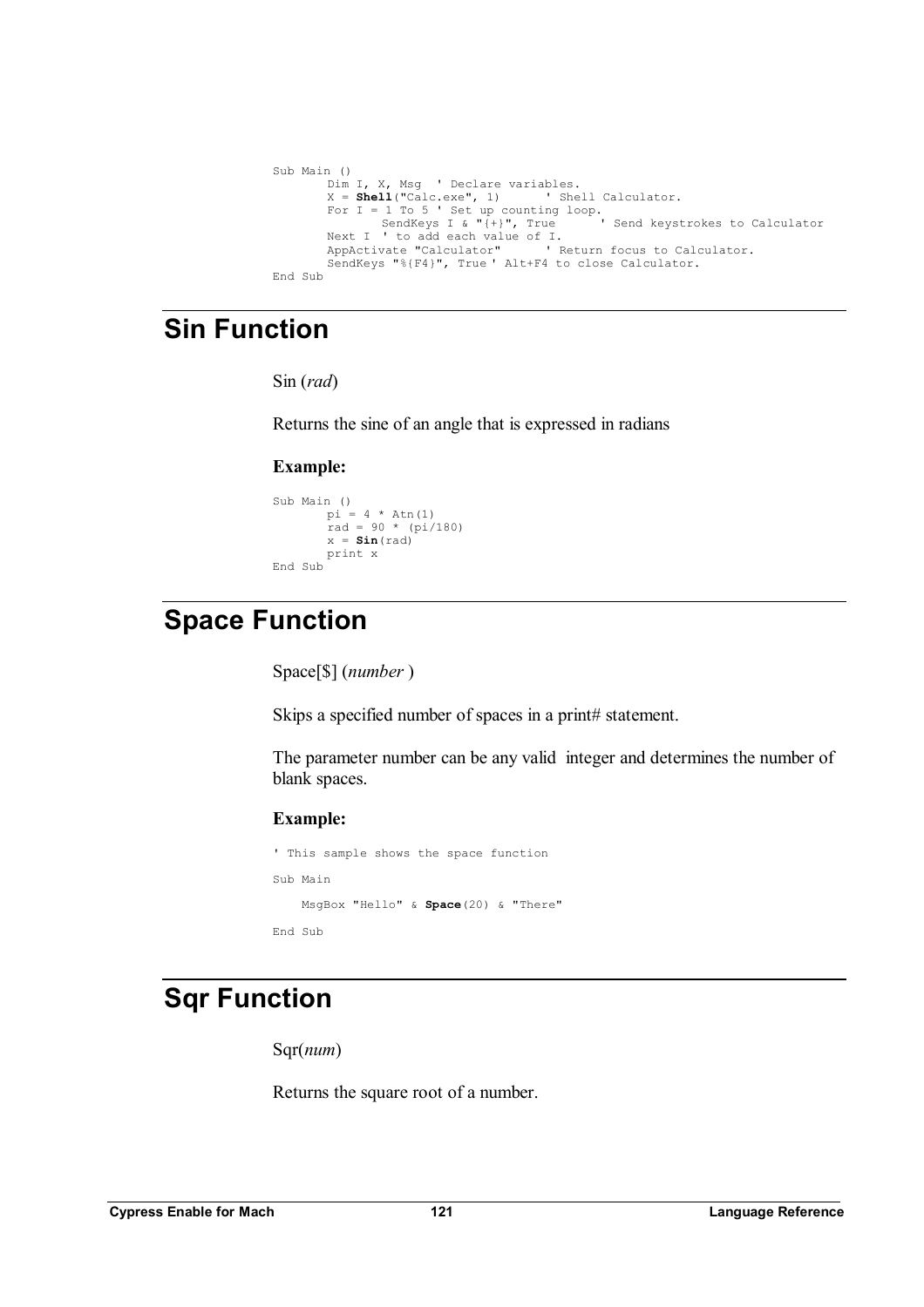```
Sub Main ()
       Dim I, X, Msg  ' Declare variables.
       X = Shell("Calc.exe", 1)      ' Shell Calculator.
       For I = 1 To 5 ' Set up counting loop.
              SendKeys I & "{+}", True      ' Send keystrokes to Calculator
       Next I  ' to add each value of I.
       AppActivate "Calculator"      ' Return focus to Calculator.
       SendKeys "%{F4}", True ' Alt+F4 to close Calculator.
End Sub
```

## Sin Function

Sin (*rad*)

Returns the sine of an angle that is expressed in radians

**Example:**

```
Sub Main ()
       pi = 4 * Atn(1)
       rad = 90 * (pi/180)
       x = Sin(rad)
       print x
End Sub
```

## Space Function

Space[$] (*number* )

Skips a specified number of spaces in a print# statement.

The parameter number can be any valid  integer and determines the number of blank spaces.

**Example:**

```
' This sample shows the space function

Sub Main

    MsgBox "Hello" & Space(20) & "There"

End Sub
```

## Sqr Function

Sqr(*num*)

Returns the square root of a number.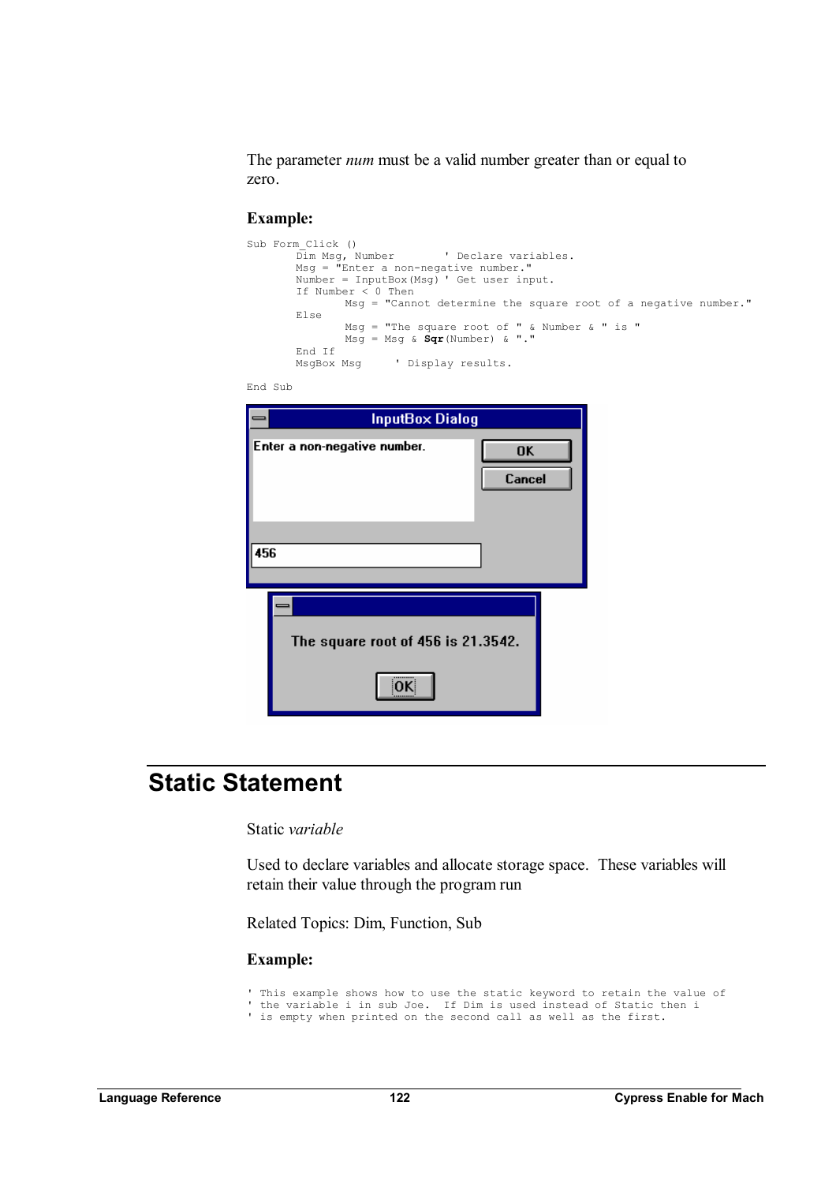The parameter *num* must be a valid number greater than or equal to zero.

**Example:**

```
Sub Form_Click ()
        Dim Msg, Number         ' Declare variables.
        Msg = "Enter a non-negative number."
        Number = InputBox(Msg) ' Get user input.
        If Number < 0 Then
                Msg = "Cannot determine the square root of a negative number."
        Else
                Msg = "The square root of " & Number & " is "
                Msg = Msg & Sqr(Number) & "."
        End If
        MsgBox Msg      ' Display results.

End Sub
```

InputBox Dialog

Enter a non-negative number.

OK

Cancel

456

The square root of 456 is 21.3542.

OK

## Static Statement

Static *variable*

Used to declare variables and allocate storage space.  These variables will retain their value through the program run

Related Topics: Dim, Function, Sub

**Example:**

```
' This example shows how to use the static keyword to retain the value of
' the variable i in sub Joe.  If Dim is used instead of Static then i
' is empty when printed on the second call as well as the first.
```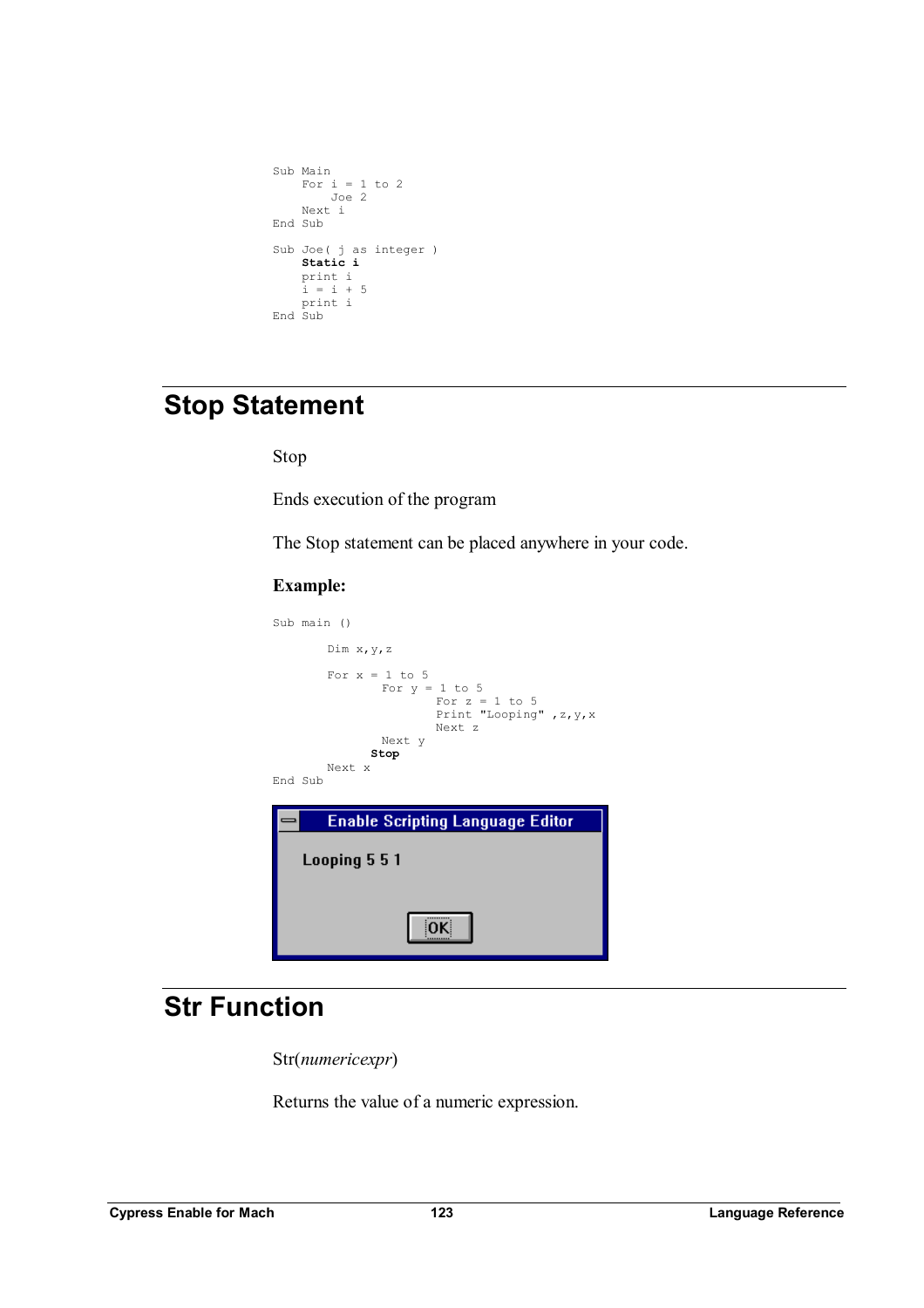```
Sub Main
    For i = 1 to 2
        Joe 2
    Next i
End Sub

Sub Joe( j as integer )
    Static i
    print i
    i = i + 5
    print i
End Sub
```

# Stop Statement

Stop

Ends execution of the program

The Stop statement can be placed anywhere in your code.

**Example:**

```
Sub main ()

        Dim x,y,z

        For x = 1 to 5
                For y = 1 to 5
                        For z = 1 to 5
                        Print "Looping" ,z,y,x
                        Next z
                Next y
              Stop
        Next x
End Sub
```

Enable Scripting Language Editor

Looping 5 5 1

OK

# Str Function

Str(*numericexpr*)

Returns the value of a numeric expression.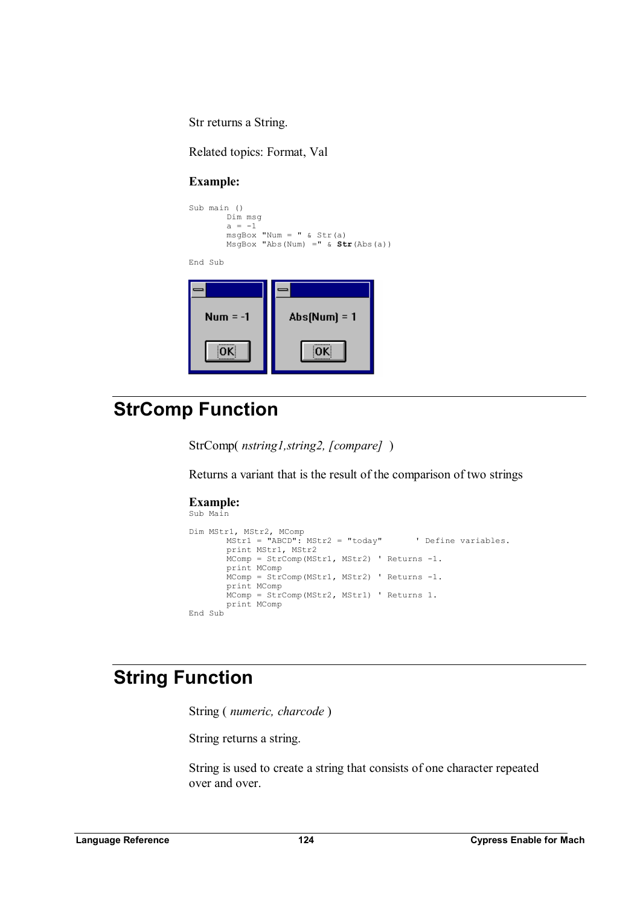Str returns a String.

Related topics: Format, Val

**Example:**

```
Sub main ()
        Dim msg
        a = -1
        msgBox "Num = " & Str(a)
        MsgBox "Abs(Num) =" & Str(Abs(a))

End Sub
```

Num = -1

OK

Abs(Num) = 1

OK

## StrComp Function

StrComp( *nstring1,string2, [compare]* )

Returns a variant that is the result of the comparison of two strings

**Example:**

```
Sub Main

Dim MStr1, MStr2, MComp
        MStr1 = "ABCD": MStr2 = "today"       ' Define variables.
        print MStr1, MStr2
        MComp = StrComp(MStr1, MStr2) ' Returns -1.
        print MComp
        MComp = StrComp(MStr1, MStr2) ' Returns -1.
        print MComp
        MComp = StrComp(MStr2, MStr1) ' Returns 1.
        print MComp
End Sub
```

## String Function

String ( *numeric, charcode* )

String returns a string.

String is used to create a string that consists of one character repeated over and over.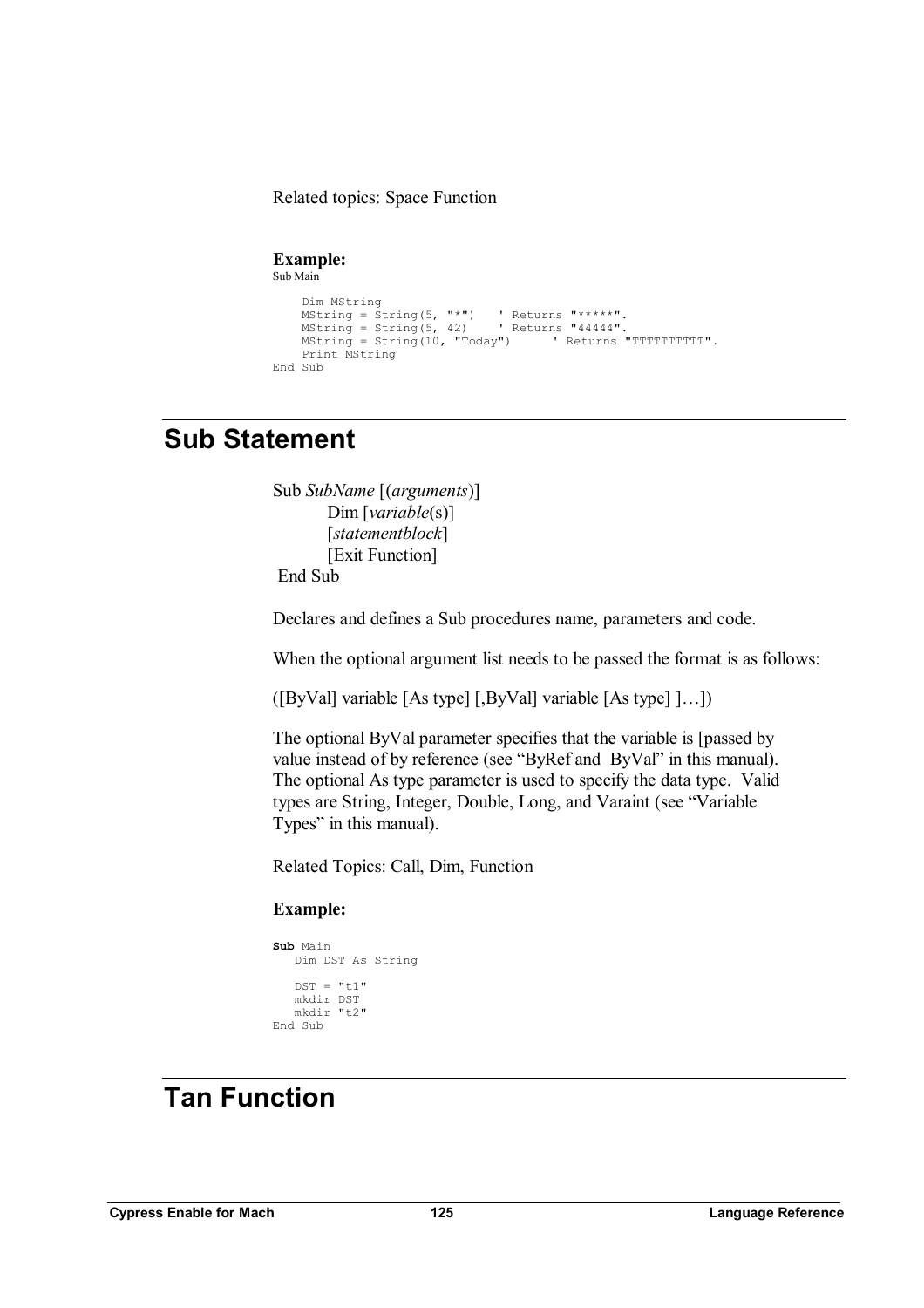Related topics: Space Function

**Example:**

```
Sub Main

    Dim MString
    MString = String(5, "*")   ' Returns "*****".
    MString = String(5, 42)    ' Returns "44444".
    MString = String(10, "Today")      ' Returns "TTTTTTTTTT".
    Print MString
End Sub
```

# Sub Statement

Sub *SubName* [(*arguments*)]
    Dim [*variable*(s)]
    [*statementblock*]
    [Exit Function]
End Sub

Declares and defines a Sub procedures name, parameters and code.

When the optional argument list needs to be passed the format is as follows:

([ByVal] variable [As type] [,ByVal] variable [As type] ]…])

The optional ByVal parameter specifies that the variable is [passed by value instead of by reference (see "ByRef and ByVal" in this manual). The optional As type parameter is used to specify the data type. Valid types are String, Integer, Double, Long, and Varaint (see "Variable Types" in this manual).

Related Topics: Call, Dim, Function

**Example:**

```
Sub Main
   Dim DST As String

   DST = "t1"
   mkdir DST
   mkdir "t2"
End Sub
```

# Tan Function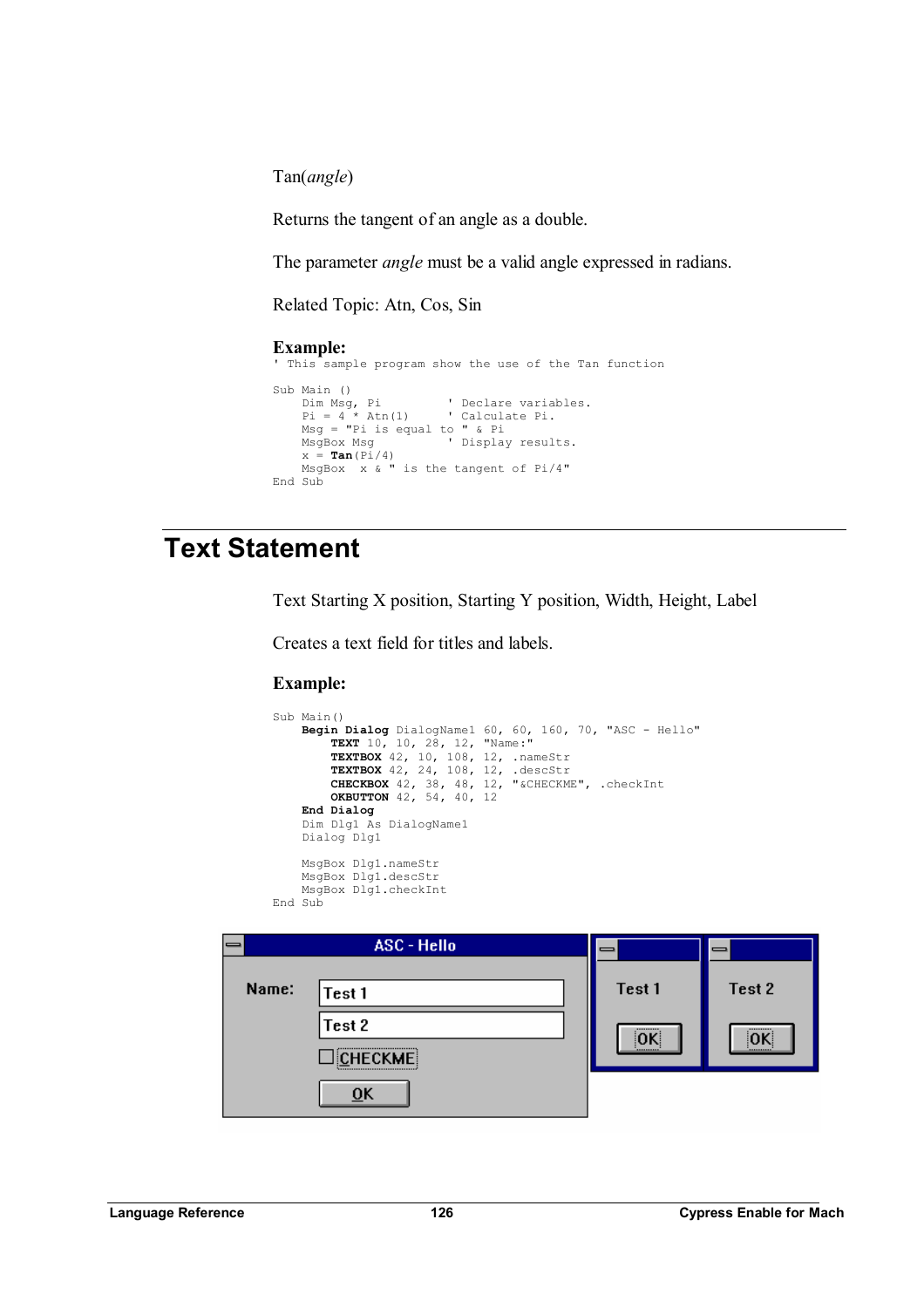Tan(*angle*)

Returns the tangent of an angle as a double.

The parameter *angle* must be a valid angle expressed in radians.

Related Topic: Atn, Cos, Sin

**Example:**

```
' This sample program show the use of the Tan function

Sub Main ()
    Dim Msg, Pi              ' Declare variables.
    Pi = 4 * Atn(1)          ' Calculate Pi.
    Msg = "Pi is equal to " & Pi
    MsgBox Msg               ' Display results.
    x = Tan(Pi/4)
    MsgBox  x & " is the tangent of Pi/4"
End Sub
```

# Text Statement

Text Starting X position, Starting Y position, Width, Height, Label

Creates a text field for titles and labels.

**Example:**

```
Sub Main()
    Begin Dialog DialogName1 60, 60, 160, 70, "ASC - Hello"
        TEXT 10, 10, 28, 12, "Name:"
        TEXTBOX 42, 10, 108, 12, .nameStr
        TEXTBOX 42, 24, 108, 12, .descStr
        CHECKBOX 42, 38, 48, 12, "&CHECKME", .checkInt
        OKBUTTON 42, 54, 40, 12
    End Dialog
    Dim Dlg1 As DialogName1
    Dialog Dlg1

    MsgBox Dlg1.nameStr
    MsgBox Dlg1.descStr
    MsgBox Dlg1.checkInt
End Sub
```

ASC - Hello

Name: Test 1

Test 2

CHECKME

OK

Test 1

OK

Test 2

OK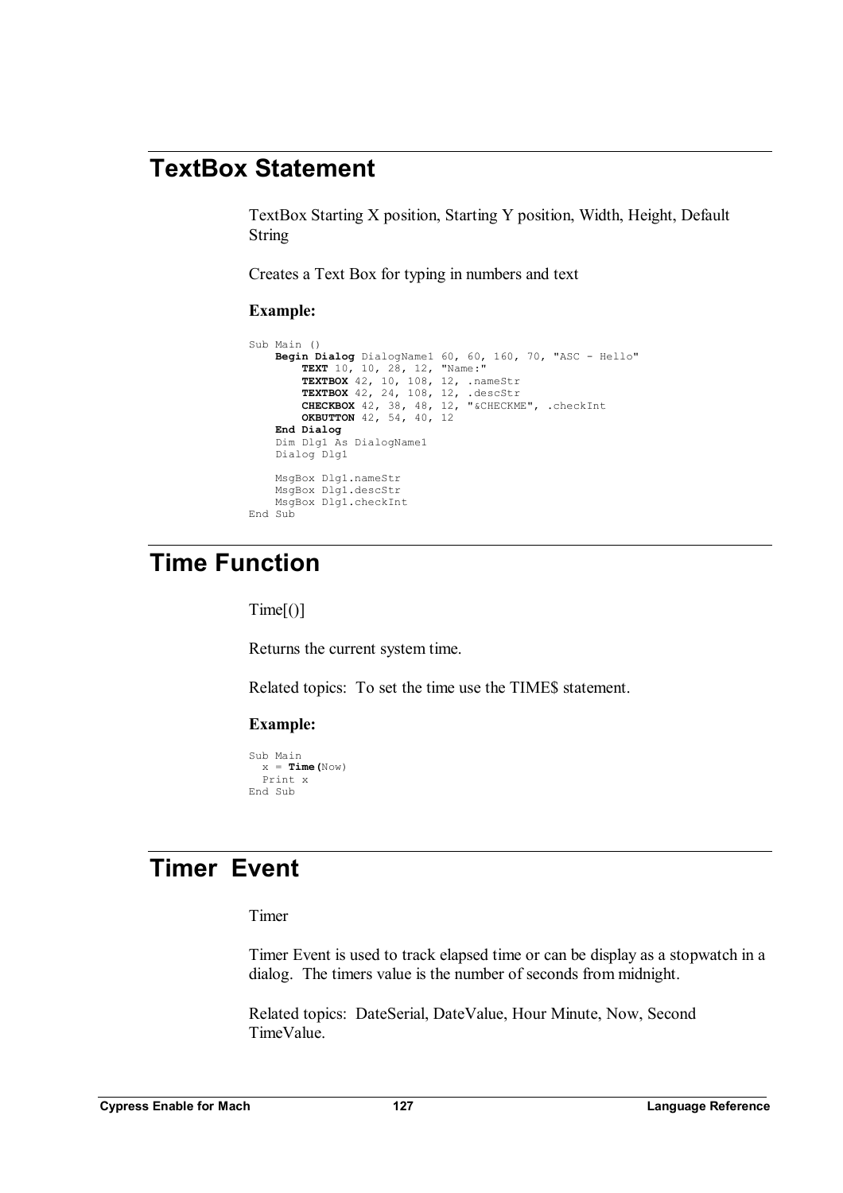## TextBox Statement

TextBox Starting X position, Starting Y position, Width, Height, Default String

Creates a Text Box for typing in numbers and text

**Example:**

```
Sub Main ()
    Begin Dialog DialogName1 60, 60, 160, 70, "ASC - Hello"
        TEXT 10, 10, 28, 12, "Name:"
        TEXTBOX 42, 10, 108, 12, .nameStr
        TEXTBOX 42, 24, 108, 12, .descStr
        CHECKBOX 42, 38, 48, 12, "&CHECKME", .checkInt
        OKBUTTON 42, 54, 40, 12
    End Dialog
    Dim Dlg1 As DialogName1
    Dialog Dlg1

    MsgBox Dlg1.nameStr
    MsgBox Dlg1.descStr
    MsgBox Dlg1.checkInt
End Sub
```

## Time Function

Time[()]

Returns the current system time.

Related topics: To set the time use the TIME$ statement.

**Example:**

```
Sub Main
  x = Time(Now)
  Print x
End Sub
```

## Timer Event

Timer

Timer Event is used to track elapsed time or can be display as a stopwatch in a dialog. The timers value is the number of seconds from midnight.

Related topics: DateSerial, DateValue, Hour Minute, Now, Second TimeValue.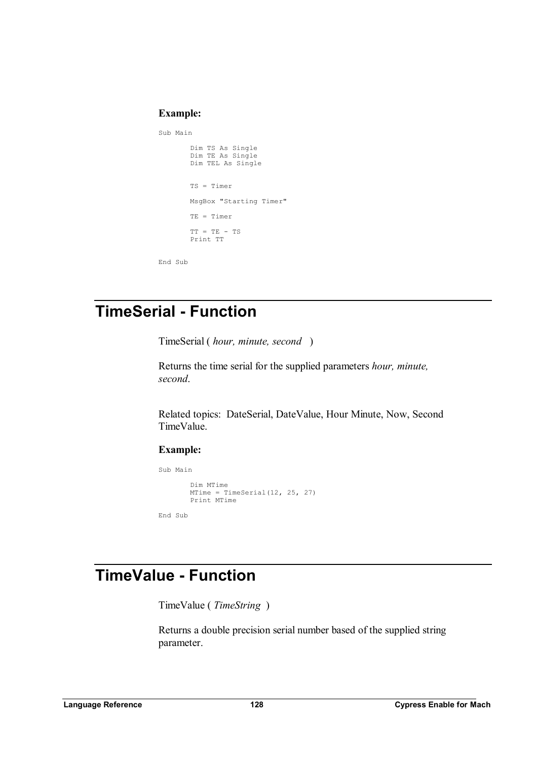**Example:**

```
Sub Main

       Dim TS As Single
       Dim TE As Single
       Dim TEL As Single


       TS = Timer

       MsgBox "Starting Timer"

       TE = Timer

       TT = TE - TS
       Print TT


End Sub
```

# TimeSerial - Function

TimeSerial ( *hour, minute, second* )

Returns the time serial for the supplied parameters *hour, minute, second*.

Related topics: DateSerial, DateValue, Hour Minute, Now, Second TimeValue.

**Example:**

```
Sub Main

       Dim MTime
       MTime = TimeSerial(12, 25, 27)
       Print MTime

End Sub
```

# TimeValue - Function

TimeValue ( *TimeString* )

Returns a double precision serial number based of the supplied string parameter.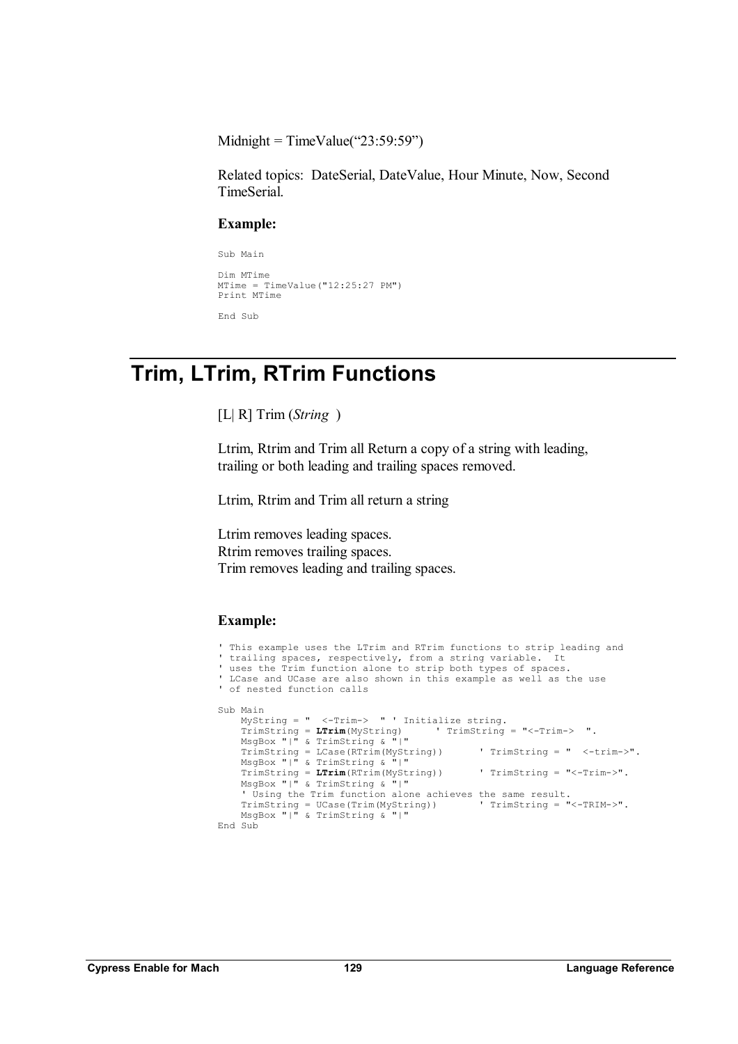Midnight = TimeValue(“23:59:59”)

Related topics: DateSerial, DateValue, Hour Minute, Now, Second TimeSerial.

**Example:**

```
Sub Main

Dim MTime
MTime = TimeValue("12:25:27 PM")
Print MTime

End Sub
```

# Trim, LTrim, RTrim Functions

[L| R] Trim (*String* )

Ltrim, Rtrim and Trim all Return a copy of a string with leading, trailing or both leading and trailing spaces removed.

Ltrim, Rtrim and Trim all return a string

Ltrim removes leading spaces.
Rtrim removes trailing spaces.
Trim removes leading and trailing spaces.

**Example:**

```
' This example uses the LTrim and RTrim functions to strip leading and
' trailing spaces, respectively, from a string variable.  It
' uses the Trim function alone to strip both types of spaces.
' LCase and UCase are also shown in this example as well as the use
' of nested function calls

Sub Main
    MyString = "  <-Trim->  " ' Initialize string.
    TrimString = LTrim(MyString)      ' TrimString = "<-Trim->  ".
    MsgBox "|" & TrimString & "|"
    TrimString = LCase(RTrim(MyString))      ' TrimString = "  <-trim->".
    MsgBox "|" & TrimString & "|"
    TrimString = LTrim(RTrim(MyString))      ' TrimString = "<-Trim->".
    MsgBox "|" & TrimString & "|"
    ' Using the Trim function alone achieves the same result.
    TrimString = UCase(Trim(MyString))       ' TrimString = "<-TRIM->".
    MsgBox "|" & TrimString & "|"
End Sub
```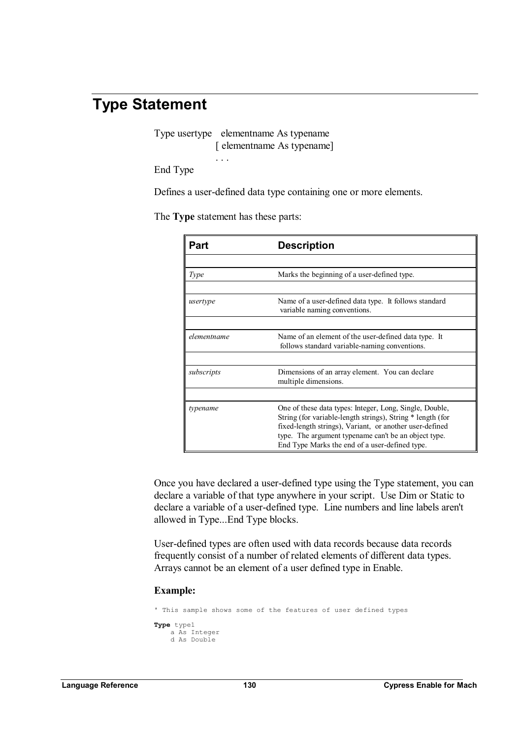# Type Statement

Type usertype    elementname As typename
                  [ elementname As typename]
                  . . .
End Type

Defines a user-defined data type containing one or more elements.

The **Type** statement has these parts:

| Part | Description |
|---|---|
| *Type* | Marks the beginning of a user-defined type. |
| *usertype* | Name of a user-defined data type. It follows standard variable naming conventions. |
| *elementname* | Name of an element of the user-defined data type. It follows standard variable-naming conventions. |
| *subscripts* | Dimensions of an array element. You can declare multiple dimensions. |
| *typename* | One of these data types: Integer, Long, Single, Double, String (for variable-length strings), String * length (for fixed-length strings), Variant, or another user-defined type. The argument typename can't be an object type. End Type Marks the end of a user-defined type. |

Once you have declared a user-defined type using the Type statement, you can declare a variable of that type anywhere in your script. Use Dim or Static to declare a variable of a user-defined type. Line numbers and line labels aren't allowed in Type...End Type blocks.

User-defined types are often used with data records because data records frequently consist of a number of related elements of different data types. Arrays cannot be an element of a user defined type in Enable.

**Example:**

```
' This sample shows some of the features of user defined types

Type type1
    a As Integer
    d As Double
```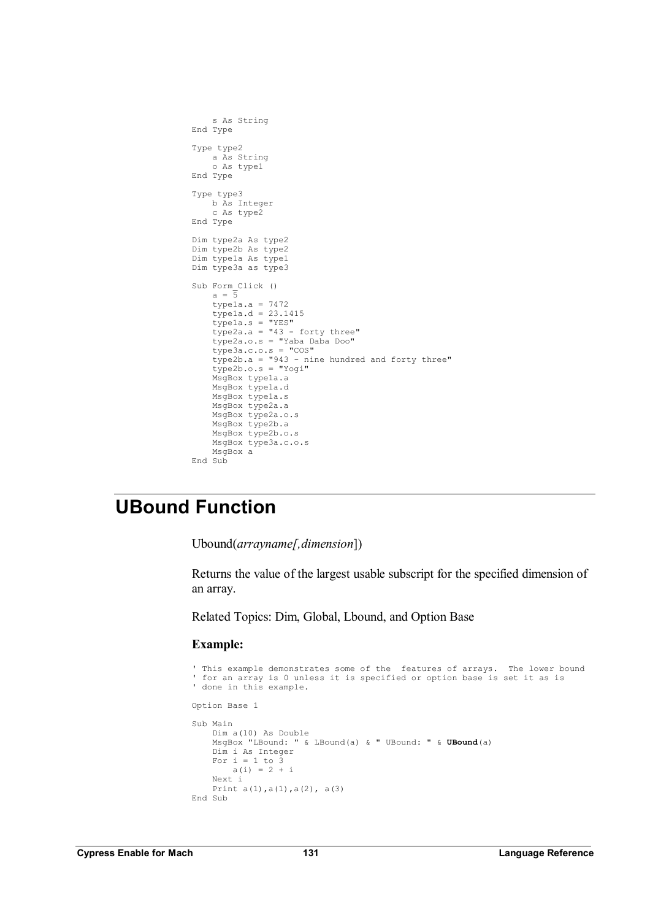```
    s As String
End Type

Type type2
    a As String
    o As type1
End Type

Type type3
    b As Integer
    c As type2
End Type

Dim type2a As type2
Dim type2b As type2
Dim type1a As type1
Dim type3a as type3

Sub Form_Click ()
    a = 5
    type1a.a = 7472
    type1a.d = 23.1415
    type1a.s = "YES"
    type2a.a = "43 - forty three"
    type2a.o.s = "Yaba Daba Doo"
    type3a.c.o.s = "COS"
    type2b.a = "943 - nine hundred and forty three"
    type2b.o.s = "Yogi"
    MsgBox type1a.a
    MsgBox type1a.d
    MsgBox type1a.s
    MsgBox type2a.a
    MsgBox type2a.o.s
    MsgBox type2b.a
    MsgBox type2b.o.s
    MsgBox type3a.c.o.s
    MsgBox a
End Sub
```

# UBound Function

Ubound(*arrayname[,dimension*])

Returns the value of the largest usable subscript for the specified dimension of an array.

Related Topics: Dim, Global, Lbound, and Option Base

### Example:

```
' This example demonstrates some of the  features of arrays.  The lower bound
' for an array is 0 unless it is specified or option base is set it as is
' done in this example.

Option Base 1

Sub Main
    Dim a(10) As Double
    MsgBox "LBound: " & LBound(a) & " UBound: " & UBound(a)
    Dim i As Integer
    For i = 1 to 3
        a(i) = 2 + i
    Next i
    Print a(1),a(1),a(2), a(3)
End Sub
```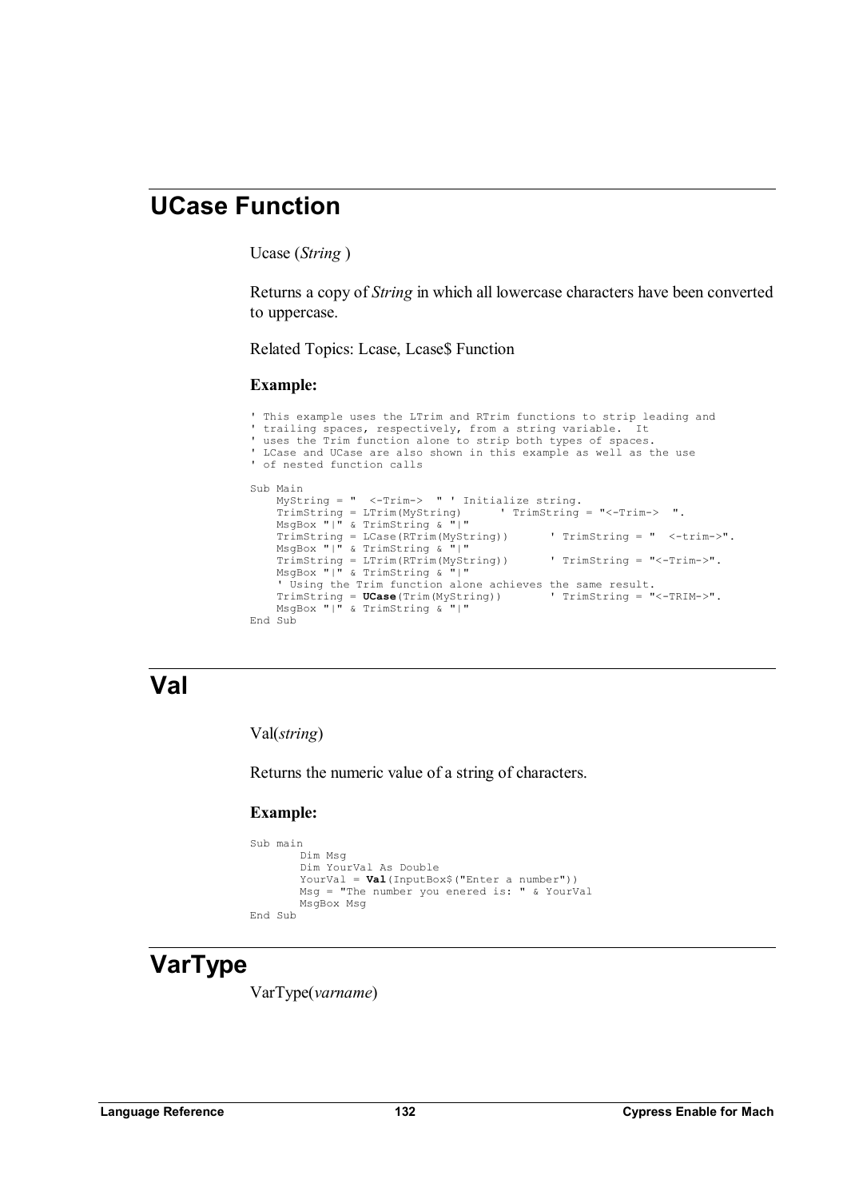## UCase Function

Ucase (*String* )

Returns a copy of *String* in which all lowercase characters have been converted to uppercase.

Related Topics: Lcase, Lcase$ Function

**Example:**

```
' This example uses the LTrim and RTrim functions to strip leading and
' trailing spaces, respectively, from a string variable.  It
' uses the Trim function alone to strip both types of spaces.
' LCase and UCase are also shown in this example as well as the use
' of nested function calls

Sub Main
    MyString = "  <-Trim->  " ' Initialize string.
    TrimString = LTrim(MyString)      ' TrimString = "<-Trim->  ".
    MsgBox "|" & TrimString & "|"
    TrimString = LCase(RTrim(MyString))      ' TrimString = "  <-trim->".
    MsgBox "|" & TrimString & "|"
    TrimString = LTrim(RTrim(MyString))      ' TrimString = "<-Trim->".
    MsgBox "|" & TrimString & "|"
    ' Using the Trim function alone achieves the same result.
    TrimString = UCase(Trim(MyString))       ' TrimString = "<-TRIM->".
    MsgBox "|" & TrimString & "|"
End Sub
```

## Val

Val(*string*)

Returns the numeric value of a string of characters.

**Example:**

```
Sub main
       Dim Msg
       Dim YourVal As Double
       YourVal = Val(InputBox$("Enter a number"))
       Msg = "The number you enered is: " & YourVal
       MsgBox Msg
End Sub
```

## VarType

VarType(*varname*)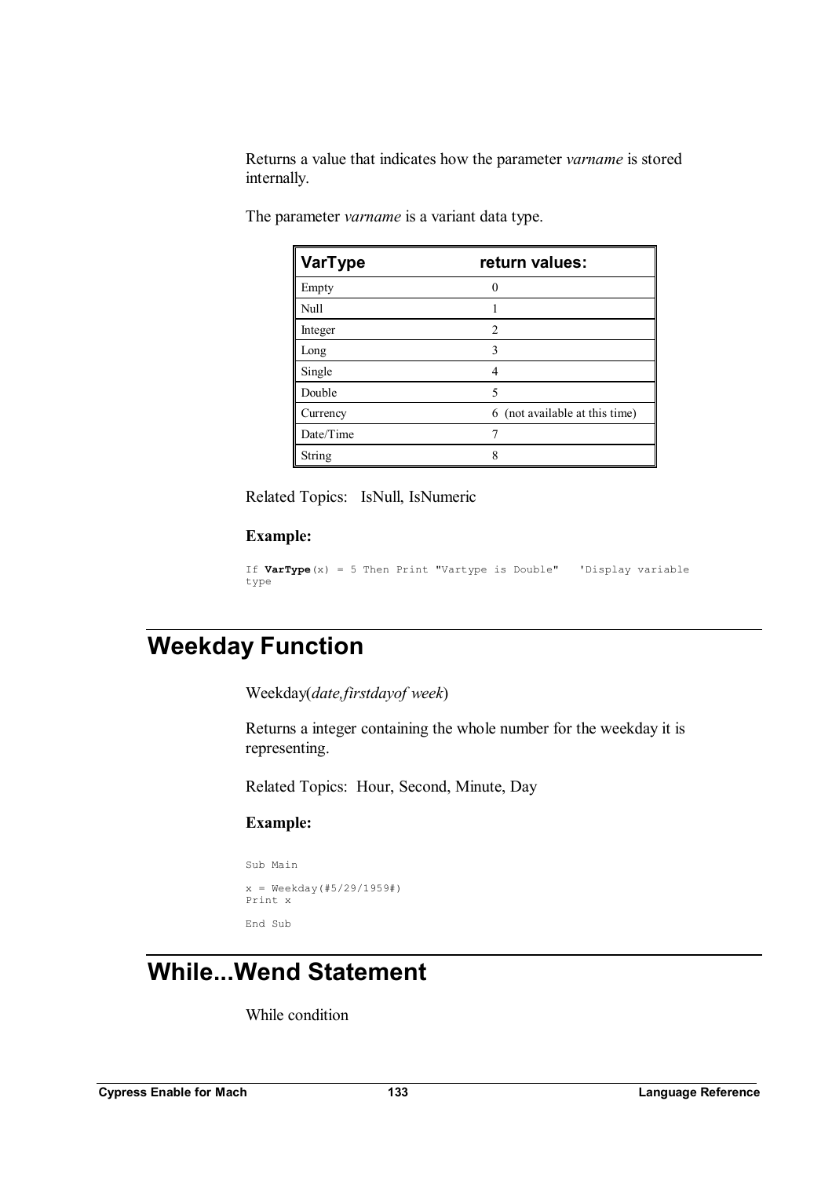Returns a value that indicates how the parameter *varname* is stored internally.

The parameter *varname* is a variant data type.

| VarType | return values: |
| --- | --- |
| Empty | 0 |
| Null | 1 |
| Integer | 2 |
| Long | 3 |
| Single | 4 |
| Double | 5 |
| Currency | 6 (not available at this time) |
| Date/Time | 7 |
| String | 8 |

Related Topics: IsNull, IsNumeric

**Example:**

```
If VarType(x) = 5 Then Print "Vartype is Double"   'Display variable
type
```

# Weekday Function

Weekday(*date,firstdayof week*)

Returns a integer containing the whole number for the weekday it is representing.

Related Topics: Hour, Second, Minute, Day

**Example:**

```
Sub Main

x = Weekday(#5/29/1959#)
Print x

End Sub
```

# While...Wend Statement

While condition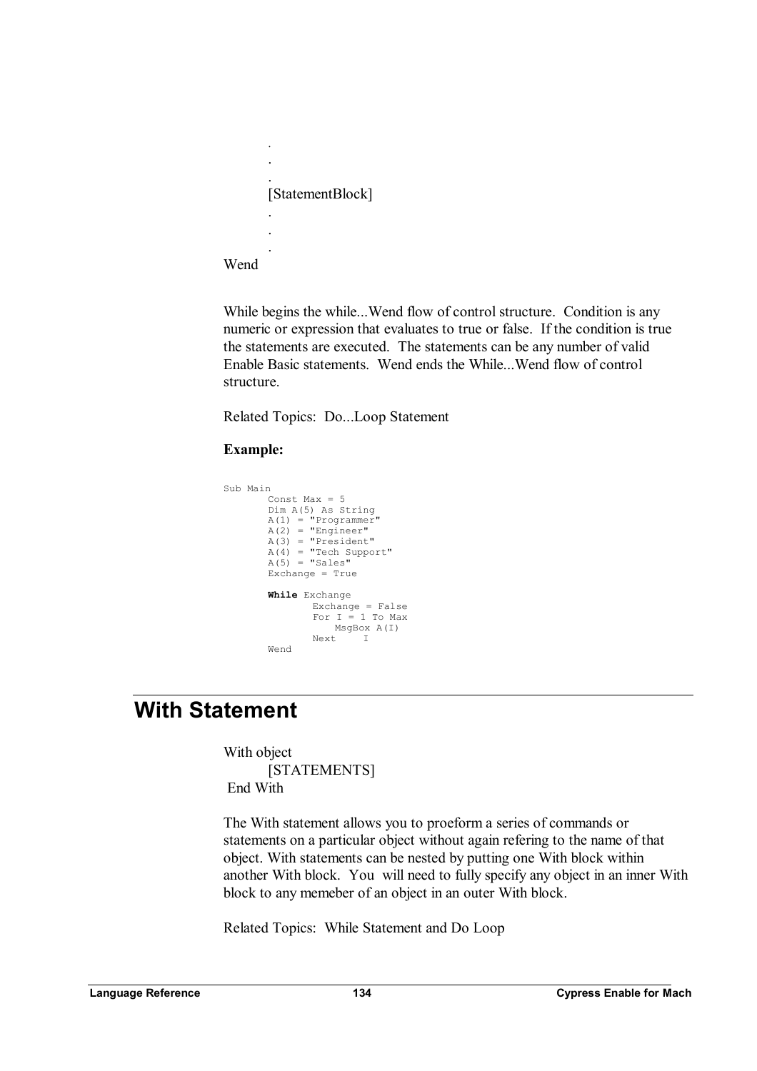```
        .
        .
        .
        [StatementBlock]
        .
        .
        .
Wend
```

While begins the while...Wend flow of control structure. Condition is any numeric or expression that evaluates to true or false. If the condition is true the statements are executed. The statements can be any number of valid Enable Basic statements. Wend ends the While...Wend flow of control structure.

Related Topics: Do...Loop Statement

**Example:**

```
Sub Main
        Const Max = 5
        Dim A(5) As String
        A(1) = "Programmer"
        A(2) = "Engineer"
        A(3) = "President"
        A(4) = "Tech Support"
        A(5) = "Sales"
        Exchange = True

        While Exchange
                Exchange = False
                For I = 1 To Max
                    MsgBox A(I)
                Next    I
        Wend
```

## With Statement

```
With object
        [STATEMENTS]
 End With
```

The With statement allows you to proeform a series of commands or statements on a particular object without again refering to the name of that object. With statements can be nested by putting one With block within another With block. You will need to fully specify any object in an inner With block to any memeber of an object in an outer With block.

Related Topics: While Statement and Do Loop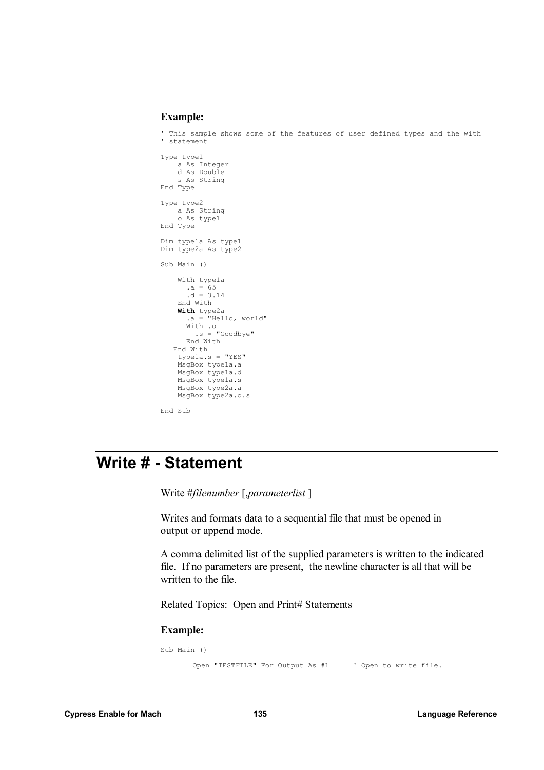**Example:**

```
' This sample shows some of the features of user defined types and the with
' statement

Type type1
    a As Integer
    d As Double
    s As String
End Type

Type type2
    a As String
    o As type1
End Type

Dim type1a As type1
Dim type2a As type2

Sub Main ()

    With type1a
      .a = 65
      .d = 3.14
    End With
    With type2a
      .a = "Hello, world"
      With .o
        .s = "Goodbye"
      End With
   End With
    type1a.s = "YES"
    MsgBox type1a.a
    MsgBox type1a.d
    MsgBox type1a.s
    MsgBox type2a.a
    MsgBox type2a.o.s

End Sub
```

# Write # - Statement

Write *#filenumber* [,*parameterlist* ]

Writes and formats data to a sequential file that must be opened in output or append mode.

A comma delimited list of the supplied parameters is written to the indicated file. If no parameters are present, the newline character is all that will be written to the file.

Related Topics: Open and Print# Statements

**Example:**

```
Sub Main ()

       Open "TESTFILE" For Output As #1      ' Open to write file.
```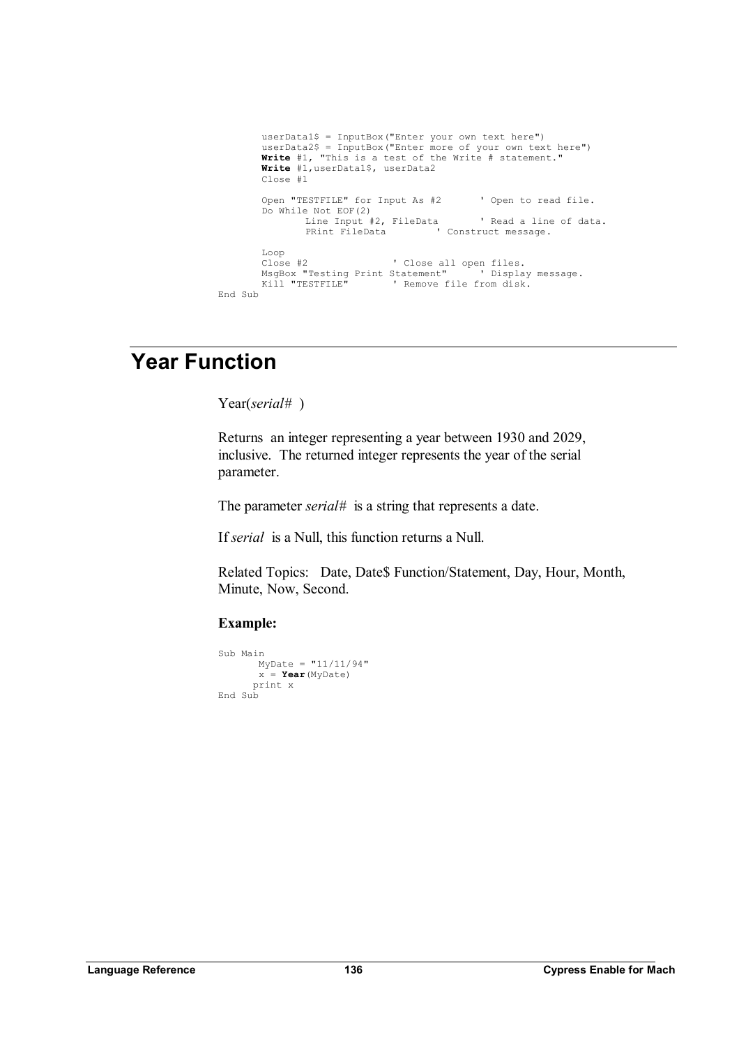```
        userData1$ = InputBox("Enter your own text here")
        userData2$ = InputBox("Enter more of your own text here")
        Write #1, "This is a test of the Write # statement."
        Write #1,userData1$, userData2
        Close #1

        Open "TESTFILE" for Input As #2       ' Open to read file.
        Do While Not EOF(2)
                Line Input #2, FileData       ' Read a line of data.
                PRint FileData         ' Construct message.

        Loop
        Close #2               ' Close all open files.
        MsgBox "Testing Print Statement"       ' Display message.
        Kill "TESTFILE"        ' Remove file from disk.
End Sub
```

# Year Function

Year(*serial#* )

Returns an integer representing a year between 1930 and 2029, inclusive. The returned integer represents the year of the serial parameter.

The parameter *serial#* is a string that represents a date.

If *serial* is a Null, this function returns a Null.

Related Topics: Date, Date$ Function/Statement, Day, Hour, Month, Minute, Now, Second.

**Example:**

```
Sub Main
       MyDate = "11/11/94"
       x = Year(MyDate)
      print x
End Sub
```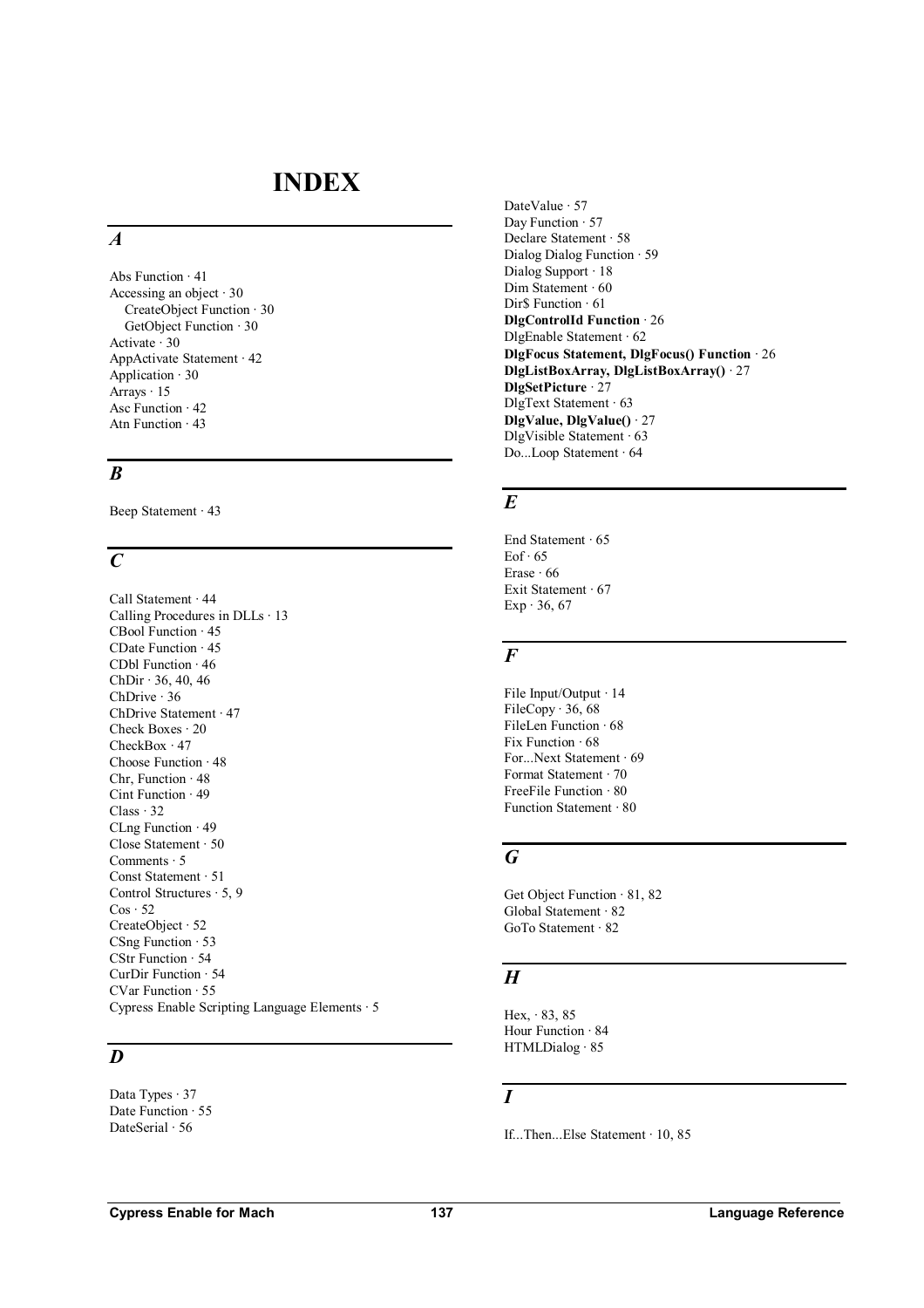# INDEX

## *A*

Abs Function · 41
Accessing an object · 30
  CreateObject Function · 30
  GetObject Function · 30
Activate · 30
AppActivate Statement · 42
Application · 30
Arrays · 15
Asc Function · 42
Atn Function · 43

## *B*

Beep Statement · 43

## *C*

Call Statement · 44
Calling Procedures in DLLs · 13
CBool Function · 45
CDate Function · 45
CDbl Function · 46
ChDir · 36, 40, 46
ChDrive · 36
ChDrive Statement · 47
Check Boxes · 20
CheckBox · 47
Choose Function · 48
Chr, Function · 48
Cint Function · 49
Class · 32
CLng Function · 49
Close Statement · 50
Comments · 5
Const Statement · 51
Control Structures · 5, 9
Cos · 52
CreateObject · 52
CSng Function · 53
CStr Function · 54
CurDir Function · 54
CVar Function · 55
Cypress Enable Scripting Language Elements · 5

## *D*

Data Types · 37
Date Function · 55
DateSerial · 56
DateValue · 57
Day Function · 57
Declare Statement · 58
Dialog Dialog Function · 59
Dialog Support · 18
Dim Statement · 60
Dir$ Function · 61
**DlgControlId Function** · 26
DlgEnable Statement · 62
**DlgFocus Statement, DlgFocus() Function** · 26
**DlgListBoxArray, DlgListBoxArray()** · 27
**DlgSetPicture** · 27
DlgText Statement · 63
**DlgValue, DlgValue()** · 27
DlgVisible Statement · 63
Do...Loop Statement · 64

## *E*

End Statement · 65
Eof · 65
Erase · 66
Exit Statement · 67
Exp · 36, 67

## *F*

File Input/Output · 14
FileCopy · 36, 68
FileLen Function · 68
Fix Function · 68
For...Next Statement · 69
Format Statement · 70
FreeFile Function · 80
Function Statement · 80

## *G*

Get Object Function · 81, 82
Global Statement · 82
GoTo Statement · 82

## *H*

Hex, · 83, 85
Hour Function · 84
HTMLDialog · 85

## *I*

If...Then...Else Statement · 10, 85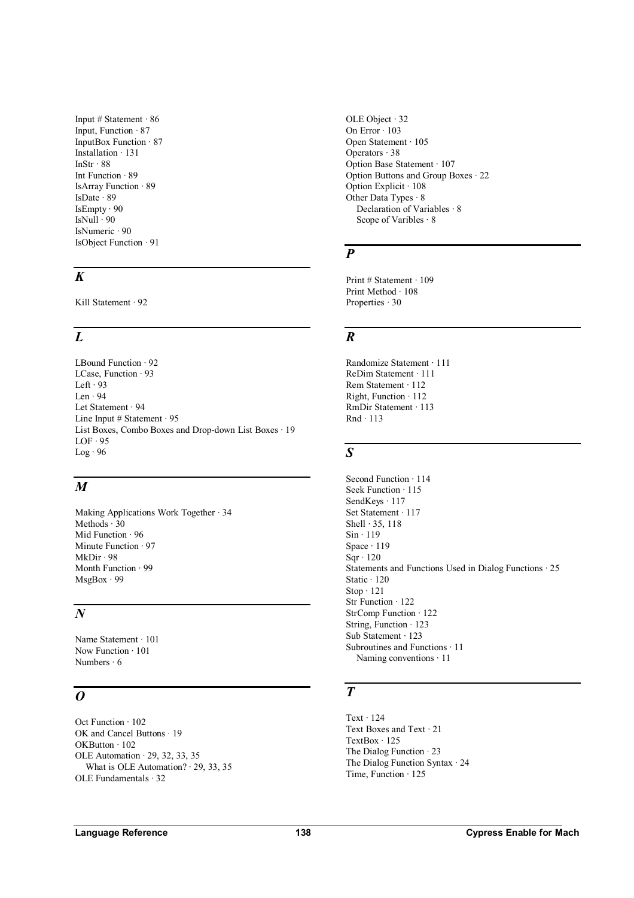Input # Statement · 86
Input, Function · 87
InputBox Function · 87
Installation · 131
InStr · 88
Int Function · 89
IsArray Function · 89
IsDate · 89
IsEmpty · 90
IsNull · 90
IsNumeric · 90
IsObject Function · 91

## *K*

Kill Statement · 92

## *L*

LBound Function · 92
LCase, Function · 93
Left · 93
Len · 94
Let Statement · 94
Line Input # Statement · 95
List Boxes, Combo Boxes and Drop-down List Boxes · 19
LOF · 95
Log · 96

## *M*

Making Applications Work Together · 34
Methods · 30
Mid Function · 96
Minute Function · 97
MkDir · 98
Month Function · 99
MsgBox · 99

## *N*

Name Statement · 101
Now Function · 101
Numbers · 6

## *O*

Oct Function · 102
OK and Cancel Buttons · 19
OKButton · 102
OLE Automation · 29, 32, 33, 35
   What is OLE Automation? · 29, 33, 35
OLE Fundamentals · 32
OLE Object · 32
On Error · 103
Open Statement · 105
Operators · 38
Option Base Statement · 107
Option Buttons and Group Boxes · 22
Option Explicit · 108
Other Data Types · 8
   Declaration of Variables · 8
   Scope of Varibles · 8

## *P*

Print # Statement · 109
Print Method · 108
Properties · 30

## *R*

Randomize Statement · 111
ReDim Statement · 111
Rem Statement · 112
Right, Function · 112
RmDir Statement · 113
Rnd · 113

## *S*

Second Function · 114
Seek Function · 115
SendKeys · 117
Set Statement · 117
Shell · 35, 118
Sin · 119
Space · 119
Sqr · 120
Statements and Functions Used in Dialog Functions · 25
Static · 120
Stop · 121
Str Function · 122
StrComp Function · 122
String, Function · 123
Sub Statement · 123
Subroutines and Functions · 11
   Naming conventions · 11

## *T*

Text · 124
Text Boxes and Text · 21
TextBox · 125
The Dialog Function · 23
The Dialog Function Syntax · 24
Time, Function · 125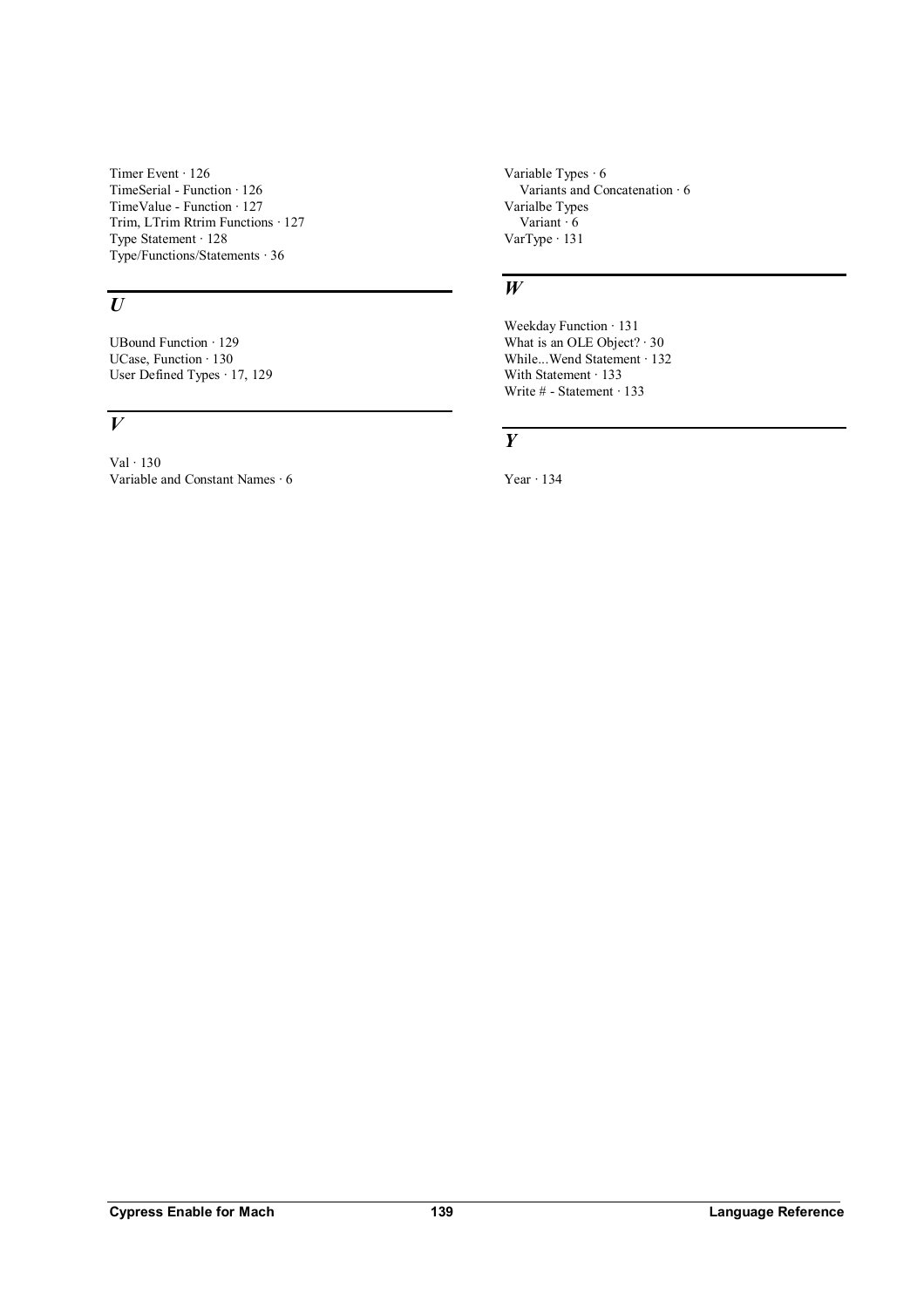Timer Event · 126
TimeSerial - Function · 126
TimeValue - Function · 127
Trim, LTrim Rtrim Functions · 127
Type Statement · 128
Type/Functions/Statements · 36

## *U*

UBound Function · 129
UCase, Function · 130
User Defined Types · 17, 129

## *V*

Val · 130
Variable and Constant Names · 6
Variable Types · 6
    Variants and Concatenation · 6
Varialbe Types
    Variant · 6
VarType · 131

## *W*

Weekday Function · 131
What is an OLE Object? · 30
While...Wend Statement · 132
With Statement · 133
Write # - Statement · 133

## *Y*

Year · 134